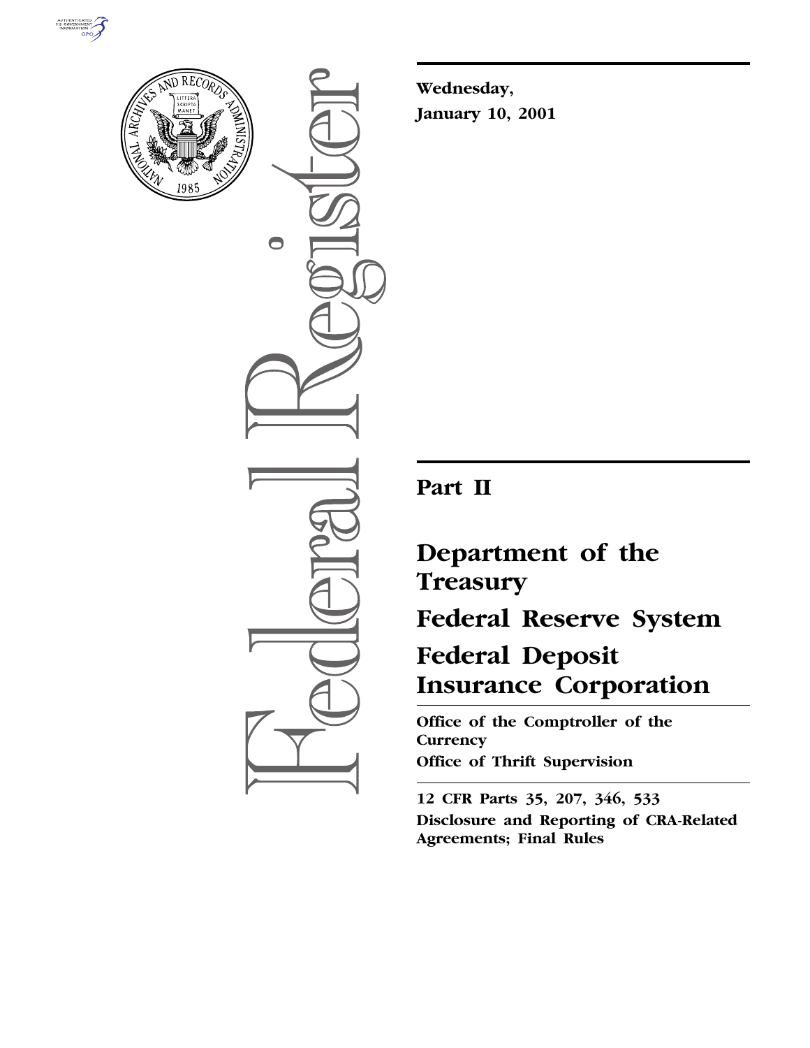**Wednesday,**
**January 10, 2001**

# Part II

# Department of the Treasury

# Federal Reserve System

# Federal Deposit Insurance Corporation

**Office of the Comptroller of the Currency**

**Office of Thrift Supervision**

**12 CFR Parts 35, 207, 346, 533**

**Disclosure and Reporting of CRA-Related Agreements; Final Rules**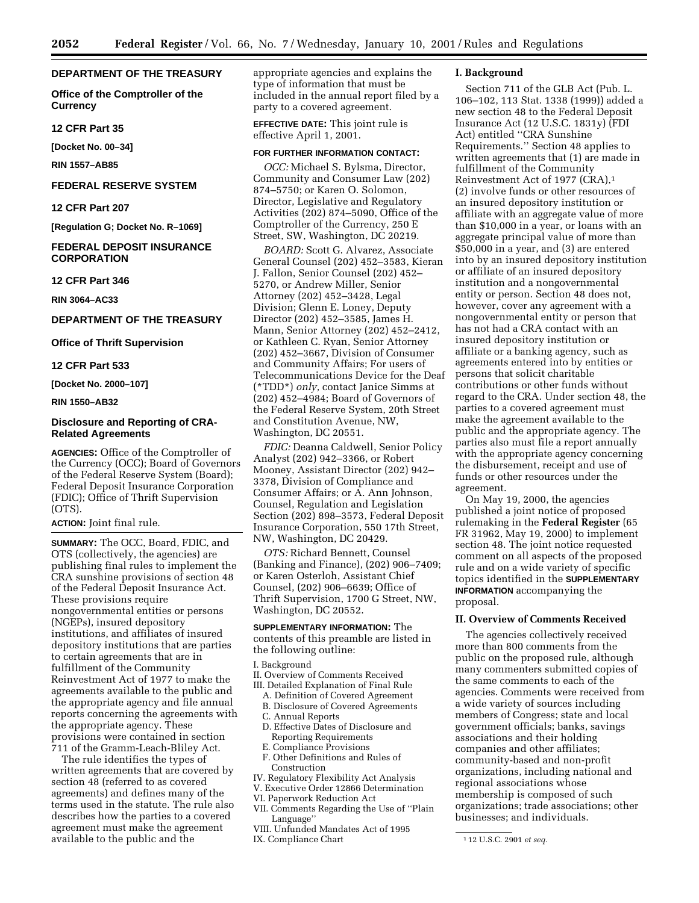## DEPARTMENT OF THE TREASURY

### Office of the Comptroller of the Currency

### 12 CFR Part 35

**[Docket No. 00–34]**

**RIN 1557–AB85**

## FEDERAL RESERVE SYSTEM

### 12 CFR Part 207

**[Regulation G; Docket No. R–1069]**

## FEDERAL DEPOSIT INSURANCE CORPORATION

### 12 CFR Part 346

**RIN 3064–AC33**

## DEPARTMENT OF THE TREASURY

### Office of Thrift Supervision

### 12 CFR Part 533

**[Docket No. 2000–107]**

**RIN 1550–AB32**

# Disclosure and Reporting of CRA-Related Agreements

**AGENCIES:** Office of the Comptroller of the Currency (OCC); Board of Governors of the Federal Reserve System (Board); Federal Deposit Insurance Corporation (FDIC); Office of Thrift Supervision (OTS).

**ACTION:** Joint final rule.

**SUMMARY:** The OCC, Board, FDIC, and OTS (collectively, the agencies) are publishing final rules to implement the CRA sunshine provisions of section 48 of the Federal Deposit Insurance Act. These provisions require nongovernmental entities or persons (NGEPs), insured depository institutions, and affiliates of insured depository institutions that are parties to certain agreements that are in fulfillment of the Community Reinvestment Act of 1977 to make the agreements available to the public and the appropriate agency and file annual reports concerning the agreements with the appropriate agency. These provisions were contained in section 711 of the Gramm-Leach-Bliley Act.

The rule identifies the types of written agreements that are covered by section 48 (referred to as covered agreements) and defines many of the terms used in the statute. The rule also describes how the parties to a covered agreement must make the agreement available to the public and the appropriate agencies and explains the type of information that must be included in the annual report filed by a party to a covered agreement.

**EFFECTIVE DATE:** This joint rule is effective April 1, 2001.

**FOR FURTHER INFORMATION CONTACT:**

*OCC:* Michael S. Bylsma, Director, Community and Consumer Law (202) 874–5750; or Karen O. Solomon, Director, Legislative and Regulatory Activities (202) 874–5090, Office of the Comptroller of the Currency, 250 E Street, SW, Washington, DC 20219.

*BOARD:* Scott G. Alvarez, Associate General Counsel (202) 452–3583, Kieran J. Fallon, Senior Counsel (202) 452–5270, or Andrew Miller, Senior Attorney (202) 452–3428, Legal Division; Glenn E. Loney, Deputy Director (202) 452–3585, James H. Mann, Senior Attorney (202) 452–2412, or Kathleen C. Ryan, Senior Attorney (202) 452–3667, Division of Consumer and Community Affairs; For users of Telecommunications Device for the Deaf (*TDD*) *only,* contact Janice Simms at (202) 452–4984; Board of Governors of the Federal Reserve System, 20th Street and Constitution Avenue, NW, Washington, DC 20551.

*FDIC:* Deanna Caldwell, Senior Policy Analyst (202) 942–3366, or Robert Mooney, Assistant Director (202) 942–3378, Division of Compliance and Consumer Affairs; or A. Ann Johnson, Counsel, Regulation and Legislation Section (202) 898–3573, Federal Deposit Insurance Corporation, 550 17th Street, NW, Washington, DC 20429.

*OTS:* Richard Bennett, Counsel (Banking and Finance), (202) 906–7409; or Karen Osterloh, Assistant Chief Counsel, (202) 906–6639; Office of Thrift Supervision, 1700 G Street, NW, Washington, DC 20552.

**SUPPLEMENTARY INFORMATION:** The contents of this preamble are listed in the following outline:

I. Background
II. Overview of Comments Received
III. Detailed Explanation of Final Rule
 A. Definition of Covered Agreement
 B. Disclosure of Covered Agreements
 C. Annual Reports
 D. Effective Dates of Disclosure and Reporting Requirements
 E. Compliance Provisions
 F. Other Definitions and Rules of Construction
IV. Regulatory Flexibility Act Analysis
V. Executive Order 12866 Determination
VI. Paperwork Reduction Act
VII. Comments Regarding the Use of "Plain Language"
VIII. Unfunded Mandates Act of 1995
IX. Compliance Chart

## I. Background

Section 711 of the GLB Act (Pub. L. 106–102, 113 Stat. 1338 (1999)) added a new section 48 to the Federal Deposit Insurance Act (12 U.S.C. 1831y) (FDI Act) entitled "CRA Sunshine Requirements." Section 48 applies to written agreements that (1) are made in fulfillment of the Community Reinvestment Act of 1977 (CRA),[1] (2) involve funds or other resources of an insured depository institution or affiliate with an aggregate value of more than $10,000 in a year, or loans with an aggregate principal value of more than $50,000 in a year, and (3) are entered into by an insured depository institution or affiliate of an insured depository institution and a nongovernmental entity or person. Section 48 does not, however, cover any agreement with a nongovernmental entity or person that has not had a CRA contact with an insured depository institution or affiliate or a banking agency, such as agreements entered into by entities or persons that solicit charitable contributions or other funds without regard to the CRA. Under section 48, the parties to a covered agreement must make the agreement available to the public and the appropriate agency. The parties also must file a report annually with the appropriate agency concerning the disbursement, receipt and use of funds or other resources under the agreement.

On May 19, 2000, the agencies published a joint notice of proposed rulemaking in the **Federal Register** (65 FR 31962, May 19, 2000) to implement section 48. The joint notice requested comment on all aspects of the proposed rule and on a wide variety of specific topics identified in the **SUPPLEMENTARY INFORMATION** accompanying the proposal.

## II. Overview of Comments Received

The agencies collectively received more than 800 comments from the public on the proposed rule, although many commenters submitted copies of the same comments to each of the agencies. Comments were received from a wide variety of sources including members of Congress; state and local government officials; banks, savings associations and their holding companies and other affiliates; community-based and non-profit organizations, including national and regional associations whose membership is composed of such organizations; trade associations; other businesses; and individuals.

[1] 12 U.S.C. 2901 *et seq.*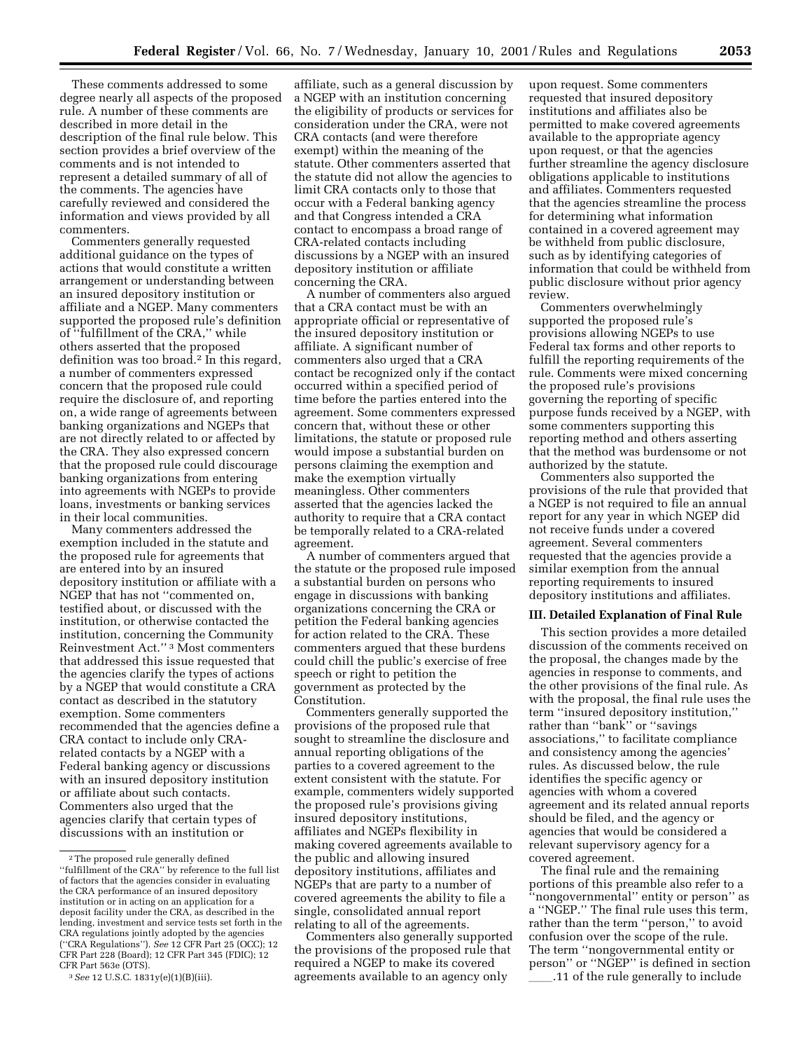These comments addressed to some degree nearly all aspects of the proposed rule. A number of these comments are described in more detail in the description of the final rule below. This section provides a brief overview of the comments and is not intended to represent a detailed summary of all of the comments. The agencies have carefully reviewed and considered the information and views provided by all commenters.

Commenters generally requested additional guidance on the types of actions that would constitute a written arrangement or understanding between an insured depository institution or affiliate and a NGEP. Many commenters supported the proposed rule's definition of ''fulfillment of the CRA,'' while others asserted that the proposed definition was too broad.[2] In this regard, a number of commenters expressed concern that the proposed rule could require the disclosure of, and reporting on, a wide range of agreements between banking organizations and NGEPs that are not directly related to or affected by the CRA. They also expressed concern that the proposed rule could discourage banking organizations from entering into agreements with NGEPs to provide loans, investments or banking services in their local communities.

Many commenters addressed the exemption included in the statute and the proposed rule for agreements that are entered into by an insured depository institution or affiliate with a NGEP that has not ''commented on, testified about, or discussed with the institution, or otherwise contacted the institution, concerning the Community Reinvestment Act.''[3] Most commenters that addressed this issue requested that the agencies clarify the types of actions by a NGEP that would constitute a CRA contact as described in the statutory exemption. Some commenters recommended that the agencies define a CRA contact to include only CRA-related contacts by a NGEP with a Federal banking agency or discussions with an insured depository institution or affiliate about such contacts. Commenters also urged that the agencies clarify that certain types of discussions with an institution or affiliate, such as a general discussion by a NGEP with an institution concerning the eligibility of products or services for consideration under the CRA, were not CRA contacts (and were therefore exempt) within the meaning of the statute. Other commenters asserted that the statute did not allow the agencies to limit CRA contacts only to those that occur with a Federal banking agency and that Congress intended a CRA contact to encompass a broad range of CRA-related contacts including discussions by a NGEP with an insured depository institution or affiliate concerning the CRA.

A number of commenters also argued that a CRA contact must be with an appropriate official or representative of the insured depository institution or affiliate. A significant number of commenters also urged that a CRA contact be recognized only if the contact occurred within a specified period of time before the parties entered into the agreement. Some commenters expressed concern that, without these or other limitations, the statute or proposed rule would impose a substantial burden on persons claiming the exemption and make the exemption virtually meaningless. Other commenters asserted that the agencies lacked the authority to require that a CRA contact be temporally related to a CRA-related agreement.

A number of commenters argued that the statute or the proposed rule imposed a substantial burden on persons who engage in discussions with banking organizations concerning the CRA or petition the Federal banking agencies for action related to the CRA. These commenters argued that these burdens could chill the public's exercise of free speech or right to petition the government as protected by the Constitution.

Commenters generally supported the provisions of the proposed rule that sought to streamline the disclosure and annual reporting obligations of the parties to a covered agreement to the extent consistent with the statute. For example, commenters widely supported the proposed rule's provisions giving insured depository institutions, affiliates and NGEPs flexibility in making covered agreements available to the public and allowing insured depository institutions, affiliates and NGEPs that are party to a number of covered agreements the ability to file a single, consolidated annual report relating to all of the agreements.

Commenters also generally supported the provisions of the proposed rule that required a NGEP to make its covered agreements available to an agency only upon request. Some commenters requested that insured depository institutions and affiliates also be permitted to make covered agreements available to the appropriate agency upon request, or that the agencies further streamline the agency disclosure obligations applicable to institutions and affiliates. Commenters requested that the agencies streamline the process for determining what information contained in a covered agreement may be withheld from public disclosure, such as by identifying categories of information that could be withheld from public disclosure without prior agency review.

Commenters overwhelmingly supported the proposed rule's provisions allowing NGEPs to use Federal tax forms and other reports to fulfill the reporting requirements of the rule. Comments were mixed concerning the proposed rule's provisions governing the reporting of specific purpose funds received by a NGEP, with some commenters supporting this reporting method and others asserting that the method was burdensome or not authorized by the statute.

Commenters also supported the provisions of the rule that provided that a NGEP is not required to file an annual report for any year in which NGEP did not receive funds under a covered agreement. Several commenters requested that the agencies provide a similar exemption from the annual reporting requirements to insured depository institutions and affiliates.

## III. Detailed Explanation of Final Rule

This section provides a more detailed discussion of the comments received on the proposal, the changes made by the agencies in response to comments, and the other provisions of the final rule. As with the proposal, the final rule uses the term ''insured depository institution,'' rather than ''bank'' or ''savings associations,'' to facilitate compliance and consistency among the agencies' rules. As discussed below, the rule identifies the specific agency or agencies with whom a covered agreement and its related annual reports should be filed, and the agency or agencies that would be considered a relevant supervisory agency for a covered agreement.

The final rule and the remaining portions of this preamble also refer to a ''nongovernmental'' entity or person'' as a ''NGEP.'' The final rule uses this term, rather than the term ''person,'' to avoid confusion over the scope of the rule. The term ''nongovernmental entity or person'' or ''NGEP'' is defined in section ____.11 of the rule generally to include

---

[2] The proposed rule generally defined ''fulfillment of the CRA'' by reference to the full list of factors that the agencies consider in evaluating the CRA performance of an insured depository institution or in acting on an application for a deposit facility under the CRA, as described in the lending, investment and service tests set forth in the CRA regulations jointly adopted by the agencies (''CRA Regulations''). *See* 12 CFR Part 25 (OCC); 12 CFR Part 228 (Board); 12 CFR Part 345 (FDIC); 12 CFR Part 563e (OTS).

[3] *See* 12 U.S.C. 1831y(e)(1)(B)(iii).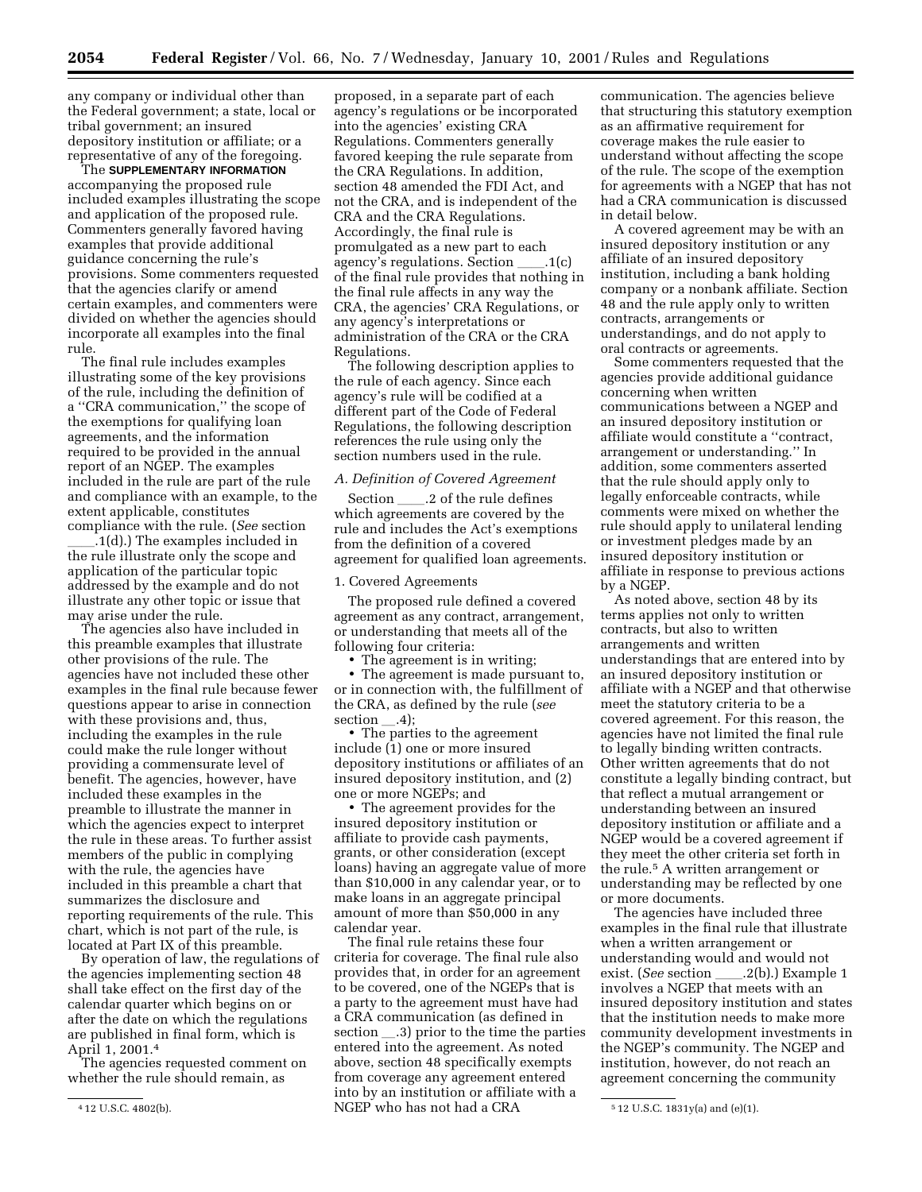any company or individual other than the Federal government; a state, local or tribal government; an insured depository institution or affiliate; or a representative of any of the foregoing.

The **SUPPLEMENTARY INFORMATION** accompanying the proposed rule included examples illustrating the scope and application of the proposed rule. Commenters generally favored having examples that provide additional guidance concerning the rule's provisions. Some commenters requested that the agencies clarify or amend certain examples, and commenters were divided on whether the agencies should incorporate all examples into the final rule.

The final rule includes examples illustrating some of the key provisions of the rule, including the definition of a ''CRA communication,'' the scope of the exemptions for qualifying loan agreements, and the information required to be provided in the annual report of an NGEP. The examples included in the rule are part of the rule and compliance with an example, to the extent applicable, constitutes compliance with the rule. (*See* section ____.1(d).) The examples included in the rule illustrate only the scope and application of the particular topic addressed by the example and do not illustrate any other topic or issue that may arise under the rule.

The agencies also have included in this preamble examples that illustrate other provisions of the rule. The agencies have not included these other examples in the final rule because fewer questions appear to arise in connection with these provisions and, thus, including the examples in the rule could make the rule longer without providing a commensurate level of benefit. The agencies, however, have included these examples in the preamble to illustrate the manner in which the agencies expect to interpret the rule in these areas. To further assist members of the public in complying with the rule, the agencies have included in this preamble a chart that summarizes the disclosure and reporting requirements of the rule. This chart, which is not part of the rule, is located at Part IX of this preamble.

By operation of law, the regulations of the agencies implementing section 48 shall take effect on the first day of the calendar quarter which begins on or after the date on which the regulations are published in final form, which is April 1, 2001.[4]

The agencies requested comment on whether the rule should remain, as proposed, in a separate part of each agency's regulations or be incorporated into the agencies' existing CRA Regulations. Commenters generally favored keeping the rule separate from the CRA Regulations. In addition, section 48 amended the FDI Act, and not the CRA, and is independent of the CRA and the CRA Regulations. Accordingly, the final rule is promulgated as a new part to each agency's regulations. Section ____.1(c) of the final rule provides that nothing in the final rule affects in any way the CRA, the agencies' CRA Regulations, or any agency's interpretations or administration of the CRA or the CRA Regulations.

The following description applies to the rule of each agency. Since each agency's rule will be codified at a different part of the Code of Federal Regulations, the following description references the rule using only the section numbers used in the rule.

### *A. Definition of Covered Agreement*

Section ____.2 of the rule defines which agreements are covered by the rule and includes the Act's exemptions from the definition of a covered agreement for qualified loan agreements.

#### 1. Covered Agreements

The proposed rule defined a covered agreement as any contract, arrangement, or understanding that meets all of the following four criteria:

- The agreement is in writing;
- The agreement is made pursuant to, or in connection with, the fulfillment of the CRA, as defined by the rule (*see* section __.4);
- The parties to the agreement include (1) one or more insured depository institutions or affiliates of an insured depository institution, and (2) one or more NGEPs; and
- The agreement provides for the insured depository institution or affiliate to provide cash payments, grants, or other consideration (except loans) having an aggregate value of more than $10,000 in any calendar year, or to make loans in an aggregate principal amount of more than $50,000 in any calendar year.

The final rule retains these four criteria for coverage. The final rule also provides that, in order for an agreement to be covered, one of the NGEPs that is a party to the agreement must have had a CRA communication (as defined in section __.3) prior to the time the parties entered into the agreement. As noted above, section 48 specifically exempts from coverage any agreement entered into by an institution or affiliate with a NGEP who has not had a CRA communication. The agencies believe that structuring this statutory exemption as an affirmative requirement for coverage makes the rule easier to understand without affecting the scope of the rule. The scope of the exemption for agreements with a NGEP that has not had a CRA communication is discussed in detail below.

A covered agreement may be with an insured depository institution or any affiliate of an insured depository institution, including a bank holding company or a nonbank affiliate. Section 48 and the rule apply only to written contracts, arrangements or understandings, and do not apply to oral contracts or agreements.

Some commenters requested that the agencies provide additional guidance concerning when written communications between a NGEP and an insured depository institution or affiliate would constitute a ''contract, arrangement or understanding.'' In addition, some commenters asserted that the rule should apply only to legally enforceable contracts, while comments were mixed on whether the rule should apply to unilateral lending or investment pledges made by an insured depository institution or affiliate in response to previous actions by a NGEP.

As noted above, section 48 by its terms applies not only to written contracts, but also to written arrangements and written understandings that are entered into by an insured depository institution or affiliate with a NGEP and that otherwise meet the statutory criteria to be a covered agreement. For this reason, the agencies have not limited the final rule to legally binding written contracts. Other written agreements that do not constitute a legally binding contract, but that reflect a mutual arrangement or understanding between an insured depository institution or affiliate and a NGEP would be a covered agreement if they meet the other criteria set forth in the rule.[5] A written arrangement or understanding may be reflected by one or more documents.

The agencies have included three examples in the final rule that illustrate when a written arrangement or understanding would and would not exist. (*See* section ____.2(b).) Example 1 involves a NGEP that meets with an insured depository institution and states that the institution needs to make more community development investments in the NGEP's community. The NGEP and institution, however, do not reach an agreement concerning the community

[4] 12 U.S.C. 4802(b).

[5] 12 U.S.C. 1831y(a) and (e)(1).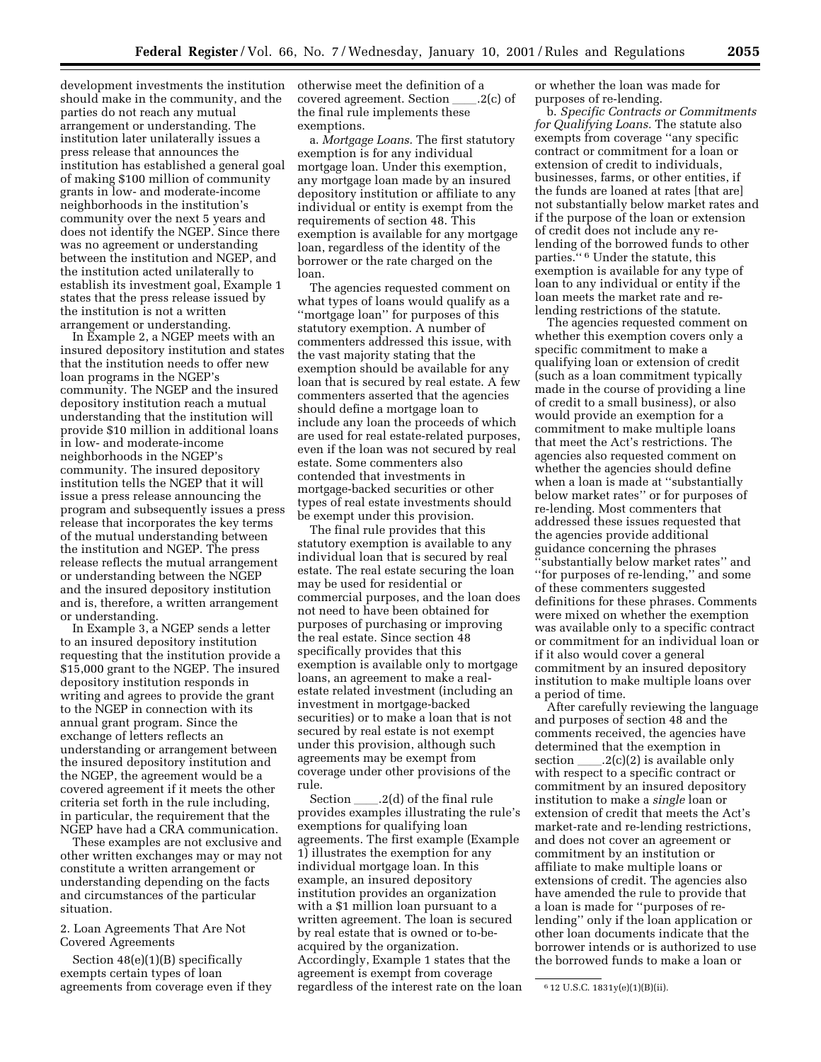development investments the institution should make in the community, and the parties do not reach any mutual arrangement or understanding. The institution later unilaterally issues a press release that announces the institution has established a general goal of making $100 million of community grants in low- and moderate-income neighborhoods in the institution's community over the next 5 years and does not identify the NGEP. Since there was no agreement or understanding between the institution and NGEP, and the institution acted unilaterally to establish its investment goal, Example 1 states that the press release issued by the institution is not a written arrangement or understanding.

In Example 2, a NGEP meets with an insured depository institution and states that the institution needs to offer new loan programs in the NGEP's community. The NGEP and the insured depository institution reach a mutual understanding that the institution will provide $10 million in additional loans in low- and moderate-income neighborhoods in the NGEP's community. The insured depository institution tells the NGEP that it will issue a press release announcing the program and subsequently issues a press release that incorporates the key terms of the mutual understanding between the institution and NGEP. The press release reflects the mutual arrangement or understanding between the NGEP and the insured depository institution and is, therefore, a written arrangement or understanding.

In Example 3, a NGEP sends a letter to an insured depository institution requesting that the institution provide a $15,000 grant to the NGEP. The insured depository institution responds in writing and agrees to provide the grant to the NGEP in connection with its annual grant program. Since the exchange of letters reflects an understanding or arrangement between the insured depository institution and the NGEP, the agreement would be a covered agreement if it meets the other criteria set forth in the rule including, in particular, the requirement that the NGEP have had a CRA communication.

These examples are not exclusive and other written exchanges may or may not constitute a written arrangement or understanding depending on the facts and circumstances of the particular situation.

2. Loan Agreements That Are Not Covered Agreements

Section 48(e)(1)(B) specifically exempts certain types of loan agreements from coverage even if they otherwise meet the definition of a covered agreement. Section ____.2(c) of the final rule implements these exemptions.

a. *Mortgage Loans.* The first statutory exemption is for any individual mortgage loan. Under this exemption, any mortgage loan made by an insured depository institution or affiliate to any individual or entity is exempt from the requirements of section 48. This exemption is available for any mortgage loan, regardless of the identity of the borrower or the rate charged on the loan.

The agencies requested comment on what types of loans would qualify as a "mortgage loan" for purposes of this statutory exemption. A number of commenters addressed this issue, with the vast majority stating that the exemption should be available for any loan that is secured by real estate. A few commenters asserted that the agencies should define a mortgage loan to include any loan the proceeds of which are used for real estate-related purposes, even if the loan was not secured by real estate. Some commenters also contended that investments in mortgage-backed securities or other types of real estate investments should be exempt under this provision.

The final rule provides that this statutory exemption is available to any individual loan that is secured by real estate. The real estate securing the loan may be used for residential or commercial purposes, and the loan does not need to have been obtained for purposes of purchasing or improving the real estate. Since section 48 specifically provides that this exemption is available only to mortgage loans, an agreement to make a real-estate related investment (including an investment in mortgage-backed securities) or to make a loan that is not secured by real estate is not exempt under this provision, although such agreements may be exempt from coverage under other provisions of the rule.

Section ____.2(d) of the final rule provides examples illustrating the rule's exemptions for qualifying loan agreements. The first example (Example 1) illustrates the exemption for any individual mortgage loan. In this example, an insured depository institution provides an organization with a $1 million loan pursuant to a written agreement. The loan is secured by real estate that is owned or to-be-acquired by the organization. Accordingly, Example 1 states that the agreement is exempt from coverage regardless of the interest rate on the loan or whether the loan was made for purposes of re-lending.

b. *Specific Contracts or Commitments for Qualifying Loans.* The statute also exempts from coverage "any specific contract or commitment for a loan or extension of credit to individuals, businesses, farms, or other entities, if the funds are loaned at rates [that are] not substantially below market rates and if the purpose of the loan or extension of credit does not include any re-lending of the borrowed funds to other parties."[6] Under the statute, this exemption is available for any type of loan to any individual or entity if the loan meets the market rate and re-lending restrictions of the statute.

The agencies requested comment on whether this exemption covers only a specific commitment to make a qualifying loan or extension of credit (such as a loan commitment typically made in the course of providing a line of credit to a small business), or also would provide an exemption for a commitment to make multiple loans that meet the Act's restrictions. The agencies also requested comment on whether the agencies should define when a loan is made at "substantially below market rates" or for purposes of re-lending. Most commenters that addressed these issues requested that the agencies provide additional guidance concerning the phrases "substantially below market rates" and "for purposes of re-lending," and some of these commenters suggested definitions for these phrases. Comments were mixed on whether the exemption was available only to a specific contract or commitment for an individual loan or if it also would cover a general commitment by an insured depository institution to make multiple loans over a period of time.

After carefully reviewing the language and purposes of section 48 and the comments received, the agencies have determined that the exemption in section ____.2(c)(2) is available only with respect to a specific contract or commitment by an insured depository institution to make a *single* loan or extension of credit that meets the Act's market-rate and re-lending restrictions, and does not cover an agreement or commitment by an institution or affiliate to make multiple loans or extensions of credit. The agencies also have amended the rule to provide that a loan is made for "purposes of re-lending" only if the loan application or other loan documents indicate that the borrower intends or is authorized to use the borrowed funds to make a loan or

[6] 12 U.S.C. 1831y(e)(1)(B)(ii).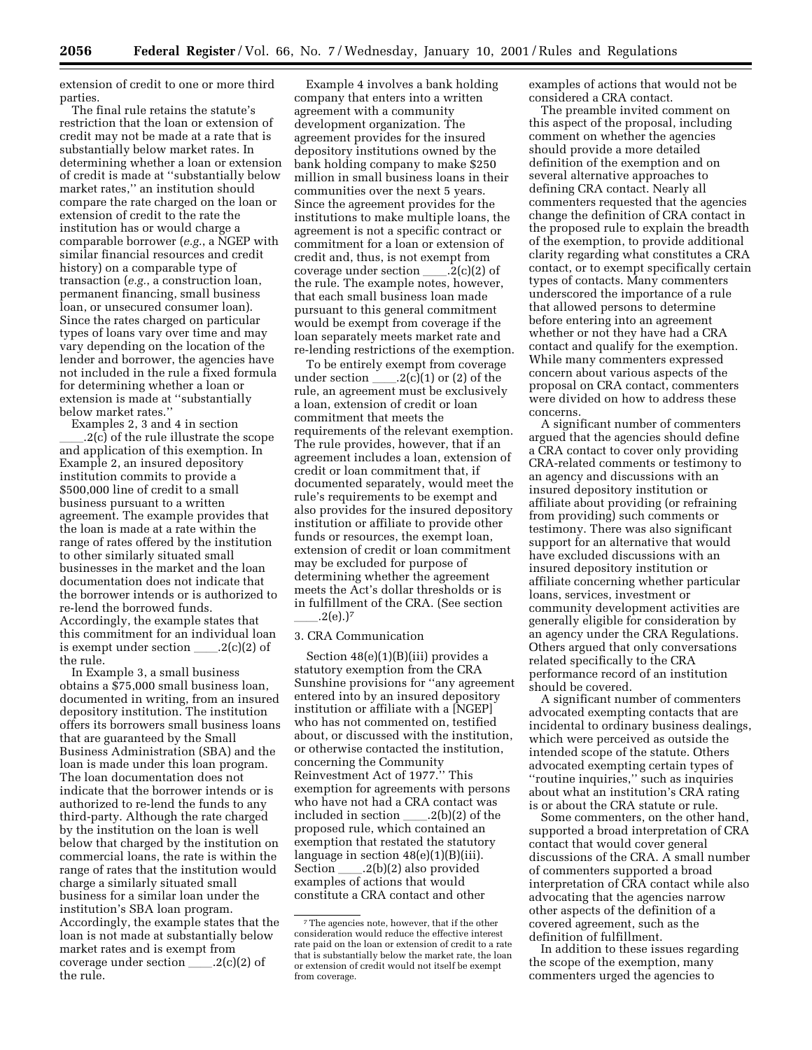extension of credit to one or more third parties.

The final rule retains the statute's restriction that the loan or extension of credit may not be made at a rate that is substantially below market rates. In determining whether a loan or extension of credit is made at ''substantially below market rates,'' an institution should compare the rate charged on the loan or extension of credit to the rate the institution has or would charge a comparable borrower (*e.g.*, a NGEP with similar financial resources and credit history) on a comparable type of transaction (*e.g.*, a construction loan, permanent financing, small business loan, or unsecured consumer loan). Since the rates charged on particular types of loans vary over time and may vary depending on the location of the lender and borrower, the agencies have not included in the rule a fixed formula for determining whether a loan or extension is made at ''substantially below market rates.''

Examples 2, 3 and 4 in section ____.2(c) of the rule illustrate the scope and application of this exemption. In Example 2, an insured depository institution commits to provide a $500,000 line of credit to a small business pursuant to a written agreement. The example provides that the loan is made at a rate within the range of rates offered by the institution to other similarly situated small businesses in the market and the loan documentation does not indicate that the borrower intends or is authorized to re-lend the borrowed funds. Accordingly, the example states that this commitment for an individual loan is exempt under section ____.2(c)(2) of the rule.

In Example 3, a small business obtains a $75,000 small business loan, documented in writing, from an insured depository institution. The institution offers its borrowers small business loans that are guaranteed by the Small Business Administration (SBA) and the loan is made under this loan program. The loan documentation does not indicate that the borrower intends or is authorized to re-lend the funds to any third-party. Although the rate charged by the institution on the loan is well below that charged by the institution on commercial loans, the rate is within the range of rates that the institution would charge a similarly situated small business for a similar loan under the institution's SBA loan program. Accordingly, the example states that the loan is not made at substantially below market rates and is exempt from coverage under section ____.2(c)(2) of the rule.

Example 4 involves a bank holding company that enters into a written agreement with a community development organization. The agreement provides for the insured depository institutions owned by the bank holding company to make $250 million in small business loans in their communities over the next 5 years. Since the agreement provides for the institutions to make multiple loans, the agreement is not a specific contract or commitment for a loan or extension of credit and, thus, is not exempt from coverage under section ____.2(c)(2) of the rule. The example notes, however, that each small business loan made pursuant to this general commitment would be exempt from coverage if the loan separately meets market rate and re-lending restrictions of the exemption.

To be entirely exempt from coverage under section ____.2(c)(1) or (2) of the rule, an agreement must be exclusively a loan, extension of credit or loan commitment that meets the requirements of the relevant exemption. The rule provides, however, that if an agreement includes a loan, extension of credit or loan commitment that, if documented separately, would meet the rule's requirements to be exempt and also provides for the insured depository institution or affiliate to provide other funds or resources, the exempt loan, extension of credit or loan commitment may be excluded for purpose of determining whether the agreement meets the Act's dollar thresholds or is in fulfillment of the CRA. (See section ____.2(e).)[7]

### 3. CRA Communication

Section 48(e)(1)(B)(iii) provides a statutory exemption from the CRA Sunshine provisions for ''any agreement entered into by an insured depository institution or affiliate with a [NGEP] who has not commented on, testified about, or discussed with the institution, or otherwise contacted the institution, concerning the Community Reinvestment Act of 1977.'' This exemption for agreements with persons who have not had a CRA contact was included in section ____.2(b)(2) of the proposed rule, which contained an exemption that restated the statutory language in section 48(e)(1)(B)(iii). Section ____.2(b)(2) also provided examples of actions that would constitute a CRA contact and other examples of actions that would not be considered a CRA contact.

The preamble invited comment on this aspect of the proposal, including comment on whether the agencies should provide a more detailed definition of the exemption and on several alternative approaches to defining CRA contact. Nearly all commenters requested that the agencies change the definition of CRA contact in the proposed rule to explain the breadth of the exemption, to provide additional clarity regarding what constitutes a CRA contact, or to exempt specifically certain types of contacts. Many commenters underscored the importance of a rule that allowed persons to determine before entering into an agreement whether or not they have had a CRA contact and qualify for the exemption. While many commenters expressed concern about various aspects of the proposal on CRA contact, commenters were divided on how to address these concerns.

A significant number of commenters argued that the agencies should define a CRA contact to cover only providing CRA-related comments or testimony to an agency and discussions with an insured depository institution or affiliate about providing (or refraining from providing) such comments or testimony. There was also significant support for an alternative that would have excluded discussions with an insured depository institution or affiliate concerning whether particular loans, services, investment or community development activities are generally eligible for consideration by an agency under the CRA Regulations. Others argued that only conversations related specifically to the CRA performance record of an institution should be covered.

A significant number of commenters advocated exempting contacts that are incidental to ordinary business dealings, which were perceived as outside the intended scope of the statute. Others advocated exempting certain types of ''routine inquiries,'' such as inquiries about what an institution's CRA rating is or about the CRA statute or rule.

Some commenters, on the other hand, supported a broad interpretation of CRA contact that would cover general discussions of the CRA. A small number of commenters supported a broad interpretation of CRA contact while also advocating that the agencies narrow other aspects of the definition of a covered agreement, such as the definition of fulfillment.

In addition to these issues regarding the scope of the exemption, many commenters urged the agencies to

---

[7] The agencies note, however, that if the other consideration would reduce the effective interest rate paid on the loan or extension of credit to a rate that is substantially below the market rate, the loan or extension of credit would not itself be exempt from coverage.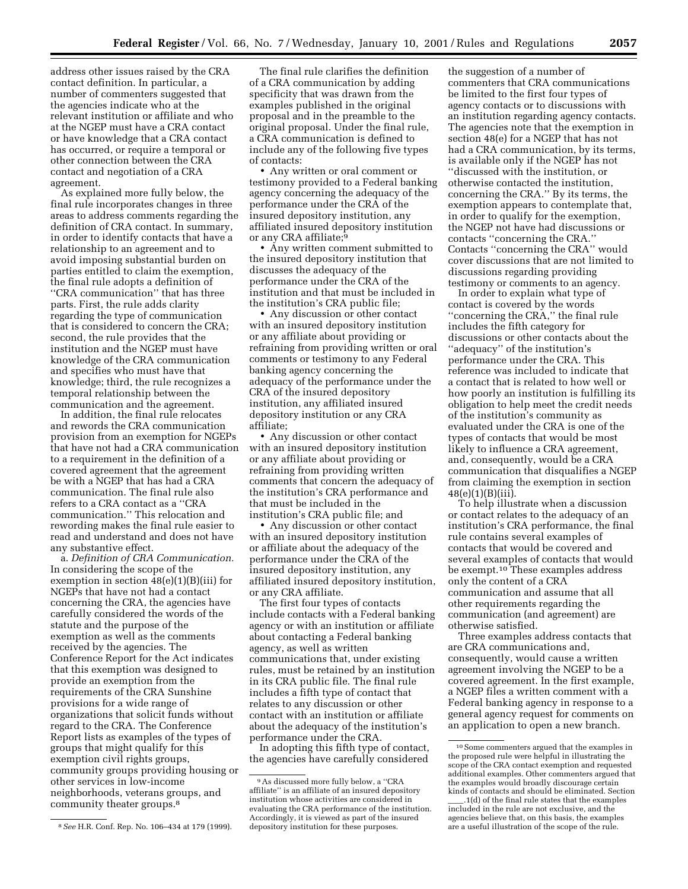address other issues raised by the CRA contact definition. In particular, a number of commenters suggested that the agencies indicate who at the relevant institution or affiliate and who at the NGEP must have a CRA contact or have knowledge that a CRA contact has occurred, or require a temporal or other connection between the CRA contact and negotiation of a CRA agreement.

As explained more fully below, the final rule incorporates changes in three areas to address comments regarding the definition of CRA contact. In summary, in order to identify contacts that have a relationship to an agreement and to avoid imposing substantial burden on parties entitled to claim the exemption, the final rule adopts a definition of ''CRA communication'' that has three parts. First, the rule adds clarity regarding the type of communication that is considered to concern the CRA; second, the rule provides that the institution and the NGEP must have knowledge of the CRA communication and specifies who must have that knowledge; third, the rule recognizes a temporal relationship between the communication and the agreement.

In addition, the final rule relocates and rewords the CRA communication provision from an exemption for NGEPs that have not had a CRA communication to a requirement in the definition of a covered agreement that the agreement be with a NGEP that has had a CRA communication. The final rule also refers to a CRA contact as a ''CRA communication.'' This relocation and rewording makes the final rule easier to read and understand and does not have any substantive effect.

a. *Definition of CRA Communication.* In considering the scope of the exemption in section 48(e)(1)(B)(iii) for NGEPs that have not had a contact concerning the CRA, the agencies have carefully considered the words of the statute and the purpose of the exemption as well as the comments received by the agencies. The Conference Report for the Act indicates that this exemption was designed to provide an exemption from the requirements of the CRA Sunshine provisions for a wide range of organizations that solicit funds without regard to the CRA. The Conference Report lists as examples of the types of groups that might qualify for this exemption civil rights groups, community groups providing housing or other services in low-income neighborhoods, veterans groups, and community theater groups.[8]

The final rule clarifies the definition of a CRA communication by adding specificity that was drawn from the examples published in the original proposal and in the preamble to the original proposal. Under the final rule, a CRA communication is defined to include any of the following five types of contacts:

- Any written or oral comment or testimony provided to a Federal banking agency concerning the adequacy of the performance under the CRA of the insured depository institution, any affiliated insured depository institution or any CRA affiliate;[9]
- Any written comment submitted to the insured depository institution that discusses the adequacy of the performance under the CRA of the institution and that must be included in the institution's CRA public file;
- Any discussion or other contact with an insured depository institution or any affiliate about providing or refraining from providing written or oral comments or testimony to any Federal banking agency concerning the adequacy of the performance under the CRA of the insured depository institution, any affiliated insured depository institution or any CRA affiliate;
- Any discussion or other contact with an insured depository institution or any affiliate about providing or refraining from providing written comments that concern the adequacy of the institution's CRA performance and that must be included in the institution's CRA public file; and
- Any discussion or other contact with an insured depository institution or affiliate about the adequacy of the performance under the CRA of the insured depository institution, any affiliated insured depository institution, or any CRA affiliate.

The first four types of contacts include contacts with a Federal banking agency or with an institution or affiliate about contacting a Federal banking agency, as well as written communications that, under existing rules, must be retained by an institution in its CRA public file. The final rule includes a fifth type of contact that relates to any discussion or other contact with an institution or affiliate about the adequacy of the institution's performance under the CRA.

In adopting this fifth type of contact, the agencies have carefully considered the suggestion of a number of commenters that CRA communications be limited to the first four types of agency contacts or to discussions with an institution regarding agency contacts. The agencies note that the exemption in section 48(e) for a NGEP that has not had a CRA communication, by its terms, is available only if the NGEP has not ''discussed with the institution, or otherwise contacted the institution, concerning the CRA.'' By its terms, the exemption appears to contemplate that, in order to qualify for the exemption, the NGEP not have had discussions or contacts ''concerning the CRA.'' Contacts ''concerning the CRA'' would cover discussions that are not limited to discussions regarding providing testimony or comments to an agency.

In order to explain what type of contact is covered by the words ''concerning the CRA,'' the final rule includes the fifth category for discussions or other contacts about the ''adequacy'' of the institution's performance under the CRA. This reference was included to indicate that a contact that is related to how well or how poorly an institution is fulfilling its obligation to help meet the credit needs of the institution's community as evaluated under the CRA is one of the types of contacts that would be most likely to influence a CRA agreement, and, consequently, would be a CRA communication that disqualifies a NGEP from claiming the exemption in section 48(e)(1)(B)(iii).

To help illustrate when a discussion or contact relates to the adequacy of an institution's CRA performance, the final rule contains several examples of contacts that would be covered and several examples of contacts that would be exempt.[10] These examples address only the content of a CRA communication and assume that all other requirements regarding the communication (and agreement) are otherwise satisfied.

Three examples address contacts that are CRA communications and, consequently, would cause a written agreement involving the NGEP to be a covered agreement. In the first example, a NGEP files a written comment with a Federal banking agency in response to a general agency request for comments on an application to open a new branch.

---

[8] *See* H.R. Conf. Rep. No. 106–434 at 179 (1999).

[9] As discussed more fully below, a ''CRA affiliate'' is an affiliate of an insured depository institution whose activities are considered in evaluating the CRA performance of the institution. Accordingly, it is viewed as part of the insured depository institution for these purposes.

[10] Some commenters argued that the examples in the proposed rule were helpful in illustrating the scope of the CRA contact exemption and requested additional examples. Other commenters argued that the examples would broadly discourage certain kinds of contacts and should be eliminated. Section ____.1(d) of the final rule states that the examples included in the rule are not exclusive, and the agencies believe that, on this basis, the examples are a useful illustration of the scope of the rule.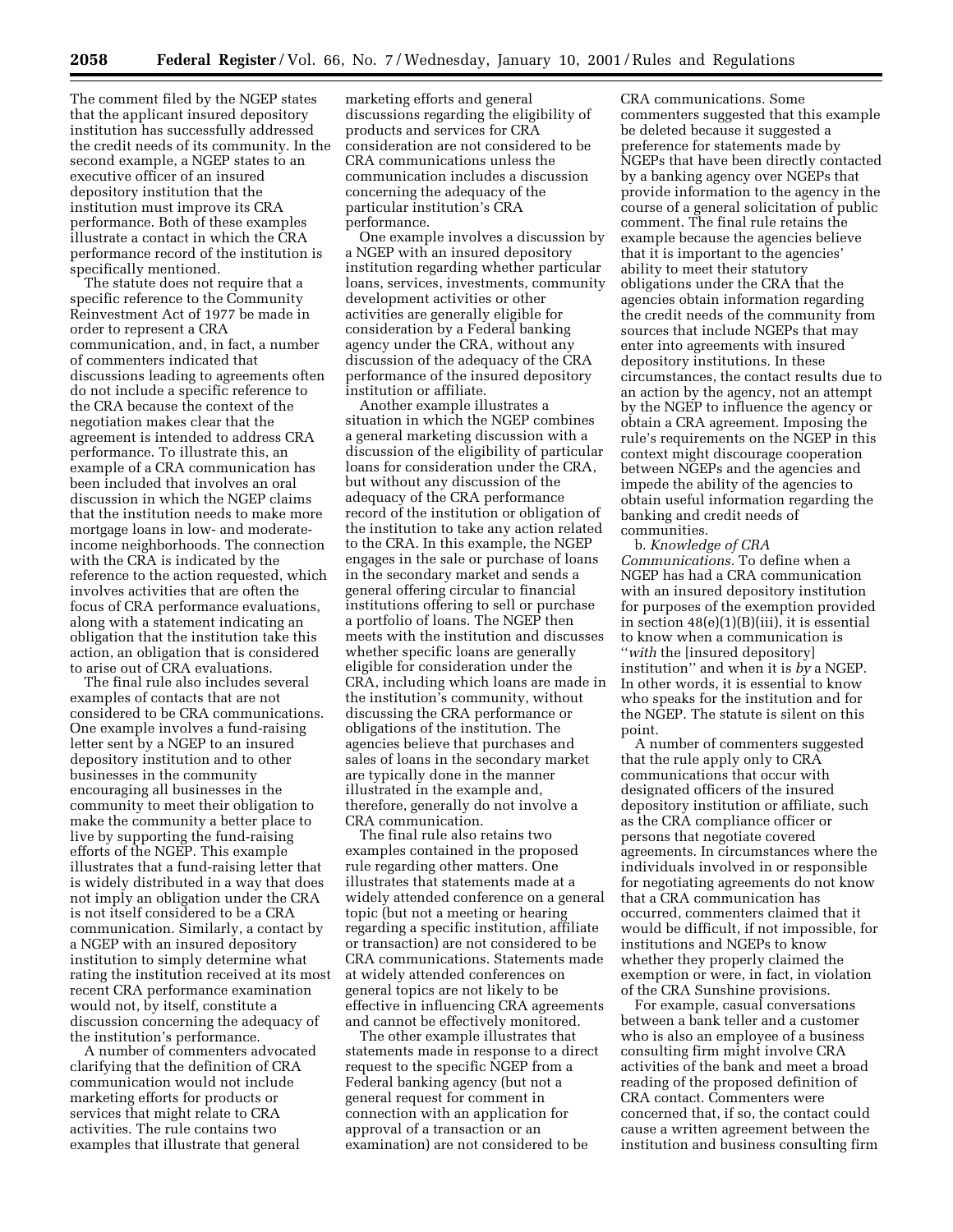The comment filed by the NGEP states that the applicant insured depository institution has successfully addressed the credit needs of its community. In the second example, a NGEP states to an executive officer of an insured depository institution that the institution must improve its CRA performance. Both of these examples illustrate a contact in which the CRA performance record of the institution is specifically mentioned.

The statute does not require that a specific reference to the Community Reinvestment Act of 1977 be made in order to represent a CRA communication, and, in fact, a number of commenters indicated that discussions leading to agreements often do not include a specific reference to the CRA because the context of the negotiation makes clear that the agreement is intended to address CRA performance. To illustrate this, an example of a CRA communication has been included that involves an oral discussion in which the NGEP claims that the institution needs to make more mortgage loans in low- and moderate-income neighborhoods. The connection with the CRA is indicated by the reference to the action requested, which involves activities that are often the focus of CRA performance evaluations, along with a statement indicating an obligation that the institution take this action, an obligation that is considered to arise out of CRA evaluations.

The final rule also includes several examples of contacts that are not considered to be CRA communications. One example involves a fund-raising letter sent by a NGEP to an insured depository institution and to other businesses in the community encouraging all businesses in the community to meet their obligation to make the community a better place to live by supporting the fund-raising efforts of the NGEP. This example illustrates that a fund-raising letter that is widely distributed in a way that does not imply an obligation under the CRA is not itself considered to be a CRA communication. Similarly, a contact by a NGEP with an insured depository institution to simply determine what rating the institution received at its most recent CRA performance examination would not, by itself, constitute a discussion concerning the adequacy of the institution's performance.

A number of commenters advocated clarifying that the definition of CRA communication would not include marketing efforts for products or services that might relate to CRA activities. The rule contains two examples that illustrate that general marketing efforts and general discussions regarding the eligibility of products and services for CRA consideration are not considered to be CRA communications unless the communication includes a discussion concerning the adequacy of the particular institution's CRA performance.

One example involves a discussion by a NGEP with an insured depository institution regarding whether particular loans, services, investments, community development activities or other activities are generally eligible for consideration by a Federal banking agency under the CRA, without any discussion of the adequacy of the CRA performance of the insured depository institution or affiliate.

Another example illustrates a situation in which the NGEP combines a general marketing discussion with a discussion of the eligibility of particular loans for consideration under the CRA, but without any discussion of the adequacy of the CRA performance record of the institution or obligation of the institution to take any action related to the CRA. In this example, the NGEP engages in the sale or purchase of loans in the secondary market and sends a general offering circular to financial institutions offering to sell or purchase a portfolio of loans. The NGEP then meets with the institution and discusses whether specific loans are generally eligible for consideration under the CRA, including which loans are made in the institution's community, without discussing the CRA performance or obligations of the institution. The agencies believe that purchases and sales of loans in the secondary market are typically done in the manner illustrated in the example and, therefore, generally do not involve a CRA communication.

The final rule also retains two examples contained in the proposed rule regarding other matters. One illustrates that statements made at a widely attended conference on a general topic (but not a meeting or hearing regarding a specific institution, affiliate or transaction) are not considered to be CRA communications. Statements made at widely attended conferences on general topics are not likely to be effective in influencing CRA agreements and cannot be effectively monitored.

The other example illustrates that statements made in response to a direct request to the specific NGEP from a Federal banking agency (but not a general request for comment in connection with an application for approval of a transaction or an examination) are not considered to be CRA communications. Some commenters suggested that this example be deleted because it suggested a preference for statements made by NGEPs that have been directly contacted by a banking agency over NGEPs that provide information to the agency in the course of a general solicitation of public comment. The final rule retains the example because the agencies believe that it is important to the agencies' ability to meet their statutory obligations under the CRA that the agencies obtain information regarding the credit needs of the community from sources that include NGEPs that may enter into agreements with insured depository institutions. In these circumstances, the contact results due to an action by the agency, not an attempt by the NGEP to influence the agency or obtain a CRA agreement. Imposing the rule's requirements on the NGEP in this context might discourage cooperation between NGEPs and the agencies and impede the ability of the agencies to obtain useful information regarding the banking and credit needs of communities.

b. *Knowledge of CRA Communications.* To define when a NGEP has had a CRA communication with an insured depository institution for purposes of the exemption provided in section 48(e)(1)(B)(iii), it is essential to know when a communication is "*with* the [insured depository] institution" and when it is *by* a NGEP. In other words, it is essential to know who speaks for the institution and for the NGEP. The statute is silent on this point.

A number of commenters suggested that the rule apply only to CRA communications that occur with designated officers of the insured depository institution or affiliate, such as the CRA compliance officer or persons that negotiate covered agreements. In circumstances where the individuals involved in or responsible for negotiating agreements do not know that a CRA communication has occurred, commenters claimed that it would be difficult, if not impossible, for institutions and NGEPs to know whether they properly claimed the exemption or were, in fact, in violation of the CRA Sunshine provisions.

For example, casual conversations between a bank teller and a customer who is also an employee of a business consulting firm might involve CRA activities of the bank and meet a broad reading of the proposed definition of CRA contact. Commenters were concerned that, if so, the contact could cause a written agreement between the institution and business consulting firm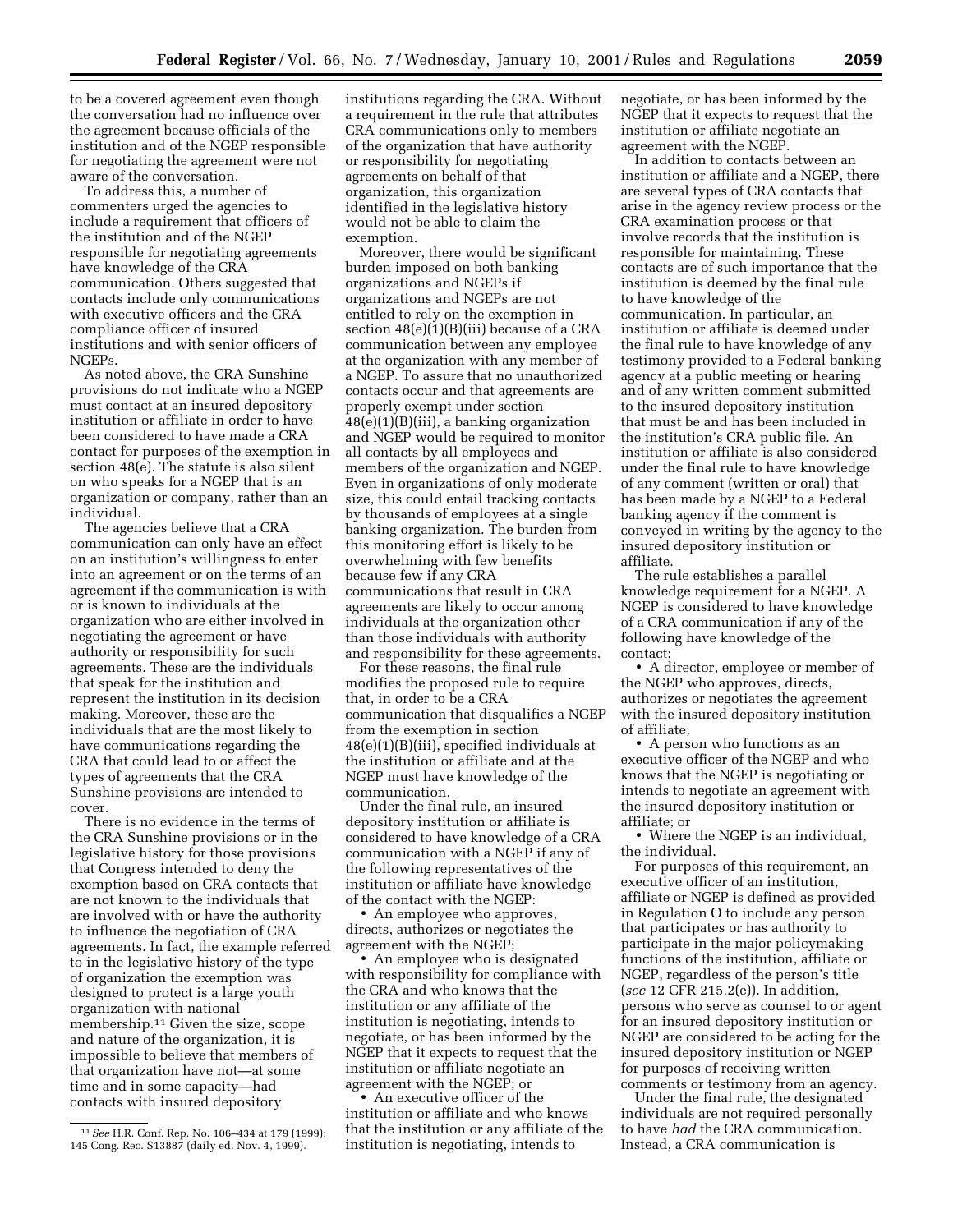to be a covered agreement even though the conversation had no influence over the agreement because officials of the institution and of the NGEP responsible for negotiating the agreement were not aware of the conversation.

To address this, a number of commenters urged the agencies to include a requirement that officers of the institution and of the NGEP responsible for negotiating agreements have knowledge of the CRA communication. Others suggested that contacts include only communications with executive officers and the CRA compliance officer of insured institutions and with senior officers of NGEPs.

As noted above, the CRA Sunshine provisions do not indicate who a NGEP must contact at an insured depository institution or affiliate in order to have been considered to have made a CRA contact for purposes of the exemption in section 48(e). The statute is also silent on who speaks for a NGEP that is an organization or company, rather than an individual.

The agencies believe that a CRA communication can only have an effect on an institution's willingness to enter into an agreement or on the terms of an agreement if the communication is with or is known to individuals at the organization who are either involved in negotiating the agreement or have authority or responsibility for such agreements. These are the individuals that speak for the institution and represent the institution in its decision making. Moreover, these are the individuals that are the most likely to have communications regarding the CRA that could lead to or affect the types of agreements that the CRA Sunshine provisions are intended to cover.

There is no evidence in the terms of the CRA Sunshine provisions or in the legislative history for those provisions that Congress intended to deny the exemption based on CRA contacts that are not known to the individuals that are involved with or have the authority to influence the negotiation of CRA agreements. In fact, the example referred to in the legislative history of the type of organization the exemption was designed to protect is a large youth organization with national membership.[11] Given the size, scope and nature of the organization, it is impossible to believe that members of that organization have not—at some time and in some capacity—had contacts with insured depository institutions regarding the CRA. Without a requirement in the rule that attributes CRA communications only to members of the organization that have authority or responsibility for negotiating agreements on behalf of that organization, this organization identified in the legislative history would not be able to claim the exemption.

Moreover, there would be significant burden imposed on both banking organizations and NGEPs if organizations and NGEPs are not entitled to rely on the exemption in section 48(e)(1)(B)(iii) because of a CRA communication between any employee at the organization with any member of a NGEP. To assure that no unauthorized contacts occur and that agreements are properly exempt under section 48(e)(1)(B)(iii), a banking organization and NGEP would be required to monitor all contacts by all employees and members of the organization and NGEP. Even in organizations of only moderate size, this could entail tracking contacts by thousands of employees at a single banking organization. The burden from this monitoring effort is likely to be overwhelming with few benefits because few if any CRA communications that result in CRA agreements are likely to occur among individuals at the organization other than those individuals with authority and responsibility for these agreements.

For these reasons, the final rule modifies the proposed rule to require that, in order to be a CRA communication that disqualifies a NGEP from the exemption in section 48(e)(1)(B)(iii), specified individuals at the institution or affiliate and at the NGEP must have knowledge of the communication.

Under the final rule, an insured depository institution or affiliate is considered to have knowledge of a CRA communication with a NGEP if any of the following representatives of the institution or affiliate have knowledge of the contact with the NGEP:

- An employee who approves, directs, authorizes or negotiates the agreement with the NGEP;
- An employee who is designated with responsibility for compliance with the CRA and who knows that the institution or any affiliate of the institution is negotiating, intends to negotiate, or has been informed by the NGEP that it expects to request that the institution or affiliate negotiate an agreement with the NGEP; or
- An executive officer of the institution or affiliate and who knows that the institution or any affiliate of the institution is negotiating, intends to negotiate, or has been informed by the NGEP that it expects to request that the institution or affiliate negotiate an agreement with the NGEP.

In addition to contacts between an institution or affiliate and a NGEP, there are several types of CRA contacts that arise in the agency review process or the CRA examination process or that involve records that the institution is responsible for maintaining. These contacts are of such importance that the institution is deemed by the final rule to have knowledge of the communication. In particular, an institution or affiliate is deemed under the final rule to have knowledge of any testimony provided to a Federal banking agency at a public meeting or hearing and of any written comment submitted to the insured depository institution that must be and has been included in the institution's CRA public file. An institution or affiliate is also considered under the final rule to have knowledge of any comment (written or oral) that has been made by a NGEP to a Federal banking agency if the comment is conveyed in writing by the agency to the insured depository institution or affiliate.

The rule establishes a parallel knowledge requirement for a NGEP. A NGEP is considered to have knowledge of a CRA communication if any of the following have knowledge of the contact:

- A director, employee or member of the NGEP who approves, directs, authorizes or negotiates the agreement with the insured depository institution of affiliate;
- A person who functions as an executive officer of the NGEP and who knows that the NGEP is negotiating or intends to negotiate an agreement with the insured depository institution or affiliate; or
- Where the NGEP is an individual, the individual.

For purposes of this requirement, an executive officer of an institution, affiliate or NGEP is defined as provided in Regulation O to include any person that participates or has authority to participate in the major policymaking functions of the institution, affiliate or NGEP, regardless of the person's title (*see* 12 CFR 215.2(e)). In addition, persons who serve as counsel to or agent for an insured depository institution or NGEP are considered to be acting for the insured depository institution or NGEP for purposes of receiving written comments or testimony from an agency.

Under the final rule, the designated individuals are not required personally to have *had* the CRA communication. Instead, a CRA communication is

[11] *See* H.R. Conf. Rep. No. 106–434 at 179 (1999); 145 Cong. Rec. S13887 (daily ed. Nov. 4, 1999).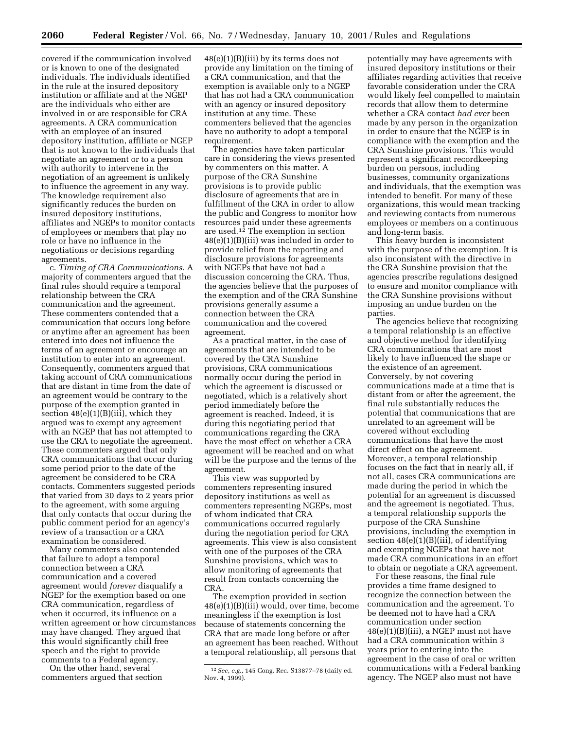covered if the communication involved or is known to one of the designated individuals. The individuals identified in the rule at the insured depository institution or affiliate and at the NGEP are the individuals who either are involved in or are responsible for CRA agreements. A CRA communication with an employee of an insured depository institution, affiliate or NGEP that is not known to the individuals that negotiate an agreement or to a person with authority to intervene in the negotiation of an agreement is unlikely to influence the agreement in any way. The knowledge requirement also significantly reduces the burden on insured depository institutions, affiliates and NGEPs to monitor contacts of employees or members that play no role or have no influence in the negotiations or decisions regarding agreements.

c. *Timing of CRA Communications.* A majority of commenters argued that the final rules should require a temporal relationship between the CRA communication and the agreement. These commenters contended that a communication that occurs long before or anytime after an agreement has been entered into does not influence the terms of an agreement or encourage an institution to enter into an agreement. Consequently, commenters argued that taking account of CRA communications that are distant in time from the date of an agreement would be contrary to the purpose of the exemption granted in section 48(e)(1)(B)(iii), which they argued was to exempt any agreement with an NGEP that has not attempted to use the CRA to negotiate the agreement. These commenters argued that only CRA communications that occur during some period prior to the date of the agreement be considered to be CRA contacts. Commenters suggested periods that varied from 30 days to 2 years prior to the agreement, with some arguing that only contacts that occur during the public comment period for an agency's review of a transaction or a CRA examination be considered.

Many commenters also contended that failure to adopt a temporal connection between a CRA communication and a covered agreement would *forever* disqualify a NGEP for the exemption based on one CRA communication, regardless of when it occurred, its influence on a written agreement or how circumstances may have changed. They argued that this would significantly chill free speech and the right to provide comments to a Federal agency.

On the other hand, several commenters argued that section 48(e)(1)(B)(iii) by its terms does not provide any limitation on the timing of a CRA communication, and that the exemption is available only to a NGEP that has not had a CRA communication with an agency or insured depository institution at any time. These commenters believed that the agencies have no authority to adopt a temporal requirement.

The agencies have taken particular care in considering the views presented by commenters on this matter. A purpose of the CRA Sunshine provisions is to provide public disclosure of agreements that are in fulfillment of the CRA in order to allow the public and Congress to monitor how resources paid under these agreements are used.[12] The exemption in section 48(e)(1)(B)(iii) was included in order to provide relief from the reporting and disclosure provisions for agreements with NGEPs that have not had a discussion concerning the CRA. Thus, the agencies believe that the purposes of the exemption and of the CRA Sunshine provisions generally assume a connection between the CRA communication and the covered agreement.

As a practical matter, in the case of agreements that are intended to be covered by the CRA Sunshine provisions, CRA communications normally occur during the period in which the agreement is discussed or negotiated, which is a relatively short period immediately before the agreement is reached. Indeed, it is during this negotiating period that communications regarding the CRA have the most effect on whether a CRA agreement will be reached and on what will be the purpose and the terms of the agreement.

This view was supported by commenters representing insured depository institutions as well as commenters representing NGEPs, most of whom indicated that CRA communications occurred regularly during the negotiation period for CRA agreements. This view is also consistent with one of the purposes of the CRA Sunshine provisions, which was to allow monitoring of agreements that result from contacts concerning the CRA.

The exemption provided in section 48(e)(1)(B)(iii) would, over time, become meaningless if the exemption is lost because of statements concerning the CRA that are made long before or after an agreement has been reached. Without a temporal relationship, all persons that potentially may have agreements with insured depository institutions or their affiliates regarding activities that receive favorable consideration under the CRA would likely feel compelled to maintain records that allow them to determine whether a CRA contact *had ever* been made by any person in the organization in order to ensure that the NGEP is in compliance with the exemption and the CRA Sunshine provisions. This would represent a significant recordkeeping burden on persons, including businesses, community organizations and individuals, that the exemption was intended to benefit. For many of these organizations, this would mean tracking and reviewing contacts from numerous employees or members on a continuous and long-term basis.

This heavy burden is inconsistent with the purpose of the exemption. It is also inconsistent with the directive in the CRA Sunshine provision that the agencies prescribe regulations designed to ensure and monitor compliance with the CRA Sunshine provisions without imposing an undue burden on the parties.

The agencies believe that recognizing a temporal relationship is an effective and objective method for identifying CRA communications that are most likely to have influenced the shape or the existence of an agreement. Conversely, by not covering communications made at a time that is distant from or after the agreement, the final rule substantially reduces the potential that communications that are unrelated to an agreement will be covered without excluding communications that have the most direct effect on the agreement. Moreover, a temporal relationship focuses on the fact that in nearly all, if not all, cases CRA communications are made during the period in which the potential for an agreement is discussed and the agreement is negotiated. Thus, a temporal relationship supports the purpose of the CRA Sunshine provisions, including the exemption in section 48(e)(1)(B)(iii), of identifying and exempting NGEPs that have not made CRA communications in an effort to obtain or negotiate a CRA agreement.

For these reasons, the final rule provides a time frame designed to recognize the connection between the communication and the agreement. To be deemed not to have had a CRA communication under section 48(e)(1)(B)(iii), a NGEP must not have had a CRA communication within 3 years prior to entering into the agreement in the case of oral or written communications with a Federal banking agency. The NGEP also must not have

---

[12] *See, e.g.,* 145 Cong. Rec. S13877–78 (daily ed. Nov. 4, 1999).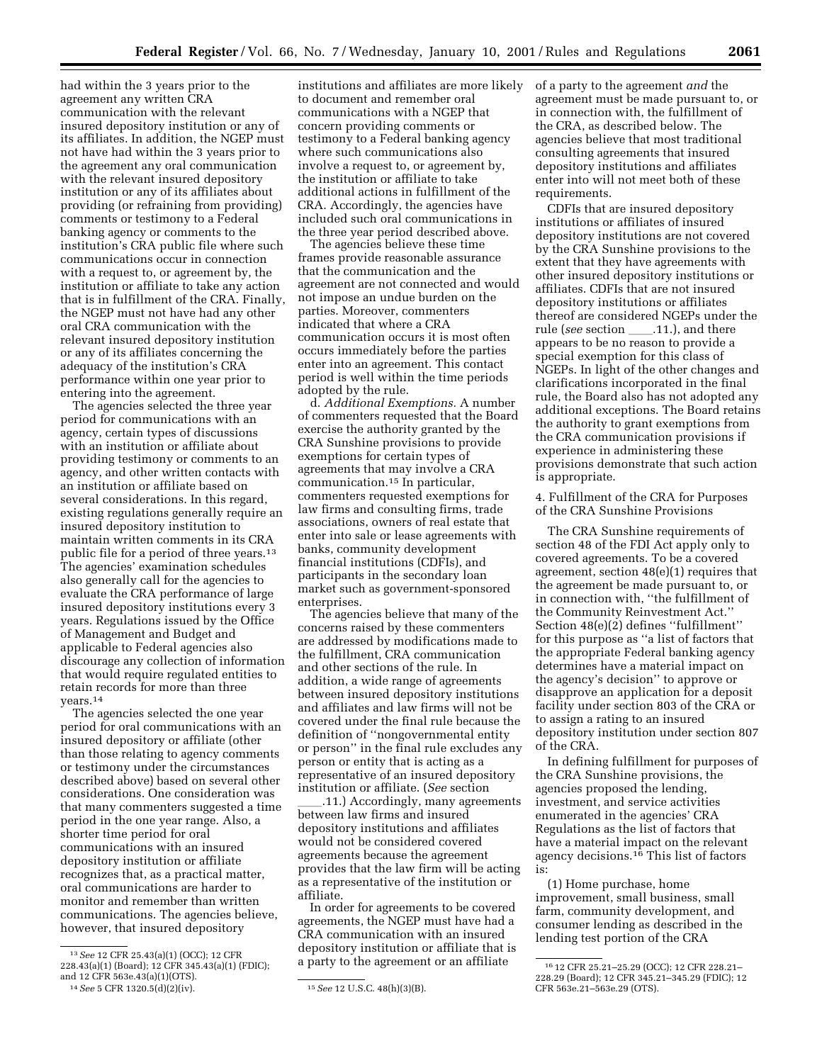had within the 3 years prior to the agreement any written CRA communication with the relevant insured depository institution or any of its affiliates. In addition, the NGEP must not have had within the 3 years prior to the agreement any oral communication with the relevant insured depository institution or any of its affiliates about providing (or refraining from providing) comments or testimony to a Federal banking agency or comments to the institution's CRA public file where such communications occur in connection with a request to, or agreement by, the institution or affiliate to take any action that is in fulfillment of the CRA. Finally, the NGEP must not have had any other oral CRA communication with the relevant insured depository institution or any of its affiliates concerning the adequacy of the institution's CRA performance within one year prior to entering into the agreement.

The agencies selected the three year period for communications with an agency, certain types of discussions with an institution or affiliate about providing testimony or comments to an agency, and other written contacts with an institution or affiliate based on several considerations. In this regard, existing regulations generally require an insured depository institution to maintain written comments in its CRA public file for a period of three years.[13] The agencies' examination schedules also generally call for the agencies to evaluate the CRA performance of large insured depository institutions every 3 years. Regulations issued by the Office of Management and Budget and applicable to Federal agencies also discourage any collection of information that would require regulated entities to retain records for more than three years.[14]

The agencies selected the one year period for oral communications with an insured depository or affiliate (other than those relating to agency comments or testimony under the circumstances described above) based on several other considerations. One consideration was that many commenters suggested a time period in the one year range. Also, a shorter time period for oral communications with an insured depository institution or affiliate recognizes that, as a practical matter, oral communications are harder to monitor and remember than written communications. The agencies believe, however, that insured depository institutions and affiliates are more likely to document and remember oral communications with a NGEP that concern providing comments or testimony to a Federal banking agency where such communications also involve a request to, or agreement by, the institution or affiliate to take additional actions in fulfillment of the CRA. Accordingly, the agencies have included such oral communications in the three year period described above.

The agencies believe these time frames provide reasonable assurance that the communication and the agreement are not connected and would not impose an undue burden on the parties. Moreover, commenters indicated that where a CRA communication occurs it is most often occurs immediately before the parties enter into an agreement. This contact period is well within the time periods adopted by the rule.

d. *Additional Exemptions.* A number of commenters requested that the Board exercise the authority granted by the CRA Sunshine provisions to provide exemptions for certain types of agreements that may involve a CRA communication.[15] In particular, commenters requested exemptions for law firms and consulting firms, trade associations, owners of real estate that enter into sale or lease agreements with banks, community development financial institutions (CDFIs), and participants in the secondary loan market such as government-sponsored enterprises.

The agencies believe that many of the concerns raised by these commenters are addressed by modifications made to the fulfillment, CRA communication and other sections of the rule. In addition, a wide range of agreements between insured depository institutions and affiliates and law firms will not be covered under the final rule because the definition of "nongovernmental entity or person" in the final rule excludes any person or entity that is acting as a representative of an insured depository institution or affiliate. (*See* section ____.11.) Accordingly, many agreements between law firms and insured depository institutions and affiliates would not be considered covered agreements because the agreement provides that the law firm will be acting as a representative of the institution or affiliate.

In order for agreements to be covered agreements, the NGEP must have had a CRA communication with an insured depository institution or affiliate that is a party to the agreement or an affiliate of a party to the agreement *and* the agreement must be made pursuant to, or in connection with, the fulfillment of the CRA, as described below. The agencies believe that most traditional consulting agreements that insured depository institutions and affiliates enter into will not meet both of these requirements.

CDFIs that are insured depository institutions or affiliates of insured depository institutions are not covered by the CRA Sunshine provisions to the extent that they have agreements with other insured depository institutions or affiliates. CDFIs that are not insured depository institutions or affiliates thereof are considered NGEPs under the rule (*see* section ____.11.), and there appears to be no reason to provide a special exemption for this class of NGEPs. In light of the other changes and clarifications incorporated in the final rule, the Board also has not adopted any additional exceptions. The Board retains the authority to grant exemptions from the CRA communication provisions if experience in administering these provisions demonstrate that such action is appropriate.

4. Fulfillment of the CRA for Purposes of the CRA Sunshine Provisions

The CRA Sunshine requirements of section 48 of the FDI Act apply only to covered agreements. To be a covered agreement, section 48(e)(1) requires that the agreement be made pursuant to, or in connection with, "the fulfillment of the Community Reinvestment Act." Section 48(e)(2) defines "fulfillment" for this purpose as "a list of factors that the appropriate Federal banking agency determines have a material impact on the agency's decision" to approve or disapprove an application for a deposit facility under section 803 of the CRA or to assign a rating to an insured depository institution under section 807 of the CRA.

In defining fulfillment for purposes of the CRA Sunshine provisions, the agencies proposed the lending, investment, and service activities enumerated in the agencies' CRA Regulations as the list of factors that have a material impact on the relevant agency decisions.[16] This list of factors is:

(1) Home purchase, home improvement, small business, small farm, community development, and consumer lending as described in the lending test portion of the CRA

---

[13] *See* 12 CFR 25.43(a)(1) (OCC); 12 CFR 228.43(a)(1) (Board); 12 CFR 345.43(a)(1) (FDIC); and 12 CFR 563e.43(a)(1)(OTS).

[14] *See* 5 CFR 1320.5(d)(2)(iv).

[15] *See* 12 U.S.C. 48(h)(3)(B).

[16] 12 CFR 25.21–25.29 (OCC); 12 CFR 228.21–228.29 (Board); 12 CFR 345.21–345.29 (FDIC); 12 CFR 563e.21–563e.29 (OTS).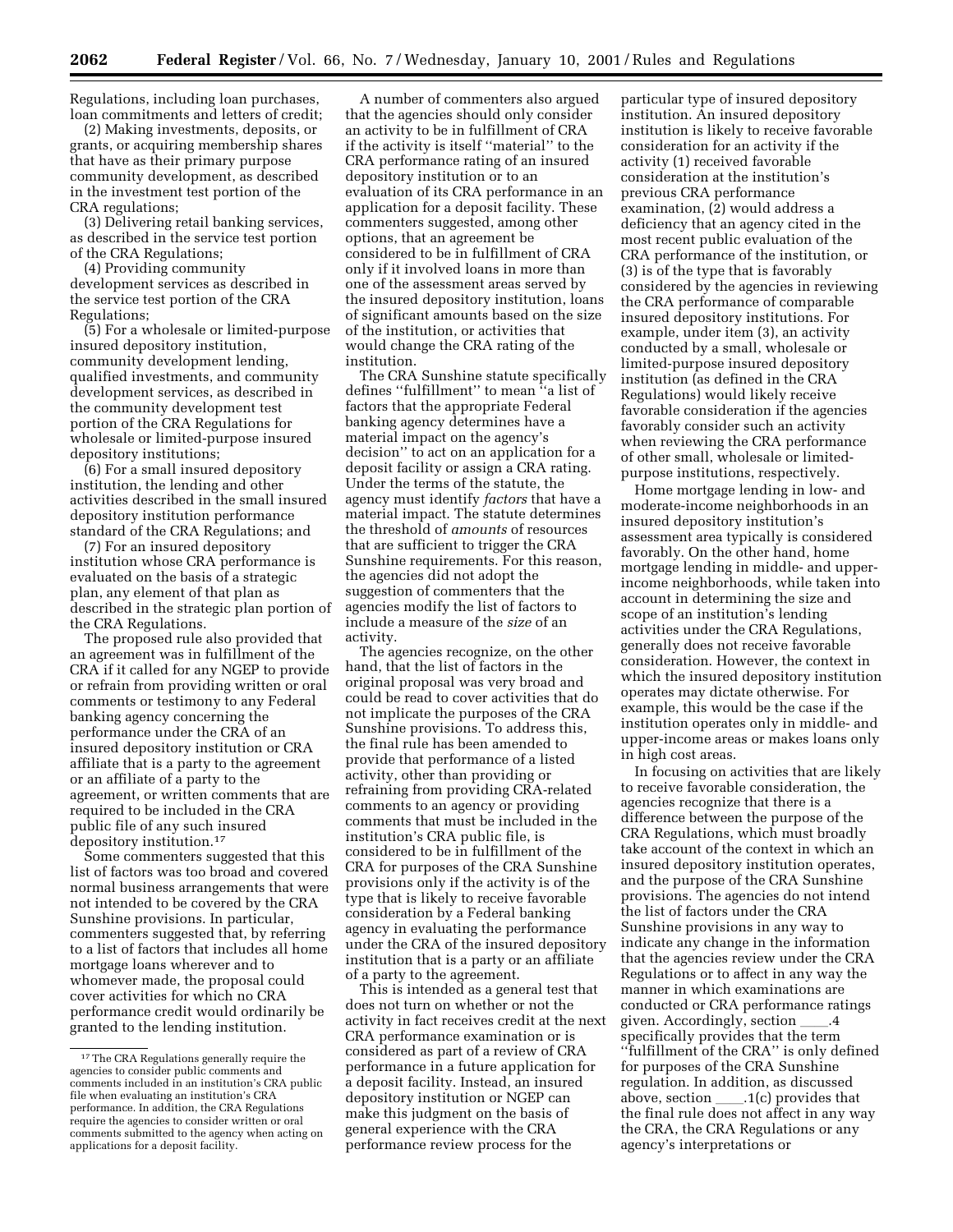Regulations, including loan purchases, loan commitments and letters of credit;

(2) Making investments, deposits, or grants, or acquiring membership shares that have as their primary purpose community development, as described in the investment test portion of the CRA regulations;

(3) Delivering retail banking services, as described in the service test portion of the CRA Regulations;

(4) Providing community development services as described in the service test portion of the CRA Regulations;

(5) For a wholesale or limited-purpose insured depository institution, community development lending, qualified investments, and community development services, as described in the community development test portion of the CRA Regulations for wholesale or limited-purpose insured depository institutions;

(6) For a small insured depository institution, the lending and other activities described in the small insured depository institution performance standard of the CRA Regulations; and

(7) For an insured depository institution whose CRA performance is evaluated on the basis of a strategic plan, any element of that plan as described in the strategic plan portion of the CRA Regulations.

The proposed rule also provided that an agreement was in fulfillment of the CRA if it called for any NGEP to provide or refrain from providing written or oral comments or testimony to any Federal banking agency concerning the performance under the CRA of an insured depository institution or CRA affiliate that is a party to the agreement or an affiliate of a party to the agreement, or written comments that are required to be included in the CRA public file of any such insured depository institution.[17]

Some commenters suggested that this list of factors was too broad and covered normal business arrangements that were not intended to be covered by the CRA Sunshine provisions. In particular, commenters suggested that, by referring to a list of factors that includes all home mortgage loans wherever and to whomever made, the proposal could cover activities for which no CRA performance credit would ordinarily be granted to the lending institution.

A number of commenters also argued that the agencies should only consider an activity to be in fulfillment of CRA if the activity is itself "material" to the CRA performance rating of an insured depository institution or to an evaluation of its CRA performance in an application for a deposit facility. These commenters suggested, among other options, that an agreement be considered to be in fulfillment of CRA only if it involved loans in more than one of the assessment areas served by the insured depository institution, loans of significant amounts based on the size of the institution, or activities that would change the CRA rating of the institution.

The CRA Sunshine statute specifically defines "fulfillment" to mean "a list of factors that the appropriate Federal banking agency determines have a material impact on the agency's decision" to act on an application for a deposit facility or assign a CRA rating. Under the terms of the statute, the agency must identify *factors* that have a material impact. The statute determines the threshold of *amounts* of resources that are sufficient to trigger the CRA Sunshine requirements. For this reason, the agencies did not adopt the suggestion of commenters that the agencies modify the list of factors to include a measure of the *size* of an activity.

The agencies recognize, on the other hand, that the list of factors in the original proposal was very broad and could be read to cover activities that do not implicate the purposes of the CRA Sunshine provisions. To address this, the final rule has been amended to provide that performance of a listed activity, other than providing or refraining from providing CRA-related comments to an agency or providing comments that must be included in the institution's CRA public file, is considered to be in fulfillment of the CRA for purposes of the CRA Sunshine provisions only if the activity is of the type that is likely to receive favorable consideration by a Federal banking agency in evaluating the performance under the CRA of the insured depository institution that is a party or an affiliate of a party to the agreement.

This is intended as a general test that does not turn on whether or not the activity in fact receives credit at the next CRA performance examination or is considered as part of a review of CRA performance in a future application for a deposit facility. Instead, an insured depository institution or NGEP can make this judgment on the basis of general experience with the CRA performance review process for the particular type of insured depository institution. An insured depository institution is likely to receive favorable consideration for an activity if the activity (1) received favorable consideration at the institution's previous CRA performance examination, (2) would address a deficiency that an agency cited in the most recent public evaluation of the CRA performance of the institution, or (3) is of the type that is favorably considered by the agencies in reviewing the CRA performance of comparable insured depository institutions. For example, under item (3), an activity conducted by a small, wholesale or limited-purpose insured depository institution (as defined in the CRA Regulations) would likely receive favorable consideration if the agencies favorably consider such an activity when reviewing the CRA performance of other small, wholesale or limited-purpose institutions, respectively.

Home mortgage lending in low- and moderate-income neighborhoods in an insured depository institution's assessment area typically is considered favorably. On the other hand, home mortgage lending in middle- and upper-income neighborhoods, while taken into account in determining the size and scope of an institution's lending activities under the CRA Regulations, generally does not receive favorable consideration. However, the context in which the insured depository institution operates may dictate otherwise. For example, this would be the case if the institution operates only in middle- and upper-income areas or makes loans only in high cost areas.

In focusing on activities that are likely to receive favorable consideration, the agencies recognize that there is a difference between the purpose of the CRA Regulations, which must broadly take account of the context in which an insured depository institution operates, and the purpose of the CRA Sunshine provisions. The agencies do not intend the list of factors under the CRA Sunshine provisions in any way to indicate any change in the information that the agencies review under the CRA Regulations or to affect in any way the manner in which examinations are conducted or CRA performance ratings given. Accordingly, section ___.4 specifically provides that the term "fulfillment of the CRA" is only defined for purposes of the CRA Sunshine regulation. In addition, as discussed above, section ___.1(c) provides that the final rule does not affect in any way the CRA, the CRA Regulations or any agency's interpretations or

[17] The CRA Regulations generally require the agencies to consider public comments and comments included in an institution's CRA public file when evaluating an institution's CRA performance. In addition, the CRA Regulations require the agencies to consider written or oral comments submitted to the agency when acting on applications for a deposit facility.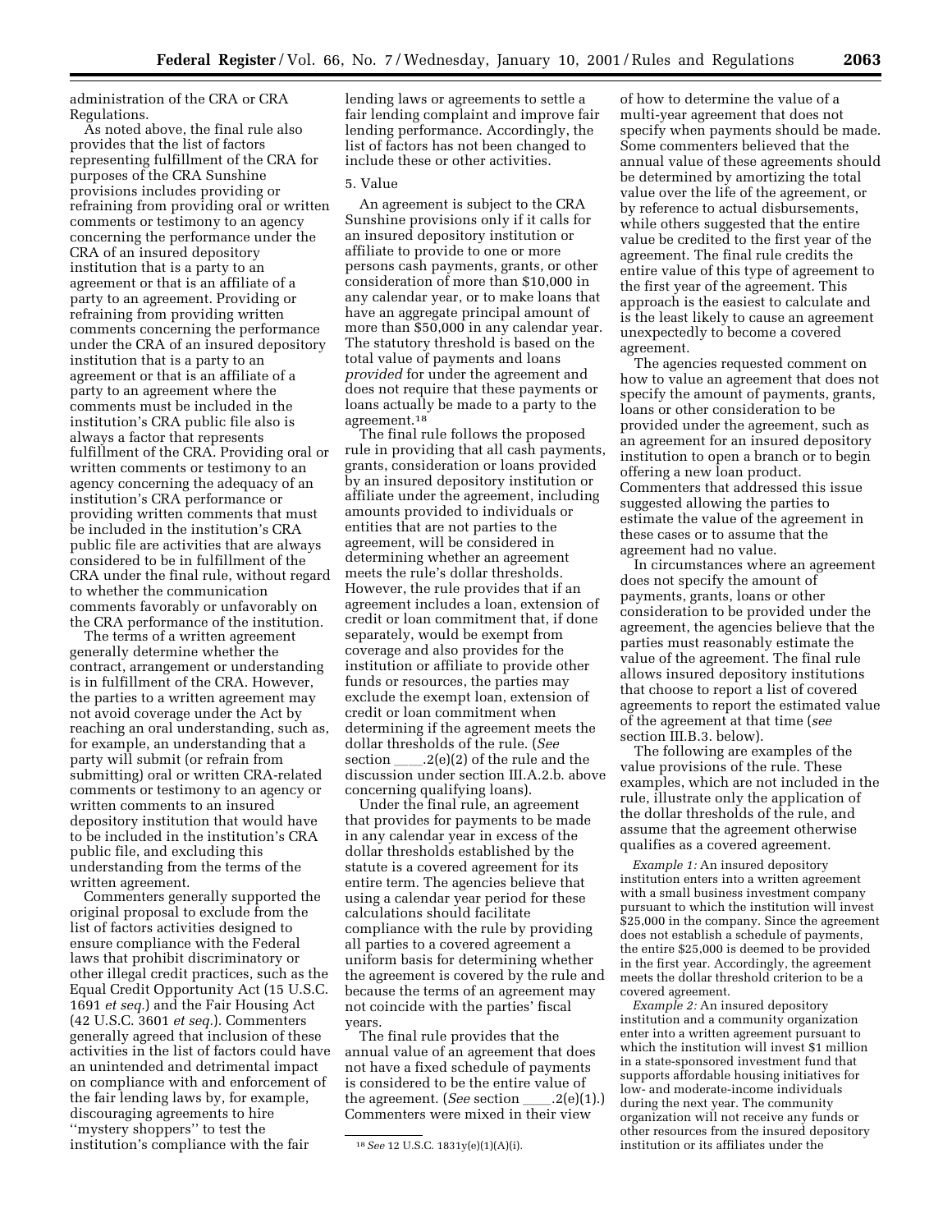administration of the CRA or CRA Regulations.

As noted above, the final rule also provides that the list of factors representing fulfillment of the CRA for purposes of the CRA Sunshine provisions includes providing or refraining from providing oral or written comments or testimony to an agency concerning the performance under the CRA of an insured depository institution that is a party to an agreement or that is an affiliate of a party to an agreement. Providing or refraining from providing written comments concerning the performance under the CRA of an insured depository institution that is a party to an agreement or that is an affiliate of a party to an agreement where the comments must be included in the institution's CRA public file also is always a factor that represents fulfillment of the CRA. Providing oral or written comments or testimony to an agency concerning the adequacy of an institution's CRA performance or providing written comments that must be included in the institution's CRA public file are activities that are always considered to be in fulfillment of the CRA under the final rule, without regard to whether the communication comments favorably or unfavorably on the CRA performance of the institution.

The terms of a written agreement generally determine whether the contract, arrangement or understanding is in fulfillment of the CRA. However, the parties to a written agreement may not avoid coverage under the Act by reaching an oral understanding, such as, for example, an understanding that a party will submit (or refrain from submitting) oral or written CRA-related comments or testimony to an agency or written comments to an insured depository institution that would have to be included in the institution's CRA public file, and excluding this understanding from the terms of the written agreement.

Commenters generally supported the original proposal to exclude from the list of factors activities designed to ensure compliance with the Federal laws that prohibit discriminatory or other illegal credit practices, such as the Equal Credit Opportunity Act (15 U.S.C. 1691 *et seq.*) and the Fair Housing Act (42 U.S.C. 3601 *et seq.*). Commenters generally agreed that inclusion of these activities in the list of factors could have an unintended and detrimental impact on compliance with and enforcement of the fair lending laws by, for example, discouraging agreements to hire "mystery shoppers" to test the institution's compliance with the fair lending laws or agreements to settle a fair lending complaint and improve fair lending performance. Accordingly, the list of factors has not been changed to include these or other activities.

### 5. Value

An agreement is subject to the CRA Sunshine provisions only if it calls for an insured depository institution or affiliate to provide to one or more persons cash payments, grants, or other consideration of more than $10,000 in any calendar year, or to make loans that have an aggregate principal amount of more than $50,000 in any calendar year. The statutory threshold is based on the total value of payments and loans *provided* for under the agreement and does not require that these payments or loans actually be made to a party to the agreement.[18]

The final rule follows the proposed rule in providing that all cash payments, grants, consideration or loans provided by an insured depository institution or affiliate under the agreement, including amounts provided to individuals or entities that are not parties to the agreement, will be considered in determining whether an agreement meets the rule's dollar thresholds. However, the rule provides that if an agreement includes a loan, extension of credit or loan commitment that, if done separately, would be exempt from coverage and also provides for the institution or affiliate to provide other funds or resources, the parties may exclude the exempt loan, extension of credit or loan commitment when determining if the agreement meets the dollar thresholds of the rule. (*See* section ____.2(e)(2) of the rule and the discussion under section III.A.2.b. above concerning qualifying loans).

Under the final rule, an agreement that provides for payments to be made in any calendar year in excess of the dollar thresholds established by the statute is a covered agreement for its entire term. The agencies believe that using a calendar year period for these calculations should facilitate compliance with the rule by providing all parties to a covered agreement a uniform basis for determining whether the agreement is covered by the rule and because the terms of an agreement may not coincide with the parties' fiscal years.

The final rule provides that the annual value of an agreement that does not have a fixed schedule of payments is considered to be the entire value of the agreement. (*See* section ____.2(e)(1).) Commenters were mixed in their view of how to determine the value of a multi-year agreement that does not specify when payments should be made. Some commenters believed that the annual value of these agreements should be determined by amortizing the total value over the life of the agreement, or by reference to actual disbursements, while others suggested that the entire value be credited to the first year of the agreement. The final rule credits the entire value of this type of agreement to the first year of the agreement. This approach is the easiest to calculate and is the least likely to cause an agreement unexpectedly to become a covered agreement.

The agencies requested comment on how to value an agreement that does not specify the amount of payments, grants, loans or other consideration to be provided under the agreement, such as an agreement for an insured depository institution to open a branch or to begin offering a new loan product. Commenters that addressed this issue suggested allowing the parties to estimate the value of the agreement in these cases or to assume that the agreement had no value.

In circumstances where an agreement does not specify the amount of payments, grants, loans or other consideration to be provided under the agreement, the agencies believe that the parties must reasonably estimate the value of the agreement. The final rule allows insured depository institutions that choose to report a list of covered agreements to report the estimated value of the agreement at that time (*see* section III.B.3. below).

The following are examples of the value provisions of the rule. These examples, which are not included in the rule, illustrate only the application of the dollar thresholds of the rule, and assume that the agreement otherwise qualifies as a covered agreement.

*Example 1:* An insured depository institution enters into a written agreement with a small business investment company pursuant to which the institution will invest $25,000 in the company. Since the agreement does not establish a schedule of payments, the entire $25,000 is deemed to be provided in the first year. Accordingly, the agreement meets the dollar threshold criterion to be a covered agreement.

*Example 2:* An insured depository institution and a community organization enter into a written agreement pursuant to which the institution will invest $1 million in a state-sponsored investment fund that supports affordable housing initiatives for low- and moderate-income individuals during the next year. The community organization will not receive any funds or other resources from the insured depository institution or its affiliates under the

[18] *See* 12 U.S.C. 1831y(e)(1)(A)(i).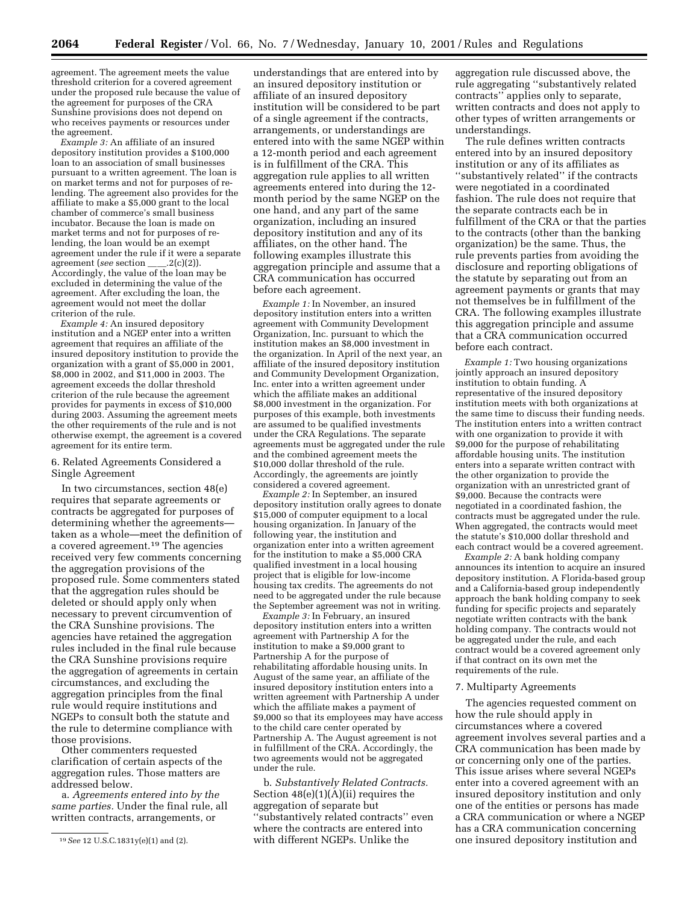agreement. The agreement meets the value threshold criterion for a covered agreement under the proposed rule because the value of the agreement for purposes of the CRA Sunshine provisions does not depend on who receives payments or resources under the agreement.

*Example 3:* An affiliate of an insured depository institution provides a $100,000 loan to an association of small businesses pursuant to a written agreement. The loan is on market terms and not for purposes of re-lending. The agreement also provides for the affiliate to make a $5,000 grant to the local chamber of commerce's small business incubator. Because the loan is made on market terms and not for purposes of re-lending, the loan would be an exempt agreement under the rule if it were a separate agreement (*see* section ____.2(c)(2)). Accordingly, the value of the loan may be excluded in determining the value of the agreement. After excluding the loan, the agreement would not meet the dollar criterion of the rule.

*Example 4:* An insured depository institution and a NGEP enter into a written agreement that requires an affiliate of the insured depository institution to provide the organization with a grant of $5,000 in 2001, $8,000 in 2002, and $11,000 in 2003. The agreement exceeds the dollar threshold criterion of the rule because the agreement provides for payments in excess of $10,000 during 2003. Assuming the agreement meets the other requirements of the rule and is not otherwise exempt, the agreement is a covered agreement for its entire term.

6. Related Agreements Considered a Single Agreement

In two circumstances, section 48(e) requires that separate agreements or contracts be aggregated for purposes of determining whether the agreements—taken as a whole—meet the definition of a covered agreement.[19] The agencies received very few comments concerning the aggregation provisions of the proposed rule. Some commenters stated that the aggregation rules should be deleted or should apply only when necessary to prevent circumvention of the CRA Sunshine provisions. The agencies have retained the aggregation rules included in the final rule because the CRA Sunshine provisions require the aggregation of agreements in certain circumstances, and excluding the aggregation principles from the final rule would require institutions and NGEPs to consult both the statute and the rule to determine compliance with those provisions.

Other commenters requested clarification of certain aspects of the aggregation rules. Those matters are addressed below.

a. *Agreements entered into by the same parties.* Under the final rule, all written contracts, arrangements, or understandings that are entered into by an insured depository institution or affiliate of an insured depository institution will be considered to be part of a single agreement if the contracts, arrangements, or understandings are entered into with the same NGEP within a 12-month period and each agreement is in fulfillment of the CRA. This aggregation rule applies to all written agreements entered into during the 12-month period by the same NGEP on the one hand, and any part of the same organization, including an insured depository institution and any of its affiliates, on the other hand. The following examples illustrate this aggregation principle and assume that a CRA communication has occurred before each agreement.

*Example 1:* In November, an insured depository institution enters into a written agreement with Community Development Organization, Inc. pursuant to which the institution makes an $8,000 investment in the organization. In April of the next year, an affiliate of the insured depository institution and Community Development Organization, Inc. enter into a written agreement under which the affiliate makes an additional $8,000 investment in the organization. For purposes of this example, both investments are assumed to be qualified investments under the CRA Regulations. The separate agreements must be aggregated under the rule and the combined agreement meets the $10,000 dollar threshold of the rule. Accordingly, the agreements are jointly considered a covered agreement.

*Example 2:* In September, an insured depository institution orally agrees to donate $15,000 of computer equipment to a local housing organization. In January of the following year, the institution and organization enter into a written agreement for the institution to make a $5,000 CRA qualified investment in a local housing project that is eligible for low-income housing tax credits. The agreements do not need to be aggregated under the rule because the September agreement was not in writing.

*Example 3:* In February, an insured depository institution enters into a written agreement with Partnership A for the institution to make a $9,000 grant to Partnership A for the purpose of rehabilitating affordable housing units. In August of the same year, an affiliate of the insured depository institution enters into a written agreement with Partnership A under which the affiliate makes a payment of $9,000 so that its employees may have access to the child care center operated by Partnership A. The August agreement is not in fulfillment of the CRA. Accordingly, the two agreements would not be aggregated under the rule.

b. *Substantively Related Contracts.* Section 48(e)(1)(A)(ii) requires the aggregation of separate but "substantively related contracts" even where the contracts are entered into with different NGEPs. Unlike the aggregation rule discussed above, the rule aggregating "substantively related contracts" applies only to separate, written contracts and does not apply to other types of written arrangements or understandings.

The rule defines written contracts entered into by an insured depository institution or any of its affiliates as "substantively related" if the contracts were negotiated in a coordinated fashion. The rule does not require that the separate contracts each be in fulfillment of the CRA or that the parties to the contracts (other than the banking organization) be the same. Thus, the rule prevents parties from avoiding the disclosure and reporting obligations of the statute by separating out from an agreement payments or grants that may not themselves be in fulfillment of the CRA. The following examples illustrate this aggregation principle and assume that a CRA communication occurred before each contract.

*Example 1:* Two housing organizations jointly approach an insured depository institution to obtain funding. A representative of the insured depository institution meets with both organizations at the same time to discuss their funding needs. The institution enters into a written contract with one organization to provide it with $9,000 for the purpose of rehabilitating affordable housing units. The institution enters into a separate written contract with the other organization to provide the organization with an unrestricted grant of $9,000. Because the contracts were negotiated in a coordinated fashion, the contracts must be aggregated under the rule. When aggregated, the contracts would meet the statute's $10,000 dollar threshold and each contract would be a covered agreement.

*Example 2:* A bank holding company announces its intention to acquire an insured depository institution. A Florida-based group and a California-based group independently approach the bank holding company to seek funding for specific projects and separately negotiate written contracts with the bank holding company. The contracts would not be aggregated under the rule, and each contract would be a covered agreement only if that contract on its own met the requirements of the rule.

7. Multiparty Agreements

The agencies requested comment on how the rule should apply in circumstances where a covered agreement involves several parties and a CRA communication has been made by or concerning only one of the parties. This issue arises where several NGEPs enter into a covered agreement with an insured depository institution and only one of the entities or persons has made a CRA communication or where a NGEP has a CRA communication concerning one insured depository institution and

[19] *See* 12 U.S.C.1831y(e)(1) and (2).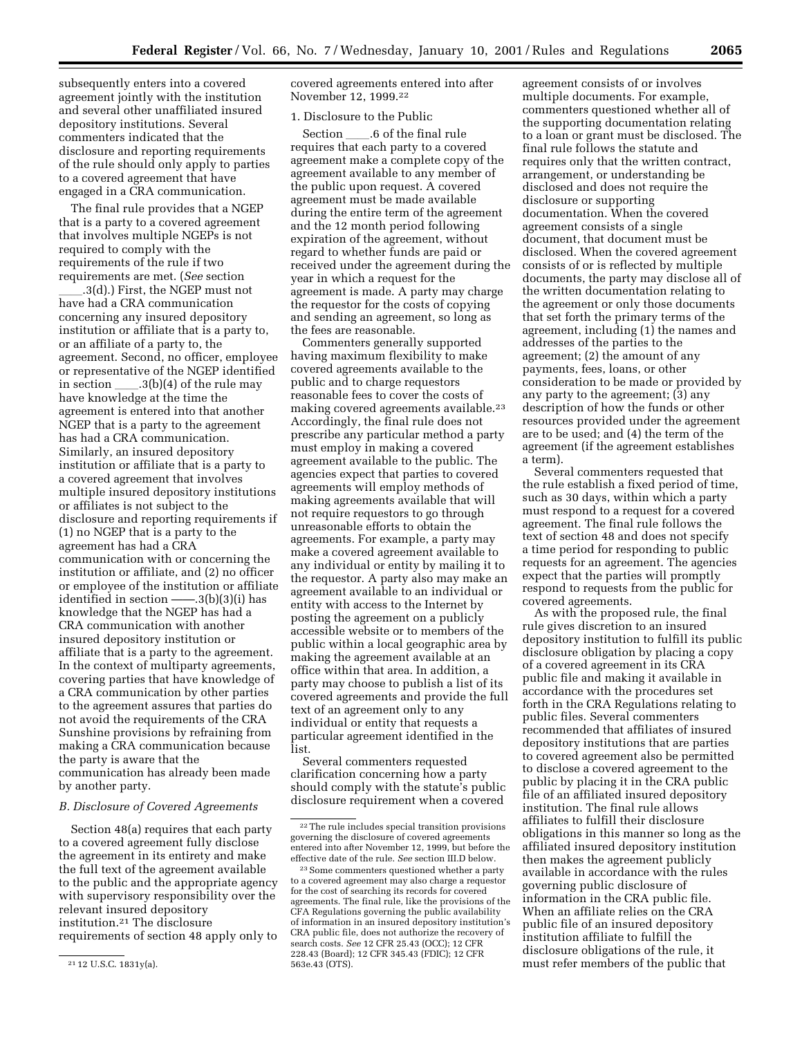subsequently enters into a covered agreement jointly with the institution and several other unaffiliated insured depository institutions. Several commenters indicated that the disclosure and reporting requirements of the rule should only apply to parties to a covered agreement that have engaged in a CRA communication.

The final rule provides that a NGEP that is a party to a covered agreement that involves multiple NGEPs is not required to comply with the requirements of the rule if two requirements are met. (*See* section ____.3(d).) First, the NGEP must not have had a CRA communication concerning any insured depository institution or affiliate that is a party to, or an affiliate of a party to, the agreement. Second, no officer, employee or representative of the NGEP identified in section ____.3(b)(4) of the rule may have knowledge at the time the agreement is entered into that another NGEP that is a party to the agreement has had a CRA communication. Similarly, an insured depository institution or affiliate that is a party to a covered agreement that involves multiple insured depository institutions or affiliates is not subject to the disclosure and reporting requirements if (1) no NGEP that is a party to the agreement has had a CRA communication with or concerning the institution or affiliate, and (2) no officer or employee of the institution or affiliate identified in section ——.3(b)(3)(i) has knowledge that the NGEP has had a CRA communication with another insured depository institution or affiliate that is a party to the agreement. In the context of multiparty agreements, covering parties that have knowledge of a CRA communication by other parties to the agreement assures that parties do not avoid the requirements of the CRA Sunshine provisions by refraining from making a CRA communication because the party is aware that the communication has already been made by another party.

### *B. Disclosure of Covered Agreements*

Section 48(a) requires that each party to a covered agreement fully disclose the agreement in its entirety and make the full text of the agreement available to the public and the appropriate agency with supervisory responsibility over the relevant insured depository institution.[21] The disclosure requirements of section 48 apply only to covered agreements entered into after November 12, 1999.[22]

1. Disclosure to the Public

Section ____.6 of the final rule requires that each party to a covered agreement make a complete copy of the agreement available to any member of the public upon request. A covered agreement must be made available during the entire term of the agreement and the 12 month period following expiration of the agreement, without regard to whether funds are paid or received under the agreement during the year in which a request for the agreement is made. A party may charge the requestor for the costs of copying and sending an agreement, so long as the fees are reasonable.

Commenters generally supported having maximum flexibility to make covered agreements available to the public and to charge requestors reasonable fees to cover the costs of making covered agreements available.[23] Accordingly, the final rule does not prescribe any particular method a party must employ in making a covered agreement available to the public. The agencies expect that parties to covered agreements will employ methods of making agreements available that will not require requestors to go through unreasonable efforts to obtain the agreements. For example, a party may make a covered agreement available to any individual or entity by mailing it to the requestor. A party also may make an agreement available to an individual or entity with access to the Internet by posting the agreement on a publicly accessible website or to members of the public within a local geographic area by making the agreement available at an office within that area. In addition, a party may choose to publish a list of its covered agreements and provide the full text of an agreement only to any individual or entity that requests a particular agreement identified in the list.

Several commenters requested clarification concerning how a party should comply with the statute's public disclosure requirement when a covered agreement consists of or involves multiple documents. For example, commenters questioned whether all of the supporting documentation relating to a loan or grant must be disclosed. The final rule follows the statute and requires only that the written contract, arrangement, or understanding be disclosed and does not require the disclosure or supporting documentation. When the covered agreement consists of a single document, that document must be disclosed. When the covered agreement consists of or is reflected by multiple documents, the party may disclose all of the written documentation relating to the agreement or only those documents that set forth the primary terms of the agreement, including (1) the names and addresses of the parties to the agreement; (2) the amount of any payments, fees, loans, or other consideration to be made or provided by any party to the agreement; (3) any description of how the funds or other resources provided under the agreement are to be used; and (4) the term of the agreement (if the agreement establishes a term).

Several commenters requested that the rule establish a fixed period of time, such as 30 days, within which a party must respond to a request for a covered agreement. The final rule follows the text of section 48 and does not specify a time period for responding to public requests for an agreement. The agencies expect that the parties will promptly respond to requests from the public for covered agreements.

As with the proposed rule, the final rule gives discretion to an insured depository institution to fulfill its public disclosure obligation by placing a copy of a covered agreement in its CRA public file and making it available in accordance with the procedures set forth in the CRA Regulations relating to public files. Several commenters recommended that affiliates of insured depository institutions that are parties to covered agreement also be permitted to disclose a covered agreement to the public by placing it in the CRA public file of an affiliated insured depository institution. The final rule allows affiliates to fulfill their disclosure obligations in this manner so long as the affiliated insured depository institution then makes the agreement publicly available in accordance with the rules governing public disclosure of information in the CRA public file. When an affiliate relies on the CRA public file of an insured depository institution affiliate to fulfill the disclosure obligations of the rule, it must refer members of the public that

---

[21] 12 U.S.C. 1831y(a).

[22] The rule includes special transition provisions governing the disclosure of covered agreements entered into after November 12, 1999, but before the effective date of the rule. *See* section III.D below.

[23] Some commenters questioned whether a party to a covered agreement may also charge a requestor for the cost of searching its records for covered agreements. The final rule, like the provisions of the CFA Regulations governing the public availability of information in an insured depository institution's CRA public file, does not authorize the recovery of search costs. *See* 12 CFR 25.43 (OCC); 12 CFR 228.43 (Board); 12 CFR 345.43 (FDIC); 12 CFR 563e.43 (OTS).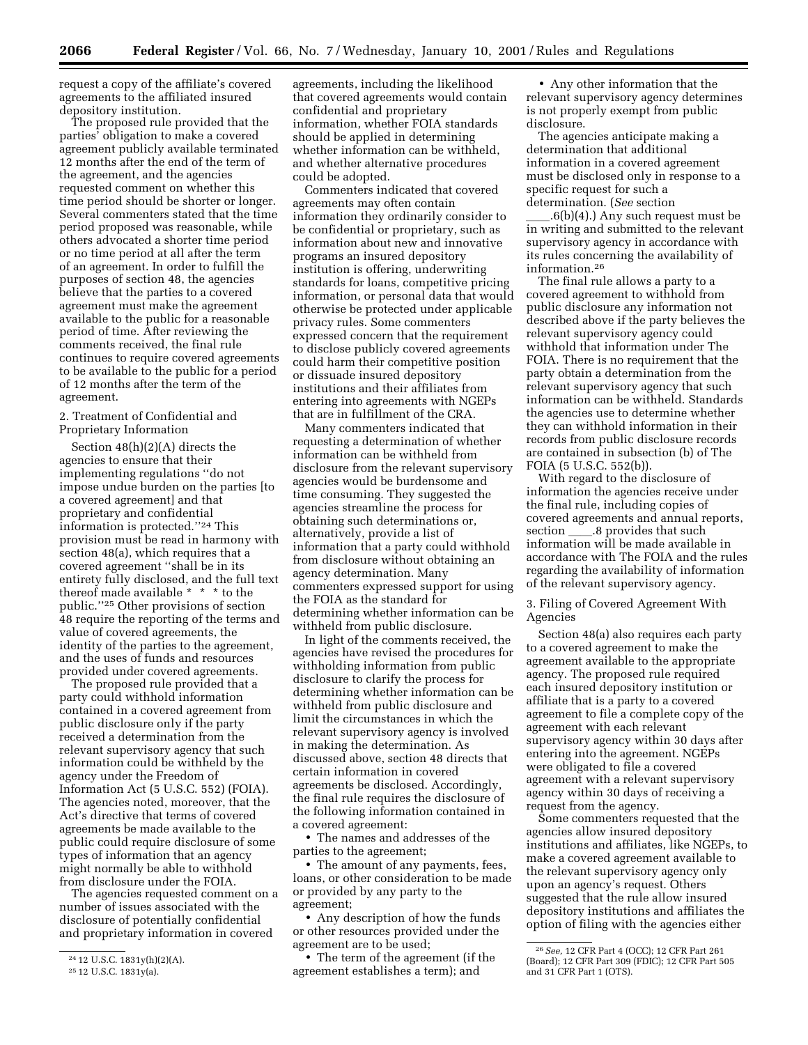request a copy of the affiliate's covered agreements to the affiliated insured depository institution.

The proposed rule provided that the parties' obligation to make a covered agreement publicly available terminated 12 months after the end of the term of the agreement, and the agencies requested comment on whether this time period should be shorter or longer. Several commenters stated that the time period proposed was reasonable, while others advocated a shorter time period or no time period at all after the term of an agreement. In order to fulfill the purposes of section 48, the agencies believe that the parties to a covered agreement must make the agreement available to the public for a reasonable period of time. After reviewing the comments received, the final rule continues to require covered agreements to be available to the public for a period of 12 months after the term of the agreement.

2. Treatment of Confidential and Proprietary Information

Section 48(h)(2)(A) directs the agencies to ensure that their implementing regulations ''do not impose undue burden on the parties [to a covered agreement] and that proprietary and confidential information is protected.''[24] This provision must be read in harmony with section 48(a), which requires that a covered agreement ''shall be in its entirety fully disclosed, and the full text thereof made available * * * to the public.''[25] Other provisions of section 48 require the reporting of the terms and value of covered agreements, the identity of the parties to the agreement, and the uses of funds and resources provided under covered agreements.

The proposed rule provided that a party could withhold information contained in a covered agreement from public disclosure only if the party received a determination from the relevant supervisory agency that such information could be withheld by the agency under the Freedom of Information Act (5 U.S.C. 552) (FOIA). The agencies noted, moreover, that the Act's directive that terms of covered agreements be made available to the public could require disclosure of some types of information that an agency might normally be able to withhold from disclosure under the FOIA.

The agencies requested comment on a number of issues associated with the disclosure of potentially confidential and proprietary information in covered agreements, including the likelihood that covered agreements would contain confidential and proprietary information, whether FOIA standards should be applied in determining whether information can be withheld, and whether alternative procedures could be adopted.

Commenters indicated that covered agreements may often contain information they ordinarily consider to be confidential or proprietary, such as information about new and innovative programs an insured depository institution is offering, underwriting standards for loans, competitive pricing information, or personal data that would otherwise be protected under applicable privacy rules. Some commenters expressed concern that the requirement to disclose publicly covered agreements could harm their competitive position or dissuade insured depository institutions and their affiliates from entering into agreements with NGEPs that are in fulfillment of the CRA.

Many commenters indicated that requesting a determination of whether information can be withheld from disclosure from the relevant supervisory agencies would be burdensome and time consuming. They suggested the agencies streamline the process for obtaining such determinations or, alternatively, provide a list of information that a party could withhold from disclosure without obtaining an agency determination. Many commenters expressed support for using the FOIA as the standard for determining whether information can be withheld from public disclosure.

In light of the comments received, the agencies have revised the procedures for withholding information from public disclosure to clarify the process for determining whether information can be withheld from public disclosure and limit the circumstances in which the relevant supervisory agency is involved in making the determination. As discussed above, section 48 directs that certain information in covered agreements be disclosed. Accordingly, the final rule requires the disclosure of the following information contained in a covered agreement:

- The names and addresses of the parties to the agreement;
- The amount of any payments, fees, loans, or other consideration to be made or provided by any party to the agreement;
- Any description of how the funds or other resources provided under the agreement are to be used;
- The term of the agreement (if the agreement establishes a term); and
- Any other information that the relevant supervisory agency determines is not properly exempt from public disclosure.

The agencies anticipate making a determination that additional information in a covered agreement must be disclosed only in response to a specific request for such a determination. (*See* section ____.6(b)(4).) Any such request must be in writing and submitted to the relevant supervisory agency in accordance with its rules concerning the availability of information.[26]

The final rule allows a party to a covered agreement to withhold from public disclosure any information not described above if the party believes the relevant supervisory agency could withhold that information under The FOIA. There is no requirement that the party obtain a determination from the relevant supervisory agency that such information can be withheld. Standards the agencies use to determine whether they can withhold information in their records from public disclosure records are contained in subsection (b) of The FOIA (5 U.S.C. 552(b)).

With regard to the disclosure of information the agencies receive under the final rule, including copies of covered agreements and annual reports, section ____.8 provides that such information will be made available in accordance with The FOIA and the rules regarding the availability of information of the relevant supervisory agency.

3. Filing of Covered Agreement With Agencies

Section 48(a) also requires each party to a covered agreement to make the agreement available to the appropriate agency. The proposed rule required each insured depository institution or affiliate that is a party to a covered agreement to file a complete copy of the agreement with each relevant supervisory agency within 30 days after entering into the agreement. NGEPs were obligated to file a covered agreement with a relevant supervisory agency within 30 days of receiving a request from the agency.

Some commenters requested that the agencies allow insured depository institutions and affiliates, like NGEPs, to make a covered agreement available to the relevant supervisory agency only upon an agency's request. Others suggested that the rule allow insured depository institutions and affiliates the option of filing with the agencies either

[24] 12 U.S.C. 1831y(h)(2)(A).

[25] 12 U.S.C. 1831y(a).

[26] *See*, 12 CFR Part 4 (OCC); 12 CFR Part 261 (Board); 12 CFR Part 309 (FDIC); 12 CFR Part 505 and 31 CFR Part 1 (OTS).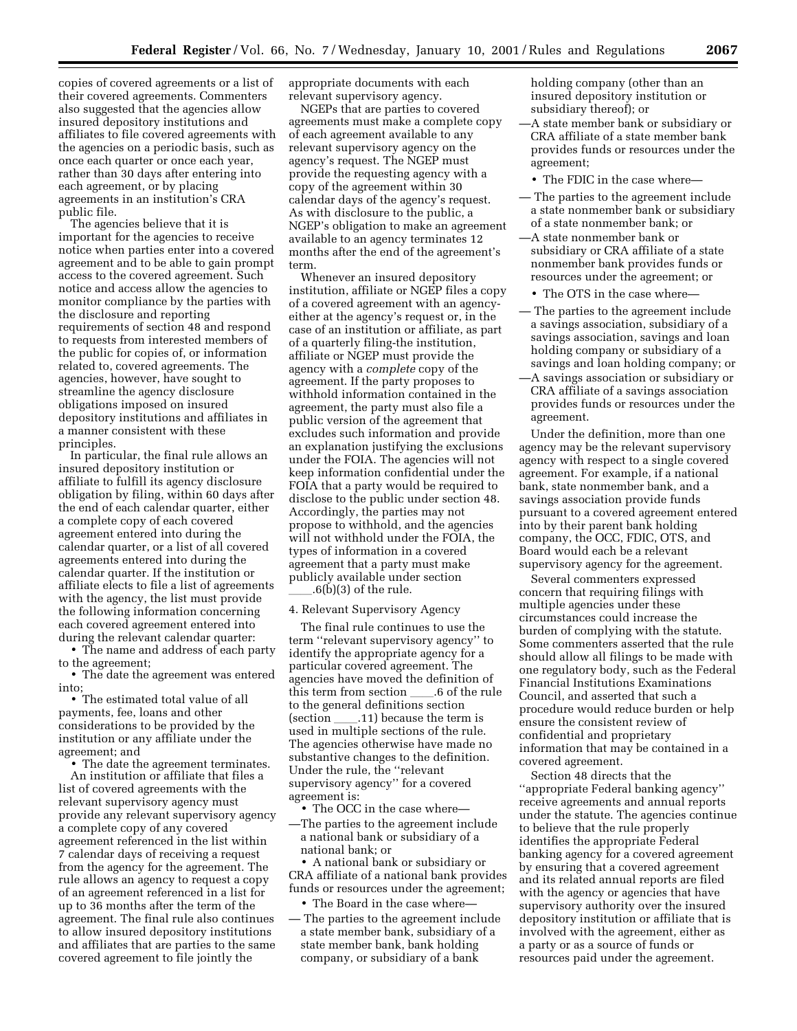copies of covered agreements or a list of their covered agreements. Commenters also suggested that the agencies allow insured depository institutions and affiliates to file covered agreements with the agencies on a periodic basis, such as once each quarter or once each year, rather than 30 days after entering into each agreement, or by placing agreements in an institution's CRA public file.

The agencies believe that it is important for the agencies to receive notice when parties enter into a covered agreement and to be able to gain prompt access to the covered agreement. Such notice and access allow the agencies to monitor compliance by the parties with the disclosure and reporting requirements of section 48 and respond to requests from interested members of the public for copies of, or information related to, covered agreements. The agencies, however, have sought to streamline the agency disclosure obligations imposed on insured depository institutions and affiliates in a manner consistent with these principles.

In particular, the final rule allows an insured depository institution or affiliate to fulfill its agency disclosure obligation by filing, within 60 days after the end of each calendar quarter, either a complete copy of each covered agreement entered into during the calendar quarter, or a list of all covered agreements entered into during the calendar quarter. If the institution or affiliate elects to file a list of agreements with the agency, the list must provide the following information concerning each covered agreement entered into during the relevant calendar quarter:

- The name and address of each party to the agreement;
- The date the agreement was entered into;
- The estimated total value of all payments, fee, loans and other considerations to be provided by the institution or any affiliate under the agreement; and
- The date the agreement terminates.

An institution or affiliate that files a list of covered agreements with the relevant supervisory agency must provide any relevant supervisory agency a complete copy of any covered agreement referenced in the list within 7 calendar days of receiving a request from the agency for the agreement. The rule allows an agency to request a copy of an agreement referenced in a list for up to 36 months after the term of the agreement. The final rule also continues to allow insured depository institutions and affiliates that are parties to the same covered agreement to file jointly the appropriate documents with each relevant supervisory agency.

NGEPs that are parties to covered agreements must make a complete copy of each agreement available to any relevant supervisory agency on the agency's request. The NGEP must provide the requesting agency with a copy of the agreement within 30 calendar days of the agency's request. As with disclosure to the public, a NGEP's obligation to make an agreement available to an agency terminates 12 months after the end of the agreement's term.

Whenever an insured depository institution, affiliate or NGEP files a copy of a covered agreement with an agency-either at the agency's request or, in the case of an institution or affiliate, as part of a quarterly filing-the institution, affiliate or NGEP must provide the agency with a *complete* copy of the agreement. If the party proposes to withhold information contained in the agreement, the party must also file a public version of the agreement that excludes such information and provide an explanation justifying the exclusions under the FOIA. The agencies will not keep information confidential under the FOIA that a party would be required to disclose to the public under section 48. Accordingly, the parties may not propose to withhold, and the agencies will not withhold under the FOIA, the types of information in a covered agreement that a party must make publicly available under section ____.6(b)(3) of the rule.

4. Relevant Supervisory Agency

The final rule continues to use the term ''relevant supervisory agency'' to identify the appropriate agency for a particular covered agreement. The agencies have moved the definition of this term from section ____.6 of the rule to the general definitions section (section ____.11) because the term is used in multiple sections of the rule. The agencies otherwise have made no substantive changes to the definition. Under the rule, the ''relevant supervisory agency'' for a covered agreement is:

- The OCC in the case where—
  - —The parties to the agreement include a national bank or subsidiary of a national bank; or
- A national bank or subsidiary or CRA affiliate of a national bank provides funds or resources under the agreement;
- The Board in the case where—
  - — The parties to the agreement include a state member bank, subsidiary of a state member bank, bank holding company, or subsidiary of a bank holding company (other than an insured depository institution or subsidiary thereof); or
  - —A state member bank or subsidiary or CRA affiliate of a state member bank provides funds or resources under the agreement;
- The FDIC in the case where—
  - — The parties to the agreement include a state nonmember bank or subsidiary of a state nonmember bank; or
  - —A state nonmember bank or subsidiary or CRA affiliate of a state nonmember bank provides funds or resources under the agreement; or
- The OTS in the case where—
  - — The parties to the agreement include a savings association, subsidiary of a savings association, savings and loan holding company or subsidiary of a savings and loan holding company; or
  - —A savings association or subsidiary or CRA affiliate of a savings association provides funds or resources under the agreement.

Under the definition, more than one agency may be the relevant supervisory agency with respect to a single covered agreement. For example, if a national bank, state nonmember bank, and a savings association provide funds pursuant to a covered agreement entered into by their parent bank holding company, the OCC, FDIC, OTS, and Board would each be a relevant supervisory agency for the agreement.

Several commenters expressed concern that requiring filings with multiple agencies under these circumstances could increase the burden of complying with the statute. Some commenters asserted that the rule should allow all filings to be made with one regulatory body, such as the Federal Financial Institutions Examinations Council, and asserted that such a procedure would reduce burden or help ensure the consistent review of confidential and proprietary information that may be contained in a covered agreement.

Section 48 directs that the ''appropriate Federal banking agency'' receive agreements and annual reports under the statute. The agencies continue to believe that the rule properly identifies the appropriate Federal banking agency for a covered agreement by ensuring that a covered agreement and its related annual reports are filed with the agency or agencies that have supervisory authority over the insured depository institution or affiliate that is involved with the agreement, either as a party or as a source of funds or resources paid under the agreement.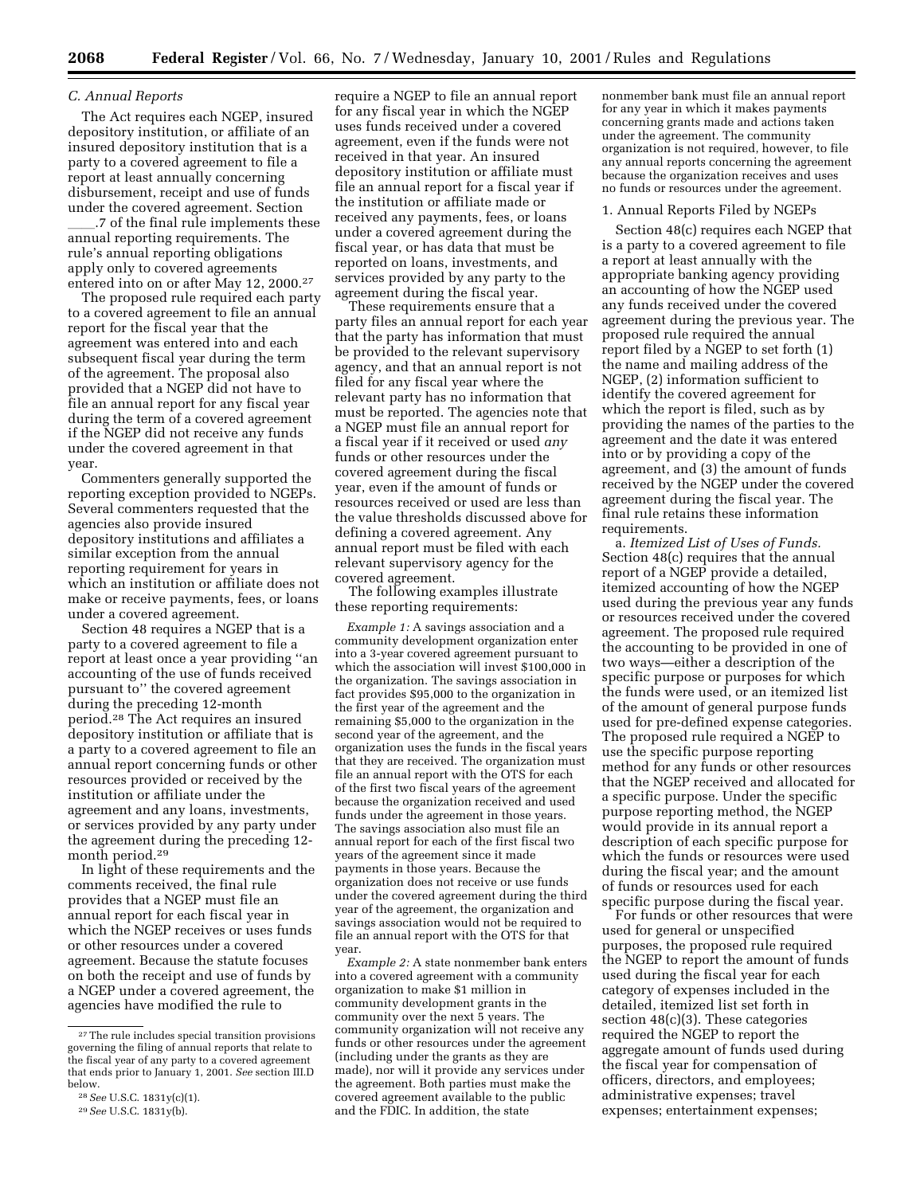### C. Annual Reports

The Act requires each NGEP, insured depository institution, or affiliate of an insured depository institution that is a party to a covered agreement to file a report at least annually concerning disbursement, receipt and use of funds under the covered agreement. Section ____.7 of the final rule implements these annual reporting requirements. The rule's annual reporting obligations apply only to covered agreements entered into on or after May 12, 2000.[27]

The proposed rule required each party to a covered agreement to file an annual report for the fiscal year that the agreement was entered into and each subsequent fiscal year during the term of the agreement. The proposal also provided that a NGEP did not have to file an annual report for any fiscal year during the term of a covered agreement if the NGEP did not receive any funds under the covered agreement in that year.

Commenters generally supported the reporting exception provided to NGEPs. Several commenters requested that the agencies also provide insured depository institutions and affiliates a similar exception from the annual reporting requirement for years in which an institution or affiliate does not make or receive payments, fees, or loans under a covered agreement.

Section 48 requires a NGEP that is a party to a covered agreement to file a report at least once a year providing "an accounting of the use of funds received pursuant to" the covered agreement during the preceding 12-month period.[28] The Act requires an insured depository institution or affiliate that is a party to a covered agreement to file an annual report concerning funds or other resources provided or received by the institution or affiliate under the agreement and any loans, investments, or services provided by any party under the agreement during the preceding 12-month period.[29]

In light of these requirements and the comments received, the final rule provides that a NGEP must file an annual report for each fiscal year in which the NGEP receives or uses funds or other resources under a covered agreement. Because the statute focuses on both the receipt and use of funds by a NGEP under a covered agreement, the agencies have modified the rule to require a NGEP to file an annual report for any fiscal year in which the NGEP uses funds received under a covered agreement, even if the funds were not received in that year. An insured depository institution or affiliate must file an annual report for a fiscal year if the institution or affiliate made or received any payments, fees, or loans under a covered agreement during the fiscal year, or has data that must be reported on loans, investments, and services provided by any party to the agreement during the fiscal year.

These requirements ensure that a party files an annual report for each year that the party has information that must be provided to the relevant supervisory agency, and that an annual report is not filed for any fiscal year where the relevant party has no information that must be reported. The agencies note that a NGEP must file an annual report for a fiscal year if it received or used *any* funds or other resources under the covered agreement during the fiscal year, even if the amount of funds or resources received or used are less than the value thresholds discussed above for defining a covered agreement. Any annual report must be filed with each relevant supervisory agency for the covered agreement.

The following examples illustrate these reporting requirements:

*Example 1:* A savings association and a community development organization enter into a 3-year covered agreement pursuant to which the association will invest $100,000 in the organization. The savings association in fact provides $95,000 to the organization in the first year of the agreement and the remaining $5,000 to the organization in the second year of the agreement, and the organization uses the funds in the fiscal years that they are received. The organization must file an annual report with the OTS for each of the first two fiscal years of the agreement because the organization received and used funds under the agreement in those years. The savings association also must file an annual report for each of the first fiscal two years of the agreement since it made payments in those years. Because the organization does not receive or use funds under the covered agreement during the third year of the agreement, the organization and savings association would not be required to file an annual report with the OTS for that year.

*Example 2:* A state nonmember bank enters into a covered agreement with a community organization to make $1 million in community development grants in the community over the next 5 years. The community organization will not receive any funds or other resources under the agreement (including under the grants as they are made), nor will it provide any services under the agreement. Both parties must make the covered agreement available to the public and the FDIC. In addition, the state nonmember bank must file an annual report for any year in which it makes payments concerning grants made and actions taken under the agreement. The community organization is not required, however, to file any annual reports concerning the agreement because the organization receives and uses no funds or resources under the agreement.

#### 1. Annual Reports Filed by NGEPs

Section 48(c) requires each NGEP that is a party to a covered agreement to file a report at least annually with the appropriate banking agency providing an accounting of how the NGEP used any funds received under the covered agreement during the previous year. The proposed rule required the annual report filed by a NGEP to set forth (1) the name and mailing address of the NGEP, (2) information sufficient to identify the covered agreement for which the report is filed, such as by providing the names of the parties to the agreement and the date it was entered into or by providing a copy of the agreement, and (3) the amount of funds received by the NGEP under the covered agreement during the fiscal year. The final rule retains these information requirements.

a. *Itemized List of Uses of Funds.* Section 48(c) requires that the annual report of a NGEP provide a detailed, itemized accounting of how the NGEP used during the previous year any funds or resources received under the covered agreement. The proposed rule required the accounting to be provided in one of two ways—either a description of the specific purpose or purposes for which the funds were used, or an itemized list of the amount of general purpose funds used for pre-defined expense categories. The proposed rule required a NGEP to use the specific purpose reporting method for any funds or other resources that the NGEP received and allocated for a specific purpose. Under the specific purpose reporting method, the NGEP would provide in its annual report a description of each specific purpose for which the funds or resources were used during the fiscal year; and the amount of funds or resources used for each specific purpose during the fiscal year.

For funds or other resources that were used for general or unspecified purposes, the proposed rule required the NGEP to report the amount of funds used during the fiscal year for each category of expenses included in the detailed, itemized list set forth in section 48(c)(3). These categories required the NGEP to report the aggregate amount of funds used during the fiscal year for compensation of officers, directors, and employees; administrative expenses; travel expenses; entertainment expenses;

---

[27] The rule includes special transition provisions governing the filing of annual reports that relate to the fiscal year of any party to a covered agreement that ends prior to January 1, 2001. *See* section III.D below.

[28] *See* U.S.C. 1831y(c)(1).

[29] *See* U.S.C. 1831y(b).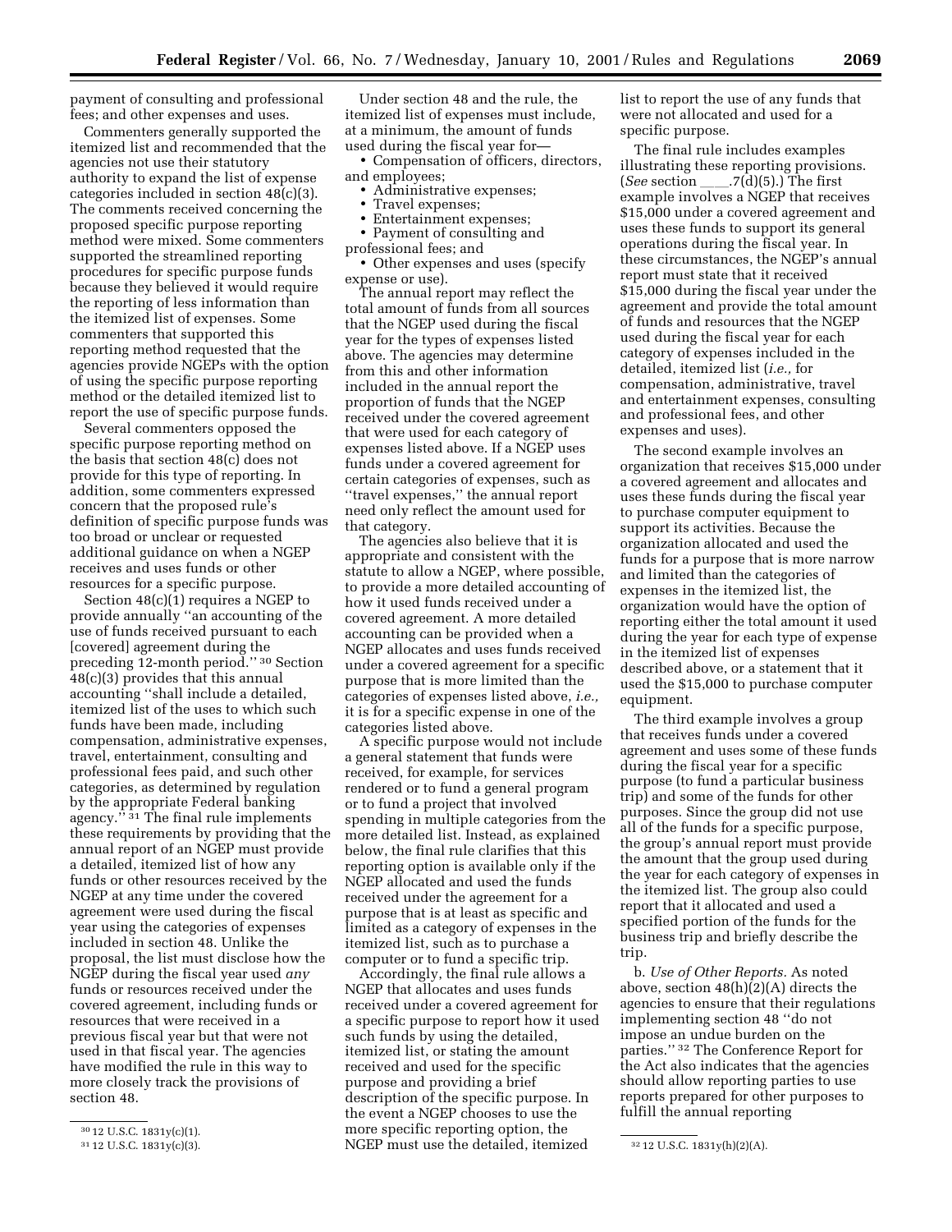payment of consulting and professional fees; and other expenses and uses.

Commenters generally supported the itemized list and recommended that the agencies not use their statutory authority to expand the list of expense categories included in section 48(c)(3). The comments received concerning the proposed specific purpose reporting method were mixed. Some commenters supported the streamlined reporting procedures for specific purpose funds because they believed it would require the reporting of less information than the itemized list of expenses. Some commenters that supported this reporting method requested that the agencies provide NGEPs with the option of using the specific purpose reporting method or the detailed itemized list to report the use of specific purpose funds.

Several commenters opposed the specific purpose reporting method on the basis that section 48(c) does not provide for this type of reporting. In addition, some commenters expressed concern that the proposed rule's definition of specific purpose funds was too broad or unclear or requested additional guidance on when a NGEP receives and uses funds or other resources for a specific purpose.

Section 48(c)(1) requires a NGEP to provide annually "an accounting of the use of funds received pursuant to each [covered] agreement during the preceding 12-month period." [30] Section 48(c)(3) provides that this annual accounting "shall include a detailed, itemized list of the uses to which such funds have been made, including compensation, administrative expenses, travel, entertainment, consulting and professional fees paid, and such other categories, as determined by regulation by the appropriate Federal banking agency." [31] The final rule implements these requirements by providing that the annual report of an NGEP must provide a detailed, itemized list of how any funds or other resources received by the NGEP at any time under the covered agreement were used during the fiscal year using the categories of expenses included in section 48. Unlike the proposal, the list must disclose how the NGEP during the fiscal year used *any* funds or resources received under the covered agreement, including funds or resources that were received in a previous fiscal year but that were not used in that fiscal year. The agencies have modified the rule in this way to more closely track the provisions of section 48.

Under section 48 and the rule, the itemized list of expenses must include, at a minimum, the amount of funds used during the fiscal year for—

- Compensation of officers, directors, and employees;
- Administrative expenses;
- Travel expenses;
- Entertainment expenses;
- Payment of consulting and professional fees; and
- Other expenses and uses (specify expense or use).

The annual report may reflect the total amount of funds from all sources that the NGEP used during the fiscal year for the types of expenses listed above. The agencies may determine from this and other information included in the annual report the proportion of funds that the NGEP received under the covered agreement that were used for each category of expenses listed above. If a NGEP uses funds under a covered agreement for certain categories of expenses, such as "travel expenses," the annual report need only reflect the amount used for that category.

The agencies also believe that it is appropriate and consistent with the statute to allow a NGEP, where possible, to provide a more detailed accounting of how it used funds received under a covered agreement. A more detailed accounting can be provided when a NGEP allocates and uses funds received under a covered agreement for a specific purpose that is more limited than the categories of expenses listed above, *i.e.,* it is for a specific expense in one of the categories listed above.

A specific purpose would not include a general statement that funds were received, for example, for services rendered or to fund a general program or to fund a project that involved spending in multiple categories from the more detailed list. Instead, as explained below, the final rule clarifies that this reporting option is available only if the NGEP allocated and used the funds received under the agreement for a purpose that is at least as specific and limited as a category of expenses in the itemized list, such as to purchase a computer or to fund a specific trip.

Accordingly, the final rule allows a NGEP that allocates and uses funds received under a covered agreement for a specific purpose to report how it used such funds by using the detailed, itemized list, or stating the amount received and used for the specific purpose and providing a brief description of the specific purpose. In the event a NGEP chooses to use the more specific reporting option, the NGEP must use the detailed, itemized list to report the use of any funds that were not allocated and used for a specific purpose.

The final rule includes examples illustrating these reporting provisions. (*See* section ___.7(d)(5).) The first example involves a NGEP that receives $15,000 under a covered agreement and uses these funds to support its general operations during the fiscal year. In these circumstances, the NGEP's annual report must state that it received $15,000 during the fiscal year under the agreement and provide the total amount of funds and resources that the NGEP used during the fiscal year for each category of expenses included in the detailed, itemized list (*i.e.,* for compensation, administrative, travel and entertainment expenses, consulting and professional fees, and other expenses and uses).

The second example involves an organization that receives $15,000 under a covered agreement and allocates and uses these funds during the fiscal year to purchase computer equipment to support its activities. Because the organization allocated and used the funds for a purpose that is more narrow and limited than the categories of expenses in the itemized list, the organization would have the option of reporting either the total amount it used during the year for each type of expense in the itemized list of expenses described above, or a statement that it used the $15,000 to purchase computer equipment.

The third example involves a group that receives funds under a covered agreement and uses some of these funds during the fiscal year for a specific purpose (to fund a particular business trip) and some of the funds for other purposes. Since the group did not use all of the funds for a specific purpose, the group's annual report must provide the amount that the group used during the year for each category of expenses in the itemized list. The group also could report that it allocated and used a specified portion of the funds for the business trip and briefly describe the trip.

b. *Use of Other Reports.* As noted above, section 48(h)(2)(A) directs the agencies to ensure that their regulations implementing section 48 "do not impose an undue burden on the parties." [32] The Conference Report for the Act also indicates that the agencies should allow reporting parties to use reports prepared for other purposes to fulfill the annual reporting

[30] 12 U.S.C. 1831y(c)(1).

[31] 12 U.S.C. 1831y(c)(3).

[32] 12 U.S.C. 1831y(h)(2)(A).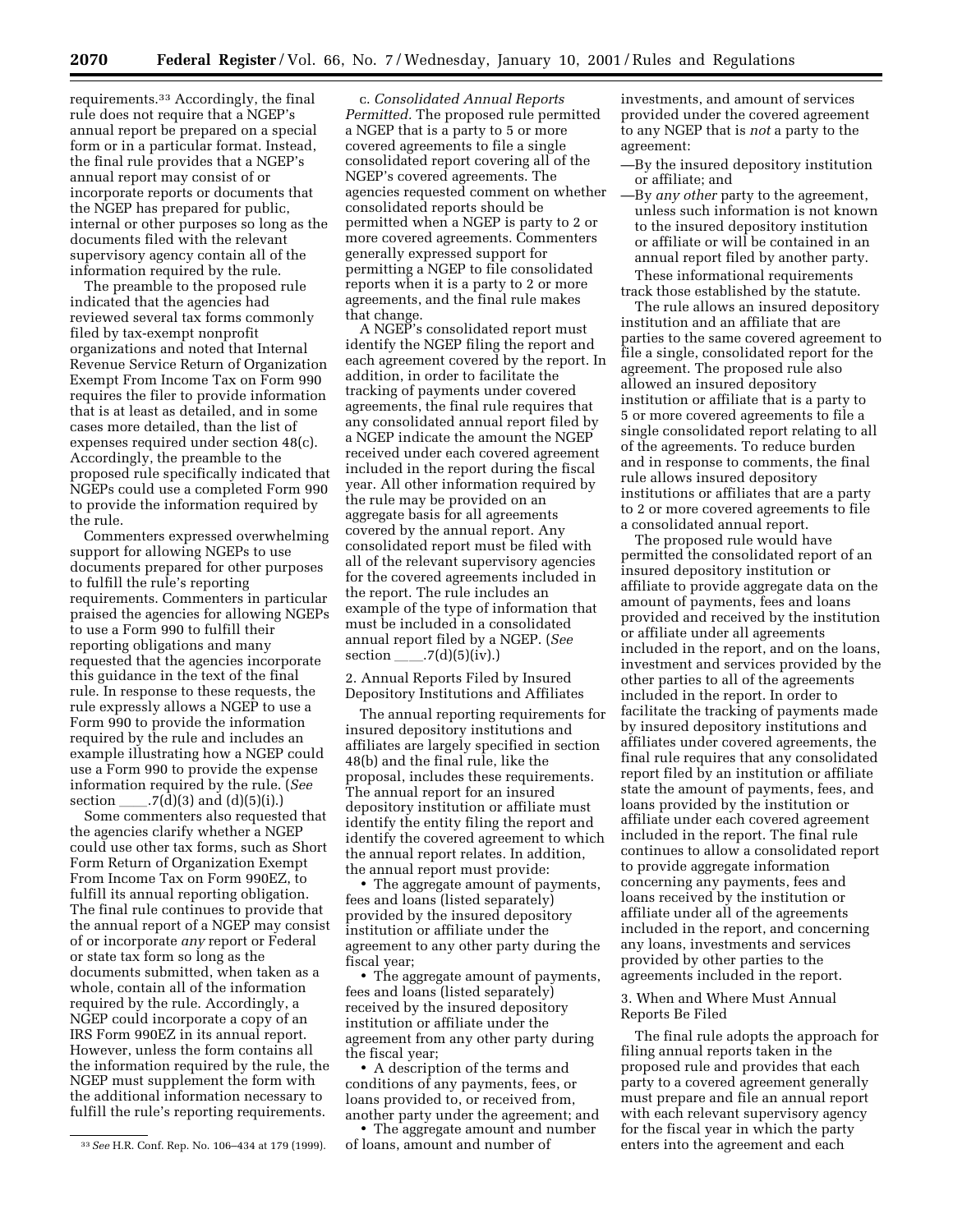requirements.[33] Accordingly, the final rule does not require that a NGEP's annual report be prepared on a special form or in a particular format. Instead, the final rule provides that a NGEP's annual report may consist of or incorporate reports or documents that the NGEP has prepared for public, internal or other purposes so long as the documents filed with the relevant supervisory agency contain all of the information required by the rule.

The preamble to the proposed rule indicated that the agencies had reviewed several tax forms commonly filed by tax-exempt nonprofit organizations and noted that Internal Revenue Service Return of Organization Exempt From Income Tax on Form 990 requires the filer to provide information that is at least as detailed, and in some cases more detailed, than the list of expenses required under section 48(c). Accordingly, the preamble to the proposed rule specifically indicated that NGEPs could use a completed Form 990 to provide the information required by the rule.

Commenters expressed overwhelming support for allowing NGEPs to use documents prepared for other purposes to fulfill the rule's reporting requirements. Commenters in particular praised the agencies for allowing NGEPs to use a Form 990 to fulfill their reporting obligations and many requested that the agencies incorporate this guidance in the text of the final rule. In response to these requests, the rule expressly allows a NGEP to use a Form 990 to provide the information required by the rule and includes an example illustrating how a NGEP could use a Form 990 to provide the expense information required by the rule. (*See* section ____.7(d)(3) and (d)(5)(i).)

Some commenters also requested that the agencies clarify whether a NGEP could use other tax forms, such as Short Form Return of Organization Exempt From Income Tax on Form 990EZ, to fulfill its annual reporting obligation. The final rule continues to provide that the annual report of a NGEP may consist of or incorporate *any* report or Federal or state tax form so long as the documents submitted, when taken as a whole, contain all of the information required by the rule. Accordingly, a NGEP could incorporate a copy of an IRS Form 990EZ in its annual report. However, unless the form contains all the information required by the rule, the NGEP must supplement the form with the additional information necessary to fulfill the rule's reporting requirements.

c. *Consolidated Annual Reports Permitted.* The proposed rule permitted a NGEP that is a party to 5 or more covered agreements to file a single consolidated report covering all of the NGEP's covered agreements. The agencies requested comment on whether consolidated reports should be permitted when a NGEP is party to 2 or more covered agreements. Commenters generally expressed support for permitting a NGEP to file consolidated reports when it is a party to 2 or more agreements, and the final rule makes that change.

A NGEP's consolidated report must identify the NGEP filing the report and each agreement covered by the report. In addition, in order to facilitate the tracking of payments under covered agreements, the final rule requires that any consolidated annual report filed by a NGEP indicate the amount the NGEP received under each covered agreement included in the report during the fiscal year. All other information required by the rule may be provided on an aggregate basis for all agreements covered by the annual report. Any consolidated report must be filed with all of the relevant supervisory agencies for the covered agreements included in the report. The rule includes an example of the type of information that must be included in a consolidated annual report filed by a NGEP. (*See* section ____.7(d)(5)(iv).)

2. Annual Reports Filed by Insured Depository Institutions and Affiliates

The annual reporting requirements for insured depository institutions and affiliates are largely specified in section 48(b) and the final rule, like the proposal, includes these requirements. The annual report for an insured depository institution or affiliate must identify the entity filing the report and identify the covered agreement to which the annual report relates. In addition, the annual report must provide:

- The aggregate amount of payments, fees and loans (listed separately) provided by the insured depository institution or affiliate under the agreement to any other party during the fiscal year;
- The aggregate amount of payments, fees and loans (listed separately) received by the insured depository institution or affiliate under the agreement from any other party during the fiscal year;
- A description of the terms and conditions of any payments, fees, or loans provided to, or received from, another party under the agreement; and
- The aggregate amount and number of loans, amount and number of investments, and amount of services provided under the covered agreement to any NGEP that is *not* a party to the agreement:
  —By the insured depository institution or affiliate; and
  —By *any other* party to the agreement, unless such information is not known to the insured depository institution or affiliate or will be contained in an annual report filed by another party.

These informational requirements track those established by the statute.

The rule allows an insured depository institution and an affiliate that are parties to the same covered agreement to file a single, consolidated report for the agreement. The proposed rule also allowed an insured depository institution or affiliate that is a party to 5 or more covered agreements to file a single consolidated report relating to all of the agreements. To reduce burden and in response to comments, the final rule allows insured depository institutions or affiliates that are a party to 2 or more covered agreements to file a consolidated annual report.

The proposed rule would have permitted the consolidated report of an insured depository institution or affiliate to provide aggregate data on the amount of payments, fees and loans provided and received by the institution or affiliate under all agreements included in the report, and on the loans, investment and services provided by the other parties to all of the agreements included in the report. In order to facilitate the tracking of payments made by insured depository institutions and affiliates under covered agreements, the final rule requires that any consolidated report filed by an institution or affiliate state the amount of payments, fees, and loans provided by the institution or affiliate under each covered agreement included in the report. The final rule continues to allow a consolidated report to provide aggregate information concerning any payments, fees and loans received by the institution or affiliate under all of the agreements included in the report, and concerning any loans, investments and services provided by other parties to the agreements included in the report.

3. When and Where Must Annual Reports Be Filed

The final rule adopts the approach for filing annual reports taken in the proposed rule and provides that each party to a covered agreement generally must prepare and file an annual report with each relevant supervisory agency for the fiscal year in which the party enters into the agreement and each

[33] *See* H.R. Conf. Rep. No. 106–434 at 179 (1999).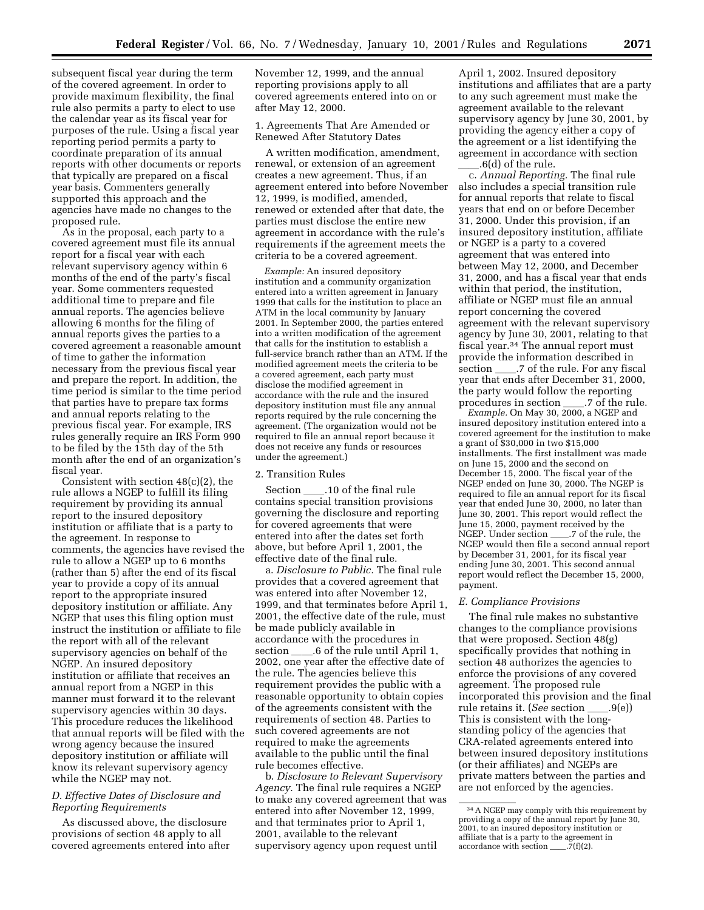subsequent fiscal year during the term of the covered agreement. In order to provide maximum flexibility, the final rule also permits a party to elect to use the calendar year as its fiscal year for purposes of the rule. Using a fiscal year reporting period permits a party to coordinate preparation of its annual reports with other documents or reports that typically are prepared on a fiscal year basis. Commenters generally supported this approach and the agencies have made no changes to the proposed rule.

As in the proposal, each party to a covered agreement must file its annual report for a fiscal year with each relevant supervisory agency within 6 months of the end of the party's fiscal year. Some commenters requested additional time to prepare and file annual reports. The agencies believe allowing 6 months for the filing of annual reports gives the parties to a covered agreement a reasonable amount of time to gather the information necessary from the previous fiscal year and prepare the report. In addition, the time period is similar to the time period that parties have to prepare tax forms and annual reports relating to the previous fiscal year. For example, IRS rules generally require an IRS Form 990 to be filed by the 15th day of the 5th month after the end of an organization's fiscal year.

Consistent with section 48(c)(2), the rule allows a NGEP to fulfill its filing requirement by providing its annual report to the insured depository institution or affiliate that is a party to the agreement. In response to comments, the agencies have revised the rule to allow a NGEP up to 6 months (rather than 5) after the end of its fiscal year to provide a copy of its annual report to the appropriate insured depository institution or affiliate. Any NGEP that uses this filing option must instruct the institution or affiliate to file the report with all of the relevant supervisory agencies on behalf of the NGEP. An insured depository institution or affiliate that receives an annual report from a NGEP in this manner must forward it to the relevant supervisory agencies within 30 days. This procedure reduces the likelihood that annual reports will be filed with the wrong agency because the insured depository institution or affiliate will know its relevant supervisory agency while the NGEP may not.

### D. Effective Dates of Disclosure and Reporting Requirements

As discussed above, the disclosure provisions of section 48 apply to all covered agreements entered into after November 12, 1999, and the annual reporting provisions apply to all covered agreements entered into on or after May 12, 2000.

#### 1. Agreements That Are Amended or Renewed After Statutory Dates

A written modification, amendment, renewal, or extension of an agreement creates a new agreement. Thus, if an agreement entered into before November 12, 1999, is modified, amended, renewed or extended after that date, the parties must disclose the entire new agreement in accordance with the rule's requirements if the agreement meets the criteria to be a covered agreement.

*Example:* An insured depository institution and a community organization entered into a written agreement in January 1999 that calls for the institution to place an ATM in the local community by January 2001. In September 2000, the parties entered into a written modification of the agreement that calls for the institution to establish a full-service branch rather than an ATM. If the modified agreement meets the criteria to be a covered agreement, each party must disclose the modified agreement in accordance with the rule and the insured depository institution must file any annual reports required by the rule concerning the agreement. (The organization would not be required to file an annual report because it does not receive any funds or resources under the agreement.)

#### 2. Transition Rules

Section ____.10 of the final rule contains special transition provisions governing the disclosure and reporting for covered agreements that were entered into after the dates set forth above, but before April 1, 2001, the effective date of the final rule.

a. *Disclosure to Public.* The final rule provides that a covered agreement that was entered into after November 12, 1999, and that terminates before April 1, 2001, the effective date of the rule, must be made publicly available in accordance with the procedures in section ____.6 of the rule until April 1, 2002, one year after the effective date of the rule. The agencies believe this requirement provides the public with a reasonable opportunity to obtain copies of the agreements consistent with the requirements of section 48. Parties to such covered agreements are not required to make the agreements available to the public until the final rule becomes effective.

b. *Disclosure to Relevant Supervisory Agency.* The final rule requires a NGEP to make any covered agreement that was entered into after November 12, 1999, and that terminates prior to April 1, 2001, available to the relevant supervisory agency upon request until April 1, 2002. Insured depository institutions and affiliates that are a party to any such agreement must make the agreement available to the relevant supervisory agency by June 30, 2001, by providing the agency either a copy of the agreement or a list identifying the agreement in accordance with section ____.6(d) of the rule.

c. *Annual Reporting.* The final rule also includes a special transition rule for annual reports that relate to fiscal years that end on or before December 31, 2000. Under this provision, if an insured depository institution, affiliate or NGEP is a party to a covered agreement that was entered into between May 12, 2000, and December 31, 2000, and has a fiscal year that ends within that period, the institution, affiliate or NGEP must file an annual report concerning the covered agreement with the relevant supervisory agency by June 30, 2001, relating to that fiscal year.[34] The annual report must provide the information described in section ____.7 of the rule. For any fiscal year that ends after December 31, 2000, the party would follow the reporting procedures in section ____.7 of the rule.

*Example.* On May 30, 2000, a NGEP and insured depository institution entered into a covered agreement for the institution to make a grant of $30,000 in two $15,000 installments. The first installment was made on June 15, 2000 and the second on December 15, 2000. The fiscal year of the NGEP ended on June 30, 2000. The NGEP is required to file an annual report for its fiscal year that ended June 30, 2000, no later than June 30, 2001. This report would reflect the June 15, 2000, payment received by the NGEP. Under section ____.7 of the rule, the NGEP would then file a second annual report by December 31, 2001, for its fiscal year ending June 30, 2001. This second annual report would reflect the December 15, 2000, payment.

### E. Compliance Provisions

The final rule makes no substantive changes to the compliance provisions that were proposed. Section 48(g) specifically provides that nothing in section 48 authorizes the agencies to enforce the provisions of any covered agreement. The proposed rule incorporated this provision and the final rule retains it. (*See* section ____.9(e)) This is consistent with the long-standing policy of the agencies that CRA-related agreements entered into between insured depository institutions (or their affiliates) and NGEPs are private matters between the parties and are not enforced by the agencies.

[34] A NGEP may comply with this requirement by providing a copy of the annual report by June 30, 2001, to an insured depository institution or affiliate that is a party to the agreement in accordance with section ____.7(f)(2).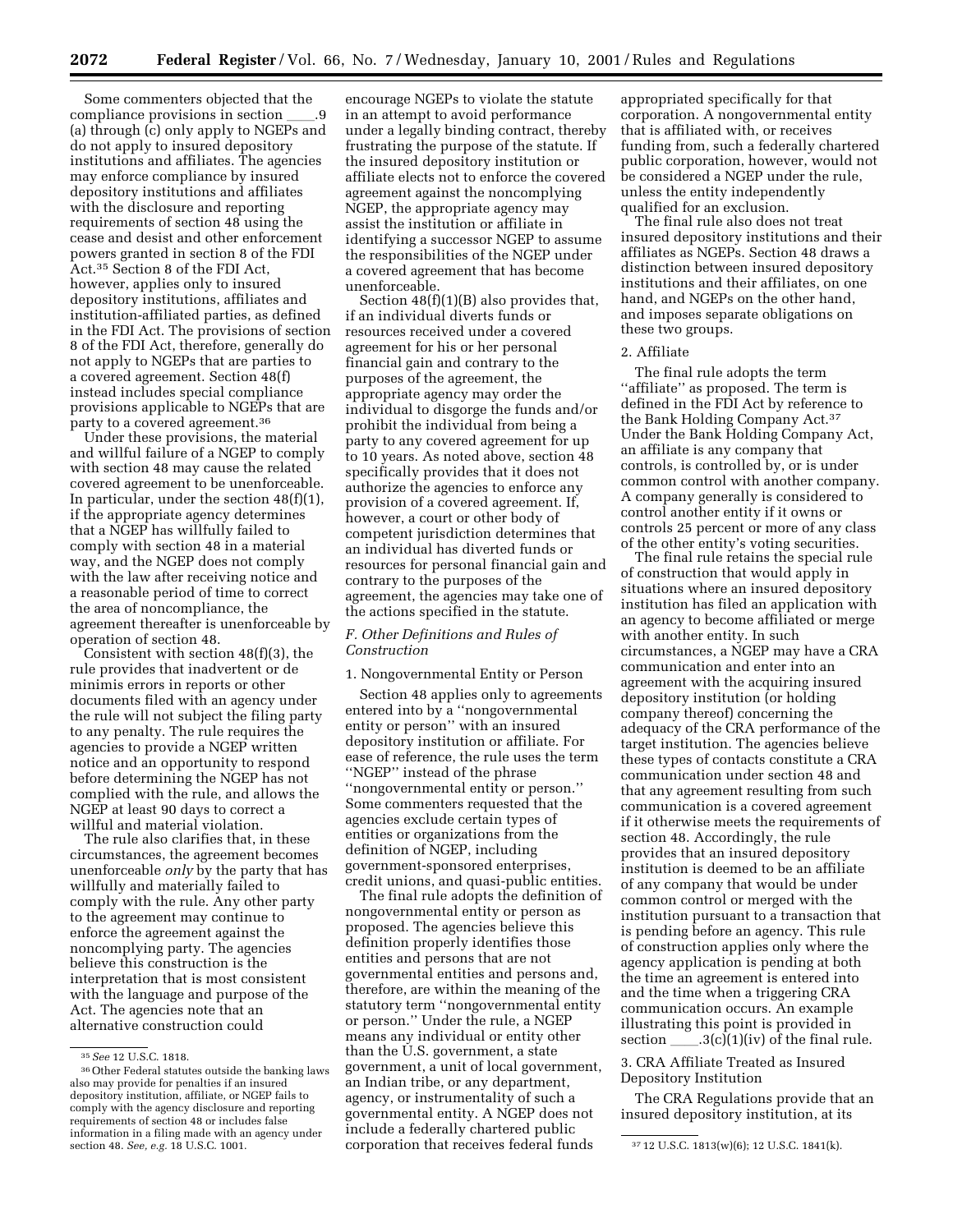Some commenters objected that the compliance provisions in section ____.9 (a) through (c) only apply to NGEPs and do not apply to insured depository institutions and affiliates. The agencies may enforce compliance by insured depository institutions and affiliates with the disclosure and reporting requirements of section 48 using the cease and desist and other enforcement powers granted in section 8 of the FDI Act.[35] Section 8 of the FDI Act, however, applies only to insured depository institutions, affiliates and institution-affiliated parties, as defined in the FDI Act. The provisions of section 8 of the FDI Act, therefore, generally do not apply to NGEPs that are parties to a covered agreement. Section 48(f) instead includes special compliance provisions applicable to NGEPs that are party to a covered agreement.[36]

Under these provisions, the material and willful failure of a NGEP to comply with section 48 may cause the related covered agreement to be unenforceable. In particular, under the section 48(f)(1), if the appropriate agency determines that a NGEP has willfully failed to comply with section 48 in a material way, and the NGEP does not comply with the law after receiving notice and a reasonable period of time to correct the area of noncompliance, the agreement thereafter is unenforceable by operation of section 48.

Consistent with section 48(f)(3), the rule provides that inadvertent or de minimis errors in reports or other documents filed with an agency under the rule will not subject the filing party to any penalty. The rule requires the agencies to provide a NGEP written notice and an opportunity to respond before determining the NGEP has not complied with the rule, and allows the NGEP at least 90 days to correct a willful and material violation.

The rule also clarifies that, in these circumstances, the agreement becomes unenforceable *only* by the party that has willfully and materially failed to comply with the rule. Any other party to the agreement may continue to enforce the agreement against the noncomplying party. The agencies believe this construction is the interpretation that is most consistent with the language and purpose of the Act. The agencies note that an alternative construction could encourage NGEPs to violate the statute in an attempt to avoid performance under a legally binding contract, thereby frustrating the purpose of the statute. If the insured depository institution or affiliate elects not to enforce the covered agreement against the noncomplying NGEP, the appropriate agency may assist the institution or affiliate in identifying a successor NGEP to assume the responsibilities of the NGEP under a covered agreement that has become unenforceable.

Section 48(f)(1)(B) also provides that, if an individual diverts funds or resources received under a covered agreement for his or her personal financial gain and contrary to the purposes of the agreement, the appropriate agency may order the individual to disgorge the funds and/or prohibit the individual from being a party to any covered agreement for up to 10 years. As noted above, section 48 specifically provides that it does not authorize the agencies to enforce any provision of a covered agreement. If, however, a court or other body of competent jurisdiction determines that an individual has diverted funds or resources for personal financial gain and contrary to the purposes of the agreement, the agencies may take one of the actions specified in the statute.

### *F. Other Definitions and Rules of Construction*

#### 1. Nongovernmental Entity or Person

Section 48 applies only to agreements entered into by a "nongovernmental entity or person" with an insured depository institution or affiliate. For ease of reference, the rule uses the term "NGEP" instead of the phrase "nongovernmental entity or person." Some commenters requested that the agencies exclude certain types of entities or organizations from the definition of NGEP, including government-sponsored enterprises, credit unions, and quasi-public entities.

The final rule adopts the definition of nongovernmental entity or person as proposed. The agencies believe this definition properly identifies those entities and persons that are not governmental entities and persons and, therefore, are within the meaning of the statutory term "nongovernmental entity or person." Under the rule, a NGEP means any individual or entity other than the U.S. government, a state government, a unit of local government, an Indian tribe, or any department, agency, or instrumentality of such a governmental entity. A NGEP does not include a federally chartered public corporation that receives federal funds appropriated specifically for that corporation. A nongovernmental entity that is affiliated with, or receives funding from, such a federally chartered public corporation, however, would not be considered a NGEP under the rule, unless the entity independently qualified for an exclusion.

The final rule also does not treat insured depository institutions and their affiliates as NGEPs. Section 48 draws a distinction between insured depository institutions and their affiliates, on one hand, and NGEPs on the other hand, and imposes separate obligations on these two groups.

#### 2. Affiliate

The final rule adopts the term "affiliate" as proposed. The term is defined in the FDI Act by reference to the Bank Holding Company Act.[37] Under the Bank Holding Company Act, an affiliate is any company that controls, is controlled by, or is under common control with another company. A company generally is considered to control another entity if it owns or controls 25 percent or more of any class of the other entity's voting securities.

The final rule retains the special rule of construction that would apply in situations where an insured depository institution has filed an application with an agency to become affiliated or merge with another entity. In such circumstances, a NGEP may have a CRA communication and enter into an agreement with the acquiring insured depository institution (or holding company thereof) concerning the adequacy of the CRA performance of the target institution. The agencies believe these types of contacts constitute a CRA communication under section 48 and that any agreement resulting from such communication is a covered agreement if it otherwise meets the requirements of section 48. Accordingly, the rule provides that an insured depository institution is deemed to be an affiliate of any company that would be under common control or merged with the institution pursuant to a transaction that is pending before an agency. This rule of construction applies only where the agency application is pending at both the time an agreement is entered into and the time when a triggering CRA communication occurs. An example illustrating this point is provided in section ____.3(c)(1)(iv) of the final rule.

#### 3. CRA Affiliate Treated as Insured Depository Institution

The CRA Regulations provide that an insured depository institution, at its

---

[35] *See* 12 U.S.C. 1818.

[36] Other Federal statutes outside the banking laws also may provide for penalties if an insured depository institution, affiliate, or NGEP fails to comply with the agency disclosure and reporting requirements of section 48 or includes false information in a filing made with an agency under section 48. *See, e.g.* 18 U.S.C. 1001.

[37] 12 U.S.C. 1813(w)(6); 12 U.S.C. 1841(k).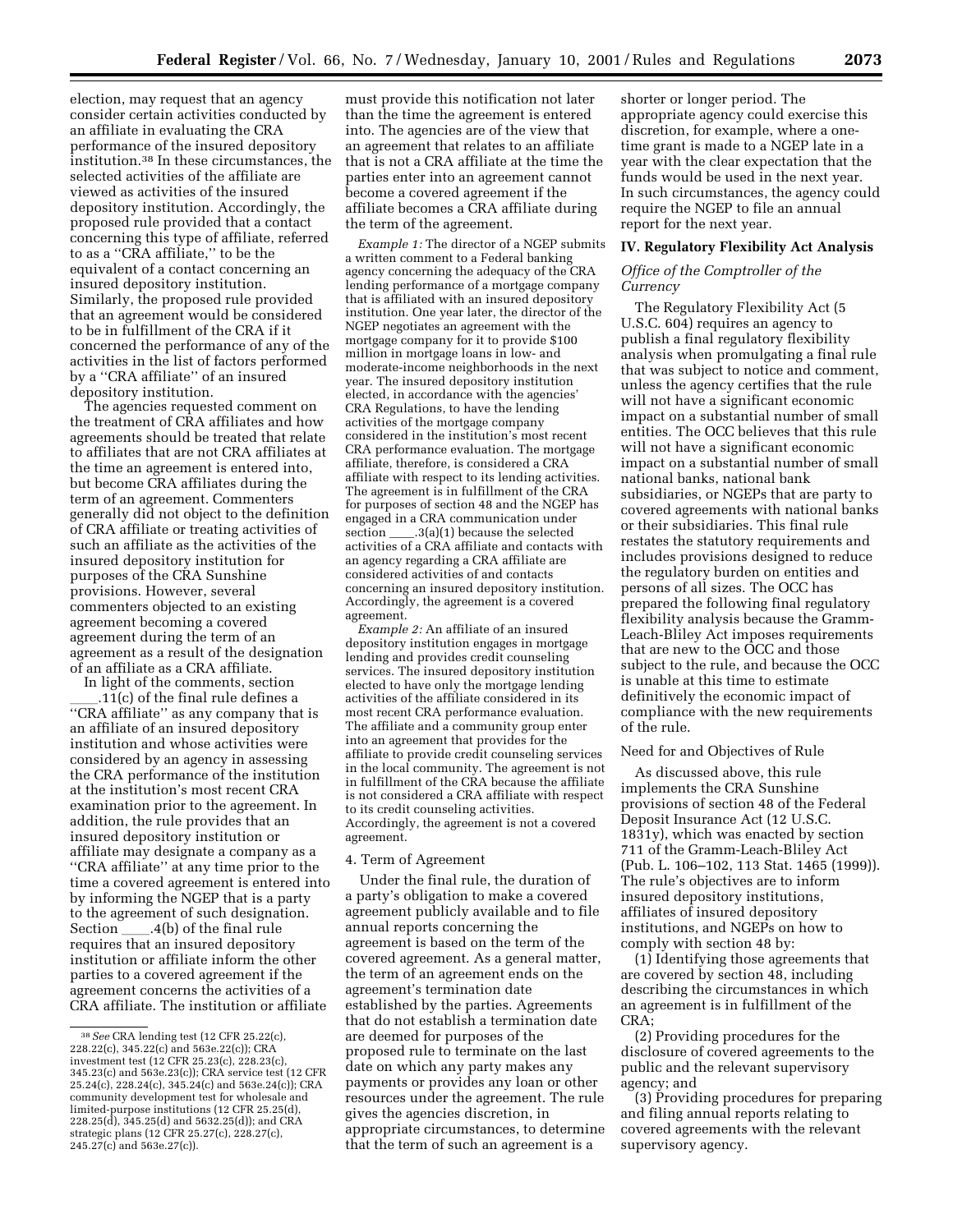election, may request that an agency consider certain activities conducted by an affiliate in evaluating the CRA performance of the insured depository institution.[38] In these circumstances, the selected activities of the affiliate are viewed as activities of the insured depository institution. Accordingly, the proposed rule provided that a contact concerning this type of affiliate, referred to as a ''CRA affiliate,'' to be the equivalent of a contact concerning an insured depository institution. Similarly, the proposed rule provided that an agreement would be considered to be in fulfillment of the CRA if it concerned the performance of any of the activities in the list of factors performed by a ''CRA affiliate'' of an insured depository institution.

The agencies requested comment on the treatment of CRA affiliates and how agreements should be treated that relate to affiliates that are not CRA affiliates at the time an agreement is entered into, but become CRA affiliates during the term of an agreement. Commenters generally did not object to the definition of CRA affiliate or treating activities of such an affiliate as the activities of the insured depository institution for purposes of the CRA Sunshine provisions. However, several commenters objected to an existing agreement becoming a covered agreement during the term of an agreement as a result of the designation of an affiliate as a CRA affiliate.

In light of the comments, section ____.11(c) of the final rule defines a ''CRA affiliate'' as any company that is an affiliate of an insured depository institution and whose activities were considered by an agency in assessing the CRA performance of the institution at the institution's most recent CRA examination prior to the agreement. In addition, the rule provides that an insured depository institution or affiliate may designate a company as a ''CRA affiliate'' at any time prior to the time a covered agreement is entered into by informing the NGEP that is a party to the agreement of such designation. Section ____.4(b) of the final rule requires that an insured depository institution or affiliate inform the other parties to a covered agreement if the agreement concerns the activities of a CRA affiliate. The institution or affiliate must provide this notification not later than the time the agreement is entered into. The agencies are of the view that an agreement that relates to an affiliate that is not a CRA affiliate at the time the parties enter into an agreement cannot become a covered agreement if the affiliate becomes a CRA affiliate during the term of the agreement.

*Example 1:* The director of a NGEP submits a written comment to a Federal banking agency concerning the adequacy of the CRA lending performance of a mortgage company that is affiliated with an insured depository institution. One year later, the director of the NGEP negotiates an agreement with the mortgage company for it to provide $100 million in mortgage loans in low- and moderate-income neighborhoods in the next year. The insured depository institution elected, in accordance with the agencies' CRA Regulations, to have the lending activities of the mortgage company considered in the institution's most recent CRA performance evaluation. The mortgage affiliate, therefore, is considered a CRA affiliate with respect to its lending activities. The agreement is in fulfillment of the CRA for purposes of section 48 and the NGEP has engaged in a CRA communication under section ____.3(a)(1) because the selected activities of a CRA affiliate and contacts with an agency regarding a CRA affiliate are considered activities of and contacts concerning an insured depository institution. Accordingly, the agreement is a covered agreement.

*Example 2:* An affiliate of an insured depository institution engages in mortgage lending and provides credit counseling services. The insured depository institution elected to have only the mortgage lending activities of the affiliate considered in its most recent CRA performance evaluation. The affiliate and a community group enter into an agreement that provides for the affiliate to provide credit counseling services in the local community. The agreement is not in fulfillment of the CRA because the affiliate is not considered a CRA affiliate with respect to its credit counseling activities. Accordingly, the agreement is not a covered agreement.

4. Term of Agreement

Under the final rule, the duration of a party's obligation to make a covered agreement publicly available and to file annual reports concerning the agreement is based on the term of the covered agreement. As a general matter, the term of an agreement ends on the agreement's termination date established by the parties. Agreements that do not establish a termination date are deemed for purposes of the proposed rule to terminate on the last date on which any party makes any payments or provides any loan or other resources under the agreement. The rule gives the agencies discretion, in appropriate circumstances, to determine that the term of such an agreement is a shorter or longer period. The appropriate agency could exercise this discretion, for example, where a one-time grant is made to a NGEP late in a year with the clear expectation that the funds would be used in the next year. In such circumstances, the agency could require the NGEP to file an annual report for the next year.

## IV. Regulatory Flexibility Act Analysis

### *Office of the Comptroller of the Currency*

The Regulatory Flexibility Act (5 U.S.C. 604) requires an agency to publish a final regulatory flexibility analysis when promulgating a final rule that was subject to notice and comment, unless the agency certifies that the rule will not have a significant economic impact on a substantial number of small entities. The OCC believes that this rule will not have a significant economic impact on a substantial number of small national banks, national bank subsidiaries, or NGEPs that are party to covered agreements with national banks or their subsidiaries. This final rule restates the statutory requirements and includes provisions designed to reduce the regulatory burden on entities and persons of all sizes. The OCC has prepared the following final regulatory flexibility analysis because the Gramm-Leach-Bliley Act imposes requirements that are new to the OCC and those subject to the rule, and because the OCC is unable at this time to estimate definitively the economic impact of compliance with the new requirements of the rule.

Need for and Objectives of Rule

As discussed above, this rule implements the CRA Sunshine provisions of section 48 of the Federal Deposit Insurance Act (12 U.S.C. 1831y), which was enacted by section 711 of the Gramm-Leach-Bliley Act (Pub. L. 106–102, 113 Stat. 1465 (1999)). The rule's objectives are to inform insured depository institutions, affiliates of insured depository institutions, and NGEPs on how to comply with section 48 by:

(1) Identifying those agreements that are covered by section 48, including describing the circumstances in which an agreement is in fulfillment of the CRA;

(2) Providing procedures for the disclosure of covered agreements to the public and the relevant supervisory agency; and

(3) Providing procedures for preparing and filing annual reports relating to covered agreements with the relevant supervisory agency.

---

[38] *See* CRA lending test (12 CFR 25.22(c), 228.22(c), 345.22(c) and 563e.22(c)); CRA investment test (12 CFR 25.23(c), 228.23(c), 345.23(c) and 563e.23(c)); CRA service test (12 CFR 25.24(c), 228.24(c), 345.24(c) and 563e.24(c)); CRA community development test for wholesale and limited-purpose institutions (12 CFR 25.25(d), 228.25(d), 345.25(d) and 5632.25(d)); and CRA strategic plans (12 CFR 25.27(c), 228.27(c), 245.27(c) and 563e.27(c)).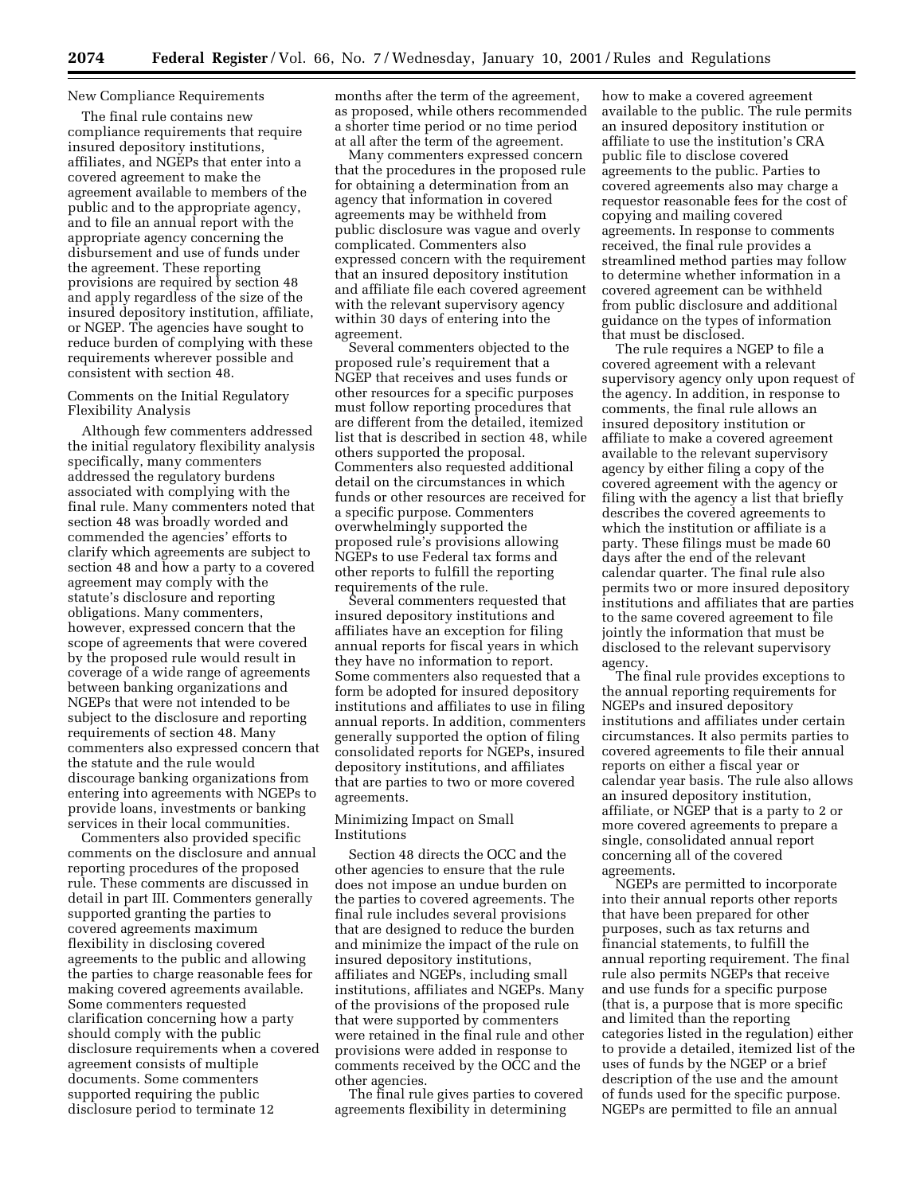New Compliance Requirements

The final rule contains new compliance requirements that require insured depository institutions, affiliates, and NGEPs that enter into a covered agreement to make the agreement available to members of the public and to the appropriate agency, and to file an annual report with the appropriate agency concerning the disbursement and use of funds under the agreement. These reporting provisions are required by section 48 and apply regardless of the size of the insured depository institution, affiliate, or NGEP. The agencies have sought to reduce burden of complying with these requirements wherever possible and consistent with section 48.

Comments on the Initial Regulatory Flexibility Analysis

Although few commenters addressed the initial regulatory flexibility analysis specifically, many commenters addressed the regulatory burdens associated with complying with the final rule. Many commenters noted that section 48 was broadly worded and commended the agencies' efforts to clarify which agreements are subject to section 48 and how a party to a covered agreement may comply with the statute's disclosure and reporting obligations. Many commenters, however, expressed concern that the scope of agreements that were covered by the proposed rule would result in coverage of a wide range of agreements between banking organizations and NGEPs that were not intended to be subject to the disclosure and reporting requirements of section 48. Many commenters also expressed concern that the statute and the rule would discourage banking organizations from entering into agreements with NGEPs to provide loans, investments or banking services in their local communities.

Commenters also provided specific comments on the disclosure and annual reporting procedures of the proposed rule. These comments are discussed in detail in part III. Commenters generally supported granting the parties to covered agreements maximum flexibility in disclosing covered agreements to the public and allowing the parties to charge reasonable fees for making covered agreements available. Some commenters requested clarification concerning how a party should comply with the public disclosure requirements when a covered agreement consists of multiple documents. Some commenters supported requiring the public disclosure period to terminate 12 months after the term of the agreement, as proposed, while others recommended a shorter time period or no time period at all after the term of the agreement.

Many commenters expressed concern that the procedures in the proposed rule for obtaining a determination from an agency that information in covered agreements may be withheld from public disclosure was vague and overly complicated. Commenters also expressed concern with the requirement that an insured depository institution and affiliate file each covered agreement with the relevant supervisory agency within 30 days of entering into the agreement.

Several commenters objected to the proposed rule's requirement that a NGEP that receives and uses funds or other resources for a specific purposes must follow reporting procedures that are different from the detailed, itemized list that is described in section 48, while others supported the proposal. Commenters also requested additional detail on the circumstances in which funds or other resources are received for a specific purpose. Commenters overwhelmingly supported the proposed rule's provisions allowing NGEPs to use Federal tax forms and other reports to fulfill the reporting requirements of the rule.

Several commenters requested that insured depository institutions and affiliates have an exception for filing annual reports for fiscal years in which they have no information to report. Some commenters also requested that a form be adopted for insured depository institutions and affiliates to use in filing annual reports. In addition, commenters generally supported the option of filing consolidated reports for NGEPs, insured depository institutions, and affiliates that are parties to two or more covered agreements.

Minimizing Impact on Small Institutions

Section 48 directs the OCC and the other agencies to ensure that the rule does not impose an undue burden on the parties to covered agreements. The final rule includes several provisions that are designed to reduce the burden and minimize the impact of the rule on insured depository institutions, affiliates and NGEPs, including small institutions, affiliates and NGEPs. Many of the provisions of the proposed rule that were supported by commenters were retained in the final rule and other provisions were added in response to comments received by the OCC and the other agencies.

The final rule gives parties to covered agreements flexibility in determining how to make a covered agreement available to the public. The rule permits an insured depository institution or affiliate to use the institution's CRA public file to disclose covered agreements to the public. Parties to covered agreements also may charge a requestor reasonable fees for the cost of copying and mailing covered agreements. In response to comments received, the final rule provides a streamlined method parties may follow to determine whether information in a covered agreement can be withheld from public disclosure and additional guidance on the types of information that must be disclosed.

The rule requires a NGEP to file a covered agreement with a relevant supervisory agency only upon request of the agency. In addition, in response to comments, the final rule allows an insured depository institution or affiliate to make a covered agreement available to the relevant supervisory agency by either filing a copy of the covered agreement with the agency or filing with the agency a list that briefly describes the covered agreements to which the institution or affiliate is a party. These filings must be made 60 days after the end of the relevant calendar quarter. The final rule also permits two or more insured depository institutions and affiliates that are parties to the same covered agreement to file jointly the information that must be disclosed to the relevant supervisory agency.

The final rule provides exceptions to the annual reporting requirements for NGEPs and insured depository institutions and affiliates under certain circumstances. It also permits parties to covered agreements to file their annual reports on either a fiscal year or calendar year basis. The rule also allows an insured depository institution, affiliate, or NGEP that is a party to 2 or more covered agreements to prepare a single, consolidated annual report concerning all of the covered agreements.

NGEPs are permitted to incorporate into their annual reports other reports that have been prepared for other purposes, such as tax returns and financial statements, to fulfill the annual reporting requirement. The final rule also permits NGEPs that receive and use funds for a specific purpose (that is, a purpose that is more specific and limited than the reporting categories listed in the regulation) either to provide a detailed, itemized list of the uses of funds by the NGEP or a brief description of the use and the amount of funds used for the specific purpose. NGEPs are permitted to file an annual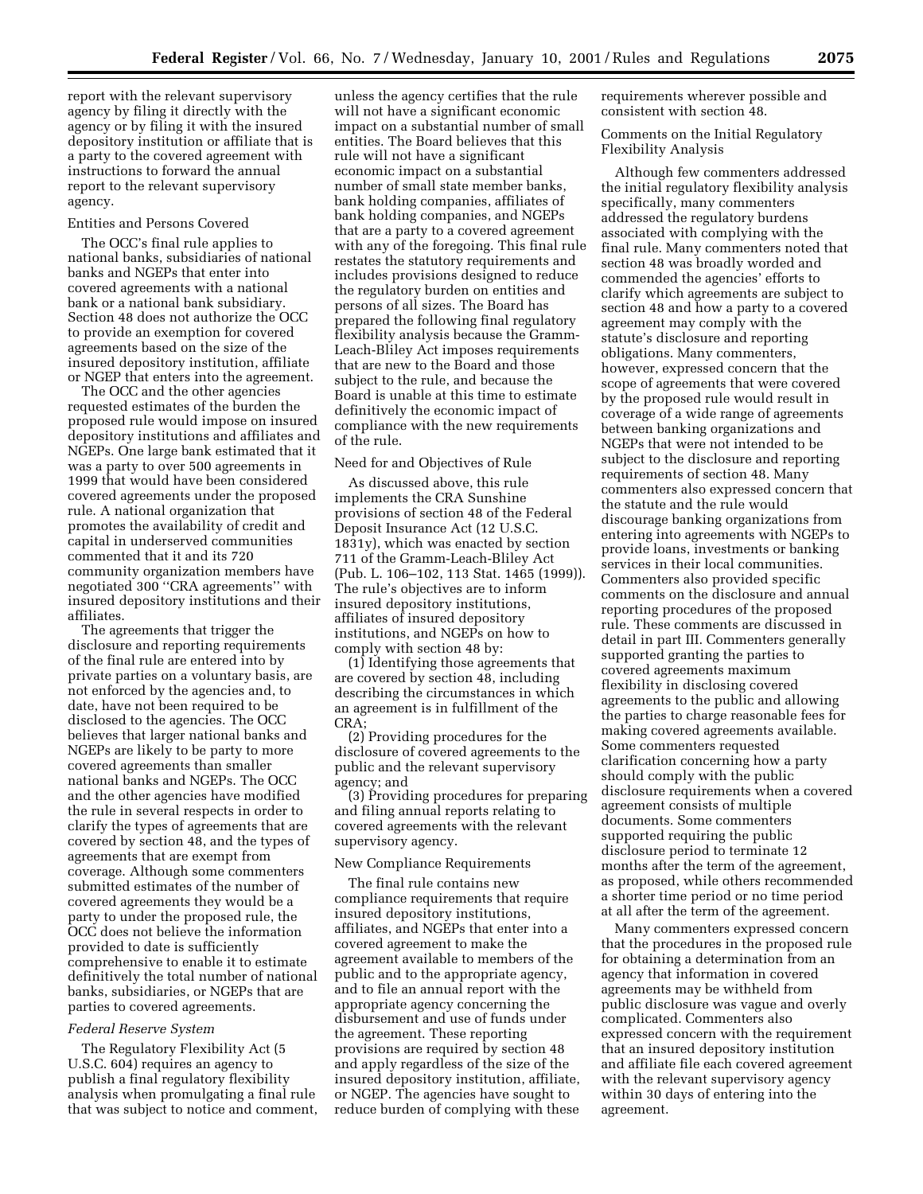report with the relevant supervisory agency by filing it directly with the agency or by filing it with the insured depository institution or affiliate that is a party to the covered agreement with instructions to forward the annual report to the relevant supervisory agency.

Entities and Persons Covered

The OCC's final rule applies to national banks, subsidiaries of national banks and NGEPs that enter into covered agreements with a national bank or a national bank subsidiary. Section 48 does not authorize the OCC to provide an exemption for covered agreements based on the size of the insured depository institution, affiliate or NGEP that enters into the agreement.

The OCC and the other agencies requested estimates of the burden the proposed rule would impose on insured depository institutions and affiliates and NGEPs. One large bank estimated that it was a party to over 500 agreements in 1999 that would have been considered covered agreements under the proposed rule. A national organization that promotes the availability of credit and capital in underserved communities commented that it and its 720 community organization members have negotiated 300 ''CRA agreements'' with insured depository institutions and their affiliates.

The agreements that trigger the disclosure and reporting requirements of the final rule are entered into by private parties on a voluntary basis, are not enforced by the agencies and, to date, have not been required to be disclosed to the agencies. The OCC believes that larger national banks and NGEPs are likely to be party to more covered agreements than smaller national banks and NGEPs. The OCC and the other agencies have modified the rule in several respects in order to clarify the types of agreements that are covered by section 48, and the types of agreements that are exempt from coverage. Although some commenters submitted estimates of the number of covered agreements they would be a party to under the proposed rule, the OCC does not believe the information provided to date is sufficiently comprehensive to enable it to estimate definitively the total number of national banks, subsidiaries, or NGEPs that are parties to covered agreements.

*Federal Reserve System*

The Regulatory Flexibility Act (5 U.S.C. 604) requires an agency to publish a final regulatory flexibility analysis when promulgating a final rule that was subject to notice and comment, unless the agency certifies that the rule will not have a significant economic impact on a substantial number of small entities. The Board believes that this rule will not have a significant economic impact on a substantial number of small state member banks, bank holding companies, affiliates of bank holding companies, and NGEPs that are a party to a covered agreement with any of the foregoing. This final rule restates the statutory requirements and includes provisions designed to reduce the regulatory burden on entities and persons of all sizes. The Board has prepared the following final regulatory flexibility analysis because the Gramm-Leach-Bliley Act imposes requirements that are new to the Board and those subject to the rule, and because the Board is unable at this time to estimate definitively the economic impact of compliance with the new requirements of the rule.

Need for and Objectives of Rule

As discussed above, this rule implements the CRA Sunshine provisions of section 48 of the Federal Deposit Insurance Act (12 U.S.C. 1831y), which was enacted by section 711 of the Gramm-Leach-Bliley Act (Pub. L. 106–102, 113 Stat. 1465 (1999)). The rule's objectives are to inform insured depository institutions, affiliates of insured depository institutions, and NGEPs on how to comply with section 48 by:

(1) Identifying those agreements that are covered by section 48, including describing the circumstances in which an agreement is in fulfillment of the CRA;

(2) Providing procedures for the disclosure of covered agreements to the public and the relevant supervisory agency; and

(3) Providing procedures for preparing and filing annual reports relating to covered agreements with the relevant supervisory agency.

New Compliance Requirements

The final rule contains new compliance requirements that require insured depository institutions, affiliates, and NGEPs that enter into a covered agreement to make the agreement available to members of the public and to the appropriate agency, and to file an annual report with the appropriate agency concerning the disbursement and use of funds under the agreement. These reporting provisions are required by section 48 and apply regardless of the size of the insured depository institution, affiliate, or NGEP. The agencies have sought to reduce burden of complying with these requirements wherever possible and consistent with section 48.

Comments on the Initial Regulatory Flexibility Analysis

Although few commenters addressed the initial regulatory flexibility analysis specifically, many commenters addressed the regulatory burdens associated with complying with the final rule. Many commenters noted that section 48 was broadly worded and commended the agencies' efforts to clarify which agreements are subject to section 48 and how a party to a covered agreement may comply with the statute's disclosure and reporting obligations. Many commenters, however, expressed concern that the scope of agreements that were covered by the proposed rule would result in coverage of a wide range of agreements between banking organizations and NGEPs that were not intended to be subject to the disclosure and reporting requirements of section 48. Many commenters also expressed concern that the statute and the rule would discourage banking organizations from entering into agreements with NGEPs to provide loans, investments or banking services in their local communities. Commenters also provided specific comments on the disclosure and annual reporting procedures of the proposed rule. These comments are discussed in detail in part III. Commenters generally supported granting the parties to covered agreements maximum flexibility in disclosing covered agreements to the public and allowing the parties to charge reasonable fees for making covered agreements available. Some commenters requested clarification concerning how a party should comply with the public disclosure requirements when a covered agreement consists of multiple documents. Some commenters supported requiring the public disclosure period to terminate 12 months after the term of the agreement, as proposed, while others recommended a shorter time period or no time period at all after the term of the agreement.

Many commenters expressed concern that the procedures in the proposed rule for obtaining a determination from an agency that information in covered agreements may be withheld from public disclosure was vague and overly complicated. Commenters also expressed concern with the requirement that an insured depository institution and affiliate file each covered agreement with the relevant supervisory agency within 30 days of entering into the agreement.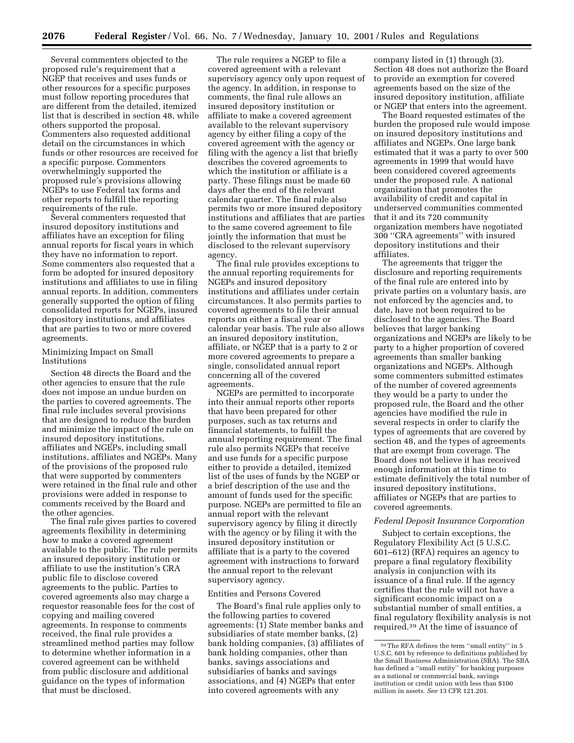Several commenters objected to the proposed rule's requirement that a NGEP that receives and uses funds or other resources for a specific purposes must follow reporting procedures that are different from the detailed, itemized list that is described in section 48, while others supported the proposal. Commenters also requested additional detail on the circumstances in which funds or other resources are received for a specific purpose. Commenters overwhelmingly supported the proposed rule's provisions allowing NGEPs to use Federal tax forms and other reports to fulfill the reporting requirements of the rule.

Several commenters requested that insured depository institutions and affiliates have an exception for filing annual reports for fiscal years in which they have no information to report. Some commenters also requested that a form be adopted for insured depository institutions and affiliates to use in filing annual reports. In addition, commenters generally supported the option of filing consolidated reports for NGEPs, insured depository institutions, and affiliates that are parties to two or more covered agreements.

Minimizing Impact on Small Institutions

Section 48 directs the Board and the other agencies to ensure that the rule does not impose an undue burden on the parties to covered agreements. The final rule includes several provisions that are designed to reduce the burden and minimize the impact of the rule on insured depository institutions, affiliates and NGEPs, including small institutions, affiliates and NGEPs. Many of the provisions of the proposed rule that were supported by commenters were retained in the final rule and other provisions were added in response to comments received by the Board and the other agencies.

The final rule gives parties to covered agreements flexibility in determining how to make a covered agreement available to the public. The rule permits an insured depository institution or affiliate to use the institution's CRA public file to disclose covered agreements to the public. Parties to covered agreements also may charge a requestor reasonable fees for the cost of copying and mailing covered agreements. In response to comments received, the final rule provides a streamlined method parties may follow to determine whether information in a covered agreement can be withheld from public disclosure and additional guidance on the types of information that must be disclosed.

The rule requires a NGEP to file a covered agreement with a relevant supervisory agency only upon request of the agency. In addition, in response to comments, the final rule allows an insured depository institution or affiliate to make a covered agreement available to the relevant supervisory agency by either filing a copy of the covered agreement with the agency or filing with the agency a list that briefly describes the covered agreements to which the institution or affiliate is a party. These filings must be made 60 days after the end of the relevant calendar quarter. The final rule also permits two or more insured depository institutions and affiliates that are parties to the same covered agreement to file jointly the information that must be disclosed to the relevant supervisory agency.

The final rule provides exceptions to the annual reporting requirements for NGEPs and insured depository institutions and affiliates under certain circumstances. It also permits parties to covered agreements to file their annual reports on either a fiscal year or calendar year basis. The rule also allows an insured depository institution, affiliate, or NGEP that is a party to 2 or more covered agreements to prepare a single, consolidated annual report concerning all of the covered agreements.

NGEPs are permitted to incorporate into their annual reports other reports that have been prepared for other purposes, such as tax returns and financial statements, to fulfill the annual reporting requirement. The final rule also permits NGEPs that receive and use funds for a specific purpose either to provide a detailed, itemized list of the uses of funds by the NGEP or a brief description of the use and the amount of funds used for the specific purpose. NGEPs are permitted to file an annual report with the relevant supervisory agency by filing it directly with the agency or by filing it with the insured depository institution or affiliate that is a party to the covered agreement with instructions to forward the annual report to the relevant supervisory agency.

Entities and Persons Covered

The Board's final rule applies only to the following parties to covered agreements: (1) State member banks and subsidiaries of state member banks, (2) bank holding companies, (3) affiliates of bank holding companies, other than banks, savings associations and subsidiaries of banks and savings associations, and (4) NGEPs that enter into covered agreements with any company listed in (1) through (3). Section 48 does not authorize the Board to provide an exemption for covered agreements based on the size of the insured depository institution, affiliate or NGEP that enters into the agreement.

The Board requested estimates of the burden the proposed rule would impose on insured depository institutions and affiliates and NGEPs. One large bank estimated that it was a party to over 500 agreements in 1999 that would have been considered covered agreements under the proposed rule. A national organization that promotes the availability of credit and capital in underserved communities commented that it and its 720 community organization members have negotiated 300 "CRA agreements" with insured depository institutions and their affiliates.

The agreements that trigger the disclosure and reporting requirements of the final rule are entered into by private parties on a voluntary basis, are not enforced by the agencies and, to date, have not been required to be disclosed to the agencies. The Board believes that larger banking organizations and NGEPs are likely to be party to a higher proportion of covered agreements than smaller banking organizations and NGEPs. Although some commenters submitted estimates of the number of covered agreements they would be a party to under the proposed rule, the Board and the other agencies have modified the rule in several respects in order to clarify the types of agreements that are covered by section 48, and the types of agreements that are exempt from coverage. The Board does not believe it has received enough information at this time to estimate definitively the total number of insured depository institutions, affiliates or NGEPs that are parties to covered agreements.

*Federal Deposit Insurance Corporation*

Subject to certain exceptions, the Regulatory Flexibility Act (5 U.S.C. 601–612) (RFA) requires an agency to prepare a final regulatory flexibility analysis in conjunction with its issuance of a final rule. If the agency certifies that the rule will not have a significant economic impact on a substantial number of small entities, a final regulatory flexibility analysis is not required.[39] At the time of issuance of

[39] The RFA defines the term "small entity" in 5 U.S.C. 601 by reference to definitions published by the Small Business Administration (SBA). The SBA has defined a "small entity" for banking purposes as a national or commercial bank, savings institution or credit union with less than $100 million in assets. *See* 13 CFR 121.201.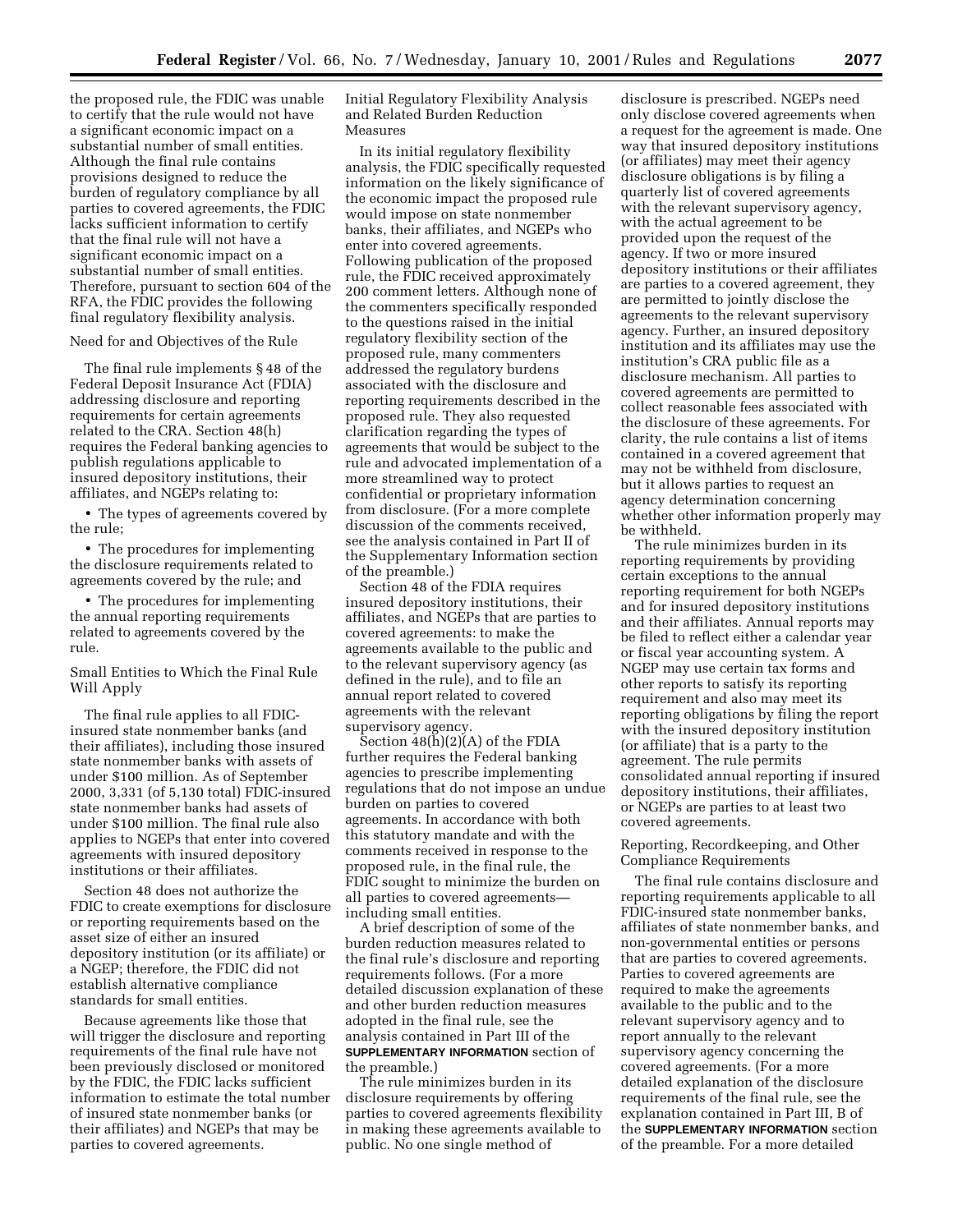the proposed rule, the FDIC was unable to certify that the rule would not have a significant economic impact on a substantial number of small entities. Although the final rule contains provisions designed to reduce the burden of regulatory compliance by all parties to covered agreements, the FDIC lacks sufficient information to certify that the final rule will not have a significant economic impact on a substantial number of small entities. Therefore, pursuant to section 604 of the RFA, the FDIC provides the following final regulatory flexibility analysis.

Need for and Objectives of the Rule

The final rule implements § 48 of the Federal Deposit Insurance Act (FDIA) addressing disclosure and reporting requirements for certain agreements related to the CRA. Section 48(h) requires the Federal banking agencies to publish regulations applicable to insured depository institutions, their affiliates, and NGEPs relating to:

• The types of agreements covered by the rule;

• The procedures for implementing the disclosure requirements related to agreements covered by the rule; and

• The procedures for implementing the annual reporting requirements related to agreements covered by the rule.

Small Entities to Which the Final Rule Will Apply

The final rule applies to all FDIC-insured state nonmember banks (and their affiliates), including those insured state nonmember banks with assets of under $100 million. As of September 2000, 3,331 (of 5,130 total) FDIC-insured state nonmember banks had assets of under $100 million. The final rule also applies to NGEPs that enter into covered agreements with insured depository institutions or their affiliates.

Section 48 does not authorize the FDIC to create exemptions for disclosure or reporting requirements based on the asset size of either an insured depository institution (or its affiliate) or a NGEP; therefore, the FDIC did not establish alternative compliance standards for small entities.

Because agreements like those that will trigger the disclosure and reporting requirements of the final rule have not been previously disclosed or monitored by the FDIC, the FDIC lacks sufficient information to estimate the total number of insured state nonmember banks (or their affiliates) and NGEPs that may be parties to covered agreements.

Initial Regulatory Flexibility Analysis and Related Burden Reduction Measures

In its initial regulatory flexibility analysis, the FDIC specifically requested information on the likely significance of the economic impact the proposed rule would impose on state nonmember banks, their affiliates, and NGEPs who enter into covered agreements. Following publication of the proposed rule, the FDIC received approximately 200 comment letters. Although none of the commenters specifically responded to the questions raised in the initial regulatory flexibility section of the proposed rule, many commenters addressed the regulatory burdens associated with the disclosure and reporting requirements described in the proposed rule. They also requested clarification regarding the types of agreements that would be subject to the rule and advocated implementation of a more streamlined way to protect confidential or proprietary information from disclosure. (For a more complete discussion of the comments received, see the analysis contained in Part II of the Supplementary Information section of the preamble.)

Section 48 of the FDIA requires insured depository institutions, their affiliates, and NGEPs that are parties to covered agreements: to make the agreements available to the public and to the relevant supervisory agency (as defined in the rule), and to file an annual report related to covered agreements with the relevant supervisory agency.

Section 48(h)(2)(A) of the FDIA further requires the Federal banking agencies to prescribe implementing regulations that do not impose an undue burden on parties to covered agreements. In accordance with both this statutory mandate and with the comments received in response to the proposed rule, in the final rule, the FDIC sought to minimize the burden on all parties to covered agreements—including small entities.

A brief description of some of the burden reduction measures related to the final rule's disclosure and reporting requirements follows. (For a more detailed discussion explanation of these and other burden reduction measures adopted in the final rule, see the analysis contained in Part III of the **SUPPLEMENTARY INFORMATION** section of the preamble.)

The rule minimizes burden in its disclosure requirements by offering parties to covered agreements flexibility in making these agreements available to public. No one single method of disclosure is prescribed. NGEPs need only disclose covered agreements when a request for the agreement is made. One way that insured depository institutions (or affiliates) may meet their agency disclosure obligations is by filing a quarterly list of covered agreements with the relevant supervisory agency, with the actual agreement to be provided upon the request of the agency. If two or more insured depository institutions or their affiliates are parties to a covered agreement, they are permitted to jointly disclose the agreements to the relevant supervisory agency. Further, an insured depository institution and its affiliates may use the institution's CRA public file as a disclosure mechanism. All parties to covered agreements are permitted to collect reasonable fees associated with the disclosure of these agreements. For clarity, the rule contains a list of items contained in a covered agreement that may not be withheld from disclosure, but it allows parties to request an agency determination concerning whether other information properly may be withheld.

The rule minimizes burden in its reporting requirements by providing certain exceptions to the annual reporting requirement for both NGEPs and for insured depository institutions and their affiliates. Annual reports may be filed to reflect either a calendar year or fiscal year accounting system. A NGEP may use certain tax forms and other reports to satisfy its reporting requirement and also may meet its reporting obligations by filing the report with the insured depository institution (or affiliate) that is a party to the agreement. The rule permits consolidated annual reporting if insured depository institutions, their affiliates, or NGEPs are parties to at least two covered agreements.

Reporting, Recordkeeping, and Other Compliance Requirements

The final rule contains disclosure and reporting requirements applicable to all FDIC-insured state nonmember banks, affiliates of state nonmember banks, and non-governmental entities or persons that are parties to covered agreements. Parties to covered agreements are required to make the agreements available to the public and to the relevant supervisory agency and to report annually to the relevant supervisory agency concerning the covered agreements. (For a more detailed explanation of the disclosure requirements of the final rule, see the explanation contained in Part III, B of the **SUPPLEMENTARY INFORMATION** section of the preamble. For a more detailed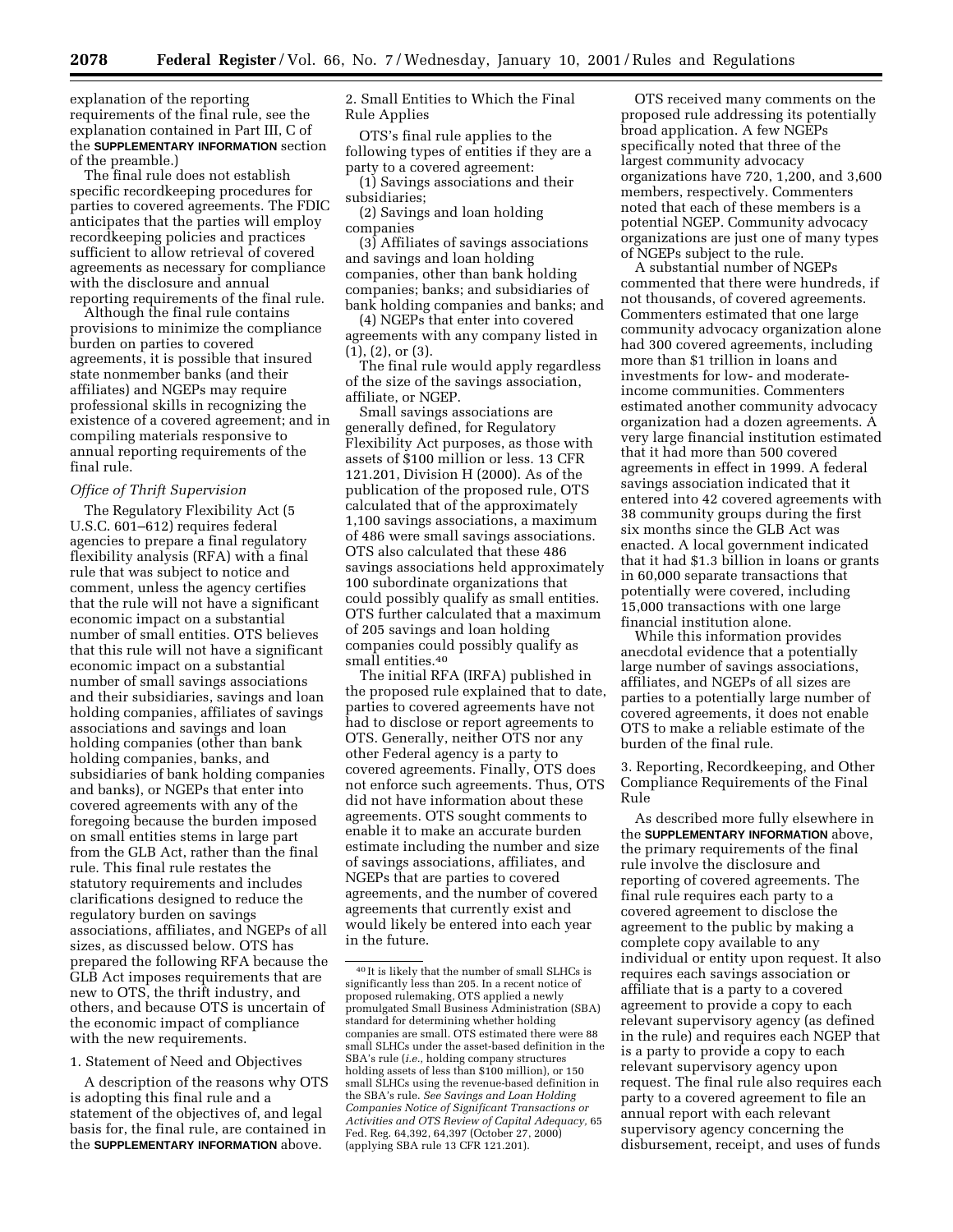explanation of the reporting requirements of the final rule, see the explanation contained in Part III, C of the **SUPPLEMENTARY INFORMATION** section of the preamble.)

The final rule does not establish specific recordkeeping procedures for parties to covered agreements. The FDIC anticipates that the parties will employ recordkeeping policies and practices sufficient to allow retrieval of covered agreements as necessary for compliance with the disclosure and annual reporting requirements of the final rule.

Although the final rule contains provisions to minimize the compliance burden on parties to covered agreements, it is possible that insured state nonmember banks (and their affiliates) and NGEPs may require professional skills in recognizing the existence of a covered agreement; and in compiling materials responsive to annual reporting requirements of the final rule.

*Office of Thrift Supervision*

The Regulatory Flexibility Act (5 U.S.C. 601–612) requires federal agencies to prepare a final regulatory flexibility analysis (RFA) with a final rule that was subject to notice and comment, unless the agency certifies that the rule will not have a significant economic impact on a substantial number of small entities. OTS believes that this rule will not have a significant economic impact on a substantial number of small savings associations and their subsidiaries, savings and loan holding companies, affiliates of savings associations and savings and loan holding companies (other than bank holding companies, banks, and subsidiaries of bank holding companies and banks), or NGEPs that enter into covered agreements with any of the foregoing because the burden imposed on small entities stems in large part from the GLB Act, rather than the final rule. This final rule restates the statutory requirements and includes clarifications designed to reduce the regulatory burden on savings associations, affiliates, and NGEPs of all sizes, as discussed below. OTS has prepared the following RFA because the GLB Act imposes requirements that are new to OTS, the thrift industry, and others, and because OTS is uncertain of the economic impact of compliance with the new requirements.

1. Statement of Need and Objectives

A description of the reasons why OTS is adopting this final rule and a statement of the objectives of, and legal basis for, the final rule, are contained in the **SUPPLEMENTARY INFORMATION** above.

2. Small Entities to Which the Final Rule Applies

OTS's final rule applies to the following types of entities if they are a party to a covered agreement:

(1) Savings associations and their subsidiaries;

(2) Savings and loan holding companies

(3) Affiliates of savings associations and savings and loan holding companies, other than bank holding companies; banks; and subsidiaries of bank holding companies and banks; and

(4) NGEPs that enter into covered agreements with any company listed in (1), (2), or (3).

The final rule would apply regardless of the size of the savings association, affiliate, or NGEP.

Small savings associations are generally defined, for Regulatory Flexibility Act purposes, as those with assets of $100 million or less. 13 CFR 121.201, Division H (2000). As of the publication of the proposed rule, OTS calculated that of the approximately 1,100 savings associations, a maximum of 486 were small savings associations. OTS also calculated that these 486 savings associations held approximately 100 subordinate organizations that could possibly qualify as small entities. OTS further calculated that a maximum of 205 savings and loan holding companies could possibly qualify as small entities.[40]

The initial RFA (IRFA) published in the proposed rule explained that to date, parties to covered agreements have not had to disclose or report agreements to OTS. Generally, neither OTS nor any other Federal agency is a party to covered agreements. Finally, OTS does not enforce such agreements. Thus, OTS did not have information about these agreements. OTS sought comments to enable it to make an accurate burden estimate including the number and size of savings associations, affiliates, and NGEPs that are parties to covered agreements, and the number of covered agreements that currently exist and would likely be entered into each year in the future.

[40] It is likely that the number of small SLHCs is significantly less than 205. In a recent notice of proposed rulemaking, OTS applied a newly promulgated Small Business Administration (SBA) standard for determining whether holding companies are small. OTS estimated there were 88 small SLHCs under the asset-based definition in the SBA's rule (*i.e.,* holding company structures holding assets of less than $100 million), or 150 small SLHCs using the revenue-based definition in the SBA's rule. *See Savings and Loan Holding Companies Notice of Significant Transactions or Activities and OTS Review of Capital Adequacy,* 65 Fed. Reg. 64,392, 64,397 (October 27, 2000) (applying SBA rule 13 CFR 121.201).

OTS received many comments on the proposed rule addressing its potentially broad application. A few NGEPs specifically noted that three of the largest community advocacy organizations have 720, 1,200, and 3,600 members, respectively. Commenters noted that each of these members is a potential NGEP. Community advocacy organizations are just one of many types of NGEPs subject to the rule.

A substantial number of NGEPs commented that there were hundreds, if not thousands, of covered agreements. Commenters estimated that one large community advocacy organization alone had 300 covered agreements, including more than $1 trillion in loans and investments for low- and moderate-income communities. Commenters estimated another community advocacy organization had a dozen agreements. A very large financial institution estimated that it had more than 500 covered agreements in effect in 1999. A federal savings association indicated that it entered into 42 covered agreements with 38 community groups during the first six months since the GLB Act was enacted. A local government indicated that it had $1.3 billion in loans or grants in 60,000 separate transactions that potentially were covered, including 15,000 transactions with one large financial institution alone.

While this information provides anecdotal evidence that a potentially large number of savings associations, affiliates, and NGEPs of all sizes are parties to a potentially large number of covered agreements, it does not enable OTS to make a reliable estimate of the burden of the final rule.

3. Reporting, Recordkeeping, and Other Compliance Requirements of the Final Rule

As described more fully elsewhere in the **SUPPLEMENTARY INFORMATION** above, the primary requirements of the final rule involve the disclosure and reporting of covered agreements. The final rule requires each party to a covered agreement to disclose the agreement to the public by making a complete copy available to any individual or entity upon request. It also requires each savings association or affiliate that is a party to a covered agreement to provide a copy to each relevant supervisory agency (as defined in the rule) and requires each NGEP that is a party to provide a copy to each relevant supervisory agency upon request. The final rule also requires each party to a covered agreement to file an annual report with each relevant supervisory agency concerning the disbursement, receipt, and uses of funds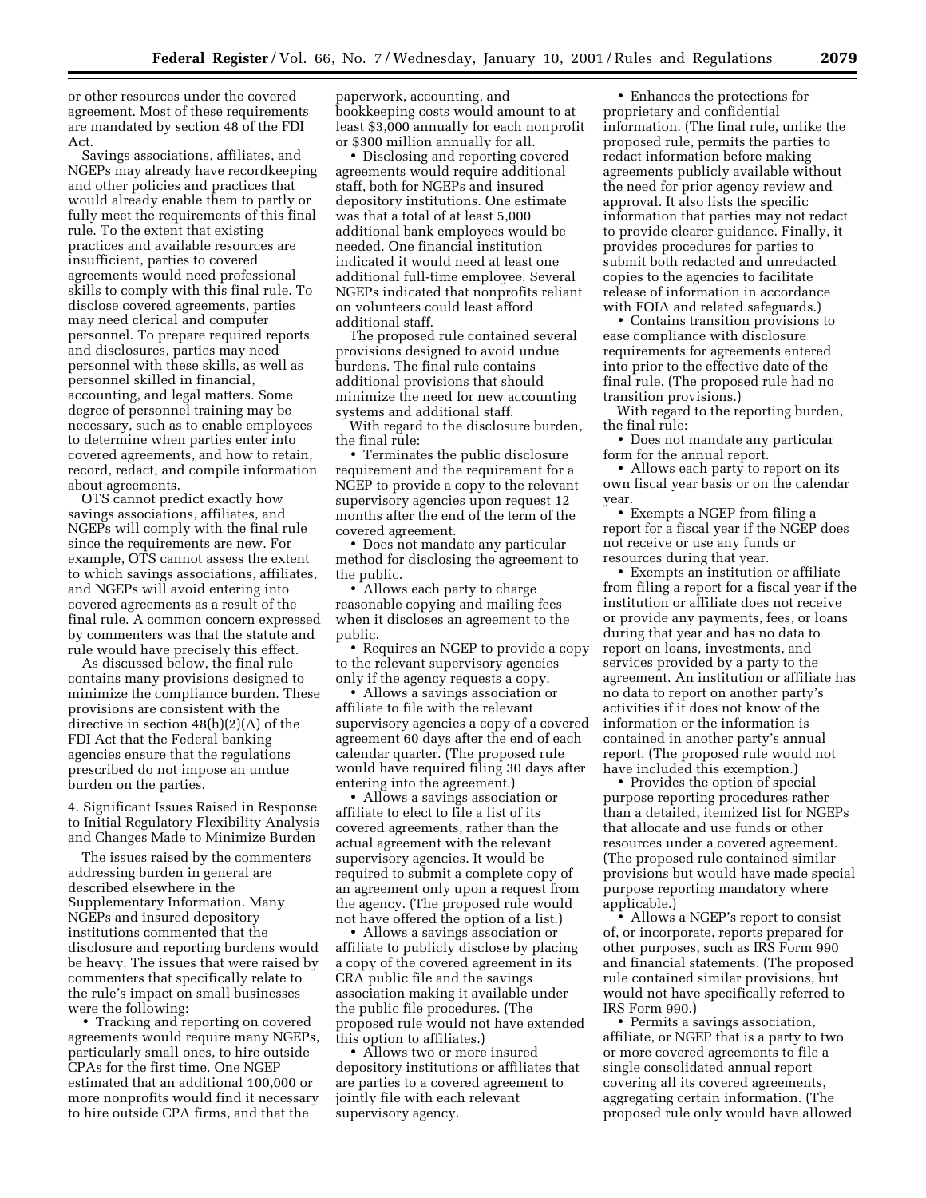or other resources under the covered agreement. Most of these requirements are mandated by section 48 of the FDI Act.

Savings associations, affiliates, and NGEPs may already have recordkeeping and other policies and practices that would already enable them to partly or fully meet the requirements of this final rule. To the extent that existing practices and available resources are insufficient, parties to covered agreements would need professional skills to comply with this final rule. To disclose covered agreements, parties may need clerical and computer personnel. To prepare required reports and disclosures, parties may need personnel with these skills, as well as personnel skilled in financial, accounting, and legal matters. Some degree of personnel training may be necessary, such as to enable employees to determine when parties enter into covered agreements, and how to retain, record, redact, and compile information about agreements.

OTS cannot predict exactly how savings associations, affiliates, and NGEPs will comply with the final rule since the requirements are new. For example, OTS cannot assess the extent to which savings associations, affiliates, and NGEPs will avoid entering into covered agreements as a result of the final rule. A common concern expressed by commenters was that the statute and rule would have precisely this effect.

As discussed below, the final rule contains many provisions designed to minimize the compliance burden. These provisions are consistent with the directive in section 48(h)(2)(A) of the FDI Act that the Federal banking agencies ensure that the regulations prescribed do not impose an undue burden on the parties.

4. Significant Issues Raised in Response to Initial Regulatory Flexibility Analysis and Changes Made to Minimize Burden

The issues raised by the commenters addressing burden in general are described elsewhere in the Supplementary Information. Many NGEPs and insured depository institutions commented that the disclosure and reporting burdens would be heavy. The issues that were raised by commenters that specifically relate to the rule's impact on small businesses were the following:

- Tracking and reporting on covered agreements would require many NGEPs, particularly small ones, to hire outside CPAs for the first time. One NGEP estimated that an additional 100,000 or more nonprofits would find it necessary to hire outside CPA firms, and that the paperwork, accounting, and bookkeeping costs would amount to at least $3,000 annually for each nonprofit or $300 million annually for all.
- Disclosing and reporting covered agreements would require additional staff, both for NGEPs and insured depository institutions. One estimate was that a total of at least 5,000 additional bank employees would be needed. One financial institution indicated it would need at least one additional full-time employee. Several NGEPs indicated that nonprofits reliant on volunteers could least afford additional staff.

The proposed rule contained several provisions designed to avoid undue burdens. The final rule contains additional provisions that should minimize the need for new accounting systems and additional staff.

With regard to the disclosure burden, the final rule:

- Terminates the public disclosure requirement and the requirement for a NGEP to provide a copy to the relevant supervisory agencies upon request 12 months after the end of the term of the covered agreement.
- Does not mandate any particular method for disclosing the agreement to the public.
- Allows each party to charge reasonable copying and mailing fees when it discloses an agreement to the public.
- Requires an NGEP to provide a copy to the relevant supervisory agencies only if the agency requests a copy.
- Allows a savings association or affiliate to file with the relevant supervisory agencies a copy of a covered agreement 60 days after the end of each calendar quarter. (The proposed rule would have required filing 30 days after entering into the agreement.)
- Allows a savings association or affiliate to elect to file a list of its covered agreements, rather than the actual agreement with the relevant supervisory agencies. It would be required to submit a complete copy of an agreement only upon a request from the agency. (The proposed rule would not have offered the option of a list.)
- Allows a savings association or affiliate to publicly disclose by placing a copy of the covered agreement in its CRA public file and the savings association making it available under the public file procedures. (The proposed rule would not have extended this option to affiliates.)
- Allows two or more insured depository institutions or affiliates that are parties to a covered agreement to jointly file with each relevant supervisory agency.
- Enhances the protections for proprietary and confidential information. (The final rule, unlike the proposed rule, permits the parties to redact information before making agreements publicly available without the need for prior agency review and approval. It also lists the specific information that parties may not redact to provide clearer guidance. Finally, it provides procedures for parties to submit both redacted and unredacted copies to the agencies to facilitate release of information in accordance with FOIA and related safeguards.)
- Contains transition provisions to ease compliance with disclosure requirements for agreements entered into prior to the effective date of the final rule. (The proposed rule had no transition provisions.)

With regard to the reporting burden, the final rule:

- Does not mandate any particular form for the annual report.
- Allows each party to report on its own fiscal year basis or on the calendar year.
- Exempts a NGEP from filing a report for a fiscal year if the NGEP does not receive or use any funds or resources during that year.
- Exempts an institution or affiliate from filing a report for a fiscal year if the institution or affiliate does not receive or provide any payments, fees, or loans during that year and has no data to report on loans, investments, and services provided by a party to the agreement. An institution or affiliate has no data to report on another party's activities if it does not know of the information or the information is contained in another party's annual report. (The proposed rule would not have included this exemption.)
- Provides the option of special purpose reporting procedures rather than a detailed, itemized list for NGEPs that allocate and use funds or other resources under a covered agreement. (The proposed rule contained similar provisions but would have made special purpose reporting mandatory where applicable.)
- Allows a NGEP's report to consist of, or incorporate, reports prepared for other purposes, such as IRS Form 990 and financial statements. (The proposed rule contained similar provisions, but would not have specifically referred to IRS Form 990.)
- Permits a savings association, affiliate, or NGEP that is a party to two or more covered agreements to file a single consolidated annual report covering all its covered agreements, aggregating certain information. (The proposed rule only would have allowed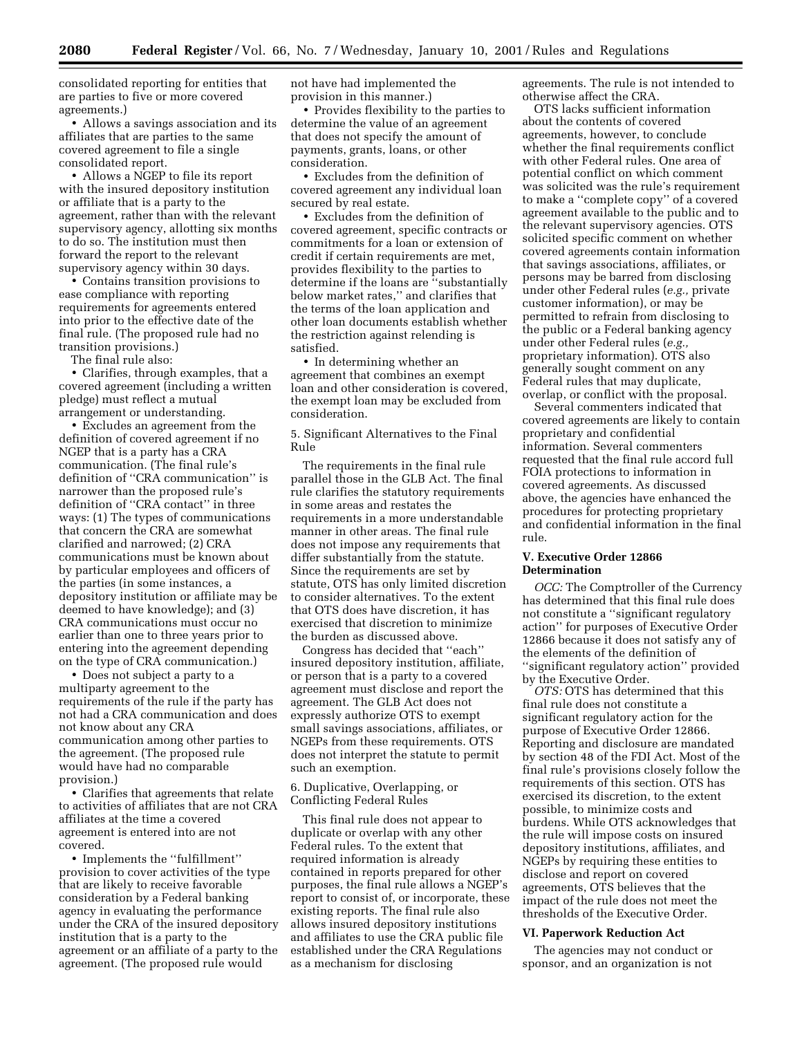consolidated reporting for entities that are parties to five or more covered agreements.)

• Allows a savings association and its affiliates that are parties to the same covered agreement to file a single consolidated report.

• Allows a NGEP to file its report with the insured depository institution or affiliate that is a party to the agreement, rather than with the relevant supervisory agency, allotting six months to do so. The institution must then forward the report to the relevant supervisory agency within 30 days.

• Contains transition provisions to ease compliance with reporting requirements for agreements entered into prior to the effective date of the final rule. (The proposed rule had no transition provisions.)

The final rule also:

• Clarifies, through examples, that a covered agreement (including a written pledge) must reflect a mutual arrangement or understanding.

• Excludes an agreement from the definition of covered agreement if no NGEP that is a party has a CRA communication. (The final rule's definition of ''CRA communication'' is narrower than the proposed rule's definition of ''CRA contact'' in three ways: (1) The types of communications that concern the CRA are somewhat clarified and narrowed; (2) CRA communications must be known about by particular employees and officers of the parties (in some instances, a depository institution or affiliate may be deemed to have knowledge); and (3) CRA communications must occur no earlier than one to three years prior to entering into the agreement depending on the type of CRA communication.)

• Does not subject a party to a multiparty agreement to the requirements of the rule if the party has not had a CRA communication and does not know about any CRA communication among other parties to the agreement. (The proposed rule would have had no comparable provision.)

• Clarifies that agreements that relate to activities of affiliates that are not CRA affiliates at the time a covered agreement is entered into are not covered.

• Implements the ''fulfillment'' provision to cover activities of the type that are likely to receive favorable consideration by a Federal banking agency in evaluating the performance under the CRA of the insured depository institution that is a party to the agreement or an affiliate of a party to the agreement. (The proposed rule would not have had implemented the provision in this manner.)

• Provides flexibility to the parties to determine the value of an agreement that does not specify the amount of payments, grants, loans, or other consideration.

• Excludes from the definition of covered agreement any individual loan secured by real estate.

• Excludes from the definition of covered agreement, specific contracts or commitments for a loan or extension of credit if certain requirements are met, provides flexibility to the parties to determine if the loans are ''substantially below market rates,'' and clarifies that the terms of the loan application and other loan documents establish whether the restriction against relending is satisfied.

• In determining whether an agreement that combines an exempt loan and other consideration is covered, the exempt loan may be excluded from consideration.

5. Significant Alternatives to the Final Rule

The requirements in the final rule parallel those in the GLB Act. The final rule clarifies the statutory requirements in some areas and restates the requirements in a more understandable manner in other areas. The final rule does not impose any requirements that differ substantially from the statute. Since the requirements are set by statute, OTS has only limited discretion to consider alternatives. To the extent that OTS does have discretion, it has exercised that discretion to minimize the burden as discussed above.

Congress has decided that ''each'' insured depository institution, affiliate, or person that is a party to a covered agreement must disclose and report the agreement. The GLB Act does not expressly authorize OTS to exempt small savings associations, affiliates, or NGEPs from these requirements. OTS does not interpret the statute to permit such an exemption.

6. Duplicative, Overlapping, or Conflicting Federal Rules

This final rule does not appear to duplicate or overlap with any other Federal rules. To the extent that required information is already contained in reports prepared for other purposes, the final rule allows a NGEP's report to consist of, or incorporate, these existing reports. The final rule also allows insured depository institutions and affiliates to use the CRA public file established under the CRA Regulations as a mechanism for disclosing agreements. The rule is not intended to otherwise affect the CRA.

OTS lacks sufficient information about the contents of covered agreements, however, to conclude whether the final requirements conflict with other Federal rules. One area of potential conflict on which comment was solicited was the rule's requirement to make a ''complete copy'' of a covered agreement available to the public and to the relevant supervisory agencies. OTS solicited specific comment on whether covered agreements contain information that savings associations, affiliates, or persons may be barred from disclosing under other Federal rules (*e.g.,* private customer information), or may be permitted to refrain from disclosing to the public or a Federal banking agency under other Federal rules (*e.g.,* proprietary information). OTS also generally sought comment on any Federal rules that may duplicate, overlap, or conflict with the proposal.

Several commenters indicated that covered agreements are likely to contain proprietary and confidential information. Several commenters requested that the final rule accord full FOIA protections to information in covered agreements. As discussed above, the agencies have enhanced the procedures for protecting proprietary and confidential information in the final rule.

## V. Executive Order 12866 Determination

*OCC:* The Comptroller of the Currency has determined that this final rule does not constitute a ''significant regulatory action'' for purposes of Executive Order 12866 because it does not satisfy any of the elements of the definition of ''significant regulatory action'' provided by the Executive Order.

*OTS:* OTS has determined that this final rule does not constitute a significant regulatory action for the purpose of Executive Order 12866. Reporting and disclosure are mandated by section 48 of the FDI Act. Most of the final rule's provisions closely follow the requirements of this section. OTS has exercised its discretion, to the extent possible, to minimize costs and burdens. While OTS acknowledges that the rule will impose costs on insured depository institutions, affiliates, and NGEPs by requiring these entities to disclose and report on covered agreements, OTS believes that the impact of the rule does not meet the thresholds of the Executive Order.

## VI. Paperwork Reduction Act

The agencies may not conduct or sponsor, and an organization is not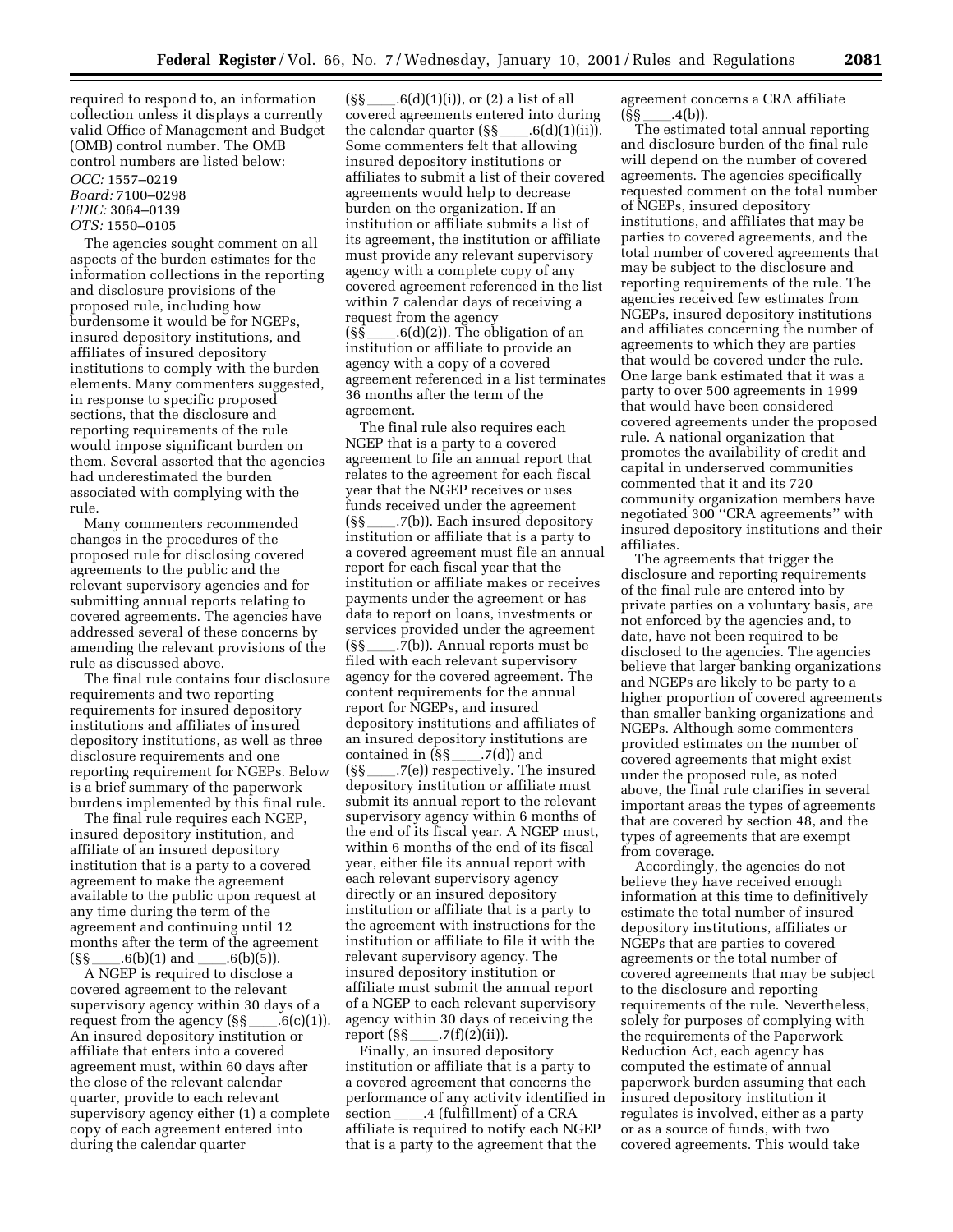required to respond to, an information collection unless it displays a currently valid Office of Management and Budget (OMB) control number. The OMB control numbers are listed below:

*OCC:* 1557–0219
*Board:* 7100–0298
*FDIC:* 3064–0139
*OTS:* 1550–0105

The agencies sought comment on all aspects of the burden estimates for the information collections in the reporting and disclosure provisions of the proposed rule, including how burdensome it would be for NGEPs, insured depository institutions, and affiliates of insured depository institutions to comply with the burden elements. Many commenters suggested, in response to specific proposed sections, that the disclosure and reporting requirements of the rule would impose significant burden on them. Several asserted that the agencies had underestimated the burden associated with complying with the rule.

Many commenters recommended changes in the procedures of the proposed rule for disclosing covered agreements to the public and the relevant supervisory agencies and for submitting annual reports relating to covered agreements. The agencies have addressed several of these concerns by amending the relevant provisions of the rule as discussed above.

The final rule contains four disclosure requirements and two reporting requirements for insured depository institutions and affiliates of insured depository institutions, as well as three disclosure requirements and one reporting requirement for NGEPs. Below is a brief summary of the paperwork burdens implemented by this final rule.

The final rule requires each NGEP, insured depository institution, and affiliate of an insured depository institution that is a party to a covered agreement to make the agreement available to the public upon request at any time during the term of the agreement and continuing until 12 months after the term of the agreement (§§ \_\_\_\_.6(b)(1) and \_\_\_\_.6(b)(5)).

A NGEP is required to disclose a covered agreement to the relevant supervisory agency within 30 days of a request from the agency (§§ \_\_\_\_.6(c)(1)). An insured depository institution or affiliate that enters into a covered agreement must, within 60 days after the close of the relevant calendar quarter, provide to each relevant supervisory agency either (1) a complete copy of each agreement entered into during the calendar quarter (§§ \_\_\_\_.6(d)(1)(i)), or (2) a list of all covered agreements entered into during the calendar quarter (§§ \_\_\_\_.6(d)(1)(ii)). Some commenters felt that allowing insured depository institutions or affiliates to submit a list of their covered agreements would help to decrease burden on the organization. If an institution or affiliate submits a list of its agreement, the institution or affiliate must provide any relevant supervisory agency with a complete copy of any covered agreement referenced in the list within 7 calendar days of receiving a request from the agency (§§ \_\_\_\_.6(d)(2)). The obligation of an institution or affiliate to provide an agency with a copy of a covered agreement referenced in a list terminates 36 months after the term of the agreement.

The final rule also requires each NGEP that is a party to a covered agreement to file an annual report that relates to the agreement for each fiscal year that the NGEP receives or uses funds received under the agreement (§§ \_\_\_\_.7(b)). Each insured depository institution or affiliate that is a party to a covered agreement must file an annual report for each fiscal year that the institution or affiliate makes or receives payments under the agreement or has data to report on loans, investments or services provided under the agreement (§§ \_\_\_\_.7(b)). Annual reports must be filed with each relevant supervisory agency for the covered agreement. The content requirements for the annual report for NGEPs, and insured depository institutions and affiliates of an insured depository institutions are contained in (§§ \_\_\_\_.7(d)) and (§§ \_\_\_\_.7(e)) respectively. The insured depository institution or affiliate must submit its annual report to the relevant supervisory agency within 6 months of the end of its fiscal year. A NGEP must, within 6 months of the end of its fiscal year, either file its annual report with each relevant supervisory agency directly or an insured depository institution or affiliate that is a party to the agreement with instructions for the institution or affiliate to file it with the relevant supervisory agency. The insured depository institution or affiliate must submit the annual report of a NGEP to each relevant supervisory agency within 30 days of receiving the report (§§ \_\_\_\_.7(f)(2)(ii)).

Finally, an insured depository institution or affiliate that is a party to a covered agreement that concerns the performance of any activity identified in section \_\_\_\_.4 (fulfillment) of a CRA affiliate is required to notify each NGEP that is a party to the agreement that the agreement concerns a CRA affiliate (§§ \_\_\_\_.4(b)).

The estimated total annual reporting and disclosure burden of the final rule will depend on the number of covered agreements. The agencies specifically requested comment on the total number of NGEPs, insured depository institutions, and affiliates that may be parties to covered agreements, and the total number of covered agreements that may be subject to the disclosure and reporting requirements of the rule. The agencies received few estimates from NGEPs, insured depository institutions and affiliates concerning the number of agreements to which they are parties that would be covered under the rule. One large bank estimated that it was a party to over 500 agreements in 1999 that would have been considered covered agreements under the proposed rule. A national organization that promotes the availability of credit and capital in underserved communities commented that it and its 720 community organization members have negotiated 300 ''CRA agreements'' with insured depository institutions and their affiliates.

The agreements that trigger the disclosure and reporting requirements of the final rule are entered into by private parties on a voluntary basis, are not enforced by the agencies and, to date, have not been required to be disclosed to the agencies. The agencies believe that larger banking organizations and NGEPs are likely to be party to a higher proportion of covered agreements than smaller banking organizations and NGEPs. Although some commenters provided estimates on the number of covered agreements that might exist under the proposed rule, as noted above, the final rule clarifies in several important areas the types of agreements that are covered by section 48, and the types of agreements that are exempt from coverage.

Accordingly, the agencies do not believe they have received enough information at this time to definitively estimate the total number of insured depository institutions, affiliates or NGEPs that are parties to covered agreements or the total number of covered agreements that may be subject to the disclosure and reporting requirements of the rule. Nevertheless, solely for purposes of complying with the requirements of the Paperwork Reduction Act, each agency has computed the estimate of annual paperwork burden assuming that each insured depository institution it regulates is involved, either as a party or as a source of funds, with two covered agreements. This would take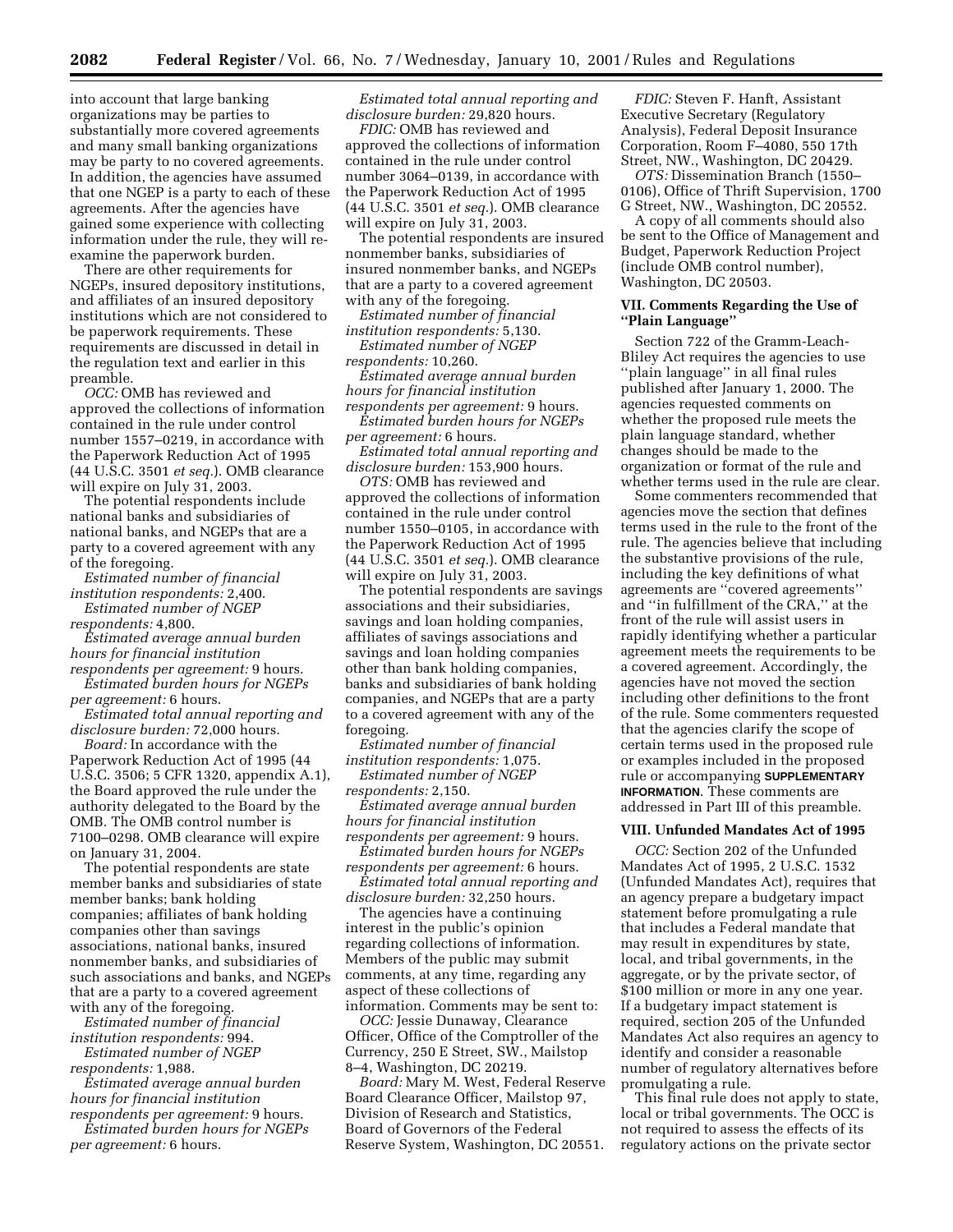into account that large banking organizations may be parties to substantially more covered agreements and many small banking organizations may be party to no covered agreements. In addition, the agencies have assumed that one NGEP is a party to each of these agreements. After the agencies have gained some experience with collecting information under the rule, they will re-examine the paperwork burden.

There are other requirements for NGEPs, insured depository institutions, and affiliates of an insured depository institutions which are not considered to be paperwork requirements. These requirements are discussed in detail in the regulation text and earlier in this preamble.

*OCC:* OMB has reviewed and approved the collections of information contained in the rule under control number 1557–0219, in accordance with the Paperwork Reduction Act of 1995 (44 U.S.C. 3501 *et seq.*). OMB clearance will expire on July 31, 2003.

The potential respondents include national banks and subsidiaries of national banks, and NGEPs that are a party to a covered agreement with any of the foregoing.

*Estimated number of financial institution respondents:* 2,400.

*Estimated number of NGEP respondents:* 4,800.

*Estimated average annual burden hours for financial institution respondents per agreement:* 9 hours.

*Estimated burden hours for NGEPs per agreement:* 6 hours.

*Estimated total annual reporting and disclosure burden:* 72,000 hours.

*Board:* In accordance with the Paperwork Reduction Act of 1995 (44 U.S.C. 3506; 5 CFR 1320, appendix A.1), the Board approved the rule under the authority delegated to the Board by the OMB. The OMB control number is 7100–0298. OMB clearance will expire on January 31, 2004.

The potential respondents are state member banks and subsidiaries of state member banks; bank holding companies; affiliates of bank holding companies other than savings associations, national banks, insured nonmember banks, and subsidiaries of such associations and banks, and NGEPs that are a party to a covered agreement with any of the foregoing.

*Estimated number of financial institution respondents:* 994.

*Estimated number of NGEP respondents:* 1,988.

*Estimated average annual burden hours for financial institution respondents per agreement:* 9 hours.

*Estimated burden hours for NGEPs per agreement:* 6 hours.

*Estimated total annual reporting and disclosure burden:* 29,820 hours.

*FDIC:* OMB has reviewed and approved the collections of information contained in the rule under control number 3064–0139, in accordance with the Paperwork Reduction Act of 1995 (44 U.S.C. 3501 *et seq.*). OMB clearance will expire on July 31, 2003.

The potential respondents are insured nonmember banks, subsidiaries of insured nonmember banks, and NGEPs that are a party to a covered agreement with any of the foregoing.

*Estimated number of financial institution respondents:* 5,130.

*Estimated number of NGEP respondents:* 10,260.

*Estimated average annual burden hours for financial institution respondents per agreement:* 9 hours.

*Estimated burden hours for NGEPs per agreement:* 6 hours.

*Estimated total annual reporting and disclosure burden:* 153,900 hours.

*OTS:* OMB has reviewed and approved the collections of information contained in the rule under control number 1550–0105, in accordance with the Paperwork Reduction Act of 1995 (44 U.S.C. 3501 *et seq.*). OMB clearance will expire on July 31, 2003.

The potential respondents are savings associations and their subsidiaries, savings and loan holding companies, affiliates of savings associations and savings and loan holding companies other than bank holding companies, banks and subsidiaries of bank holding companies, and NGEPs that are a party to a covered agreement with any of the foregoing.

*Estimated number of financial institution respondents:* 1,075.

*Estimated number of NGEP respondents:* 2,150.

*Estimated average annual burden hours for financial institution respondents per agreement:* 9 hours.

*Estimated burden hours for NGEPs respondents per agreement:* 6 hours.

*Estimated total annual reporting and disclosure burden:* 32,250 hours.

The agencies have a continuing interest in the public's opinion regarding collections of information. Members of the public may submit comments, at any time, regarding any aspect of these collections of information. Comments may be sent to:

*OCC:* Jessie Dunaway, Clearance Officer, Office of the Comptroller of the Currency, 250 E Street, SW., Mailstop 8–4, Washington, DC 20219.

*Board:* Mary M. West, Federal Reserve Board Clearance Officer, Mailstop 97, Division of Research and Statistics, Board of Governors of the Federal Reserve System, Washington, DC 20551.

*FDIC:* Steven F. Hanft, Assistant Executive Secretary (Regulatory Analysis), Federal Deposit Insurance Corporation, Room F–4080, 550 17th Street, NW., Washington, DC 20429.

*OTS:* Dissemination Branch (1550–0106), Office of Thrift Supervision, 1700 G Street, NW., Washington, DC 20552.

A copy of all comments should also be sent to the Office of Management and Budget, Paperwork Reduction Project (include OMB control number), Washington, DC 20503.

## VII. Comments Regarding the Use of "Plain Language"

Section 722 of the Gramm-Leach-Bliley Act requires the agencies to use "plain language" in all final rules published after January 1, 2000. The agencies requested comments on whether the proposed rule meets the plain language standard, whether changes should be made to the organization or format of the rule and whether terms used in the rule are clear.

Some commenters recommended that agencies move the section that defines terms used in the rule to the front of the rule. The agencies believe that including the substantive provisions of the rule, including the key definitions of what agreements are "covered agreements" and "in fulfillment of the CRA," at the front of the rule will assist users in rapidly identifying whether a particular agreement meets the requirements to be a covered agreement. Accordingly, the agencies have not moved the section including other definitions to the front of the rule. Some commenters requested that the agencies clarify the scope of certain terms used in the proposed rule or examples included in the proposed rule or accompanying **SUPPLEMENTARY INFORMATION.** These comments are addressed in Part III of this preamble.

## VIII. Unfunded Mandates Act of 1995

*OCC:* Section 202 of the Unfunded Mandates Act of 1995, 2 U.S.C. 1532 (Unfunded Mandates Act), requires that an agency prepare a budgetary impact statement before promulgating a rule that includes a Federal mandate that may result in expenditures by state, local, and tribal governments, in the aggregate, or by the private sector, of \$100 million or more in any one year. If a budgetary impact statement is required, section 205 of the Unfunded Mandates Act also requires an agency to identify and consider a reasonable number of regulatory alternatives before promulgating a rule.

This final rule does not apply to state, local or tribal governments. The OCC is not required to assess the effects of its regulatory actions on the private sector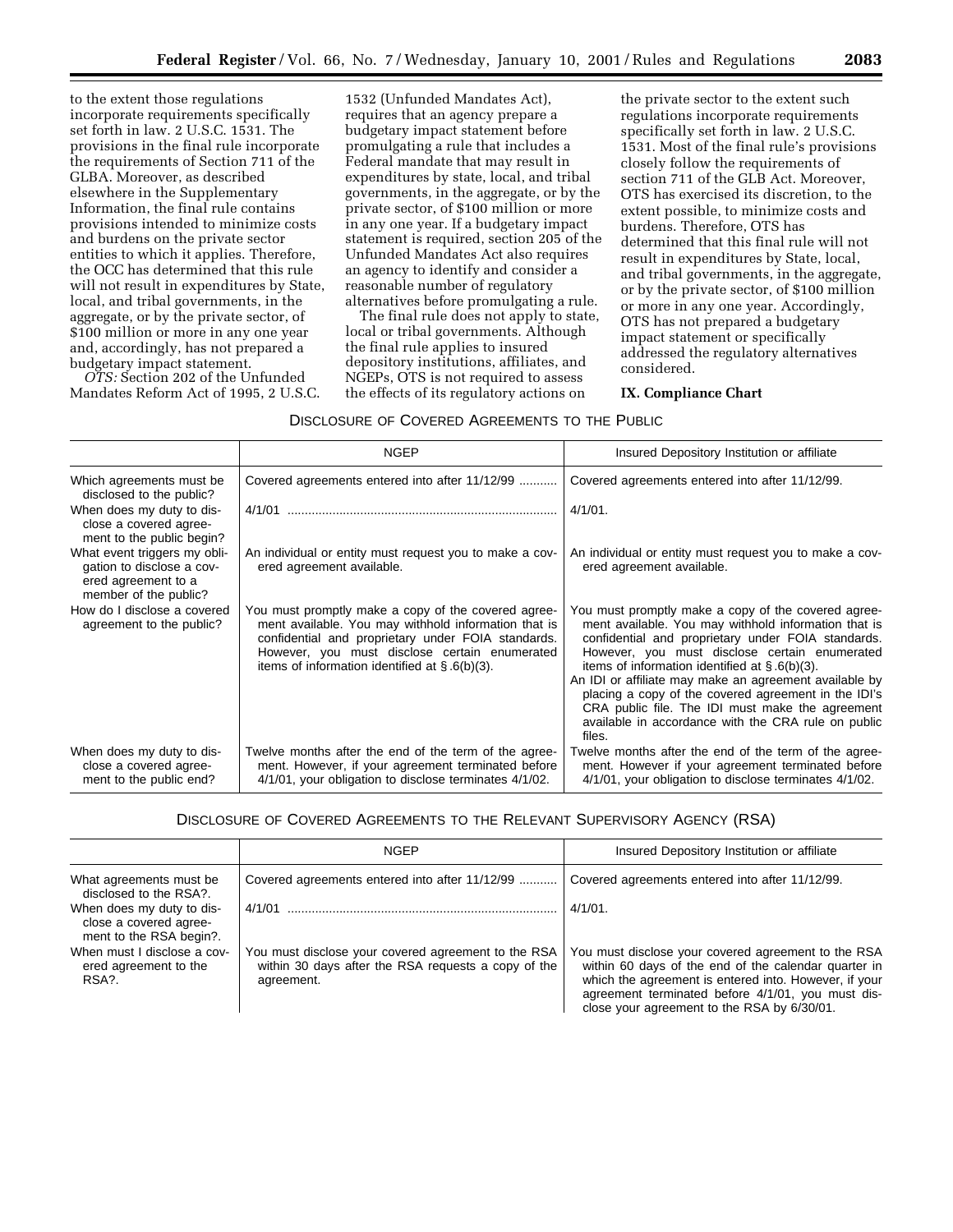to the extent those regulations incorporate requirements specifically set forth in law. 2 U.S.C. 1531. The provisions in the final rule incorporate the requirements of Section 711 of the GLBA. Moreover, as described elsewhere in the Supplementary Information, the final rule contains provisions intended to minimize costs and burdens on the private sector entities to which it applies. Therefore, the OCC has determined that this rule will not result in expenditures by State, local, and tribal governments, in the aggregate, or by the private sector, of $100 million or more in any one year and, accordingly, has not prepared a budgetary impact statement.

*OTS:* Section 202 of the Unfunded Mandates Reform Act of 1995, 2 U.S.C. 1532 (Unfunded Mandates Act), requires that an agency prepare a budgetary impact statement before promulgating a rule that includes a Federal mandate that may result in expenditures by state, local, and tribal governments, in the aggregate, or by the private sector, of $100 million or more in any one year. If a budgetary impact statement is required, section 205 of the Unfunded Mandates Act also requires an agency to identify and consider a reasonable number of regulatory alternatives before promulgating a rule.

The final rule does not apply to state, local or tribal governments. Although the final rule applies to insured depository institutions, affiliates, and NGEPs, OTS is not required to assess the effects of its regulatory actions on the private sector to the extent such regulations incorporate requirements specifically set forth in law. 2 U.S.C. 1531. Most of the final rule's provisions closely follow the requirements of section 711 of the GLB Act. Moreover, OTS has exercised its discretion, to the extent possible, to minimize costs and burdens. Therefore, OTS has determined that this final rule will not result in expenditures by State, local, and tribal governments, in the aggregate, or by the private sector, of $100 million or more in any one year. Accordingly, OTS has not prepared a budgetary impact statement or specifically addressed the regulatory alternatives considered.

## IX. Compliance Chart

DISCLOSURE OF COVERED AGREEMENTS TO THE PUBLIC

| | NGEP | Insured Depository Institution or affiliate |
|---|---|---|
| Which agreements must be disclosed to the public? | Covered agreements entered into after 11/12/99 | Covered agreements entered into after 11/12/99. |
| When does my duty to disclose a covered agreement to the public begin? | 4/1/01 | 4/1/01. |
| What event triggers my obligation to disclose a covered agreement to a member of the public? | An individual or entity must request you to make a covered agreement available. | An individual or entity must request you to make a covered agreement available. |
| How do I disclose a covered agreement to the public? | You must promptly make a copy of the covered agreement available. You may withhold information that is confidential and proprietary under FOIA standards. However, you must disclose certain enumerated items of information identified at § .6(b)(3). | You must promptly make a copy of the covered agreement available. You may withhold information that is confidential and proprietary under FOIA standards. However, you must disclose certain enumerated items of information identified at § .6(b)(3). An IDI or affiliate may make an agreement available by placing a copy of the covered agreement in the IDI's CRA public file. The IDI must make the agreement available in accordance with the CRA rule on public files. |
| When does my duty to disclose a covered agreement to the public end? | Twelve months after the end of the term of the agreement. However, if your agreement terminated before 4/1/01, your obligation to disclose terminates 4/1/02. | Twelve months after the end of the term of the agreement. However if your agreement terminated before 4/1/01, your obligation to disclose terminates 4/1/02. |

DISCLOSURE OF COVERED AGREEMENTS TO THE RELEVANT SUPERVISORY AGENCY (RSA)

| | NGEP | Insured Depository Institution or affiliate |
|---|---|---|
| What agreements must be disclosed to the RSA?. | Covered agreements entered into after 11/12/99 | Covered agreements entered into after 11/12/99. |
| When does my duty to disclose a covered agreement to the RSA begin?. | 4/1/01 | 4/1/01. |
| When must I disclose a covered agreement to the RSA?. | You must disclose your covered agreement to the RSA within 30 days after the RSA requests a copy of the agreement. | You must disclose your covered agreement to the RSA within 60 days of the end of the calendar quarter in which the agreement is entered into. However, if your agreement terminated before 4/1/01, you must disclose your agreement to the RSA by 6/30/01. |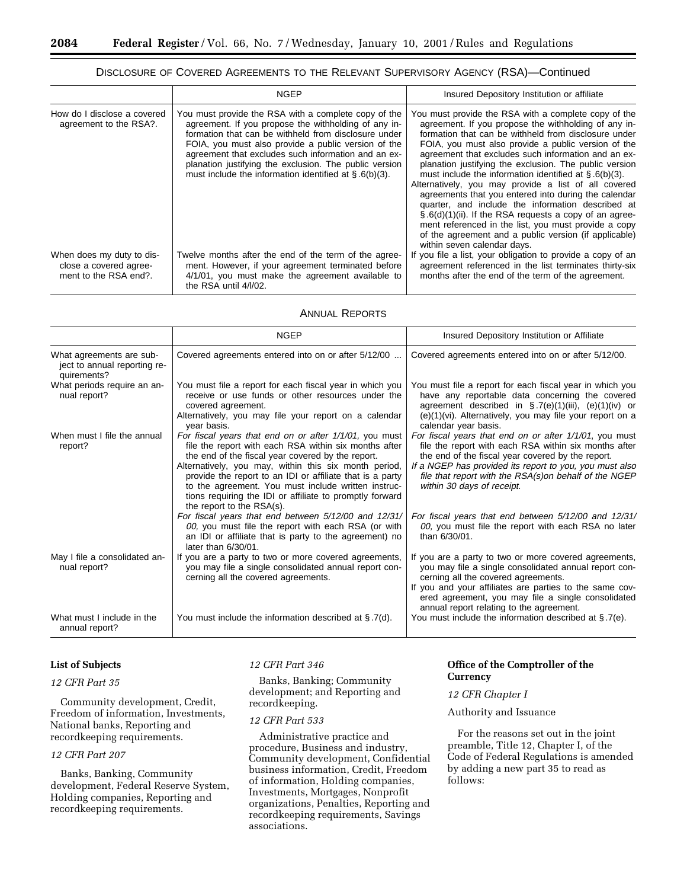## DISCLOSURE OF COVERED AGREEMENTS TO THE RELEVANT SUPERVISORY AGENCY (RSA)—Continued

| | NGEP | Insured Depository Institution or affiliate |
|---|---|---|
| How do I disclose a covered agreement to the RSA?. | You must provide the RSA with a complete copy of the agreement. If you propose the withholding of any information that can be withheld from disclosure under FOIA, you must also provide a public version of the agreement that excludes such information and an explanation justifying the exclusion. The public version must include the information identified at § .6(b)(3). | You must provide the RSA with a complete copy of the agreement. If you propose the withholding of any information that can be withheld from disclosure under FOIA, you must also provide a public version of the agreement that excludes such information and an explanation justifying the exclusion. The public version must include the information identified at § .6(b)(3). Alternatively, you may provide a list of all covered agreements that you entered into during the calendar quarter, and include the information described at § .6(d)(1)(ii). If the RSA requests a copy of an agreement referenced in the list, you must provide a copy of the agreement and a public version (if applicable) within seven calendar days. |
| When does my duty to disclose a covered agreement to the RSA end?. | Twelve months after the end of the term of the agreement. However, if your agreement terminated before 4/1/01, you must make the agreement available to the RSA until 4/l/02. | If you file a list, your obligation to provide a copy of an agreement referenced in the list terminates thirty-six months after the end of the term of the agreement. |

## ANNUAL REPORTS

| | NGEP | Insured Depository Institution or Affiliate |
|---|---|---|
| What agreements are subject to annual reporting requirements? | Covered agreements entered into on or after 5/12/00 ... | Covered agreements entered into on or after 5/12/00. |
| What periods require an annual report? | You must file a report for each fiscal year in which you receive or use funds or other resources under the covered agreement. Alternatively, you may file your report on a calendar year basis. | You must file a report for each fiscal year in which you have any reportable data concerning the covered agreement described in § .7(e)(1)(iii), (e)(1)(iv) or (e)(1)(vi). Alternatively, you may file your report on a calendar year basis. |
| When must I file the annual report? | *For fiscal years that end on or after 1/1/01,* you must file the report with each RSA within six months after the end of the fiscal year covered by the report. Alternatively, you may, within this six month period, provide the report to an IDI or affiliate that is a party to the agreement. You must include written instructions requiring the IDI or affiliate to promptly forward the report to the RSA(s). *For fiscal years that end between 5/12/00 and 12/31/00,* you must file the report with each RSA (or with an IDI or affiliate that is party to the agreement) no later than 6/30/01. | *For fiscal years that end on or after 1/1/01*, you must file the report with each RSA within six months after the end of the fiscal year covered by the report. *If a NGEP has provided its report to you, you must also file that report with the RSA(s)on behalf of the NGEP within 30 days of receipt.* *For fiscal years that end between 5/12/00 and 12/31/00,* you must file the report with each RSA no later than 6/30/01. |
| May I file a consolidated annual report? | If you are a party to two or more covered agreements, you may file a single consolidated annual report concerning all the covered agreements. | If you are a party to two or more covered agreements, you may file a single consolidated annual report concerning all the covered agreements. If you and your affiliates are parties to the same covered agreement, you may file a single consolidated annual report relating to the agreement. |
| What must I include in the annual report? | You must include the information described at § .7(d). | You must include the information described at § .7(e). |

**List of Subjects**

*12 CFR Part 35*

Community development, Credit, Freedom of information, Investments, National banks, Reporting and recordkeeping requirements.

*12 CFR Part 207*

Banks, Banking, Community development, Federal Reserve System, Holding companies, Reporting and recordkeeping requirements.

*12 CFR Part 346*

Banks, Banking; Community development; and Reporting and recordkeeping.

*12 CFR Part 533*

Administrative practice and procedure, Business and industry, Community development, Confidential business information, Credit, Freedom of information, Holding companies, Investments, Mortgages, Nonprofit organizations, Penalties, Reporting and recordkeeping requirements, Savings associations.

**Office of the Comptroller of the Currency**

*12 CFR Chapter I*

Authority and Issuance

For the reasons set out in the joint preamble, Title 12, Chapter I, of the Code of Federal Regulations is amended by adding a new part 35 to read as follows: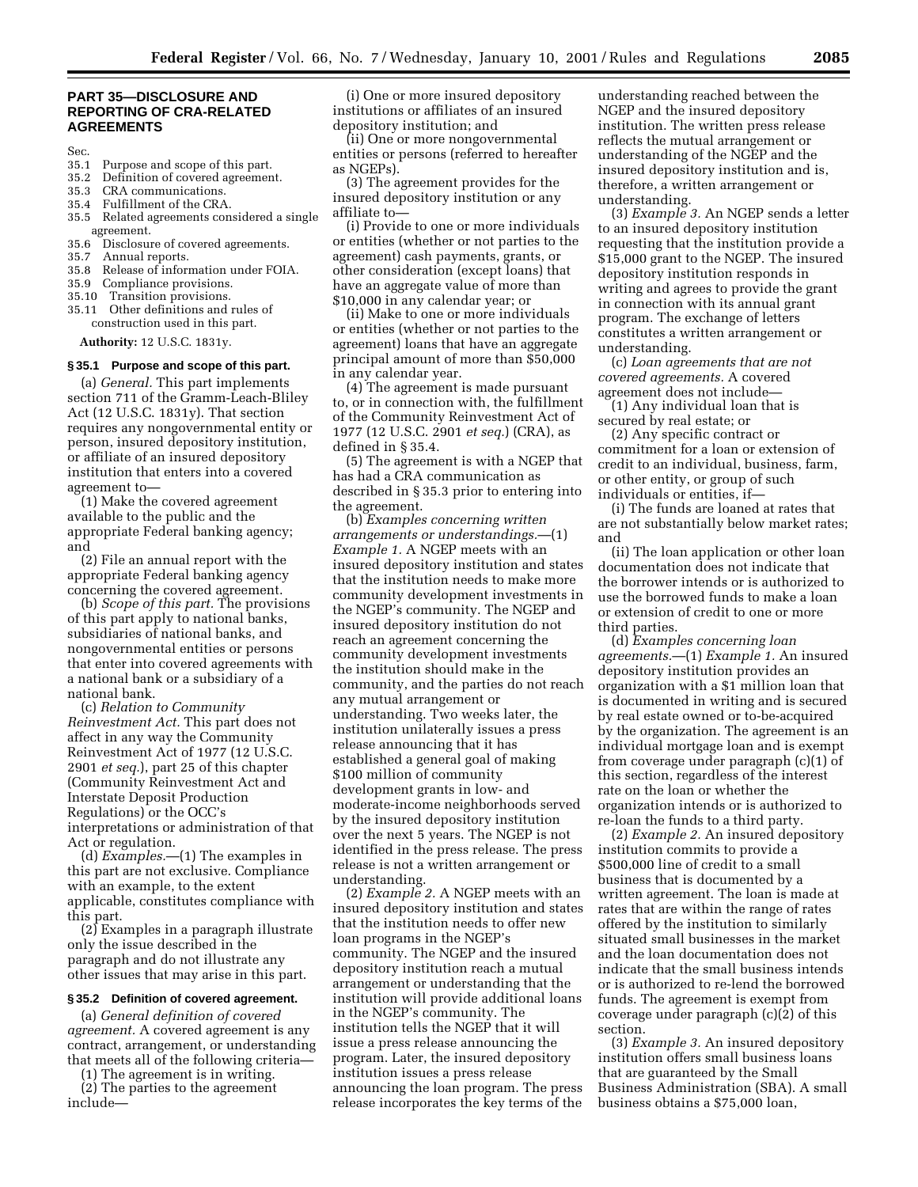## PART 35—DISCLOSURE AND REPORTING OF CRA-RELATED AGREEMENTS

Sec.
35.1 Purpose and scope of this part.
35.2 Definition of covered agreement.
35.3 CRA communications.
35.4 Fulfillment of the CRA.
35.5 Related agreements considered a single agreement.
35.6 Disclosure of covered agreements.
35.7 Annual reports.
35.8 Release of information under FOIA.
35.9 Compliance provisions.
35.10 Transition provisions.
35.11 Other definitions and rules of construction used in this part.

**Authority:** 12 U.S.C. 1831y.

### § 35.1 Purpose and scope of this part.

(a) *General.* This part implements section 711 of the Gramm-Leach-Bliley Act (12 U.S.C. 1831y). That section requires any nongovernmental entity or person, insured depository institution, or affiliate of an insured depository institution that enters into a covered agreement to—

(1) Make the covered agreement available to the public and the appropriate Federal banking agency; and

(2) File an annual report with the appropriate Federal banking agency concerning the covered agreement.

(b) *Scope of this part.* The provisions of this part apply to national banks, subsidiaries of national banks, and nongovernmental entities or persons that enter into covered agreements with a national bank or a subsidiary of a national bank.

(c) *Relation to Community Reinvestment Act.* This part does not affect in any way the Community Reinvestment Act of 1977 (12 U.S.C. 2901 *et seq.*), part 25 of this chapter (Community Reinvestment Act and Interstate Deposit Production Regulations) or the OCC's interpretations or administration of that Act or regulation.

(d) *Examples.*—(1) The examples in this part are not exclusive. Compliance with an example, to the extent applicable, constitutes compliance with this part.

(2) Examples in a paragraph illustrate only the issue described in the paragraph and do not illustrate any other issues that may arise in this part.

### § 35.2 Definition of covered agreement.

(a) *General definition of covered agreement.* A covered agreement is any contract, arrangement, or understanding that meets all of the following criteria—

(1) The agreement is in writing.

(2) The parties to the agreement include—

(i) One or more insured depository institutions or affiliates of an insured depository institution; and

(ii) One or more nongovernmental entities or persons (referred to hereafter as NGEPs).

(3) The agreement provides for the insured depository institution or any affiliate to—

(i) Provide to one or more individuals or entities (whether or not parties to the agreement) cash payments, grants, or other consideration (except loans) that have an aggregate value of more than $10,000 in any calendar year; or

(ii) Make to one or more individuals or entities (whether or not parties to the agreement) loans that have an aggregate principal amount of more than $50,000 in any calendar year.

(4) The agreement is made pursuant to, or in connection with, the fulfillment of the Community Reinvestment Act of 1977 (12 U.S.C. 2901 *et seq.*) (CRA), as defined in § 35.4.

(5) The agreement is with a NGEP that has had a CRA communication as described in § 35.3 prior to entering into the agreement.

(b) *Examples concerning written arrangements or understandings.*—(1) *Example 1.* A NGEP meets with an insured depository institution and states that the institution needs to make more community development investments in the NGEP's community. The NGEP and insured depository institution do not reach an agreement concerning the community development investments the institution should make in the community, and the parties do not reach any mutual arrangement or understanding. Two weeks later, the institution unilaterally issues a press release announcing that it has established a general goal of making $100 million of community development grants in low- and moderate-income neighborhoods served by the insured depository institution over the next 5 years. The NGEP is not identified in the press release. The press release is not a written arrangement or understanding.

(2) *Example 2.* A NGEP meets with an insured depository institution and states that the institution needs to offer new loan programs in the NGEP's community. The NGEP and the insured depository institution reach a mutual arrangement or understanding that the institution will provide additional loans in the NGEP's community. The institution tells the NGEP that it will issue a press release announcing the program. Later, the insured depository institution issues a press release announcing the loan program. The press release incorporates the key terms of the understanding reached between the NGEP and the insured depository institution. The written press release reflects the mutual arrangement or understanding of the NGEP and the insured depository institution and is, therefore, a written arrangement or understanding.

(3) *Example 3.* An NGEP sends a letter to an insured depository institution requesting that the institution provide a $15,000 grant to the NGEP. The insured depository institution responds in writing and agrees to provide the grant in connection with its annual grant program. The exchange of letters constitutes a written arrangement or understanding.

(c) *Loan agreements that are not covered agreements.* A covered agreement does not include—

(1) Any individual loan that is secured by real estate; or

(2) Any specific contract or commitment for a loan or extension of credit to an individual, business, farm, or other entity, or group of such individuals or entities, if—

(i) The funds are loaned at rates that are not substantially below market rates; and

(ii) The loan application or other loan documentation does not indicate that the borrower intends or is authorized to use the borrowed funds to make a loan or extension of credit to one or more third parties.

(d) *Examples concerning loan agreements.*—(1) *Example 1.* An insured depository institution provides an organization with a $1 million loan that is documented in writing and is secured by real estate owned or to-be-acquired by the organization. The agreement is an individual mortgage loan and is exempt from coverage under paragraph (c)(1) of this section, regardless of the interest rate on the loan or whether the organization intends or is authorized to re-loan the funds to a third party.

(2) *Example 2.* An insured depository institution commits to provide a $500,000 line of credit to a small business that is documented by a written agreement. The loan is made at rates that are within the range of rates offered by the institution to similarly situated small businesses in the market and the loan documentation does not indicate that the small business intends or is authorized to re-lend the borrowed funds. The agreement is exempt from coverage under paragraph (c)(2) of this section.

(3) *Example 3.* An insured depository institution offers small business loans that are guaranteed by the Small Business Administration (SBA). A small business obtains a $75,000 loan,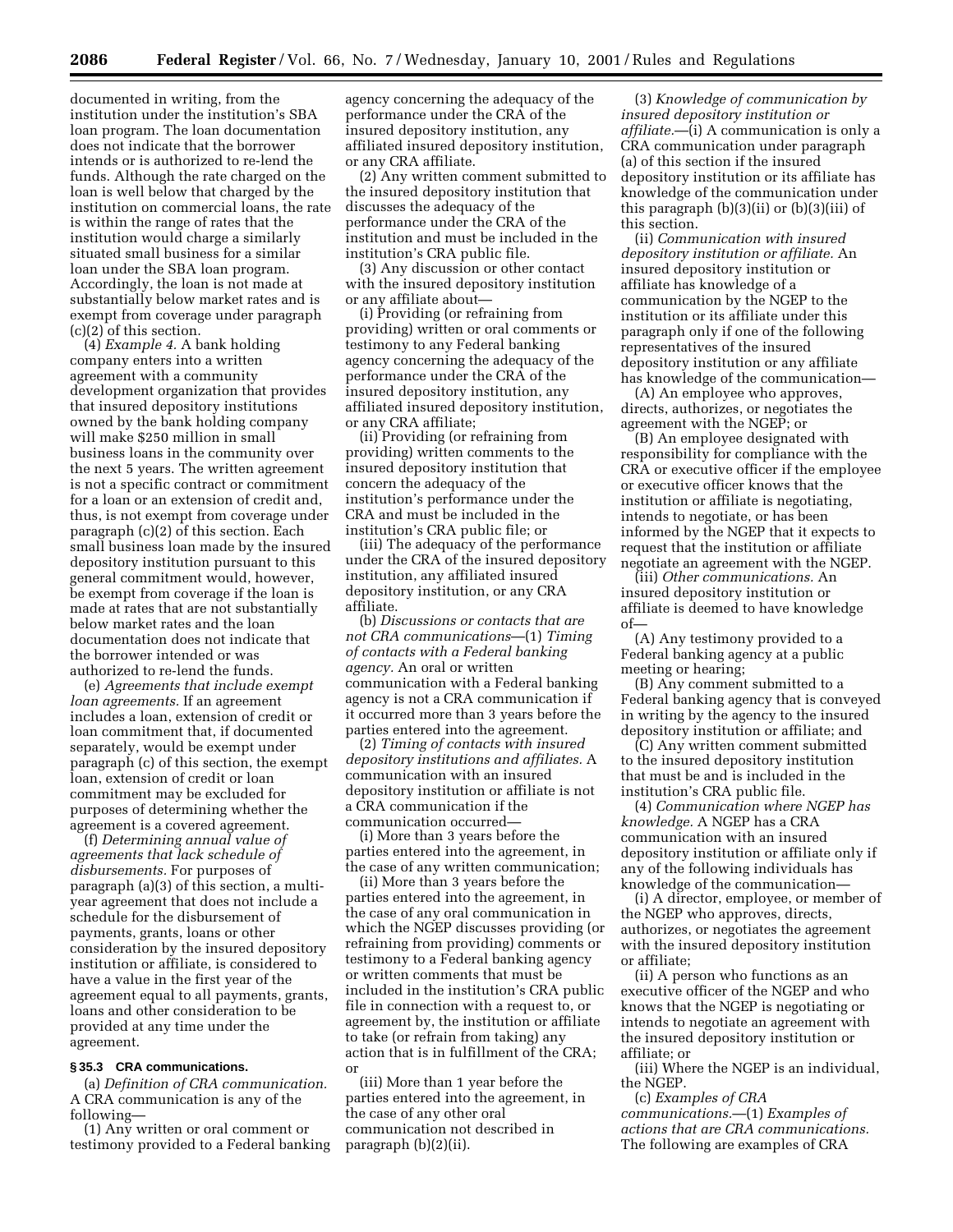documented in writing, from the institution under the institution's SBA loan program. The loan documentation does not indicate that the borrower intends or is authorized to re-lend the funds. Although the rate charged on the loan is well below that charged by the institution on commercial loans, the rate is within the range of rates that the institution would charge a similarly situated small business for a similar loan under the SBA loan program. Accordingly, the loan is not made at substantially below market rates and is exempt from coverage under paragraph (c)(2) of this section.

(4) *Example 4.* A bank holding company enters into a written agreement with a community development organization that provides that insured depository institutions owned by the bank holding company will make $250 million in small business loans in the community over the next 5 years. The written agreement is not a specific contract or commitment for a loan or an extension of credit and, thus, is not exempt from coverage under paragraph (c)(2) of this section. Each small business loan made by the insured depository institution pursuant to this general commitment would, however, be exempt from coverage if the loan is made at rates that are not substantially below market rates and the loan documentation does not indicate that the borrower intended or was authorized to re-lend the funds.

(e) *Agreements that include exempt loan agreements.* If an agreement includes a loan, extension of credit or loan commitment that, if documented separately, would be exempt under paragraph (c) of this section, the exempt loan, extension of credit or loan commitment may be excluded for purposes of determining whether the agreement is a covered agreement.

(f) *Determining annual value of agreements that lack schedule of disbursements.* For purposes of paragraph (a)(3) of this section, a multi-year agreement that does not include a schedule for the disbursement of payments, grants, loans or other consideration by the insured depository institution or affiliate, is considered to have a value in the first year of the agreement equal to all payments, grants, loans and other consideration to be provided at any time under the agreement.

**§ 35.3 CRA communications.**

(a) *Definition of CRA communication.* A CRA communication is any of the following—

(1) Any written or oral comment or testimony provided to a Federal banking agency concerning the adequacy of the performance under the CRA of the insured depository institution, any affiliated insured depository institution, or any CRA affiliate.

(2) Any written comment submitted to the insured depository institution that discusses the adequacy of the performance under the CRA of the institution and must be included in the institution's CRA public file.

(3) Any discussion or other contact with the insured depository institution or any affiliate about—

(i) Providing (or refraining from providing) written or oral comments or testimony to any Federal banking agency concerning the adequacy of the performance under the CRA of the insured depository institution, any affiliated insured depository institution, or any CRA affiliate;

(ii) Providing (or refraining from providing) written comments to the insured depository institution that concern the adequacy of the institution's performance under the CRA and must be included in the institution's CRA public file; or

(iii) The adequacy of the performance under the CRA of the insured depository institution, any affiliated insured depository institution, or any CRA affiliate.

(b) *Discussions or contacts that are not CRA communications*—(1) *Timing of contacts with a Federal banking agency.* An oral or written communication with a Federal banking agency is not a CRA communication if it occurred more than 3 years before the parties entered into the agreement.

(2) *Timing of contacts with insured depository institutions and affiliates.* A communication with an insured depository institution or affiliate is not a CRA communication if the communication occurred—

(i) More than 3 years before the parties entered into the agreement, in the case of any written communication;

(ii) More than 3 years before the parties entered into the agreement, in the case of any oral communication in which the NGEP discusses providing (or refraining from providing) comments or testimony to a Federal banking agency or written comments that must be included in the institution's CRA public file in connection with a request to, or agreement by, the institution or affiliate to take (or refrain from taking) any action that is in fulfillment of the CRA; or

(iii) More than 1 year before the parties entered into the agreement, in the case of any other oral communication not described in paragraph (b)(2)(ii).

(3) *Knowledge of communication by insured depository institution or affiliate.*—(i) A communication is only a CRA communication under paragraph (a) of this section if the insured depository institution or its affiliate has knowledge of the communication under this paragraph (b)(3)(ii) or (b)(3)(iii) of this section.

(ii) *Communication with insured depository institution or affiliate.* An insured depository institution or affiliate has knowledge of a communication by the NGEP to the institution or its affiliate under this paragraph only if one of the following representatives of the insured depository institution or any affiliate has knowledge of the communication—

(A) An employee who approves, directs, authorizes, or negotiates the agreement with the NGEP; or

(B) An employee designated with responsibility for compliance with the CRA or executive officer if the employee or executive officer knows that the institution or affiliate is negotiating, intends to negotiate, or has been informed by the NGEP that it expects to request that the institution or affiliate negotiate an agreement with the NGEP.

(iii) *Other communications.* An insured depository institution or affiliate is deemed to have knowledge of—

(A) Any testimony provided to a Federal banking agency at a public meeting or hearing;

(B) Any comment submitted to a Federal banking agency that is conveyed in writing by the agency to the insured depository institution or affiliate; and

(C) Any written comment submitted to the insured depository institution that must be and is included in the institution's CRA public file.

(4) *Communication where NGEP has knowledge.* A NGEP has a CRA communication with an insured depository institution or affiliate only if any of the following individuals has knowledge of the communication—

(i) A director, employee, or member of the NGEP who approves, directs, authorizes, or negotiates the agreement with the insured depository institution or affiliate;

(ii) A person who functions as an executive officer of the NGEP and who knows that the NGEP is negotiating or intends to negotiate an agreement with the insured depository institution or affiliate; or

(iii) Where the NGEP is an individual, the NGEP.

(c) *Examples of CRA communications.*—(1) *Examples of actions that are CRA communications.* The following are examples of CRA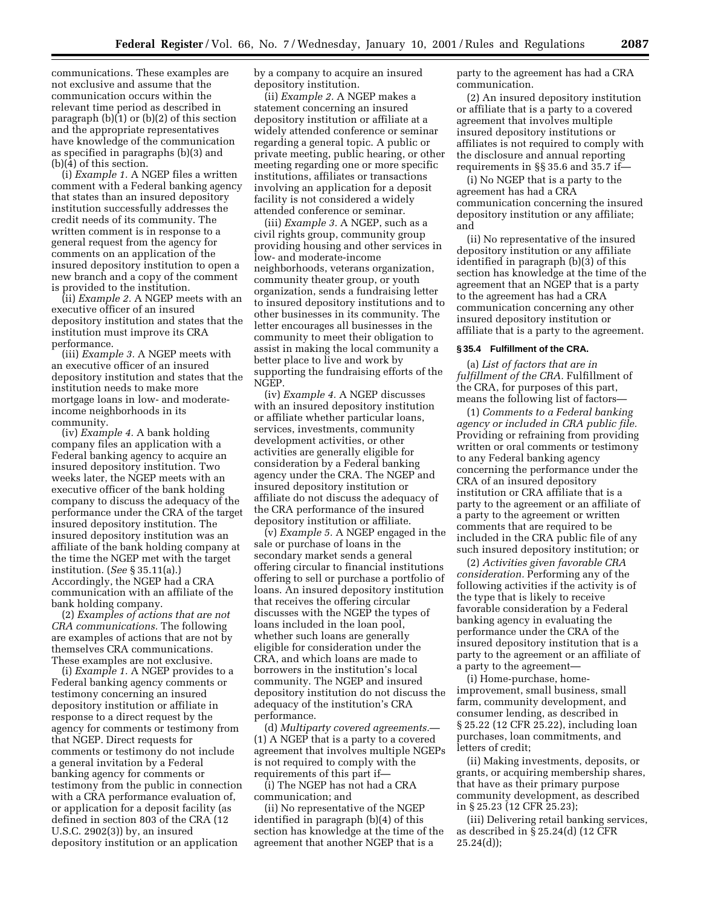communications. These examples are not exclusive and assume that the communication occurs within the relevant time period as described in paragraph (b)(1) or (b)(2) of this section and the appropriate representatives have knowledge of the communication as specified in paragraphs (b)(3) and (b)(4) of this section.

(i) *Example 1.* A NGEP files a written comment with a Federal banking agency that states than an insured depository institution successfully addresses the credit needs of its community. The written comment is in response to a general request from the agency for comments on an application of the insured depository institution to open a new branch and a copy of the comment is provided to the institution.

(ii) *Example 2.* A NGEP meets with an executive officer of an insured depository institution and states that the institution must improve its CRA performance.

(iii) *Example 3.* A NGEP meets with an executive officer of an insured depository institution and states that the institution needs to make more mortgage loans in low- and moderate-income neighborhoods in its community.

(iv) *Example 4.* A bank holding company files an application with a Federal banking agency to acquire an insured depository institution. Two weeks later, the NGEP meets with an executive officer of the bank holding company to discuss the adequacy of the performance under the CRA of the target insured depository institution. The insured depository institution was an affiliate of the bank holding company at the time the NGEP met with the target institution. (*See* § 35.11(a).) Accordingly, the NGEP had a CRA communication with an affiliate of the bank holding company.

(2) *Examples of actions that are not CRA communications.* The following are examples of actions that are not by themselves CRA communications. These examples are not exclusive.

(i) *Example 1.* A NGEP provides to a Federal banking agency comments or testimony concerning an insured depository institution or affiliate in response to a direct request by the agency for comments or testimony from that NGEP. Direct requests for comments or testimony do not include a general invitation by a Federal banking agency for comments or testimony from the public in connection with a CRA performance evaluation of, or application for a deposit facility (as defined in section 803 of the CRA (12 U.S.C. 2902(3)) by, an insured depository institution or an application by a company to acquire an insured depository institution.

(ii) *Example 2.* A NGEP makes a statement concerning an insured depository institution or affiliate at a widely attended conference or seminar regarding a general topic. A public or private meeting, public hearing, or other meeting regarding one or more specific institutions, affiliates or transactions involving an application for a deposit facility is not considered a widely attended conference or seminar.

(iii) *Example 3.* A NGEP, such as a civil rights group, community group providing housing and other services in low- and moderate-income neighborhoods, veterans organization, community theater group, or youth organization, sends a fundraising letter to insured depository institutions and to other businesses in its community. The letter encourages all businesses in the community to meet their obligation to assist in making the local community a better place to live and work by supporting the fundraising efforts of the NGEP.

(iv) *Example 4.* A NGEP discusses with an insured depository institution or affiliate whether particular loans, services, investments, community development activities, or other activities are generally eligible for consideration by a Federal banking agency under the CRA. The NGEP and insured depository institution or affiliate do not discuss the adequacy of the CRA performance of the insured depository institution or affiliate.

(v) *Example 5.* A NGEP engaged in the sale or purchase of loans in the secondary market sends a general offering circular to financial institutions offering to sell or purchase a portfolio of loans. An insured depository institution that receives the offering circular discusses with the NGEP the types of loans included in the loan pool, whether such loans are generally eligible for consideration under the CRA, and which loans are made to borrowers in the institution's local community. The NGEP and insured depository institution do not discuss the adequacy of the institution's CRA performance.

(d) *Multiparty covered agreements.*—(1) A NGEP that is a party to a covered agreement that involves multiple NGEPs is not required to comply with the requirements of this part if—

(i) The NGEP has not had a CRA communication; and

(ii) No representative of the NGEP identified in paragraph (b)(4) of this section has knowledge at the time of the agreement that another NGEP that is a party to the agreement has had a CRA communication.

(2) An insured depository institution or affiliate that is a party to a covered agreement that involves multiple insured depository institutions or affiliates is not required to comply with the disclosure and annual reporting requirements in §§ 35.6 and 35.7 if—

(i) No NGEP that is a party to the agreement has had a CRA communication concerning the insured depository institution or any affiliate; and

(ii) No representative of the insured depository institution or any affiliate identified in paragraph (b)(3) of this section has knowledge at the time of the agreement that an NGEP that is a party to the agreement has had a CRA communication concerning any other insured depository institution or affiliate that is a party to the agreement.

#### § 35.4 Fulfillment of the CRA.

(a) *List of factors that are in fulfillment of the CRA.* Fulfillment of the CRA, for purposes of this part, means the following list of factors—

(1) *Comments to a Federal banking agency or included in CRA public file.* Providing or refraining from providing written or oral comments or testimony to any Federal banking agency concerning the performance under the CRA of an insured depository institution or CRA affiliate that is a party to the agreement or an affiliate of a party to the agreement or written comments that are required to be included in the CRA public file of any such insured depository institution; or

(2) *Activities given favorable CRA consideration.* Performing any of the following activities if the activity is of the type that is likely to receive favorable consideration by a Federal banking agency in evaluating the performance under the CRA of the insured depository institution that is a party to the agreement or an affiliate of a party to the agreement—

(i) Home-purchase, home-improvement, small business, small farm, community development, and consumer lending, as described in § 25.22 (12 CFR 25.22), including loan purchases, loan commitments, and letters of credit;

(ii) Making investments, deposits, or grants, or acquiring membership shares, that have as their primary purpose community development, as described in § 25.23 (12 CFR 25.23);

(iii) Delivering retail banking services, as described in § 25.24(d) (12 CFR 25.24(d));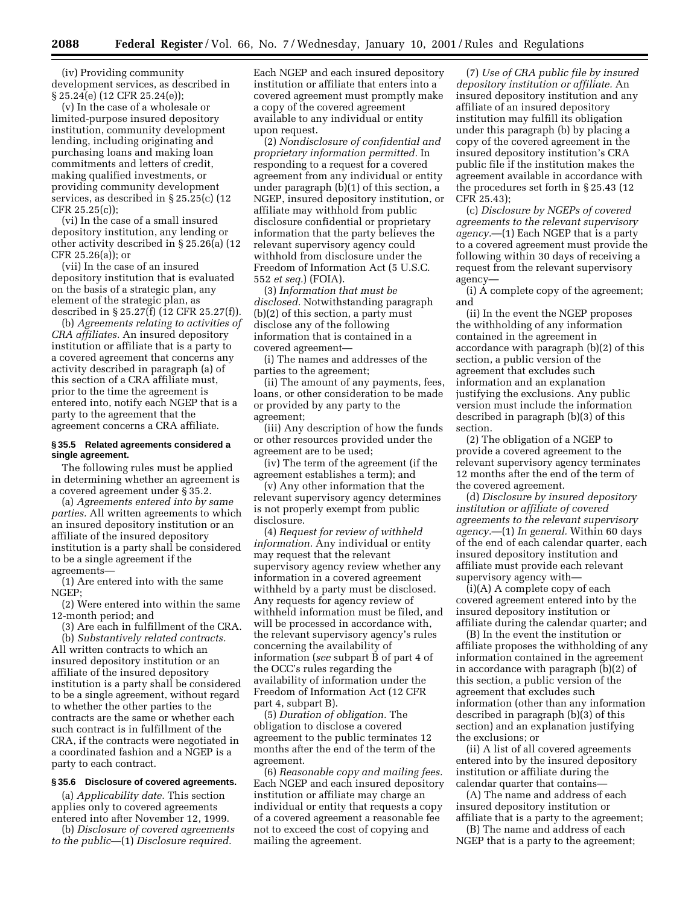(iv) Providing community development services, as described in § 25.24(e) (12 CFR 25.24(e));

(v) In the case of a wholesale or limited-purpose insured depository institution, community development lending, including originating and purchasing loans and making loan commitments and letters of credit, making qualified investments, or providing community development services, as described in § 25.25(c) (12 CFR 25.25(c));

(vi) In the case of a small insured depository institution, any lending or other activity described in § 25.26(a) (12 CFR 25.26(a)); or

(vii) In the case of an insured depository institution that is evaluated on the basis of a strategic plan, any element of the strategic plan, as described in § 25.27(f) (12 CFR 25.27(f)).

(b) *Agreements relating to activities of CRA affiliates.* An insured depository institution or affiliate that is a party to a covered agreement that concerns any activity described in paragraph (a) of this section of a CRA affiliate must, prior to the time the agreement is entered into, notify each NGEP that is a party to the agreement that the agreement concerns a CRA affiliate.

#### § 35.5 Related agreements considered a single agreement.

The following rules must be applied in determining whether an agreement is a covered agreement under § 35.2.

(a) *Agreements entered into by same parties.* All written agreements to which an insured depository institution or an affiliate of the insured depository institution is a party shall be considered to be a single agreement if the agreements—

(1) Are entered into with the same NGEP;

(2) Were entered into within the same 12-month period; and

(3) Are each in fulfillment of the CRA.

(b) *Substantively related contracts.* All written contracts to which an insured depository institution or an affiliate of the insured depository institution is a party shall be considered to be a single agreement, without regard to whether the other parties to the contracts are the same or whether each such contract is in fulfillment of the CRA, if the contracts were negotiated in a coordinated fashion and a NGEP is a party to each contract.

#### § 35.6 Disclosure of covered agreements.

(a) *Applicability date.* This section applies only to covered agreements entered into after November 12, 1999.

(b) *Disclosure of covered agreements to the public*—(1) *Disclosure required.* Each NGEP and each insured depository institution or affiliate that enters into a covered agreement must promptly make a copy of the covered agreement available to any individual or entity upon request.

(2) *Nondisclosure of confidential and proprietary information permitted.* In responding to a request for a covered agreement from any individual or entity under paragraph (b)(1) of this section, a NGEP, insured depository institution, or affiliate may withhold from public disclosure confidential or proprietary information that the party believes the relevant supervisory agency could withhold from disclosure under the Freedom of Information Act (5 U.S.C. 552 *et seq.*) (FOIA).

(3) *Information that must be disclosed.* Notwithstanding paragraph (b)(2) of this section, a party must disclose any of the following information that is contained in a covered agreement—

(i) The names and addresses of the parties to the agreement;

(ii) The amount of any payments, fees, loans, or other consideration to be made or provided by any party to the agreement;

(iii) Any description of how the funds or other resources provided under the agreement are to be used;

(iv) The term of the agreement (if the agreement establishes a term); and

(v) Any other information that the relevant supervisory agency determines is not properly exempt from public disclosure.

(4) *Request for review of withheld information.* Any individual or entity may request that the relevant supervisory agency review whether any information in a covered agreement withheld by a party must be disclosed. Any requests for agency review of withheld information must be filed, and will be processed in accordance with, the relevant supervisory agency's rules concerning the availability of information (*see* subpart B of part 4 of the OCC's rules regarding the availability of information under the Freedom of Information Act (12 CFR part 4, subpart B).

(5) *Duration of obligation.* The obligation to disclose a covered agreement to the public terminates 12 months after the end of the term of the agreement.

(6) *Reasonable copy and mailing fees.* Each NGEP and each insured depository institution or affiliate may charge an individual or entity that requests a copy of a covered agreement a reasonable fee not to exceed the cost of copying and mailing the agreement.

(7) *Use of CRA public file by insured depository institution or affiliate.* An insured depository institution and any affiliate of an insured depository institution may fulfill its obligation under this paragraph (b) by placing a copy of the covered agreement in the insured depository institution's CRA public file if the institution makes the agreement available in accordance with the procedures set forth in § 25.43 (12 CFR 25.43);

(c) *Disclosure by NGEPs of covered agreements to the relevant supervisory agency.*—(1) Each NGEP that is a party to a covered agreement must provide the following within 30 days of receiving a request from the relevant supervisory agency—

(i) A complete copy of the agreement; and

(ii) In the event the NGEP proposes the withholding of any information contained in the agreement in accordance with paragraph (b)(2) of this section, a public version of the agreement that excludes such information and an explanation justifying the exclusions. Any public version must include the information described in paragraph (b)(3) of this section.

(2) The obligation of a NGEP to provide a covered agreement to the relevant supervisory agency terminates 12 months after the end of the term of the covered agreement.

(d) *Disclosure by insured depository institution or affiliate of covered agreements to the relevant supervisory agency.*—(1) *In general.* Within 60 days of the end of each calendar quarter, each insured depository institution and affiliate must provide each relevant supervisory agency with—

(i)(A) A complete copy of each covered agreement entered into by the insured depository institution or affiliate during the calendar quarter; and

(B) In the event the institution or affiliate proposes the withholding of any information contained in the agreement in accordance with paragraph (b)(2) of this section, a public version of the agreement that excludes such information (other than any information described in paragraph (b)(3) of this section) and an explanation justifying the exclusions; or

(ii) A list of all covered agreements entered into by the insured depository institution or affiliate during the calendar quarter that contains—

(A) The name and address of each insured depository institution or affiliate that is a party to the agreement;

(B) The name and address of each NGEP that is a party to the agreement;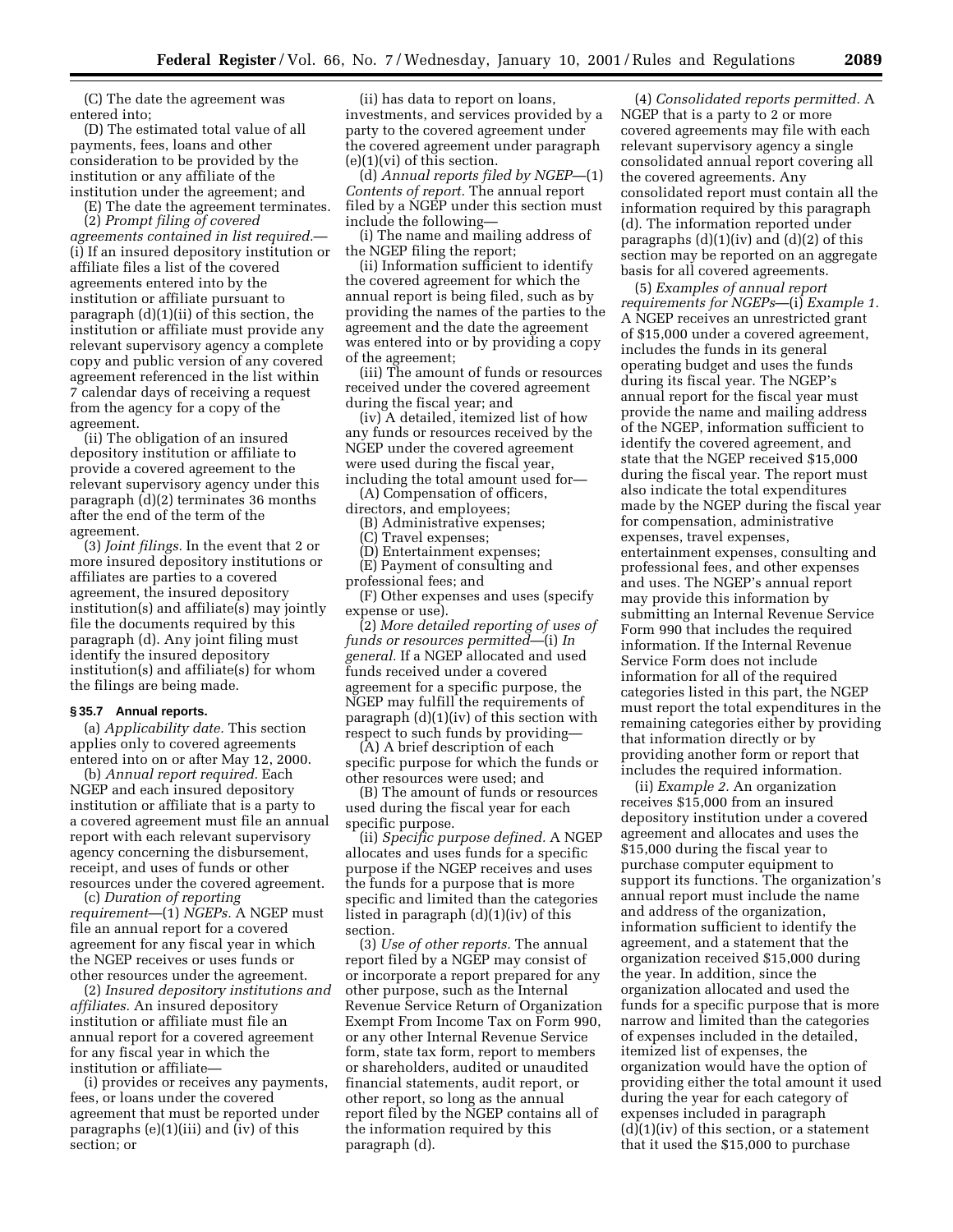(C) The date the agreement was entered into;

(D) The estimated total value of all payments, fees, loans and other consideration to be provided by the institution or any affiliate of the institution under the agreement; and

(E) The date the agreement terminates.

(2) *Prompt filing of covered agreements contained in list required.*—(i) If an insured depository institution or affiliate files a list of the covered agreements entered into by the institution or affiliate pursuant to paragraph (d)(1)(ii) of this section, the institution or affiliate must provide any relevant supervisory agency a complete copy and public version of any covered agreement referenced in the list within 7 calendar days of receiving a request from the agency for a copy of the agreement.

(ii) The obligation of an insured depository institution or affiliate to provide a covered agreement to the relevant supervisory agency under this paragraph (d)(2) terminates 36 months after the end of the term of the agreement.

(3) *Joint filings.* In the event that 2 or more insured depository institutions or affiliates are parties to a covered agreement, the insured depository institution(s) and affiliate(s) may jointly file the documents required by this paragraph (d). Any joint filing must identify the insured depository institution(s) and affiliate(s) for whom the filings are being made.

**§ 35.7 Annual reports.**

(a) *Applicability date.* This section applies only to covered agreements entered into on or after May 12, 2000.

(b) *Annual report required.* Each NGEP and each insured depository institution or affiliate that is a party to a covered agreement must file an annual report with each relevant supervisory agency concerning the disbursement, receipt, and uses of funds or other resources under the covered agreement.

(c) *Duration of reporting requirement*—(1) *NGEPs.* A NGEP must file an annual report for a covered agreement for any fiscal year in which the NGEP receives or uses funds or other resources under the agreement.

(2) *Insured depository institutions and affiliates.* An insured depository institution or affiliate must file an annual report for a covered agreement for any fiscal year in which the institution or affiliate—

(i) provides or receives any payments, fees, or loans under the covered agreement that must be reported under paragraphs (e)(1)(iii) and (iv) of this section; or

(ii) has data to report on loans, investments, and services provided by a party to the covered agreement under the covered agreement under paragraph (e)(1)(vi) of this section.

(d) *Annual reports filed by NGEP*—(1) *Contents of report.* The annual report filed by a NGEP under this section must include the following—

(i) The name and mailing address of the NGEP filing the report;

(ii) Information sufficient to identify the covered agreement for which the annual report is being filed, such as by providing the names of the parties to the agreement and the date the agreement was entered into or by providing a copy of the agreement;

(iii) The amount of funds or resources received under the covered agreement during the fiscal year; and

(iv) A detailed, itemized list of how any funds or resources received by the NGEP under the covered agreement were used during the fiscal year, including the total amount used for—

(A) Compensation of officers, directors, and employees;

(B) Administrative expenses;

(C) Travel expenses;

(D) Entertainment expenses;

(E) Payment of consulting and professional fees; and

(F) Other expenses and uses (specify expense or use).

(2) *More detailed reporting of uses of funds or resources permitted*—(i) *In general.* If a NGEP allocated and used funds received under a covered agreement for a specific purpose, the NGEP may fulfill the requirements of paragraph (d)(1)(iv) of this section with respect to such funds by providing—

(A) A brief description of each specific purpose for which the funds or other resources were used; and

(B) The amount of funds or resources used during the fiscal year for each specific purpose.

(ii) *Specific purpose defined.* A NGEP allocates and uses funds for a specific purpose if the NGEP receives and uses the funds for a purpose that is more specific and limited than the categories listed in paragraph (d)(1)(iv) of this section.

(3) *Use of other reports.* The annual report filed by a NGEP may consist of or incorporate a report prepared for any other purpose, such as the Internal Revenue Service Return of Organization Exempt From Income Tax on Form 990, or any other Internal Revenue Service form, state tax form, report to members or shareholders, audited or unaudited financial statements, audit report, or other report, so long as the annual report filed by the NGEP contains all of the information required by this paragraph (d).

(4) *Consolidated reports permitted.* A NGEP that is a party to 2 or more covered agreements may file with each relevant supervisory agency a single consolidated annual report covering all the covered agreements. Any consolidated report must contain all the information required by this paragraph (d). The information reported under paragraphs (d)(1)(iv) and (d)(2) of this section may be reported on an aggregate basis for all covered agreements.

(5) *Examples of annual report requirements for NGEPs*—(i) *Example 1.* A NGEP receives an unrestricted grant of $15,000 under a covered agreement, includes the funds in its general operating budget and uses the funds during its fiscal year. The NGEP's annual report for the fiscal year must provide the name and mailing address of the NGEP, information sufficient to identify the covered agreement, and state that the NGEP received $15,000 during the fiscal year. The report must also indicate the total expenditures made by the NGEP during the fiscal year for compensation, administrative expenses, travel expenses, entertainment expenses, consulting and professional fees, and other expenses and uses. The NGEP's annual report may provide this information by submitting an Internal Revenue Service Form 990 that includes the required information. If the Internal Revenue Service Form does not include information for all of the required categories listed in this part, the NGEP must report the total expenditures in the remaining categories either by providing that information directly or by providing another form or report that includes the required information.

(ii) *Example 2.* An organization receives $15,000 from an insured depository institution under a covered agreement and allocates and uses the $15,000 during the fiscal year to purchase computer equipment to support its functions. The organization's annual report must include the name and address of the organization, information sufficient to identify the agreement, and a statement that the organization received $15,000 during the year. In addition, since the organization allocated and used the funds for a specific purpose that is more narrow and limited than the categories of expenses included in the detailed, itemized list of expenses, the organization would have the option of providing either the total amount it used during the year for each category of expenses included in paragraph (d)(1)(iv) of this section, or a statement that it used the $15,000 to purchase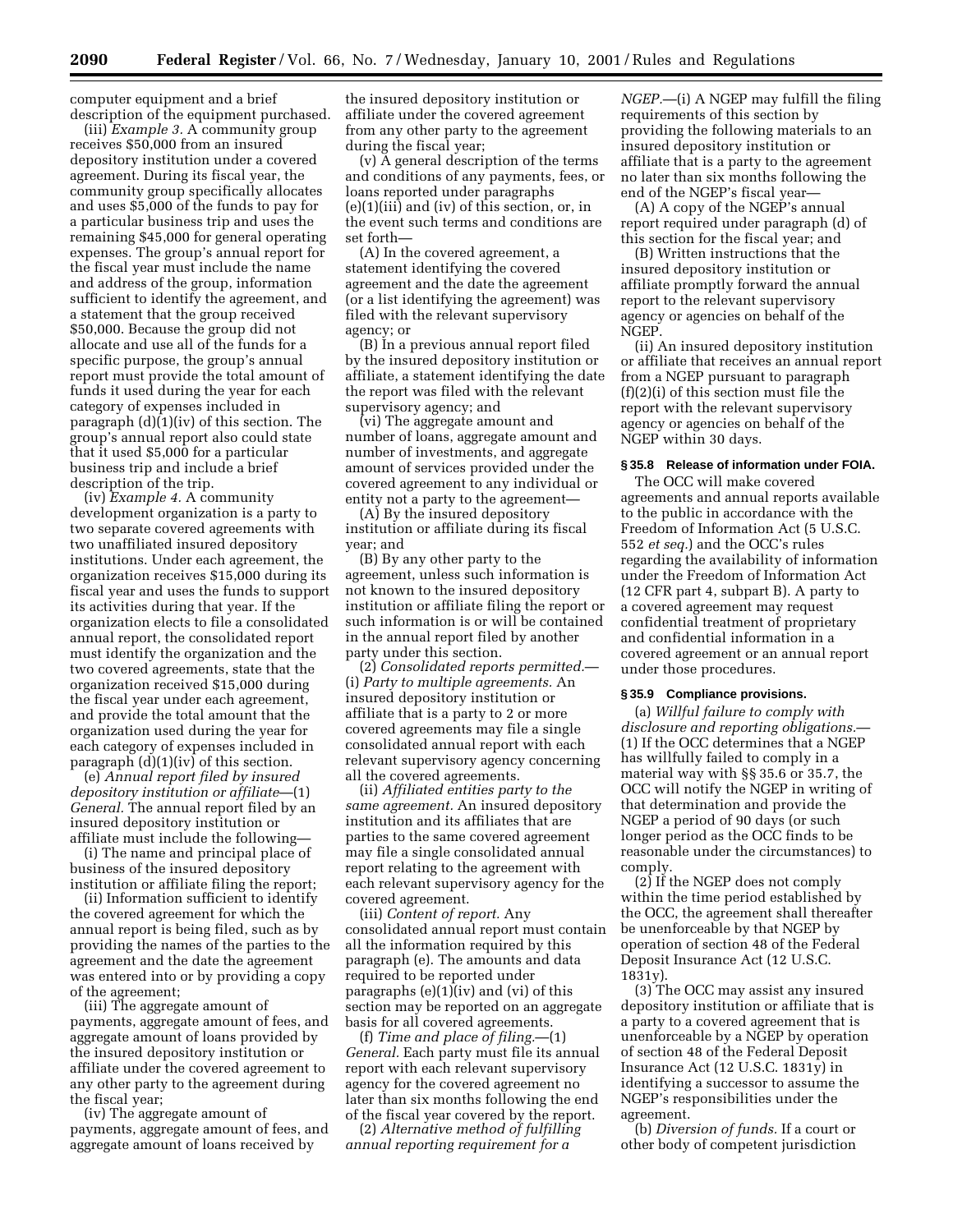computer equipment and a brief description of the equipment purchased.

(iii) *Example 3.* A community group receives $50,000 from an insured depository institution under a covered agreement. During its fiscal year, the community group specifically allocates and uses $5,000 of the funds to pay for a particular business trip and uses the remaining $45,000 for general operating expenses. The group's annual report for the fiscal year must include the name and address of the group, information sufficient to identify the agreement, and a statement that the group received $50,000. Because the group did not allocate and use all of the funds for a specific purpose, the group's annual report must provide the total amount of funds it used during the year for each category of expenses included in paragraph (d)(1)(iv) of this section. The group's annual report also could state that it used $5,000 for a particular business trip and include a brief description of the trip.

(iv) *Example 4.* A community development organization is a party to two separate covered agreements with two unaffiliated insured depository institutions. Under each agreement, the organization receives $15,000 during its fiscal year and uses the funds to support its activities during that year. If the organization elects to file a consolidated annual report, the consolidated report must identify the organization and the two covered agreements, state that the organization received $15,000 during the fiscal year under each agreement, and provide the total amount that the organization used during the year for each category of expenses included in paragraph (d)(1)(iv) of this section.

(e) *Annual report filed by insured depository institution or affiliate*—(1) *General.* The annual report filed by an insured depository institution or affiliate must include the following—

(i) The name and principal place of business of the insured depository institution or affiliate filing the report;

(ii) Information sufficient to identify the covered agreement for which the annual report is being filed, such as by providing the names of the parties to the agreement and the date the agreement was entered into or by providing a copy of the agreement;

(iii) The aggregate amount of payments, aggregate amount of fees, and aggregate amount of loans provided by the insured depository institution or affiliate under the covered agreement to any other party to the agreement during the fiscal year;

(iv) The aggregate amount of payments, aggregate amount of fees, and aggregate amount of loans received by the insured depository institution or affiliate under the covered agreement from any other party to the agreement during the fiscal year;

(v) A general description of the terms and conditions of any payments, fees, or loans reported under paragraphs (e)(1)(iii) and (iv) of this section, or, in the event such terms and conditions are set forth—

(A) In the covered agreement, a statement identifying the covered agreement and the date the agreement (or a list identifying the agreement) was filed with the relevant supervisory agency; or

(B) In a previous annual report filed by the insured depository institution or affiliate, a statement identifying the date the report was filed with the relevant supervisory agency; and

(vi) The aggregate amount and number of loans, aggregate amount and number of investments, and aggregate amount of services provided under the covered agreement to any individual or entity not a party to the agreement—

(A) By the insured depository institution or affiliate during its fiscal year; and

(B) By any other party to the agreement, unless such information is not known to the insured depository institution or affiliate filing the report or such information is or will be contained in the annual report filed by another party under this section.

(2) *Consolidated reports permitted.*—(i) *Party to multiple agreements.* An insured depository institution or affiliate that is a party to 2 or more covered agreements may file a single consolidated annual report with each relevant supervisory agency concerning all the covered agreements.

(ii) *Affiliated entities party to the same agreement.* An insured depository institution and its affiliates that are parties to the same covered agreement may file a single consolidated annual report relating to the agreement with each relevant supervisory agency for the covered agreement.

(iii) *Content of report.* Any consolidated annual report must contain all the information required by this paragraph (e). The amounts and data required to be reported under paragraphs (e)(1)(iv) and (vi) of this section may be reported on an aggregate basis for all covered agreements.

(f) *Time and place of filing.*—(1) *General.* Each party must file its annual report with each relevant supervisory agency for the covered agreement no later than six months following the end of the fiscal year covered by the report.

(2) *Alternative method of fulfilling annual reporting requirement for a NGEP.*—(i) A NGEP may fulfill the filing requirements of this section by providing the following materials to an insured depository institution or affiliate that is a party to the agreement no later than six months following the end of the NGEP's fiscal year—

(A) A copy of the NGEP's annual report required under paragraph (d) of this section for the fiscal year; and

(B) Written instructions that the insured depository institution or affiliate promptly forward the annual report to the relevant supervisory agency or agencies on behalf of the NGEP.

(ii) An insured depository institution or affiliate that receives an annual report from a NGEP pursuant to paragraph (f)(2)(i) of this section must file the report with the relevant supervisory agency or agencies on behalf of the NGEP within 30 days.

### § 35.8 Release of information under FOIA.

The OCC will make covered agreements and annual reports available to the public in accordance with the Freedom of Information Act (5 U.S.C. 552 *et seq.*) and the OCC's rules regarding the availability of information under the Freedom of Information Act (12 CFR part 4, subpart B). A party to a covered agreement may request confidential treatment of proprietary and confidential information in a covered agreement or an annual report under those procedures.

### § 35.9 Compliance provisions.

(a) *Willful failure to comply with disclosure and reporting obligations.*—(1) If the OCC determines that a NGEP has willfully failed to comply in a material way with §§ 35.6 or 35.7, the OCC will notify the NGEP in writing of that determination and provide the NGEP a period of 90 days (or such longer period as the OCC finds to be reasonable under the circumstances) to comply.

(2) If the NGEP does not comply within the time period established by the OCC, the agreement shall thereafter be unenforceable by that NGEP by operation of section 48 of the Federal Deposit Insurance Act (12 U.S.C. 1831y).

(3) The OCC may assist any insured depository institution or affiliate that is a party to a covered agreement that is unenforceable by a NGEP by operation of section 48 of the Federal Deposit Insurance Act (12 U.S.C. 1831y) in identifying a successor to assume the NGEP's responsibilities under the agreement.

(b) *Diversion of funds.* If a court or other body of competent jurisdiction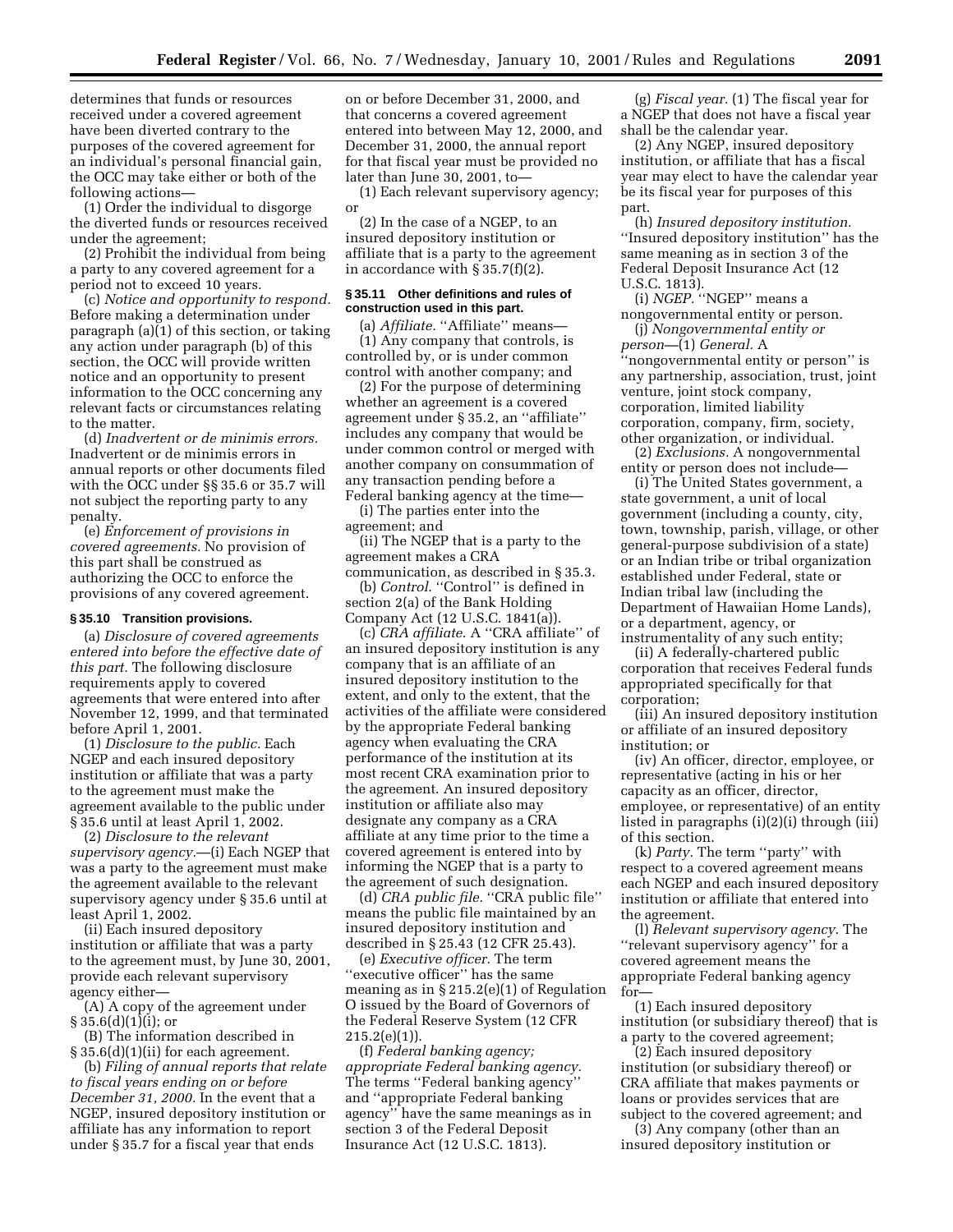determines that funds or resources received under a covered agreement have been diverted contrary to the purposes of the covered agreement for an individual's personal financial gain, the OCC may take either or both of the following actions—

(1) Order the individual to disgorge the diverted funds or resources received under the agreement;

(2) Prohibit the individual from being a party to any covered agreement for a period not to exceed 10 years.

(c) *Notice and opportunity to respond.* Before making a determination under paragraph (a)(1) of this section, or taking any action under paragraph (b) of this section, the OCC will provide written notice and an opportunity to present information to the OCC concerning any relevant facts or circumstances relating to the matter.

(d) *Inadvertent or de minimis errors.* Inadvertent or de minimis errors in annual reports or other documents filed with the OCC under §§ 35.6 or 35.7 will not subject the reporting party to any penalty.

(e) *Enforcement of provisions in covered agreements.* No provision of this part shall be construed as authorizing the OCC to enforce the provisions of any covered agreement.

**§ 35.10 Transition provisions.**

(a) *Disclosure of covered agreements entered into before the effective date of this part.* The following disclosure requirements apply to covered agreements that were entered into after November 12, 1999, and that terminated before April 1, 2001.

(1) *Disclosure to the public.* Each NGEP and each insured depository institution or affiliate that was a party to the agreement must make the agreement available to the public under § 35.6 until at least April 1, 2002.

(2) *Disclosure to the relevant supervisory agency.*—(i) Each NGEP that was a party to the agreement must make the agreement available to the relevant supervisory agency under § 35.6 until at least April 1, 2002.

(ii) Each insured depository institution or affiliate that was a party to the agreement must, by June 30, 2001, provide each relevant supervisory agency either—

(A) A copy of the agreement under § 35.6(d)(1)(i); or

(B) The information described in § 35.6(d)(1)(ii) for each agreement.

(b) *Filing of annual reports that relate to fiscal years ending on or before December 31, 2000.* In the event that a NGEP, insured depository institution or affiliate has any information to report under § 35.7 for a fiscal year that ends on or before December 31, 2000, and that concerns a covered agreement entered into between May 12, 2000, and December 31, 2000, the annual report for that fiscal year must be provided no later than June 30, 2001, to—

(1) Each relevant supervisory agency; or

(2) In the case of a NGEP, to an insured depository institution or affiliate that is a party to the agreement in accordance with § 35.7(f)(2).

**§ 35.11 Other definitions and rules of construction used in this part.**

(a) *Affiliate.* "Affiliate" means—

(1) Any company that controls, is controlled by, or is under common control with another company; and

(2) For the purpose of determining whether an agreement is a covered agreement under § 35.2, an "affiliate" includes any company that would be under common control or merged with another company on consummation of any transaction pending before a Federal banking agency at the time—

(i) The parties enter into the agreement; and

(ii) The NGEP that is a party to the agreement makes a CRA communication, as described in § 35.3.

(b) *Control.* "Control" is defined in section 2(a) of the Bank Holding Company Act (12 U.S.C. 1841(a)).

(c) *CRA affiliate.* A "CRA affiliate" of an insured depository institution is any company that is an affiliate of an insured depository institution to the extent, and only to the extent, that the activities of the affiliate were considered by the appropriate Federal banking agency when evaluating the CRA performance of the institution at its most recent CRA examination prior to the agreement. An insured depository institution or affiliate also may designate any company as a CRA affiliate at any time prior to the time a covered agreement is entered into by informing the NGEP that is a party to the agreement of such designation.

(d) *CRA public file.* "CRA public file" means the public file maintained by an insured depository institution and described in § 25.43 (12 CFR 25.43).

(e) *Executive officer.* The term "executive officer" has the same meaning as in § 215.2(e)(1) of Regulation O issued by the Board of Governors of the Federal Reserve System (12 CFR 215.2(e)(1)).

(f) *Federal banking agency; appropriate Federal banking agency.* The terms "Federal banking agency" and "appropriate Federal banking agency" have the same meanings as in section 3 of the Federal Deposit Insurance Act (12 U.S.C. 1813).

(g) *Fiscal year.* (1) The fiscal year for a NGEP that does not have a fiscal year shall be the calendar year.

(2) Any NGEP, insured depository institution, or affiliate that has a fiscal year may elect to have the calendar year be its fiscal year for purposes of this part.

(h) *Insured depository institution.* "Insured depository institution" has the same meaning as in section 3 of the Federal Deposit Insurance Act (12 U.S.C. 1813).

(i) *NGEP.* "NGEP" means a nongovernmental entity or person.

(j) *Nongovernmental entity or person*—(1) *General.* A "nongovernmental entity or person" is any partnership, association, trust, joint venture, joint stock company, corporation, limited liability corporation, company, firm, society, other organization, or individual.

(2) *Exclusions.* A nongovernmental entity or person does not include—

(i) The United States government, a state government, a unit of local government (including a county, city, town, township, parish, village, or other general-purpose subdivision of a state) or an Indian tribe or tribal organization established under Federal, state or Indian tribal law (including the Department of Hawaiian Home Lands), or a department, agency, or instrumentality of any such entity;

(ii) A federally-chartered public corporation that receives Federal funds appropriated specifically for that corporation;

(iii) An insured depository institution or affiliate of an insured depository institution; or

(iv) An officer, director, employee, or representative (acting in his or her capacity as an officer, director, employee, or representative) of an entity listed in paragraphs (i)(2)(i) through (iii) of this section.

(k) *Party.* The term "party" with respect to a covered agreement means each NGEP and each insured depository institution or affiliate that entered into the agreement.

(l) *Relevant supervisory agency.* The "relevant supervisory agency" for a covered agreement means the appropriate Federal banking agency for—

(1) Each insured depository institution (or subsidiary thereof) that is a party to the covered agreement;

(2) Each insured depository institution (or subsidiary thereof) or CRA affiliate that makes payments or loans or provides services that are subject to the covered agreement; and

(3) Any company (other than an insured depository institution or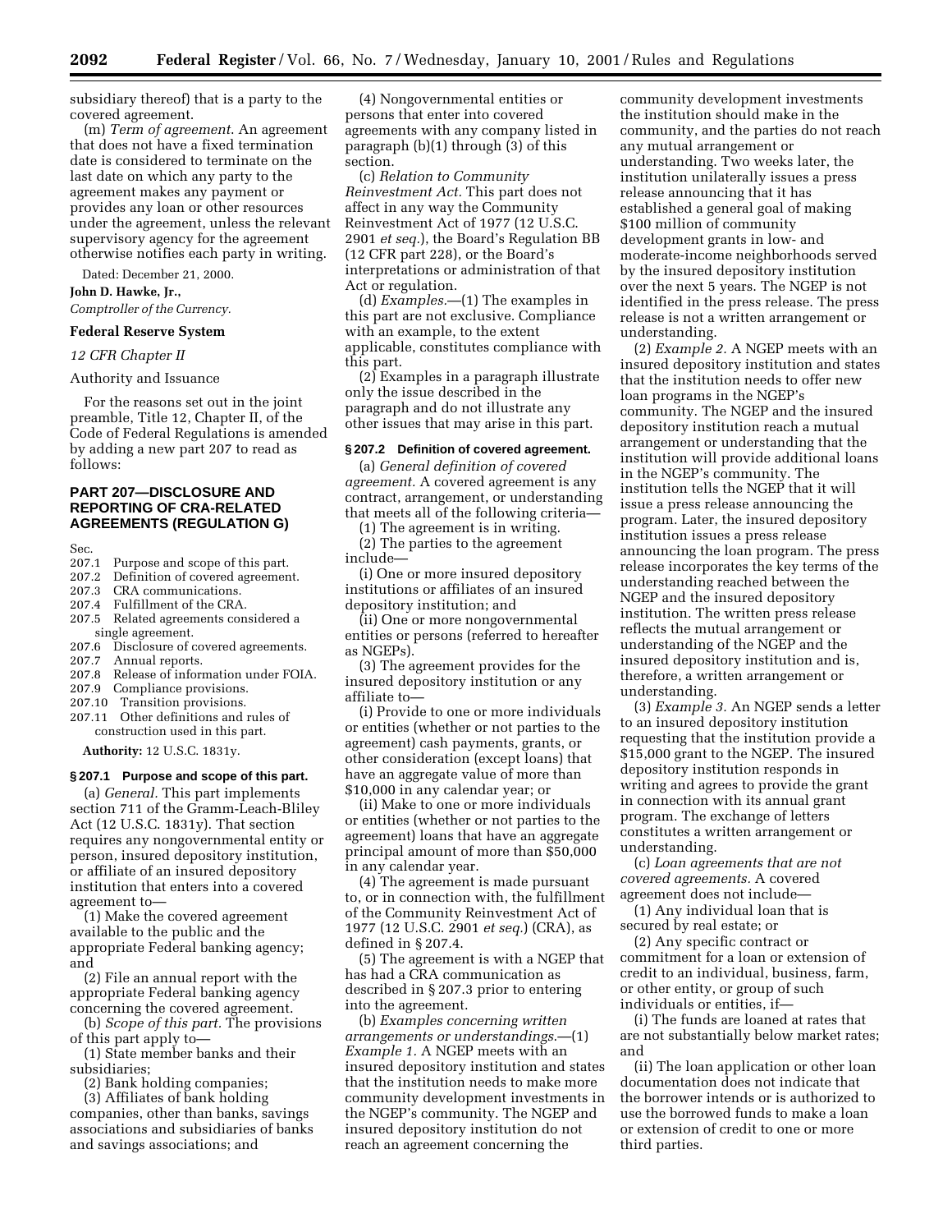subsidiary thereof) that is a party to the covered agreement.

(m) *Term of agreement.* An agreement that does not have a fixed termination date is considered to terminate on the last date on which any party to the agreement makes any payment or provides any loan or other resources under the agreement, unless the relevant supervisory agency for the agreement otherwise notifies each party in writing.

Dated: December 21, 2000.

**John D. Hawke, Jr.,**

*Comptroller of the Currency.*

**Federal Reserve System**

*12 CFR Chapter II*

Authority and Issuance

For the reasons set out in the joint preamble, Title 12, Chapter II, of the Code of Federal Regulations is amended by adding a new part 207 to read as follows:

## PART 207—DISCLOSURE AND REPORTING OF CRA-RELATED AGREEMENTS (REGULATION G)

Sec.
207.1 Purpose and scope of this part.
207.2 Definition of covered agreement.
207.3 CRA communications.
207.4 Fulfillment of the CRA.
207.5 Related agreements considered a single agreement.
207.6 Disclosure of covered agreements.
207.7 Annual reports.
207.8 Release of information under FOIA.
207.9 Compliance provisions.
207.10 Transition provisions.
207.11 Other definitions and rules of construction used in this part.

**Authority:** 12 U.S.C. 1831y.

### § 207.1 Purpose and scope of this part.

(a) *General.* This part implements section 711 of the Gramm-Leach-Bliley Act (12 U.S.C. 1831y). That section requires any nongovernmental entity or person, insured depository institution, or affiliate of an insured depository institution that enters into a covered agreement to—

(1) Make the covered agreement available to the public and the appropriate Federal banking agency; and

(2) File an annual report with the appropriate Federal banking agency concerning the covered agreement.

(b) *Scope of this part.* The provisions of this part apply to—

(1) State member banks and their subsidiaries;

(2) Bank holding companies;

(3) Affiliates of bank holding companies, other than banks, savings associations and subsidiaries of banks and savings associations; and

(4) Nongovernmental entities or persons that enter into covered agreements with any company listed in paragraph (b)(1) through (3) of this section.

(c) *Relation to Community Reinvestment Act.* This part does not affect in any way the Community Reinvestment Act of 1977 (12 U.S.C. 2901 *et seq.*), the Board's Regulation BB (12 CFR part 228), or the Board's interpretations or administration of that Act or regulation.

(d) *Examples.*—(1) The examples in this part are not exclusive. Compliance with an example, to the extent applicable, constitutes compliance with this part.

(2) Examples in a paragraph illustrate only the issue described in the paragraph and do not illustrate any other issues that may arise in this part.

### § 207.2 Definition of covered agreement.

(a) *General definition of covered agreement.* A covered agreement is any contract, arrangement, or understanding that meets all of the following criteria—

(1) The agreement is in writing.

(2) The parties to the agreement include—

(i) One or more insured depository institutions or affiliates of an insured depository institution; and

(ii) One or more nongovernmental entities or persons (referred to hereafter as NGEPs).

(3) The agreement provides for the insured depository institution or any affiliate to—

(i) Provide to one or more individuals or entities (whether or not parties to the agreement) cash payments, grants, or other consideration (except loans) that have an aggregate value of more than $10,000 in any calendar year; or

(ii) Make to one or more individuals or entities (whether or not parties to the agreement) loans that have an aggregate principal amount of more than $50,000 in any calendar year.

(4) The agreement is made pursuant to, or in connection with, the fulfillment of the Community Reinvestment Act of 1977 (12 U.S.C. 2901 *et seq.*) (CRA), as defined in § 207.4.

(5) The agreement is with a NGEP that has had a CRA communication as described in § 207.3 prior to entering into the agreement.

(b) *Examples concerning written arrangements or understandings.*—(1) *Example 1.* A NGEP meets with an insured depository institution and states that the institution needs to make more community development investments in the NGEP's community. The NGEP and insured depository institution do not reach an agreement concerning the community development investments the institution should make in the community, and the parties do not reach any mutual arrangement or understanding. Two weeks later, the institution unilaterally issues a press release announcing that it has established a general goal of making $100 million of community development grants in low- and moderate-income neighborhoods served by the insured depository institution over the next 5 years. The NGEP is not identified in the press release. The press release is not a written arrangement or understanding.

(2) *Example 2.* A NGEP meets with an insured depository institution and states that the institution needs to offer new loan programs in the NGEP's community. The NGEP and the insured depository institution reach a mutual arrangement or understanding that the institution will provide additional loans in the NGEP's community. The institution tells the NGEP that it will issue a press release announcing the program. Later, the insured depository institution issues a press release announcing the loan program. The press release incorporates the key terms of the understanding reached between the NGEP and the insured depository institution. The written press release reflects the mutual arrangement or understanding of the NGEP and the insured depository institution and is, therefore, a written arrangement or understanding.

(3) *Example 3.* An NGEP sends a letter to an insured depository institution requesting that the institution provide a $15,000 grant to the NGEP. The insured depository institution responds in writing and agrees to provide the grant in connection with its annual grant program. The exchange of letters constitutes a written arrangement or understanding.

(c) *Loan agreements that are not covered agreements.* A covered agreement does not include—

(1) Any individual loan that is secured by real estate; or

(2) Any specific contract or commitment for a loan or extension of credit to an individual, business, farm, or other entity, or group of such individuals or entities, if—

(i) The funds are loaned at rates that are not substantially below market rates; and

(ii) The loan application or other loan documentation does not indicate that the borrower intends or is authorized to use the borrowed funds to make a loan or extension of credit to one or more third parties.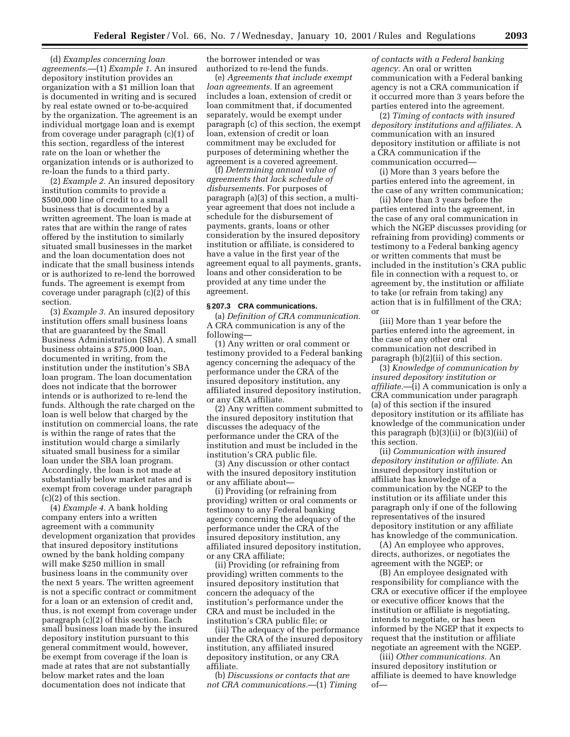(d) *Examples concerning loan agreements.*—(1) *Example 1.* An insured depository institution provides an organization with a $1 million loan that is documented in writing and is secured by real estate owned or to-be-acquired by the organization. The agreement is an individual mortgage loan and is exempt from coverage under paragraph (c)(1) of this section, regardless of the interest rate on the loan or whether the organization intends or is authorized to re-loan the funds to a third party.

(2) *Example 2.* An insured depository institution commits to provide a $500,000 line of credit to a small business that is documented by a written agreement. The loan is made at rates that are within the range of rates offered by the institution to similarly situated small businesses in the market and the loan documentation does not indicate that the small business intends or is authorized to re-lend the borrowed funds. The agreement is exempt from coverage under paragraph (c)(2) of this section.

(3) *Example 3.* An insured depository institution offers small business loans that are guaranteed by the Small Business Administration (SBA). A small business obtains a $75,000 loan, documented in writing, from the institution under the institution's SBA loan program. The loan documentation does not indicate that the borrower intends or is authorized to re-lend the funds. Although the rate charged on the loan is well below that charged by the institution on commercial loans, the rate is within the range of rates that the institution would charge a similarly situated small business for a similar loan under the SBA loan program. Accordingly, the loan is not made at substantially below market rates and is exempt from coverage under paragraph (c)(2) of this section.

(4) *Example 4.* A bank holding company enters into a written agreement with a community development organization that provides that insured depository institutions owned by the bank holding company will make $250 million in small business loans in the community over the next 5 years. The written agreement is not a specific contract or commitment for a loan or an extension of credit and, thus, is not exempt from coverage under paragraph (c)(2) of this section. Each small business loan made by the insured depository institution pursuant to this general commitment would, however, be exempt from coverage if the loan is made at rates that are not substantially below market rates and the loan documentation does not indicate that the borrower intended or was authorized to re-lend the funds.

(e) *Agreements that include exempt loan agreements.* If an agreement includes a loan, extension of credit or loan commitment that, if documented separately, would be exempt under paragraph (c) of this section, the exempt loan, extension of credit or loan commitment may be excluded for purposes of determining whether the agreement is a covered agreement.

(f) *Determining annual value of agreements that lack schedule of disbursements.* For purposes of paragraph (a)(3) of this section, a multi-year agreement that does not include a schedule for the disbursement of payments, grants, loans or other consideration by the insured depository institution or affiliate, is considered to have a value in the first year of the agreement equal to all payments, grants, loans and other consideration to be provided at any time under the agreement.

**§ 207.3 CRA communications.**

(a) *Definition of CRA communication.* A CRA communication is any of the following—

(1) Any written or oral comment or testimony provided to a Federal banking agency concerning the adequacy of the performance under the CRA of the insured depository institution, any affiliated insured depository institution, or any CRA affiliate.

(2) Any written comment submitted to the insured depository institution that discusses the adequacy of the performance under the CRA of the institution and must be included in the institution's CRA public file.

(3) Any discussion or other contact with the insured depository institution or any affiliate about—

(i) Providing (or refraining from providing) written or oral comments or testimony to any Federal banking agency concerning the adequacy of the performance under the CRA of the insured depository institution, any affiliated insured depository institution, or any CRA affiliate;

(ii) Providing (or refraining from providing) written comments to the insured depository institution that concern the adequacy of the institution's performance under the CRA and must be included in the institution's CRA public file; or

(iii) The adequacy of the performance under the CRA of the insured depository institution, any affiliated insured depository institution, or any CRA affiliate.

(b) *Discussions or contacts that are not CRA communications.*—(1) *Timing of contacts with a Federal banking agency.* An oral or written communication with a Federal banking agency is not a CRA communication if it occurred more than 3 years before the parties entered into the agreement.

(2) *Timing of contacts with insured depository institutions and affiliates.* A communication with an insured depository institution or affiliate is not a CRA communication if the communication occurred—

(i) More than 3 years before the parties entered into the agreement, in the case of any written communication;

(ii) More than 3 years before the parties entered into the agreement, in the case of any oral communication in which the NGEP discusses providing (or refraining from providing) comments or testimony to a Federal banking agency or written comments that must be included in the institution's CRA public file in connection with a request to, or agreement by, the institution or affiliate to take (or refrain from taking) any action that is in fulfillment of the CRA; or

(iii) More than 1 year before the parties entered into the agreement, in the case of any other oral communication not described in paragraph (b)(2)(ii) of this section.

(3) *Knowledge of communication by insured depository institution or affiliate.*—(i) A communication is only a CRA communication under paragraph (a) of this section if the insured depository institution or its affiliate has knowledge of the communication under this paragraph (b)(3)(ii) or (b)(3)(iii) of this section.

(ii) *Communication with insured depository institution or affiliate.* An insured depository institution or affiliate has knowledge of a communication by the NGEP to the institution or its affiliate under this paragraph only if one of the following representatives of the insured depository institution or any affiliate has knowledge of the communication.

(A) An employee who approves, directs, authorizes, or negotiates the agreement with the NGEP; or

(B) An employee designated with responsibility for compliance with the CRA or executive officer if the employee or executive officer knows that the institution or affiliate is negotiating, intends to negotiate, or has been informed by the NGEP that it expects to request that the institution or affiliate negotiate an agreement with the NGEP.

(iii) *Other communications.* An insured depository institution or affiliate is deemed to have knowledge of—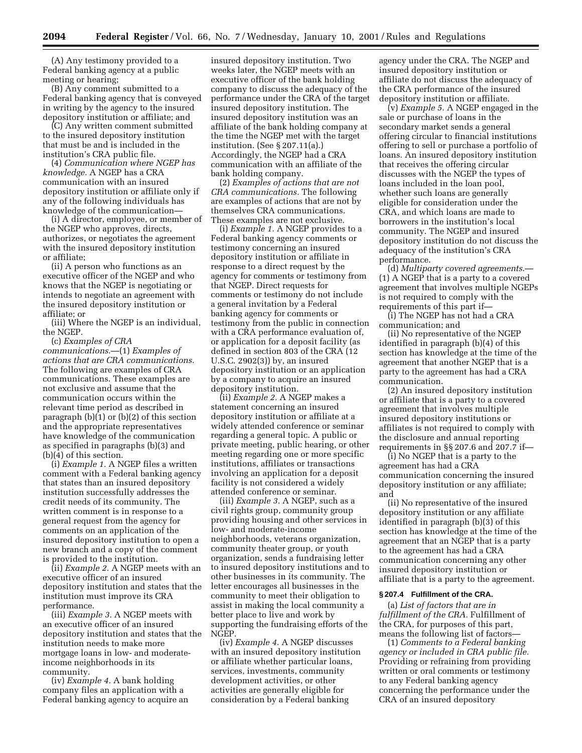(A) Any testimony provided to a Federal banking agency at a public meeting or hearing;

(B) Any comment submitted to a Federal banking agency that is conveyed in writing by the agency to the insured depository institution or affiliate; and

(C) Any written comment submitted to the insured depository institution that must be and is included in the institution's CRA public file.

(4) *Communication where NGEP has knowledge.* A NGEP has a CRA communication with an insured depository institution or affiliate only if any of the following individuals has knowledge of the communication—

(i) A director, employee, or member of the NGEP who approves, directs, authorizes, or negotiates the agreement with the insured depository institution or affiliate;

(ii) A person who functions as an executive officer of the NGEP and who knows that the NGEP is negotiating or intends to negotiate an agreement with the insured depository institution or affiliate; or

(iii) Where the NGEP is an individual, the NGEP.

(c) *Examples of CRA communications.*—(1) *Examples of actions that are CRA communications.* The following are examples of CRA communications. These examples are not exclusive and assume that the communication occurs within the relevant time period as described in paragraph (b)(1) or (b)(2) of this section and the appropriate representatives have knowledge of the communication as specified in paragraphs (b)(3) and (b)(4) of this section.

(i) *Example 1.* A NGEP files a written comment with a Federal banking agency that states than an insured depository institution successfully addresses the credit needs of its community. The written comment is in response to a general request from the agency for comments on an application of the insured depository institution to open a new branch and a copy of the comment is provided to the institution.

(ii) *Example 2.* A NGEP meets with an executive officer of an insured depository institution and states that the institution must improve its CRA performance.

(iii) *Example 3.* A NGEP meets with an executive officer of an insured depository institution and states that the institution needs to make more mortgage loans in low- and moderate-income neighborhoods in its community.

(iv) *Example 4.* A bank holding company files an application with a Federal banking agency to acquire an insured depository institution. Two weeks later, the NGEP meets with an executive officer of the bank holding company to discuss the adequacy of the performance under the CRA of the target insured depository institution. The insured depository institution was an affiliate of the bank holding company at the time the NGEP met with the target institution. (See § 207.11(a).) Accordingly, the NGEP had a CRA communication with an affiliate of the bank holding company.

(2) *Examples of actions that are not CRA communications.* The following are examples of actions that are not by themselves CRA communications. These examples are not exclusive.

(i) *Example 1.* A NGEP provides to a Federal banking agency comments or testimony concerning an insured depository institution or affiliate in response to a direct request by the agency for comments or testimony from that NGEP. Direct requests for comments or testimony do not include a general invitation by a Federal banking agency for comments or testimony from the public in connection with a CRA performance evaluation of, or application for a deposit facility (as defined in section 803 of the CRA (12 U.S.C. 2902(3)) by, an insured depository institution or an application by a company to acquire an insured depository institution.

(ii) *Example 2.* A NGEP makes a statement concerning an insured depository institution or affiliate at a widely attended conference or seminar regarding a general topic. A public or private meeting, public hearing, or other meeting regarding one or more specific institutions, affiliates or transactions involving an application for a deposit facility is not considered a widely attended conference or seminar.

(iii) *Example 3.* A NGEP, such as a civil rights group, community group providing housing and other services in low- and moderate-income neighborhoods, veterans organization, community theater group, or youth organization, sends a fundraising letter to insured depository institutions and to other businesses in its community. The letter encourages all businesses in the community to meet their obligation to assist in making the local community a better place to live and work by supporting the fundraising efforts of the NGEP.

(iv) *Example 4.* A NGEP discusses with an insured depository institution or affiliate whether particular loans, services, investments, community development activities, or other activities are generally eligible for consideration by a Federal banking agency under the CRA. The NGEP and insured depository institution or affiliate do not discuss the adequacy of the CRA performance of the insured depository institution or affiliate.

(v) *Example 5.* A NGEP engaged in the sale or purchase of loans in the secondary market sends a general offering circular to financial institutions offering to sell or purchase a portfolio of loans. An insured depository institution that receives the offering circular discusses with the NGEP the types of loans included in the loan pool, whether such loans are generally eligible for consideration under the CRA, and which loans are made to borrowers in the institution's local community. The NGEP and insured depository institution do not discuss the adequacy of the institution's CRA performance.

(d) *Multiparty covered agreements.*—(1) A NGEP that is a party to a covered agreement that involves multiple NGEPs is not required to comply with the requirements of this part if—

(i) The NGEP has not had a CRA communication; and

(ii) No representative of the NGEP identified in paragraph (b)(4) of this section has knowledge at the time of the agreement that another NGEP that is a party to the agreement has had a CRA communication.

(2) An insured depository institution or affiliate that is a party to a covered agreement that involves multiple insured depository institutions or affiliates is not required to comply with the disclosure and annual reporting requirements in §§ 207.6 and 207.7 if—

(i) No NGEP that is a party to the agreement has had a CRA communication concerning the insured depository institution or any affiliate; and

(ii) No representative of the insured depository institution or any affiliate identified in paragraph (b)(3) of this section has knowledge at the time of the agreement that an NGEP that is a party to the agreement has had a CRA communication concerning any other insured depository institution or affiliate that is a party to the agreement.

**§ 207.4 Fulfillment of the CRA.**

(a) *List of factors that are in fulfillment of the CRA.* Fulfillment of the CRA, for purposes of this part, means the following list of factors—

(1) *Comments to a Federal banking agency or included in CRA public file.* Providing or refraining from providing written or oral comments or testimony to any Federal banking agency concerning the performance under the CRA of an insured depository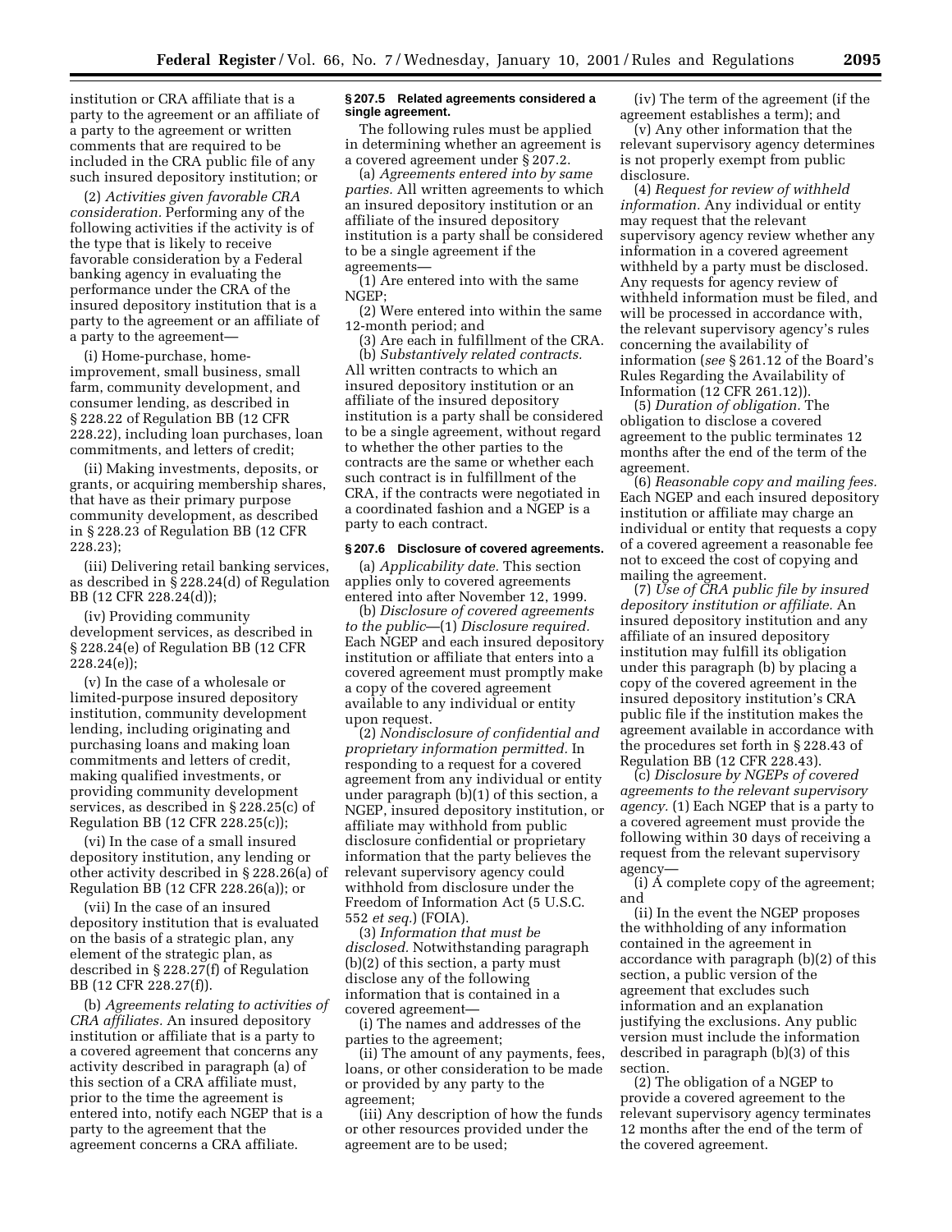institution or CRA affiliate that is a party to the agreement or an affiliate of a party to the agreement or written comments that are required to be included in the CRA public file of any such insured depository institution; or

(2) *Activities given favorable CRA consideration.* Performing any of the following activities if the activity is of the type that is likely to receive favorable consideration by a Federal banking agency in evaluating the performance under the CRA of the insured depository institution that is a party to the agreement or an affiliate of a party to the agreement—

(i) Home-purchase, home-improvement, small business, small farm, community development, and consumer lending, as described in § 228.22 of Regulation BB (12 CFR 228.22), including loan purchases, loan commitments, and letters of credit;

(ii) Making investments, deposits, or grants, or acquiring membership shares, that have as their primary purpose community development, as described in § 228.23 of Regulation BB (12 CFR 228.23);

(iii) Delivering retail banking services, as described in § 228.24(d) of Regulation BB (12 CFR 228.24(d));

(iv) Providing community development services, as described in § 228.24(e) of Regulation BB (12 CFR 228.24(e));

(v) In the case of a wholesale or limited-purpose insured depository institution, community development lending, including originating and purchasing loans and making loan commitments and letters of credit, making qualified investments, or providing community development services, as described in § 228.25(c) of Regulation BB (12 CFR 228.25(c));

(vi) In the case of a small insured depository institution, any lending or other activity described in § 228.26(a) of Regulation BB (12 CFR 228.26(a)); or

(vii) In the case of an insured depository institution that is evaluated on the basis of a strategic plan, any element of the strategic plan, as described in § 228.27(f) of Regulation BB (12 CFR 228.27(f)).

(b) *Agreements relating to activities of CRA affiliates.* An insured depository institution or affiliate that is a party to a covered agreement that concerns any activity described in paragraph (a) of this section of a CRA affiliate must, prior to the time the agreement is entered into, notify each NGEP that is a party to the agreement that the agreement concerns a CRA affiliate.

**§ 207.5 Related agreements considered a single agreement.**

The following rules must be applied in determining whether an agreement is a covered agreement under § 207.2.

(a) *Agreements entered into by same parties.* All written agreements to which an insured depository institution or an affiliate of the insured depository institution is a party shall be considered to be a single agreement if the agreements—

(1) Are entered into with the same NGEP;

(2) Were entered into within the same 12-month period; and

(3) Are each in fulfillment of the CRA.

(b) *Substantively related contracts.* All written contracts to which an insured depository institution or an affiliate of the insured depository institution is a party shall be considered to be a single agreement, without regard to whether the other parties to the contracts are the same or whether each such contract is in fulfillment of the CRA, if the contracts were negotiated in a coordinated fashion and a NGEP is a party to each contract.

**§ 207.6 Disclosure of covered agreements.**

(a) *Applicability date.* This section applies only to covered agreements entered into after November 12, 1999.

(b) *Disclosure of covered agreements to the public*—(1) *Disclosure required.* Each NGEP and each insured depository institution or affiliate that enters into a covered agreement must promptly make a copy of the covered agreement available to any individual or entity upon request.

(2) *Nondisclosure of confidential and proprietary information permitted.* In responding to a request for a covered agreement from any individual or entity under paragraph (b)(1) of this section, a NGEP, insured depository institution, or affiliate may withhold from public disclosure confidential or proprietary information that the party believes the relevant supervisory agency could withhold from disclosure under the Freedom of Information Act (5 U.S.C. 552 *et seq.*) (FOIA).

(3) *Information that must be disclosed.* Notwithstanding paragraph (b)(2) of this section, a party must disclose any of the following information that is contained in a covered agreement—

(i) The names and addresses of the parties to the agreement;

(ii) The amount of any payments, fees, loans, or other consideration to be made or provided by any party to the agreement;

(iii) Any description of how the funds or other resources provided under the agreement are to be used;

(iv) The term of the agreement (if the agreement establishes a term); and

(v) Any other information that the relevant supervisory agency determines is not properly exempt from public disclosure.

(4) *Request for review of withheld information.* Any individual or entity may request that the relevant supervisory agency review whether any information in a covered agreement withheld by a party must be disclosed. Any requests for agency review of withheld information must be filed, and will be processed in accordance with, the relevant supervisory agency's rules concerning the availability of information (*see* § 261.12 of the Board's Rules Regarding the Availability of Information (12 CFR 261.12)).

(5) *Duration of obligation.* The obligation to disclose a covered agreement to the public terminates 12 months after the end of the term of the agreement.

(6) *Reasonable copy and mailing fees.* Each NGEP and each insured depository institution or affiliate may charge an individual or entity that requests a copy of a covered agreement a reasonable fee not to exceed the cost of copying and mailing the agreement.

(7) *Use of CRA public file by insured depository institution or affiliate.* An insured depository institution and any affiliate of an insured depository institution may fulfill its obligation under this paragraph (b) by placing a copy of the covered agreement in the insured depository institution's CRA public file if the institution makes the agreement available in accordance with the procedures set forth in § 228.43 of Regulation BB (12 CFR 228.43).

(c) *Disclosure by NGEPs of covered agreements to the relevant supervisory agency.* (1) Each NGEP that is a party to a covered agreement must provide the following within 30 days of receiving a request from the relevant supervisory agency—

(i) A complete copy of the agreement; and

(ii) In the event the NGEP proposes the withholding of any information contained in the agreement in accordance with paragraph (b)(2) of this section, a public version of the agreement that excludes such information and an explanation justifying the exclusions. Any public version must include the information described in paragraph (b)(3) of this section.

(2) The obligation of a NGEP to provide a covered agreement to the relevant supervisory agency terminates 12 months after the end of the term of the covered agreement.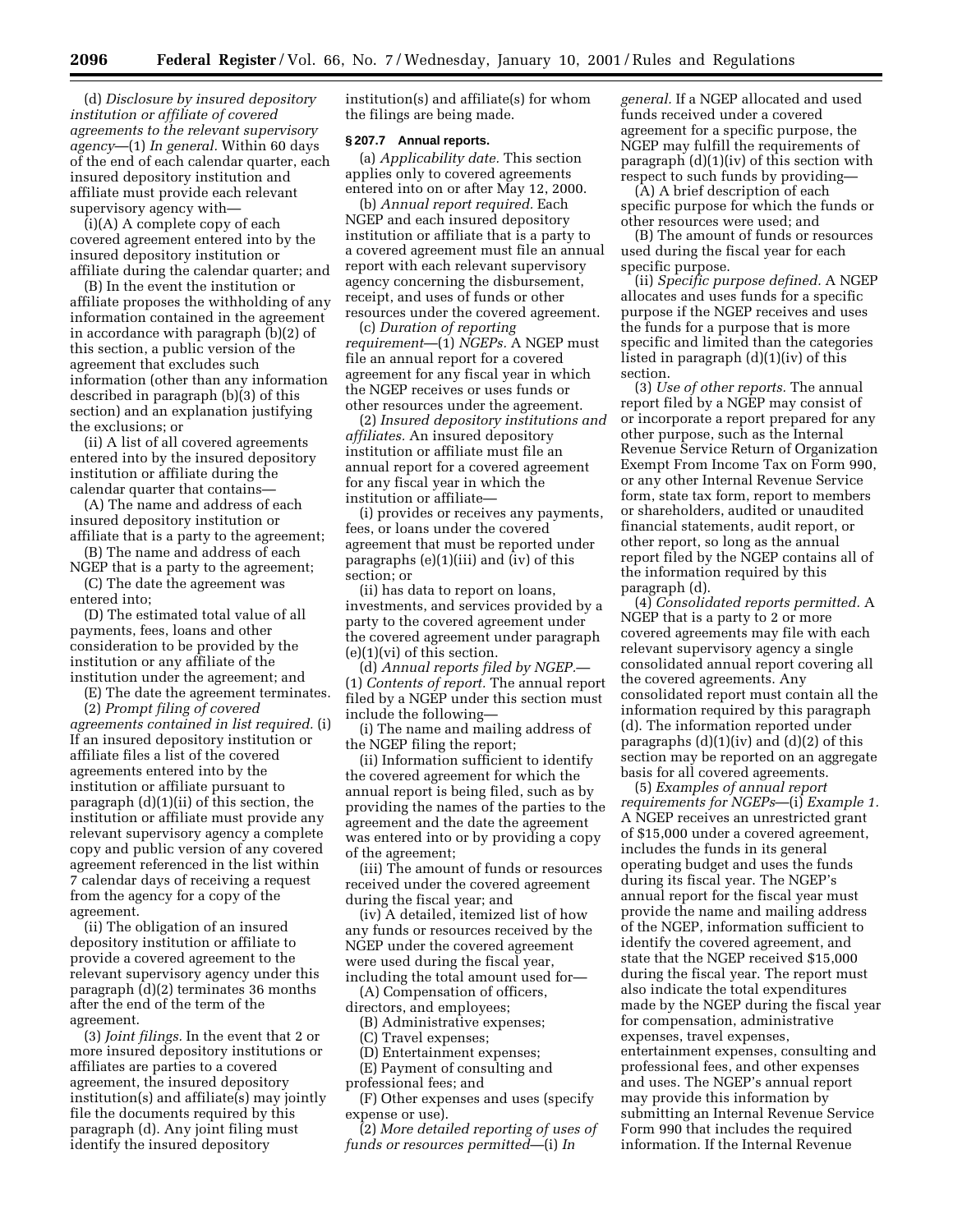(d) *Disclosure by insured depository institution or affiliate of covered agreements to the relevant supervisory agency*—(1) *In general.* Within 60 days of the end of each calendar quarter, each insured depository institution and affiliate must provide each relevant supervisory agency with—

(i)(A) A complete copy of each covered agreement entered into by the insured depository institution or affiliate during the calendar quarter; and

(B) In the event the institution or affiliate proposes the withholding of any information contained in the agreement in accordance with paragraph (b)(2) of this section, a public version of the agreement that excludes such information (other than any information described in paragraph (b)(3) of this section) and an explanation justifying the exclusions; or

(ii) A list of all covered agreements entered into by the insured depository institution or affiliate during the calendar quarter that contains—

(A) The name and address of each insured depository institution or affiliate that is a party to the agreement;

(B) The name and address of each NGEP that is a party to the agreement;

(C) The date the agreement was entered into;

(D) The estimated total value of all payments, fees, loans and other consideration to be provided by the institution or any affiliate of the institution under the agreement; and

(E) The date the agreement terminates.

(2) *Prompt filing of covered agreements contained in list required.* (i) If an insured depository institution or affiliate files a list of the covered agreements entered into by the institution or affiliate pursuant to paragraph (d)(1)(ii) of this section, the institution or affiliate must provide any relevant supervisory agency a complete copy and public version of any covered agreement referenced in the list within 7 calendar days of receiving a request from the agency for a copy of the agreement.

(ii) The obligation of an insured depository institution or affiliate to provide a covered agreement to the relevant supervisory agency under this paragraph (d)(2) terminates 36 months after the end of the term of the agreement.

(3) *Joint filings.* In the event that 2 or more insured depository institutions or affiliates are parties to a covered agreement, the insured depository institution(s) and affiliate(s) may jointly file the documents required by this paragraph (d). Any joint filing must identify the insured depository institution(s) and affiliate(s) for whom the filings are being made.

**§ 207.7 Annual reports.**

(a) *Applicability date.* This section applies only to covered agreements entered into on or after May 12, 2000.

(b) *Annual report required.* Each NGEP and each insured depository institution or affiliate that is a party to a covered agreement must file an annual report with each relevant supervisory agency concerning the disbursement, receipt, and uses of funds or other resources under the covered agreement.

(c) *Duration of reporting requirement*—(1) *NGEPs.* A NGEP must file an annual report for a covered agreement for any fiscal year in which the NGEP receives or uses funds or other resources under the agreement.

(2) *Insured depository institutions and affiliates.* An insured depository institution or affiliate must file an annual report for a covered agreement for any fiscal year in which the institution or affiliate—

(i) provides or receives any payments, fees, or loans under the covered agreement that must be reported under paragraphs (e)(1)(iii) and (iv) of this section; or

(ii) has data to report on loans, investments, and services provided by a party to the covered agreement under the covered agreement under paragraph (e)(1)(vi) of this section.

(d) *Annual reports filed by NGEP.*—(1) *Contents of report.* The annual report filed by a NGEP under this section must include the following—

(i) The name and mailing address of the NGEP filing the report;

(ii) Information sufficient to identify the covered agreement for which the annual report is being filed, such as by providing the names of the parties to the agreement and the date the agreement was entered into or by providing a copy of the agreement;

(iii) The amount of funds or resources received under the covered agreement during the fiscal year; and

(iv) A detailed, itemized list of how any funds or resources received by the NGEP under the covered agreement were used during the fiscal year, including the total amount used for—

(A) Compensation of officers, directors, and employees;

(B) Administrative expenses;

(C) Travel expenses;

(D) Entertainment expenses;

(E) Payment of consulting and professional fees; and

(F) Other expenses and uses (specify expense or use).

(2) *More detailed reporting of uses of funds or resources permitted*—(i) *In general.* If a NGEP allocated and used funds received under a covered agreement for a specific purpose, the NGEP may fulfill the requirements of paragraph (d)(1)(iv) of this section with respect to such funds by providing—

(A) A brief description of each specific purpose for which the funds or other resources were used; and

(B) The amount of funds or resources used during the fiscal year for each specific purpose.

(ii) *Specific purpose defined.* A NGEP allocates and uses funds for a specific purpose if the NGEP receives and uses the funds for a purpose that is more specific and limited than the categories listed in paragraph (d)(1)(iv) of this section.

(3) *Use of other reports.* The annual report filed by a NGEP may consist of or incorporate a report prepared for any other purpose, such as the Internal Revenue Service Return of Organization Exempt From Income Tax on Form 990, or any other Internal Revenue Service form, state tax form, report to members or shareholders, audited or unaudited financial statements, audit report, or other report, so long as the annual report filed by the NGEP contains all of the information required by this paragraph (d).

(4) *Consolidated reports permitted.* A NGEP that is a party to 2 or more covered agreements may file with each relevant supervisory agency a single consolidated annual report covering all the covered agreements. Any consolidated report must contain all the information required by this paragraph (d). The information reported under paragraphs (d)(1)(iv) and (d)(2) of this section may be reported on an aggregate basis for all covered agreements.

(5) *Examples of annual report requirements for NGEPs*—(i) *Example 1.* A NGEP receives an unrestricted grant of $15,000 under a covered agreement, includes the funds in its general operating budget and uses the funds during its fiscal year. The NGEP's annual report for the fiscal year must provide the name and mailing address of the NGEP, information sufficient to identify the covered agreement, and state that the NGEP received $15,000 during the fiscal year. The report must also indicate the total expenditures made by the NGEP during the fiscal year for compensation, administrative expenses, travel expenses, entertainment expenses, consulting and professional fees, and other expenses and uses. The NGEP's annual report may provide this information by submitting an Internal Revenue Service Form 990 that includes the required information. If the Internal Revenue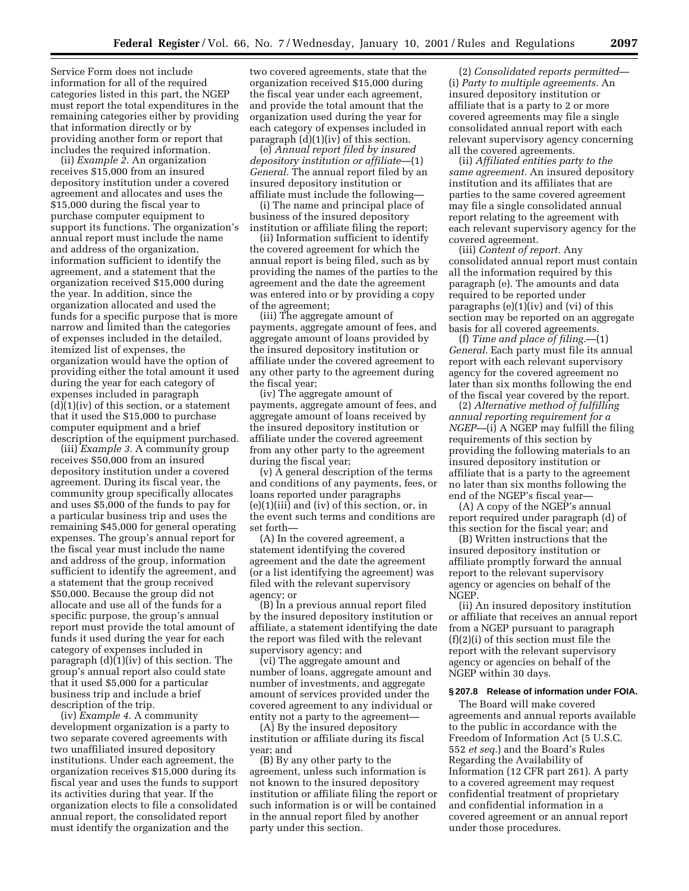Service Form does not include information for all of the required categories listed in this part, the NGEP must report the total expenditures in the remaining categories either by providing that information directly or by providing another form or report that includes the required information.

(ii) *Example 2.* An organization receives $15,000 from an insured depository institution under a covered agreement and allocates and uses the $15,000 during the fiscal year to purchase computer equipment to support its functions. The organization's annual report must include the name and address of the organization, information sufficient to identify the agreement, and a statement that the organization received $15,000 during the year. In addition, since the organization allocated and used the funds for a specific purpose that is more narrow and limited than the categories of expenses included in the detailed, itemized list of expenses, the organization would have the option of providing either the total amount it used during the year for each category of expenses included in paragraph (d)(1)(iv) of this section, or a statement that it used the $15,000 to purchase computer equipment and a brief description of the equipment purchased.

(iii) *Example 3.* A community group receives $50,000 from an insured depository institution under a covered agreement. During its fiscal year, the community group specifically allocates and uses $5,000 of the funds to pay for a particular business trip and uses the remaining $45,000 for general operating expenses. The group's annual report for the fiscal year must include the name and address of the group, information sufficient to identify the agreement, and a statement that the group received $50,000. Because the group did not allocate and use all of the funds for a specific purpose, the group's annual report must provide the total amount of funds it used during the year for each category of expenses included in paragraph (d)(1)(iv) of this section. The group's annual report also could state that it used $5,000 for a particular business trip and include a brief description of the trip.

(iv) *Example 4.* A community development organization is a party to two separate covered agreements with two unaffiliated insured depository institutions. Under each agreement, the organization receives $15,000 during its fiscal year and uses the funds to support its activities during that year. If the organization elects to file a consolidated annual report, the consolidated report must identify the organization and the two covered agreements, state that the organization received $15,000 during the fiscal year under each agreement, and provide the total amount that the organization used during the year for each category of expenses included in paragraph (d)(1)(iv) of this section.

(e) *Annual report filed by insured depository institution or affiliate*—(1) *General.* The annual report filed by an insured depository institution or affiliate must include the following—

(i) The name and principal place of business of the insured depository institution or affiliate filing the report;

(ii) Information sufficient to identify the covered agreement for which the annual report is being filed, such as by providing the names of the parties to the agreement and the date the agreement was entered into or by providing a copy of the agreement;

(iii) The aggregate amount of payments, aggregate amount of fees, and aggregate amount of loans provided by the insured depository institution or affiliate under the covered agreement to any other party to the agreement during the fiscal year;

(iv) The aggregate amount of payments, aggregate amount of fees, and aggregate amount of loans received by the insured depository institution or affiliate under the covered agreement from any other party to the agreement during the fiscal year;

(v) A general description of the terms and conditions of any payments, fees, or loans reported under paragraphs (e)(1)(iii) and (iv) of this section, or, in the event such terms and conditions are set forth—

(A) In the covered agreement, a statement identifying the covered agreement and the date the agreement (or a list identifying the agreement) was filed with the relevant supervisory agency; or

(B) In a previous annual report filed by the insured depository institution or affiliate, a statement identifying the date the report was filed with the relevant supervisory agency; and

(vi) The aggregate amount and number of loans, aggregate amount and number of investments, and aggregate amount of services provided under the covered agreement to any individual or entity not a party to the agreement—

(A) By the insured depository institution or affiliate during its fiscal year; and

(B) By any other party to the agreement, unless such information is not known to the insured depository institution or affiliate filing the report or such information is or will be contained in the annual report filed by another party under this section.

(2) *Consolidated reports permitted*—(i) *Party to multiple agreements.* An insured depository institution or affiliate that is a party to 2 or more covered agreements may file a single consolidated annual report with each relevant supervisory agency concerning all the covered agreements.

(ii) *Affiliated entities party to the same agreement.* An insured depository institution and its affiliates that are parties to the same covered agreement may file a single consolidated annual report relating to the agreement with each relevant supervisory agency for the covered agreement.

(iii) *Content of report.* Any consolidated annual report must contain all the information required by this paragraph (e). The amounts and data required to be reported under paragraphs (e)(1)(iv) and (vi) of this section may be reported on an aggregate basis for all covered agreements.

(f) *Time and place of filing.*—(1) *General.* Each party must file its annual report with each relevant supervisory agency for the covered agreement no later than six months following the end of the fiscal year covered by the report.

(2) *Alternative method of fulfilling annual reporting requirement for a NGEP*—(i) A NGEP may fulfill the filing requirements of this section by providing the following materials to an insured depository institution or affiliate that is a party to the agreement no later than six months following the end of the NGEP's fiscal year—

(A) A copy of the NGEP's annual report required under paragraph (d) of this section for the fiscal year; and

(B) Written instructions that the insured depository institution or affiliate promptly forward the annual report to the relevant supervisory agency or agencies on behalf of the NGEP.

(ii) An insured depository institution or affiliate that receives an annual report from a NGEP pursuant to paragraph (f)(2)(i) of this section must file the report with the relevant supervisory agency or agencies on behalf of the NGEP within 30 days.

### § 207.8 Release of information under FOIA.

The Board will make covered agreements and annual reports available to the public in accordance with the Freedom of Information Act (5 U.S.C. 552 *et seq.*) and the Board's Rules Regarding the Availability of Information (12 CFR part 261). A party to a covered agreement may request confidential treatment of proprietary and confidential information in a covered agreement or an annual report under those procedures.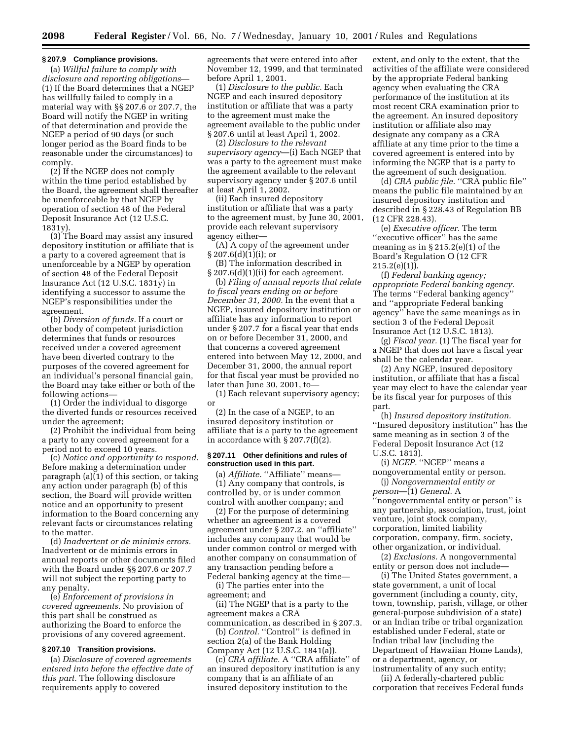### § 207.9 Compliance provisions.

(a) *Willful failure to comply with disclosure and reporting obligations*—(1) If the Board determines that a NGEP has willfully failed to comply in a material way with §§ 207.6 or 207.7, the Board will notify the NGEP in writing of that determination and provide the NGEP a period of 90 days (or such longer period as the Board finds to be reasonable under the circumstances) to comply.

(2) If the NGEP does not comply within the time period established by the Board, the agreement shall thereafter be unenforceable by that NGEP by operation of section 48 of the Federal Deposit Insurance Act (12 U.S.C. 1831y).

(3) The Board may assist any insured depository institution or affiliate that is a party to a covered agreement that is unenforceable by a NGEP by operation of section 48 of the Federal Deposit Insurance Act (12 U.S.C. 1831y) in identifying a successor to assume the NGEP's responsibilities under the agreement.

(b) *Diversion of funds.* If a court or other body of competent jurisdiction determines that funds or resources received under a covered agreement have been diverted contrary to the purposes of the covered agreement for an individual's personal financial gain, the Board may take either or both of the following actions—

(1) Order the individual to disgorge the diverted funds or resources received under the agreement;

(2) Prohibit the individual from being a party to any covered agreement for a period not to exceed 10 years.

(c) *Notice and opportunity to respond.* Before making a determination under paragraph (a)(1) of this section, or taking any action under paragraph (b) of this section, the Board will provide written notice and an opportunity to present information to the Board concerning any relevant facts or circumstances relating to the matter.

(d) *Inadvertent or de minimis errors.* Inadvertent or de minimis errors in annual reports or other documents filed with the Board under §§ 207.6 or 207.7 will not subject the reporting party to any penalty.

(e) *Enforcement of provisions in covered agreements.* No provision of this part shall be construed as authorizing the Board to enforce the provisions of any covered agreement.

### § 207.10 Transition provisions.

(a) *Disclosure of covered agreements entered into before the effective date of this part.* The following disclosure requirements apply to covered agreements that were entered into after November 12, 1999, and that terminated before April 1, 2001.

(1) *Disclosure to the public.* Each NGEP and each insured depository institution or affiliate that was a party to the agreement must make the agreement available to the public under § 207.6 until at least April 1, 2002.

(2) *Disclosure to the relevant supervisory agency*—(i) Each NGEP that was a party to the agreement must make the agreement available to the relevant supervisory agency under § 207.6 until at least April 1, 2002.

(ii) Each insured depository institution or affiliate that was a party to the agreement must, by June 30, 2001, provide each relevant supervisory agency either—

(A) A copy of the agreement under § 207.6(d)(1)(i); or

(B) The information described in § 207.6(d)(1)(ii) for each agreement.

(b) *Filing of annual reports that relate to fiscal years ending on or before December 31, 2000.* In the event that a NGEP, insured depository institution or affiliate has any information to report under § 207.7 for a fiscal year that ends on or before December 31, 2000, and that concerns a covered agreement entered into between May 12, 2000, and December 31, 2000, the annual report for that fiscal year must be provided no later than June 30, 2001, to—

(1) Each relevant supervisory agency; or

(2) In the case of a NGEP, to an insured depository institution or affiliate that is a party to the agreement in accordance with § 207.7(f)(2).

### § 207.11 Other definitions and rules of construction used in this part.

(a) *Affiliate.* "Affiliate" means—

(1) Any company that controls, is controlled by, or is under common control with another company; and

(2) For the purpose of determining whether an agreement is a covered agreement under § 207.2, an "affiliate" includes any company that would be under common control or merged with another company on consummation of any transaction pending before a Federal banking agency at the time—

(i) The parties enter into the agreement; and

(ii) The NGEP that is a party to the agreement makes a CRA communication, as described in § 207.3.

(b) *Control.* "Control" is defined in section 2(a) of the Bank Holding Company Act (12 U.S.C. 1841(a)).

(c) *CRA affiliate.* A "CRA affiliate" of an insured depository institution is any company that is an affiliate of an insured depository institution to the extent, and only to the extent, that the activities of the affiliate were considered by the appropriate Federal banking agency when evaluating the CRA performance of the institution at its most recent CRA examination prior to the agreement. An insured depository institution or affiliate also may designate any company as a CRA affiliate at any time prior to the time a covered agreement is entered into by informing the NGEP that is a party to the agreement of such designation.

(d) *CRA public file.* "CRA public file" means the public file maintained by an insured depository institution and described in § 228.43 of Regulation BB (12 CFR 228.43).

(e) *Executive officer.* The term "executive officer" has the same meaning as in § 215.2(e)(1) of the Board's Regulation O (12 CFR 215.2(e)(1)).

(f) *Federal banking agency; appropriate Federal banking agency.* The terms "Federal banking agency" and "appropriate Federal banking agency" have the same meanings as in section 3 of the Federal Deposit Insurance Act (12 U.S.C. 1813).

(g) *Fiscal year.* (1) The fiscal year for a NGEP that does not have a fiscal year shall be the calendar year.

(2) Any NGEP, insured depository institution, or affiliate that has a fiscal year may elect to have the calendar year be its fiscal year for purposes of this part.

(h) *Insured depository institution.* "Insured depository institution" has the same meaning as in section 3 of the Federal Deposit Insurance Act (12 U.S.C. 1813).

(i) *NGEP.* "NGEP" means a nongovernmental entity or person.

(j) *Nongovernmental entity or person*—(1) *General.* A "nongovernmental entity or person" is any partnership, association, trust, joint venture, joint stock company, corporation, limited liability corporation, company, firm, society, other organization, or individual.

(2) *Exclusions.* A nongovernmental entity or person does not include—

(i) The United States government, a state government, a unit of local government (including a county, city, town, township, parish, village, or other general-purpose subdivision of a state) or an Indian tribe or tribal organization established under Federal, state or Indian tribal law (including the Department of Hawaiian Home Lands), or a department, agency, or instrumentality of any such entity;

(ii) A federally-chartered public corporation that receives Federal funds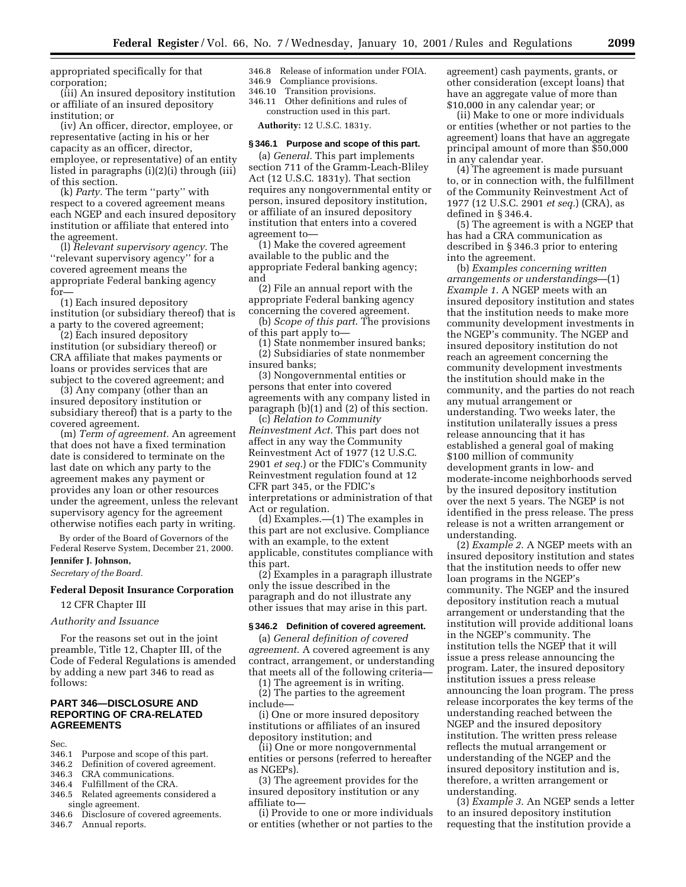appropriated specifically for that corporation;

(iii) An insured depository institution or affiliate of an insured depository institution; or

(iv) An officer, director, employee, or representative (acting in his or her capacity as an officer, director, employee, or representative) of an entity listed in paragraphs (i)(2)(i) through (iii) of this section.

(k) *Party.* The term ''party'' with respect to a covered agreement means each NGEP and each insured depository institution or affiliate that entered into the agreement.

(l) *Relevant supervisory agency.* The ''relevant supervisory agency'' for a covered agreement means the appropriate Federal banking agency for—

(1) Each insured depository institution (or subsidiary thereof) that is a party to the covered agreement;

(2) Each insured depository institution (or subsidiary thereof) or CRA affiliate that makes payments or loans or provides services that are subject to the covered agreement; and

(3) Any company (other than an insured depository institution or subsidiary thereof) that is a party to the covered agreement.

(m) *Term of agreement.* An agreement that does not have a fixed termination date is considered to terminate on the last date on which any party to the agreement makes any payment or provides any loan or other resources under the agreement, unless the relevant supervisory agency for the agreement otherwise notifies each party in writing.

By order of the Board of Governors of the Federal Reserve System, December 21, 2000.

**Jennifer J. Johnson,**

*Secretary of the Board.*

**Federal Deposit Insurance Corporation**

12 CFR Chapter III

*Authority and Issuance*

For the reasons set out in the joint preamble, Title 12, Chapter III, of the Code of Federal Regulations is amended by adding a new part 346 to read as follows:

## PART 346—DISCLOSURE AND REPORTING OF CRA-RELATED AGREEMENTS

Sec.
346.1 Purpose and scope of this part.
346.2 Definition of covered agreement.
346.3 CRA communications.
346.4 Fulfillment of the CRA.
346.5 Related agreements considered a single agreement.
346.6 Disclosure of covered agreements.
346.7 Annual reports.
346.8 Release of information under FOIA.
346.9 Compliance provisions.
346.10 Transition provisions.
346.11 Other definitions and rules of construction used in this part.

**Authority:** 12 U.S.C. 1831y.

### § 346.1 Purpose and scope of this part.

(a) *General.* This part implements section 711 of the Gramm-Leach-Bliley Act (12 U.S.C. 1831y). That section requires any nongovernmental entity or person, insured depository institution, or affiliate of an insured depository institution that enters into a covered agreement to—

(1) Make the covered agreement available to the public and the appropriate Federal banking agency; and

(2) File an annual report with the appropriate Federal banking agency concerning the covered agreement.

(b) *Scope of this part.* The provisions of this part apply to—

(1) State nonmember insured banks;

(2) Subsidiaries of state nonmember insured banks;

(3) Nongovernmental entities or persons that enter into covered agreements with any company listed in paragraph (b)(1) and (2) of this section.

(c) *Relation to Community Reinvestment Act.* This part does not affect in any way the Community Reinvestment Act of 1977 (12 U.S.C. 2901 *et seq.*) or the FDIC's Community Reinvestment regulation found at 12 CFR part 345, or the FDIC's interpretations or administration of that Act or regulation.

(d) Examples.—(1) The examples in this part are not exclusive. Compliance with an example, to the extent applicable, constitutes compliance with this part.

(2) Examples in a paragraph illustrate only the issue described in the paragraph and do not illustrate any other issues that may arise in this part.

### § 346.2 Definition of covered agreement.

(a) *General definition of covered agreement.* A covered agreement is any contract, arrangement, or understanding that meets all of the following criteria—

(1) The agreement is in writing.

(2) The parties to the agreement include—

(i) One or more insured depository institutions or affiliates of an insured depository institution; and

(ii) One or more nongovernmental entities or persons (referred to hereafter as NGEPs).

(3) The agreement provides for the insured depository institution or any affiliate to—

(i) Provide to one or more individuals or entities (whether or not parties to the agreement) cash payments, grants, or other consideration (except loans) that have an aggregate value of more than $10,000 in any calendar year; or

(ii) Make to one or more individuals or entities (whether or not parties to the agreement) loans that have an aggregate principal amount of more than $50,000 in any calendar year.

(4) The agreement is made pursuant to, or in connection with, the fulfillment of the Community Reinvestment Act of 1977 (12 U.S.C. 2901 *et seq.*) (CRA), as defined in § 346.4.

(5) The agreement is with a NGEP that has had a CRA communication as described in § 346.3 prior to entering into the agreement.

(b) *Examples concerning written arrangements or understandings*—(1) *Example 1.* A NGEP meets with an insured depository institution and states that the institution needs to make more community development investments in the NGEP's community. The NGEP and insured depository institution do not reach an agreement concerning the community development investments the institution should make in the community, and the parties do not reach any mutual arrangement or understanding. Two weeks later, the institution unilaterally issues a press release announcing that it has established a general goal of making $100 million of community development grants in low- and moderate-income neighborhoods served by the insured depository institution over the next 5 years. The NGEP is not identified in the press release. The press release is not a written arrangement or understanding.

(2) *Example 2.* A NGEP meets with an insured depository institution and states that the institution needs to offer new loan programs in the NGEP's community. The NGEP and the insured depository institution reach a mutual arrangement or understanding that the institution will provide additional loans in the NGEP's community. The institution tells the NGEP that it will issue a press release announcing the program. Later, the insured depository institution issues a press release announcing the loan program. The press release incorporates the key terms of the understanding reached between the NGEP and the insured depository institution. The written press release reflects the mutual arrangement or understanding of the NGEP and the insured depository institution and is, therefore, a written arrangement or understanding.

(3) *Example 3.* An NGEP sends a letter to an insured depository institution requesting that the institution provide a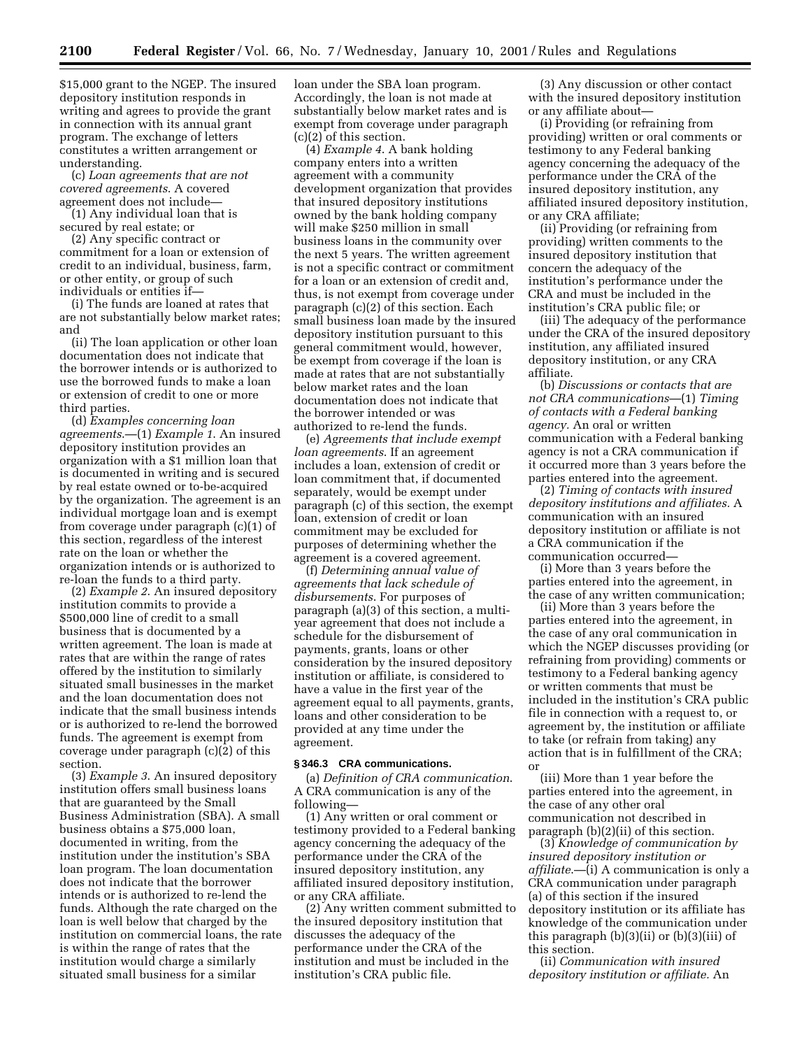$15,000 grant to the NGEP. The insured depository institution responds in writing and agrees to provide the grant in connection with its annual grant program. The exchange of letters constitutes a written arrangement or understanding.

(c) *Loan agreements that are not covered agreements.* A covered agreement does not include—

(1) Any individual loan that is secured by real estate; or

(2) Any specific contract or commitment for a loan or extension of credit to an individual, business, farm, or other entity, or group of such individuals or entities if—

(i) The funds are loaned at rates that are not substantially below market rates; and

(ii) The loan application or other loan documentation does not indicate that the borrower intends or is authorized to use the borrowed funds to make a loan or extension of credit to one or more third parties.

(d) *Examples concerning loan agreements.*—(1) *Example 1.* An insured depository institution provides an organization with a $1 million loan that is documented in writing and is secured by real estate owned or to-be-acquired by the organization. The agreement is an individual mortgage loan and is exempt from coverage under paragraph (c)(1) of this section, regardless of the interest rate on the loan or whether the organization intends or is authorized to re-loan the funds to a third party.

(2) *Example 2.* An insured depository institution commits to provide a $500,000 line of credit to a small business that is documented by a written agreement. The loan is made at rates that are within the range of rates offered by the institution to similarly situated small businesses in the market and the loan documentation does not indicate that the small business intends or is authorized to re-lend the borrowed funds. The agreement is exempt from coverage under paragraph (c)(2) of this section.

(3) *Example 3.* An insured depository institution offers small business loans that are guaranteed by the Small Business Administration (SBA). A small business obtains a $75,000 loan, documented in writing, from the institution under the institution's SBA loan program. The loan documentation does not indicate that the borrower intends or is authorized to re-lend the funds. Although the rate charged on the loan is well below that charged by the institution on commercial loans, the rate is within the range of rates that the institution would charge a similarly situated small business for a similar loan under the SBA loan program. Accordingly, the loan is not made at substantially below market rates and is exempt from coverage under paragraph (c)(2) of this section.

(4) *Example 4.* A bank holding company enters into a written agreement with a community development organization that provides that insured depository institutions owned by the bank holding company will make $250 million in small business loans in the community over the next 5 years. The written agreement is not a specific contract or commitment for a loan or an extension of credit and, thus, is not exempt from coverage under paragraph (c)(2) of this section. Each small business loan made by the insured depository institution pursuant to this general commitment would, however, be exempt from coverage if the loan is made at rates that are not substantially below market rates and the loan documentation does not indicate that the borrower intended or was authorized to re-lend the funds.

(e) *Agreements that include exempt loan agreements.* If an agreement includes a loan, extension of credit or loan commitment that, if documented separately, would be exempt under paragraph (c) of this section, the exempt loan, extension of credit or loan commitment may be excluded for purposes of determining whether the agreement is a covered agreement.

(f) *Determining annual value of agreements that lack schedule of disbursements.* For purposes of paragraph (a)(3) of this section, a multi-year agreement that does not include a schedule for the disbursement of payments, grants, loans or other consideration by the insured depository institution or affiliate, is considered to have a value in the first year of the agreement equal to all payments, grants, loans and other consideration to be provided at any time under the agreement.

### § 346.3 CRA communications.

(a) *Definition of CRA communication.* A CRA communication is any of the following—

(1) Any written or oral comment or testimony provided to a Federal banking agency concerning the adequacy of the performance under the CRA of the insured depository institution, any affiliated insured depository institution, or any CRA affiliate.

(2) Any written comment submitted to the insured depository institution that discusses the adequacy of the performance under the CRA of the institution and must be included in the institution's CRA public file.

(3) Any discussion or other contact with the insured depository institution or any affiliate about—

(i) Providing (or refraining from providing) written or oral comments or testimony to any Federal banking agency concerning the adequacy of the performance under the CRA of the insured depository institution, any affiliated insured depository institution, or any CRA affiliate;

(ii) Providing (or refraining from providing) written comments to the insured depository institution that concern the adequacy of the institution's performance under the CRA and must be included in the institution's CRA public file; or

(iii) The adequacy of the performance under the CRA of the insured depository institution, any affiliated insured depository institution, or any CRA affiliate.

(b) *Discussions or contacts that are not CRA communications*—(1) *Timing of contacts with a Federal banking agency.* An oral or written communication with a Federal banking agency is not a CRA communication if it occurred more than 3 years before the parties entered into the agreement.

(2) *Timing of contacts with insured depository institutions and affiliates.* A communication with an insured depository institution or affiliate is not a CRA communication if the communication occurred—

(i) More than 3 years before the parties entered into the agreement, in the case of any written communication;

(ii) More than 3 years before the parties entered into the agreement, in the case of any oral communication in which the NGEP discusses providing (or refraining from providing) comments or testimony to a Federal banking agency or written comments that must be included in the institution's CRA public file in connection with a request to, or agreement by, the institution or affiliate to take (or refrain from taking) any action that is in fulfillment of the CRA; or

(iii) More than 1 year before the parties entered into the agreement, in the case of any other oral communication not described in paragraph (b)(2)(ii) of this section.

(3) *Knowledge of communication by insured depository institution or affiliate.*—(i) A communication is only a CRA communication under paragraph (a) of this section if the insured depository institution or its affiliate has knowledge of the communication under this paragraph (b)(3)(ii) or (b)(3)(iii) of this section.

(ii) *Communication with insured depository institution or affiliate.* An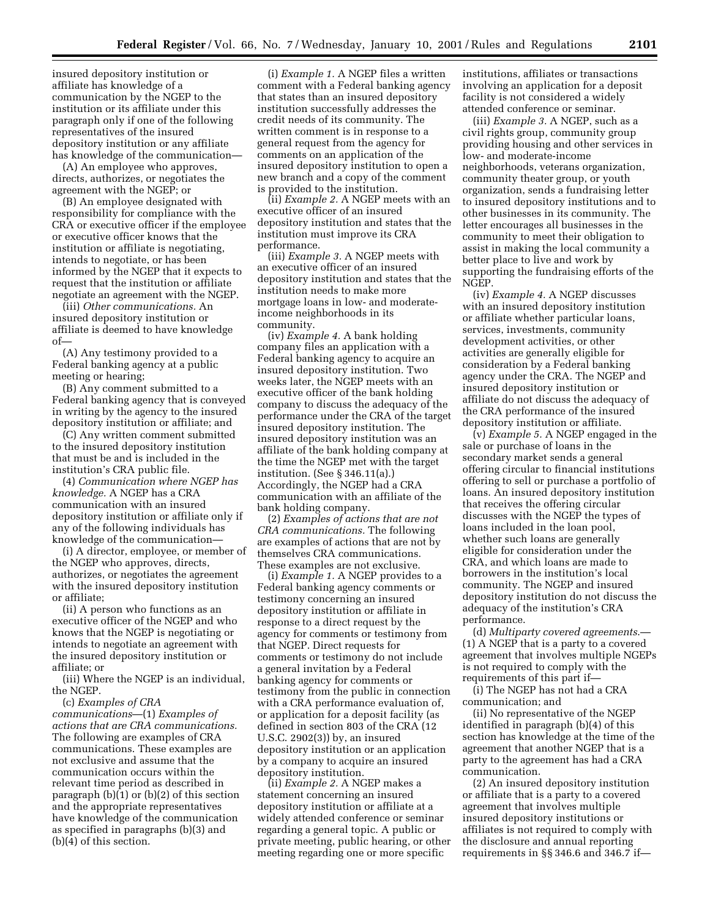insured depository institution or affiliate has knowledge of a communication by the NGEP to the institution or its affiliate under this paragraph only if one of the following representatives of the insured depository institution or any affiliate has knowledge of the communication—

(A) An employee who approves, directs, authorizes, or negotiates the agreement with the NGEP; or

(B) An employee designated with responsibility for compliance with the CRA or executive officer if the employee or executive officer knows that the institution or affiliate is negotiating, intends to negotiate, or has been informed by the NGEP that it expects to request that the institution or affiliate negotiate an agreement with the NGEP.

(iii) *Other communications.* An insured depository institution or affiliate is deemed to have knowledge of—

(A) Any testimony provided to a Federal banking agency at a public meeting or hearing;

(B) Any comment submitted to a Federal banking agency that is conveyed in writing by the agency to the insured depository institution or affiliate; and

(C) Any written comment submitted to the insured depository institution that must be and is included in the institution's CRA public file.

(4) *Communication where NGEP has knowledge.* A NGEP has a CRA communication with an insured depository institution or affiliate only if any of the following individuals has knowledge of the communication—

(i) A director, employee, or member of the NGEP who approves, directs, authorizes, or negotiates the agreement with the insured depository institution or affiliate;

(ii) A person who functions as an executive officer of the NGEP and who knows that the NGEP is negotiating or intends to negotiate an agreement with the insured depository institution or affiliate; or

(iii) Where the NGEP is an individual, the NGEP.

(c) *Examples of CRA communications*—(1) *Examples of actions that are CRA communications.* The following are examples of CRA communications. These examples are not exclusive and assume that the communication occurs within the relevant time period as described in paragraph (b)(1) or (b)(2) of this section and the appropriate representatives have knowledge of the communication as specified in paragraphs (b)(3) and (b)(4) of this section.

(i) *Example 1.* A NGEP files a written comment with a Federal banking agency that states than an insured depository institution successfully addresses the credit needs of its community. The written comment is in response to a general request from the agency for comments on an application of the insured depository institution to open a new branch and a copy of the comment is provided to the institution.

(ii) *Example 2.* A NGEP meets with an executive officer of an insured depository institution and states that the institution must improve its CRA performance.

(iii) *Example 3.* A NGEP meets with an executive officer of an insured depository institution and states that the institution needs to make more mortgage loans in low- and moderate-income neighborhoods in its community.

(iv) *Example 4.* A bank holding company files an application with a Federal banking agency to acquire an insured depository institution. Two weeks later, the NGEP meets with an executive officer of the bank holding company to discuss the adequacy of the performance under the CRA of the target insured depository institution. The insured depository institution was an affiliate of the bank holding company at the time the NGEP met with the target institution. (See § 346.11(a).) Accordingly, the NGEP had a CRA communication with an affiliate of the bank holding company.

(2) *Examples of actions that are not CRA communications.* The following are examples of actions that are not by themselves CRA communications. These examples are not exclusive.

(i) *Example 1.* A NGEP provides to a Federal banking agency comments or testimony concerning an insured depository institution or affiliate in response to a direct request by the agency for comments or testimony from that NGEP. Direct requests for comments or testimony do not include a general invitation by a Federal banking agency for comments or testimony from the public in connection with a CRA performance evaluation of, or application for a deposit facility (as defined in section 803 of the CRA (12 U.S.C. 2902(3)) by, an insured depository institution or an application by a company to acquire an insured depository institution.

(ii) *Example 2.* A NGEP makes a statement concerning an insured depository institution or affiliate at a widely attended conference or seminar regarding a general topic. A public or private meeting, public hearing, or other meeting regarding one or more specific institutions, affiliates or transactions involving an application for a deposit facility is not considered a widely attended conference or seminar.

(iii) *Example 3.* A NGEP, such as a civil rights group, community group providing housing and other services in low- and moderate-income neighborhoods, veterans organization, community theater group, or youth organization, sends a fundraising letter to insured depository institutions and to other businesses in its community. The letter encourages all businesses in the community to meet their obligation to assist in making the local community a better place to live and work by supporting the fundraising efforts of the NGEP.

(iv) *Example 4.* A NGEP discusses with an insured depository institution or affiliate whether particular loans, services, investments, community development activities, or other activities are generally eligible for consideration by a Federal banking agency under the CRA. The NGEP and insured depository institution or affiliate do not discuss the adequacy of the CRA performance of the insured depository institution or affiliate.

(v) *Example 5.* A NGEP engaged in the sale or purchase of loans in the secondary market sends a general offering circular to financial institutions offering to sell or purchase a portfolio of loans. An insured depository institution that receives the offering circular discusses with the NGEP the types of loans included in the loan pool, whether such loans are generally eligible for consideration under the CRA, and which loans are made to borrowers in the institution's local community. The NGEP and insured depository institution do not discuss the adequacy of the institution's CRA performance.

(d) *Multiparty covered agreements.*—(1) A NGEP that is a party to a covered agreement that involves multiple NGEPs is not required to comply with the requirements of this part if—

(i) The NGEP has not had a CRA communication; and

(ii) No representative of the NGEP identified in paragraph (b)(4) of this section has knowledge at the time of the agreement that another NGEP that is a party to the agreement has had a CRA communication.

(2) An insured depository institution or affiliate that is a party to a covered agreement that involves multiple insured depository institutions or affiliates is not required to comply with the disclosure and annual reporting requirements in §§ 346.6 and 346.7 if—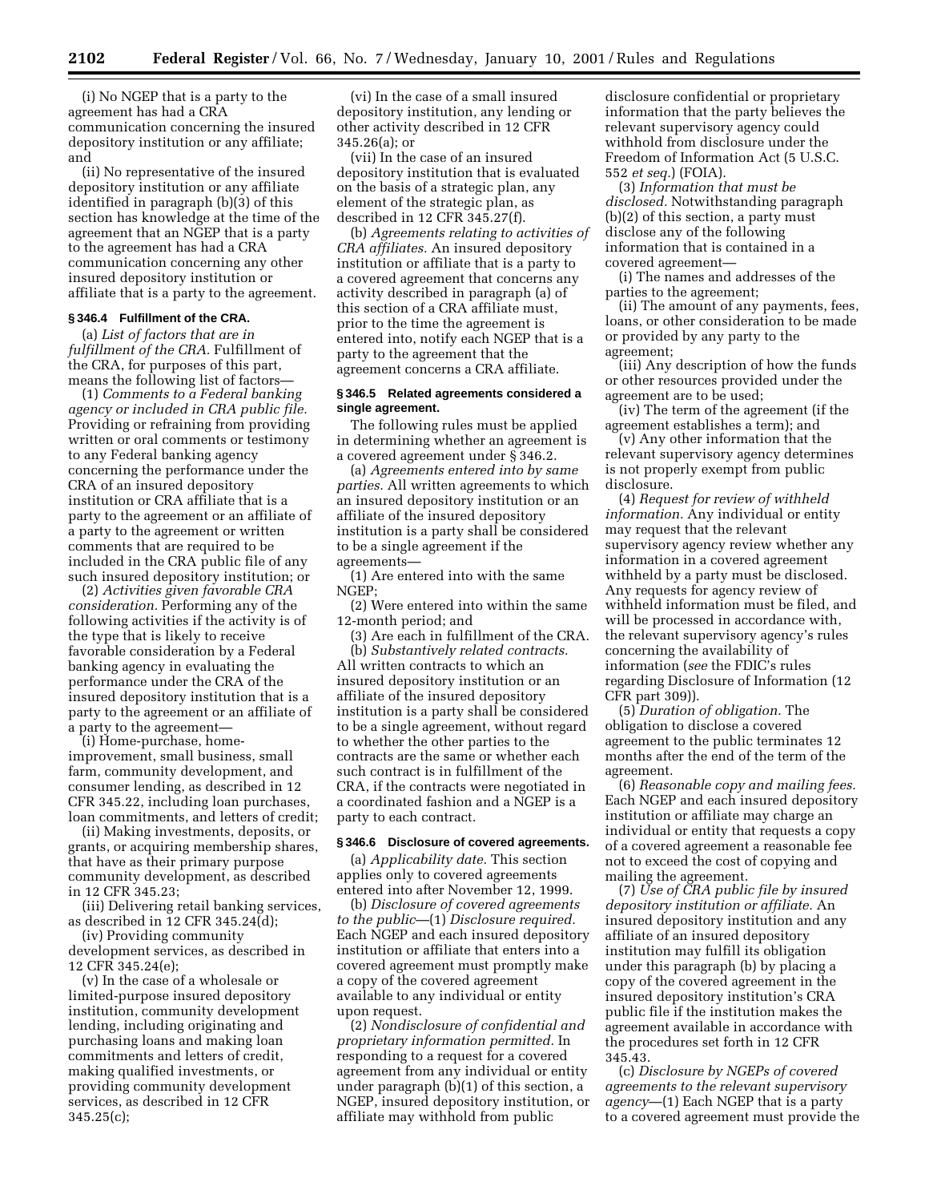(i) No NGEP that is a party to the agreement has had a CRA communication concerning the insured depository institution or any affiliate; and

(ii) No representative of the insured depository institution or any affiliate identified in paragraph (b)(3) of this section has knowledge at the time of the agreement that an NGEP that is a party to the agreement has had a CRA communication concerning any other insured depository institution or affiliate that is a party to the agreement.

### § 346.4 Fulfillment of the CRA.

(a) *List of factors that are in fulfillment of the CRA.* Fulfillment of the CRA, for purposes of this part, means the following list of factors—

(1) *Comments to a Federal banking agency or included in CRA public file.* Providing or refraining from providing written or oral comments or testimony to any Federal banking agency concerning the performance under the CRA of an insured depository institution or CRA affiliate that is a party to the agreement or an affiliate of a party to the agreement or written comments that are required to be included in the CRA public file of any such insured depository institution; or

(2) *Activities given favorable CRA consideration.* Performing any of the following activities if the activity is of the type that is likely to receive favorable consideration by a Federal banking agency in evaluating the performance under the CRA of the insured depository institution that is a party to the agreement or an affiliate of a party to the agreement—

(i) Home-purchase, home-improvement, small business, small farm, community development, and consumer lending, as described in 12 CFR 345.22, including loan purchases, loan commitments, and letters of credit;

(ii) Making investments, deposits, or grants, or acquiring membership shares, that have as their primary purpose community development, as described in 12 CFR 345.23;

(iii) Delivering retail banking services, as described in 12 CFR 345.24(d);

(iv) Providing community development services, as described in 12 CFR 345.24(e);

(v) In the case of a wholesale or limited-purpose insured depository institution, community development lending, including originating and purchasing loans and making loan commitments and letters of credit, making qualified investments, or providing community development services, as described in 12 CFR 345.25(c);

(vi) In the case of a small insured depository institution, any lending or other activity described in 12 CFR 345.26(a); or

(vii) In the case of an insured depository institution that is evaluated on the basis of a strategic plan, any element of the strategic plan, as described in 12 CFR 345.27(f).

(b) *Agreements relating to activities of CRA affiliates.* An insured depository institution or affiliate that is a party to a covered agreement that concerns any activity described in paragraph (a) of this section of a CRA affiliate must, prior to the time the agreement is entered into, notify each NGEP that is a party to the agreement that the agreement concerns a CRA affiliate.

### § 346.5 Related agreements considered a single agreement.

The following rules must be applied in determining whether an agreement is a covered agreement under § 346.2.

(a) *Agreements entered into by same parties.* All written agreements to which an insured depository institution or an affiliate of the insured depository institution is a party shall be considered to be a single agreement if the agreements—

(1) Are entered into with the same NGEP;

(2) Were entered into within the same 12-month period; and

(3) Are each in fulfillment of the CRA.

(b) *Substantively related contracts.* All written contracts to which an insured depository institution or an affiliate of the insured depository institution is a party shall be considered to be a single agreement, without regard to whether the other parties to the contracts are the same or whether each such contract is in fulfillment of the CRA, if the contracts were negotiated in a coordinated fashion and a NGEP is a party to each contract.

### § 346.6 Disclosure of covered agreements.

(a) *Applicability date.* This section applies only to covered agreements entered into after November 12, 1999.

(b) *Disclosure of covered agreements to the public*—(1) *Disclosure required.* Each NGEP and each insured depository institution or affiliate that enters into a covered agreement must promptly make a copy of the covered agreement available to any individual or entity upon request.

(2) *Nondisclosure of confidential and proprietary information permitted.* In responding to a request for a covered agreement from any individual or entity under paragraph (b)(1) of this section, a NGEP, insured depository institution, or affiliate may withhold from public disclosure confidential or proprietary information that the party believes the relevant supervisory agency could withhold from disclosure under the Freedom of Information Act (5 U.S.C. 552 *et seq.*) (FOIA).

(3) *Information that must be disclosed.* Notwithstanding paragraph (b)(2) of this section, a party must disclose any of the following information that is contained in a covered agreement—

(i) The names and addresses of the parties to the agreement;

(ii) The amount of any payments, fees, loans, or other consideration to be made or provided by any party to the agreement;

(iii) Any description of how the funds or other resources provided under the agreement are to be used;

(iv) The term of the agreement (if the agreement establishes a term); and

(v) Any other information that the relevant supervisory agency determines is not properly exempt from public disclosure.

(4) *Request for review of withheld information.* Any individual or entity may request that the relevant supervisory agency review whether any information in a covered agreement withheld by a party must be disclosed. Any requests for agency review of withheld information must be filed, and will be processed in accordance with, the relevant supervisory agency's rules concerning the availability of information (*see* the FDIC's rules regarding Disclosure of Information (12 CFR part 309)).

(5) *Duration of obligation.* The obligation to disclose a covered agreement to the public terminates 12 months after the end of the term of the agreement.

(6) *Reasonable copy and mailing fees.* Each NGEP and each insured depository institution or affiliate may charge an individual or entity that requests a copy of a covered agreement a reasonable fee not to exceed the cost of copying and mailing the agreement.

(7) *Use of CRA public file by insured depository institution or affiliate.* An insured depository institution and any affiliate of an insured depository institution may fulfill its obligation under this paragraph (b) by placing a copy of the covered agreement in the insured depository institution's CRA public file if the institution makes the agreement available in accordance with the procedures set forth in 12 CFR 345.43.

(c) *Disclosure by NGEPs of covered agreements to the relevant supervisory agency*—(1) Each NGEP that is a party to a covered agreement must provide the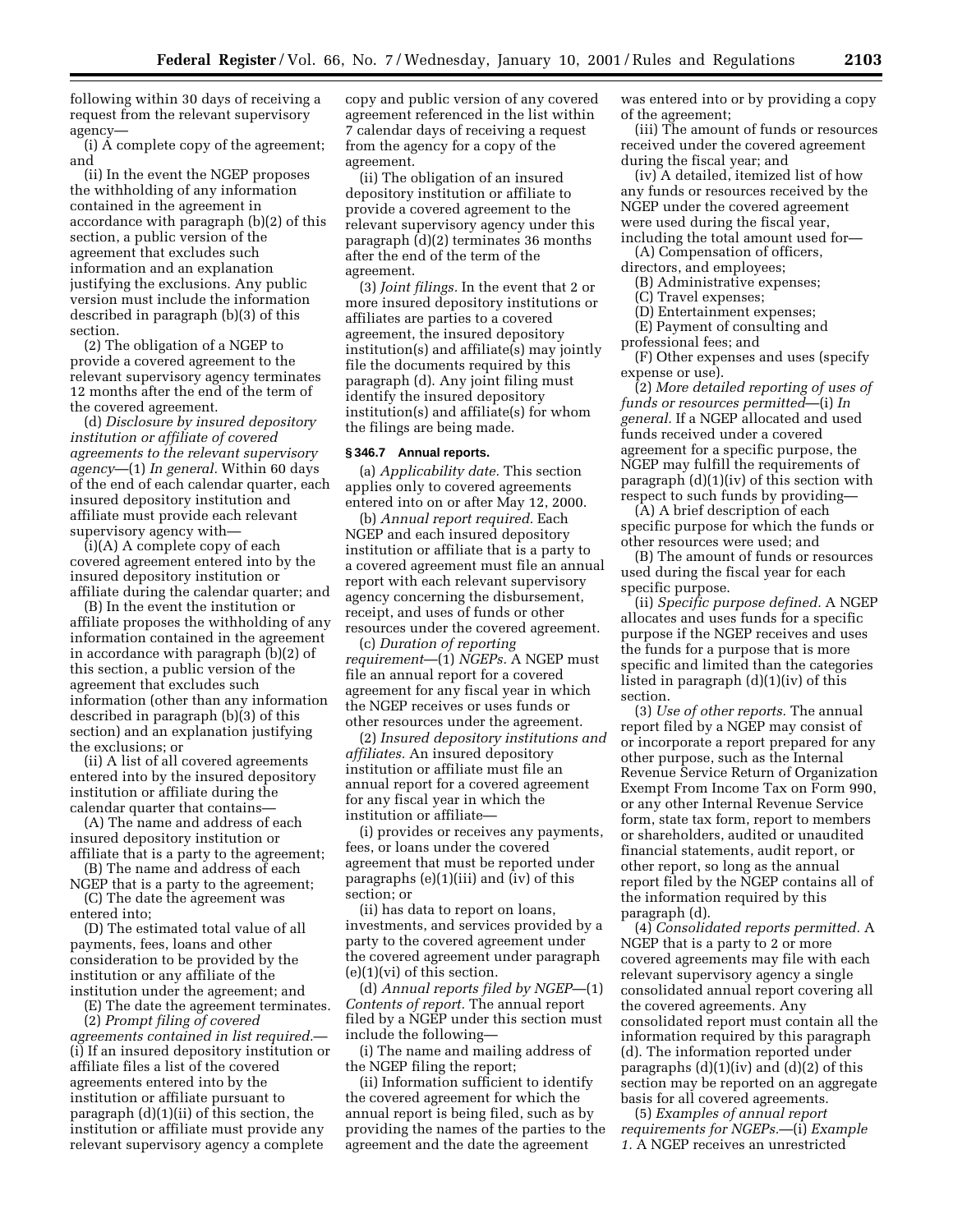following within 30 days of receiving a request from the relevant supervisory agency—

(i) A complete copy of the agreement; and

(ii) In the event the NGEP proposes the withholding of any information contained in the agreement in accordance with paragraph (b)(2) of this section, a public version of the agreement that excludes such information and an explanation justifying the exclusions. Any public version must include the information described in paragraph (b)(3) of this section.

(2) The obligation of a NGEP to provide a covered agreement to the relevant supervisory agency terminates 12 months after the end of the term of the covered agreement.

(d) *Disclosure by insured depository institution or affiliate of covered agreements to the relevant supervisory agency*—(1) *In general.* Within 60 days of the end of each calendar quarter, each insured depository institution and affiliate must provide each relevant supervisory agency with—

(i)(A) A complete copy of each covered agreement entered into by the insured depository institution or affiliate during the calendar quarter; and

(B) In the event the institution or affiliate proposes the withholding of any information contained in the agreement in accordance with paragraph (b)(2) of this section, a public version of the agreement that excludes such information (other than any information described in paragraph (b)(3) of this section) and an explanation justifying the exclusions; or

(ii) A list of all covered agreements entered into by the insured depository institution or affiliate during the calendar quarter that contains—

(A) The name and address of each insured depository institution or affiliate that is a party to the agreement;

(B) The name and address of each NGEP that is a party to the agreement;

(C) The date the agreement was entered into;

(D) The estimated total value of all payments, fees, loans and other consideration to be provided by the institution or any affiliate of the institution under the agreement; and

(E) The date the agreement terminates.

(2) *Prompt filing of covered agreements contained in list required.*—(i) If an insured depository institution or affiliate files a list of the covered agreements entered into by the institution or affiliate pursuant to paragraph (d)(1)(ii) of this section, the institution or affiliate must provide any relevant supervisory agency a complete copy and public version of any covered agreement referenced in the list within 7 calendar days of receiving a request from the agency for a copy of the agreement.

(ii) The obligation of an insured depository institution or affiliate to provide a covered agreement to the relevant supervisory agency under this paragraph (d)(2) terminates 36 months after the end of the term of the agreement.

(3) *Joint filings.* In the event that 2 or more insured depository institutions or affiliates are parties to a covered agreement, the insured depository institution(s) and affiliate(s) may jointly file the documents required by this paragraph (d). Any joint filing must identify the insured depository institution(s) and affiliate(s) for whom the filings are being made.

### § 346.7 Annual reports.

(a) *Applicability date.* This section applies only to covered agreements entered into on or after May 12, 2000.

(b) *Annual report required.* Each NGEP and each insured depository institution or affiliate that is a party to a covered agreement must file an annual report with each relevant supervisory agency concerning the disbursement, receipt, and uses of funds or other resources under the covered agreement.

(c) *Duration of reporting requirement*—(1) *NGEPs.* A NGEP must file an annual report for a covered agreement for any fiscal year in which the NGEP receives or uses funds or other resources under the agreement.

(2) *Insured depository institutions and affiliates.* An insured depository institution or affiliate must file an annual report for a covered agreement for any fiscal year in which the institution or affiliate—

(i) provides or receives any payments, fees, or loans under the covered agreement that must be reported under paragraphs (e)(1)(iii) and (iv) of this section; or

(ii) has data to report on loans, investments, and services provided by a party to the covered agreement under the covered agreement under paragraph (e)(1)(vi) of this section.

(d) *Annual reports filed by NGEP*—(1) *Contents of report.* The annual report filed by a NGEP under this section must include the following—

(i) The name and mailing address of the NGEP filing the report;

(ii) Information sufficient to identify the covered agreement for which the annual report is being filed, such as by providing the names of the parties to the agreement and the date the agreement was entered into or by providing a copy of the agreement;

(iii) The amount of funds or resources received under the covered agreement during the fiscal year; and

(iv) A detailed, itemized list of how any funds or resources received by the NGEP under the covered agreement were used during the fiscal year, including the total amount used for—

(A) Compensation of officers, directors, and employees;

(B) Administrative expenses;

(C) Travel expenses;

(D) Entertainment expenses;

(E) Payment of consulting and professional fees; and

(F) Other expenses and uses (specify expense or use).

(2) *More detailed reporting of uses of funds or resources permitted*—(i) *In general.* If a NGEP allocated and used funds received under a covered agreement for a specific purpose, the NGEP may fulfill the requirements of paragraph (d)(1)(iv) of this section with respect to such funds by providing—

(A) A brief description of each specific purpose for which the funds or other resources were used; and

(B) The amount of funds or resources used during the fiscal year for each specific purpose.

(ii) *Specific purpose defined.* A NGEP allocates and uses funds for a specific purpose if the NGEP receives and uses the funds for a purpose that is more specific and limited than the categories listed in paragraph (d)(1)(iv) of this section.

(3) *Use of other reports.* The annual report filed by a NGEP may consist of or incorporate a report prepared for any other purpose, such as the Internal Revenue Service Return of Organization Exempt From Income Tax on Form 990, or any other Internal Revenue Service form, state tax form, report to members or shareholders, audited or unaudited financial statements, audit report, or other report, so long as the annual report filed by the NGEP contains all of the information required by this paragraph (d).

(4) *Consolidated reports permitted.* A NGEP that is a party to 2 or more covered agreements may file with each relevant supervisory agency a single consolidated annual report covering all the covered agreements. Any consolidated report must contain all the information required by this paragraph (d). The information reported under paragraphs (d)(1)(iv) and (d)(2) of this section may be reported on an aggregate basis for all covered agreements.

(5) *Examples of annual report requirements for NGEPs.*—(i) *Example 1.* A NGEP receives an unrestricted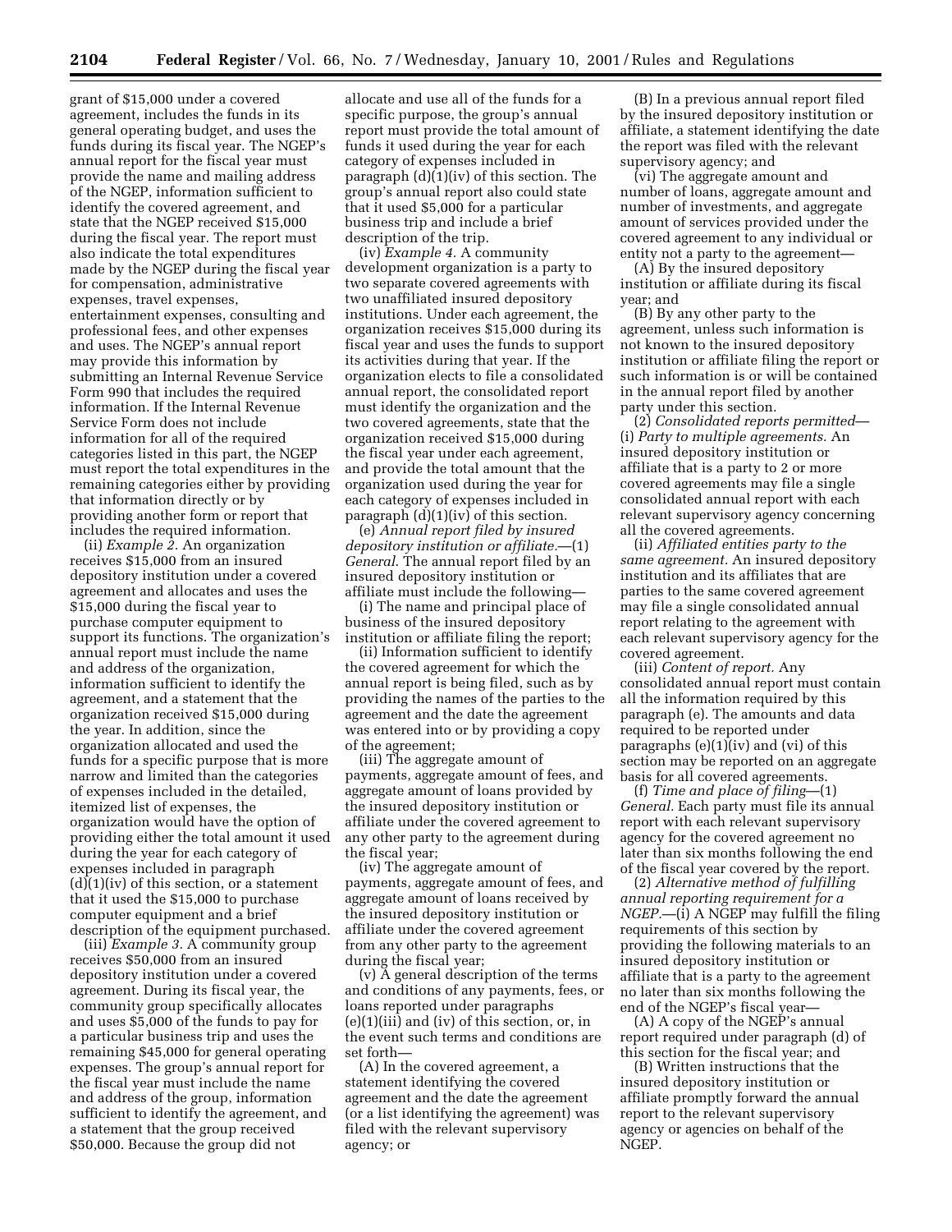grant of $15,000 under a covered agreement, includes the funds in its general operating budget, and uses the funds during its fiscal year. The NGEP's annual report for the fiscal year must provide the name and mailing address of the NGEP, information sufficient to identify the covered agreement, and state that the NGEP received $15,000 during the fiscal year. The report must also indicate the total expenditures made by the NGEP during the fiscal year for compensation, administrative expenses, travel expenses, entertainment expenses, consulting and professional fees, and other expenses and uses. The NGEP's annual report may provide this information by submitting an Internal Revenue Service Form 990 that includes the required information. If the Internal Revenue Service Form does not include information for all of the required categories listed in this part, the NGEP must report the total expenditures in the remaining categories either by providing that information directly or by providing another form or report that includes the required information.

(ii) *Example 2.* An organization receives $15,000 from an insured depository institution under a covered agreement and allocates and uses the $15,000 during the fiscal year to purchase computer equipment to support its functions. The organization's annual report must include the name and address of the organization, information sufficient to identify the agreement, and a statement that the organization received $15,000 during the year. In addition, since the organization allocated and used the funds for a specific purpose that is more narrow and limited than the categories of expenses included in the detailed, itemized list of expenses, the organization would have the option of providing either the total amount it used during the year for each category of expenses included in paragraph (d)(1)(iv) of this section, or a statement that it used the $15,000 to purchase computer equipment and a brief description of the equipment purchased.

(iii) *Example 3.* A community group receives $50,000 from an insured depository institution under a covered agreement. During its fiscal year, the community group specifically allocates and uses $5,000 of the funds to pay for a particular business trip and uses the remaining $45,000 for general operating expenses. The group's annual report for the fiscal year must include the name and address of the group, information sufficient to identify the agreement, and a statement that the group received $50,000. Because the group did not allocate and use all of the funds for a specific purpose, the group's annual report must provide the total amount of funds it used during the year for each category of expenses included in paragraph (d)(1)(iv) of this section. The group's annual report also could state that it used $5,000 for a particular business trip and include a brief description of the trip.

(iv) *Example 4.* A community development organization is a party to two separate covered agreements with two unaffiliated insured depository institutions. Under each agreement, the organization receives $15,000 during its fiscal year and uses the funds to support its activities during that year. If the organization elects to file a consolidated annual report, the consolidated report must identify the organization and the two covered agreements, state that the organization received $15,000 during the fiscal year under each agreement, and provide the total amount that the organization used during the year for each category of expenses included in paragraph (d)(1)(iv) of this section.

(e) *Annual report filed by insured depository institution or affiliate.*—(1) *General.* The annual report filed by an insured depository institution or affiliate must include the following—

(i) The name and principal place of business of the insured depository institution or affiliate filing the report;

(ii) Information sufficient to identify the covered agreement for which the annual report is being filed, such as by providing the names of the parties to the agreement and the date the agreement was entered into or by providing a copy of the agreement;

(iii) The aggregate amount of payments, aggregate amount of fees, and aggregate amount of loans provided by the insured depository institution or affiliate under the covered agreement to any other party to the agreement during the fiscal year;

(iv) The aggregate amount of payments, aggregate amount of fees, and aggregate amount of loans received by the insured depository institution or affiliate under the covered agreement from any other party to the agreement during the fiscal year;

(v) A general description of the terms and conditions of any payments, fees, or loans reported under paragraphs (e)(1)(iii) and (iv) of this section, or, in the event such terms and conditions are set forth—

(A) In the covered agreement, a statement identifying the covered agreement and the date the agreement (or a list identifying the agreement) was filed with the relevant supervisory agency; or

(B) In a previous annual report filed by the insured depository institution or affiliate, a statement identifying the date the report was filed with the relevant supervisory agency; and

(vi) The aggregate amount and number of loans, aggregate amount and number of investments, and aggregate amount of services provided under the covered agreement to any individual or entity not a party to the agreement—

(A) By the insured depository institution or affiliate during its fiscal year; and

(B) By any other party to the agreement, unless such information is not known to the insured depository institution or affiliate filing the report or such information is or will be contained in the annual report filed by another party under this section.

(2) *Consolidated reports permitted*—(i) *Party to multiple agreements.* An insured depository institution or affiliate that is a party to 2 or more covered agreements may file a single consolidated annual report with each relevant supervisory agency concerning all the covered agreements.

(ii) *Affiliated entities party to the same agreement.* An insured depository institution and its affiliates that are parties to the same covered agreement may file a single consolidated annual report relating to the agreement with each relevant supervisory agency for the covered agreement.

(iii) *Content of report.* Any consolidated annual report must contain all the information required by this paragraph (e). The amounts and data required to be reported under paragraphs (e)(1)(iv) and (vi) of this section may be reported on an aggregate basis for all covered agreements.

(f) *Time and place of filing*—(1) *General.* Each party must file its annual report with each relevant supervisory agency for the covered agreement no later than six months following the end of the fiscal year covered by the report.

(2) *Alternative method of fulfilling annual reporting requirement for a NGEP.*—(i) A NGEP may fulfill the filing requirements of this section by providing the following materials to an insured depository institution or affiliate that is a party to the agreement no later than six months following the end of the NGEP's fiscal year—

(A) A copy of the NGEP's annual report required under paragraph (d) of this section for the fiscal year; and

(B) Written instructions that the insured depository institution or affiliate promptly forward the annual report to the relevant supervisory agency or agencies on behalf of the NGEP.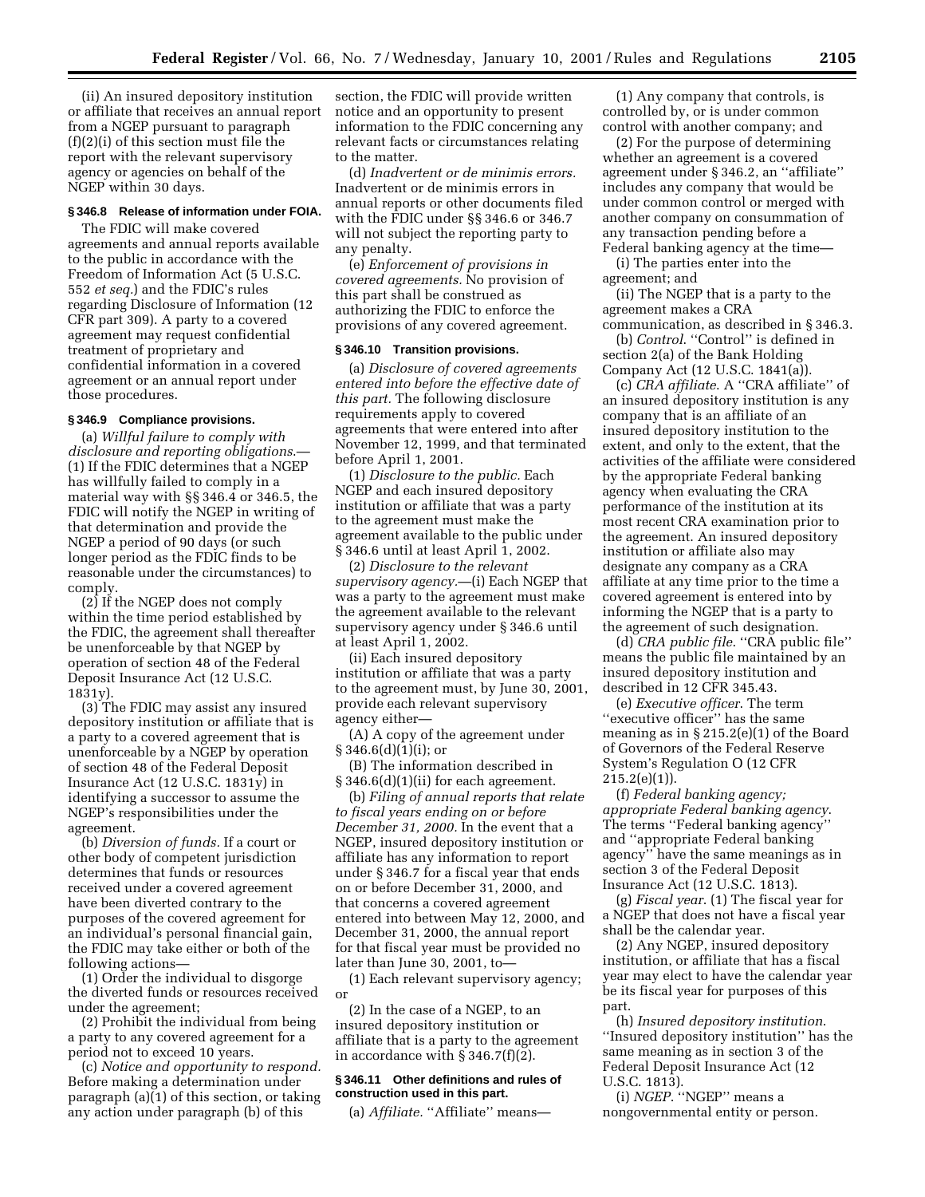(ii) An insured depository institution or affiliate that receives an annual report from a NGEP pursuant to paragraph (f)(2)(i) of this section must file the report with the relevant supervisory agency or agencies on behalf of the NGEP within 30 days.

### § 346.8 Release of information under FOIA.

The FDIC will make covered agreements and annual reports available to the public in accordance with the Freedom of Information Act (5 U.S.C. 552 *et seq.*) and the FDIC's rules regarding Disclosure of Information (12 CFR part 309). A party to a covered agreement may request confidential treatment of proprietary and confidential information in a covered agreement or an annual report under those procedures.

### § 346.9 Compliance provisions.

(a) *Willful failure to comply with disclosure and reporting obligations.*—(1) If the FDIC determines that a NGEP has willfully failed to comply in a material way with §§ 346.4 or 346.5, the FDIC will notify the NGEP in writing of that determination and provide the NGEP a period of 90 days (or such longer period as the FDIC finds to be reasonable under the circumstances) to comply.

(2) If the NGEP does not comply within the time period established by the FDIC, the agreement shall thereafter be unenforceable by that NGEP by operation of section 48 of the Federal Deposit Insurance Act (12 U.S.C. 1831y).

(3) The FDIC may assist any insured depository institution or affiliate that is a party to a covered agreement that is unenforceable by a NGEP by operation of section 48 of the Federal Deposit Insurance Act (12 U.S.C. 1831y) in identifying a successor to assume the NGEP's responsibilities under the agreement.

(b) *Diversion of funds.* If a court or other body of competent jurisdiction determines that funds or resources received under a covered agreement have been diverted contrary to the purposes of the covered agreement for an individual's personal financial gain, the FDIC may take either or both of the following actions—

(1) Order the individual to disgorge the diverted funds or resources received under the agreement;

(2) Prohibit the individual from being a party to any covered agreement for a period not to exceed 10 years.

(c) *Notice and opportunity to respond.* Before making a determination under paragraph (a)(1) of this section, or taking any action under paragraph (b) of this section, the FDIC will provide written notice and an opportunity to present information to the FDIC concerning any relevant facts or circumstances relating to the matter.

(d) *Inadvertent or de minimis errors.* Inadvertent or de minimis errors in annual reports or other documents filed with the FDIC under §§ 346.6 or 346.7 will not subject the reporting party to any penalty.

(e) *Enforcement of provisions in covered agreements.* No provision of this part shall be construed as authorizing the FDIC to enforce the provisions of any covered agreement.

### § 346.10 Transition provisions.

(a) *Disclosure of covered agreements entered into before the effective date of this part.* The following disclosure requirements apply to covered agreements that were entered into after November 12, 1999, and that terminated before April 1, 2001.

(1) *Disclosure to the public.* Each NGEP and each insured depository institution or affiliate that was a party to the agreement must make the agreement available to the public under § 346.6 until at least April 1, 2002.

(2) *Disclosure to the relevant supervisory agency.*—(i) Each NGEP that was a party to the agreement must make the agreement available to the relevant supervisory agency under § 346.6 until at least April 1, 2002.

(ii) Each insured depository institution or affiliate that was a party to the agreement must, by June 30, 2001, provide each relevant supervisory agency either—

(A) A copy of the agreement under § 346.6(d)(1)(i); or

(B) The information described in § 346.6(d)(1)(ii) for each agreement.

(b) *Filing of annual reports that relate to fiscal years ending on or before December 31, 2000.* In the event that a NGEP, insured depository institution or affiliate has any information to report under § 346.7 for a fiscal year that ends on or before December 31, 2000, and that concerns a covered agreement entered into between May 12, 2000, and December 31, 2000, the annual report for that fiscal year must be provided no later than June 30, 2001, to—

(1) Each relevant supervisory agency; or

(2) In the case of a NGEP, to an insured depository institution or affiliate that is a party to the agreement in accordance with § 346.7(f)(2).

### § 346.11 Other definitions and rules of construction used in this part.

(a) *Affiliate.* "Affiliate" means—

(1) Any company that controls, is controlled by, or is under common control with another company; and

(2) For the purpose of determining whether an agreement is a covered agreement under § 346.2, an "affiliate" includes any company that would be under common control or merged with another company on consummation of any transaction pending before a Federal banking agency at the time—

(i) The parties enter into the agreement; and

(ii) The NGEP that is a party to the agreement makes a CRA communication, as described in § 346.3.

(b) *Control.* "Control" is defined in section 2(a) of the Bank Holding Company Act (12 U.S.C. 1841(a)).

(c) *CRA affiliate.* A "CRA affiliate" of an insured depository institution is any company that is an affiliate of an insured depository institution to the extent, and only to the extent, that the activities of the affiliate were considered by the appropriate Federal banking agency when evaluating the CRA performance of the institution at its most recent CRA examination prior to the agreement. An insured depository institution or affiliate also may designate any company as a CRA affiliate at any time prior to the time a covered agreement is entered into by informing the NGEP that is a party to the agreement of such designation.

(d) *CRA public file.* "CRA public file" means the public file maintained by an insured depository institution and described in 12 CFR 345.43.

(e) *Executive officer.* The term "executive officer" has the same meaning as in § 215.2(e)(1) of the Board of Governors of the Federal Reserve System's Regulation O (12 CFR 215.2(e)(1)).

(f) *Federal banking agency; appropriate Federal banking agency.* The terms "Federal banking agency" and "appropriate Federal banking agency" have the same meanings as in section 3 of the Federal Deposit Insurance Act (12 U.S.C. 1813).

(g) *Fiscal year.* (1) The fiscal year for a NGEP that does not have a fiscal year shall be the calendar year.

(2) Any NGEP, insured depository institution, or affiliate that has a fiscal year may elect to have the calendar year be its fiscal year for purposes of this part.

(h) *Insured depository institution.* "Insured depository institution" has the same meaning as in section 3 of the Federal Deposit Insurance Act (12 U.S.C. 1813).

(i) *NGEP.* "NGEP" means a nongovernmental entity or person.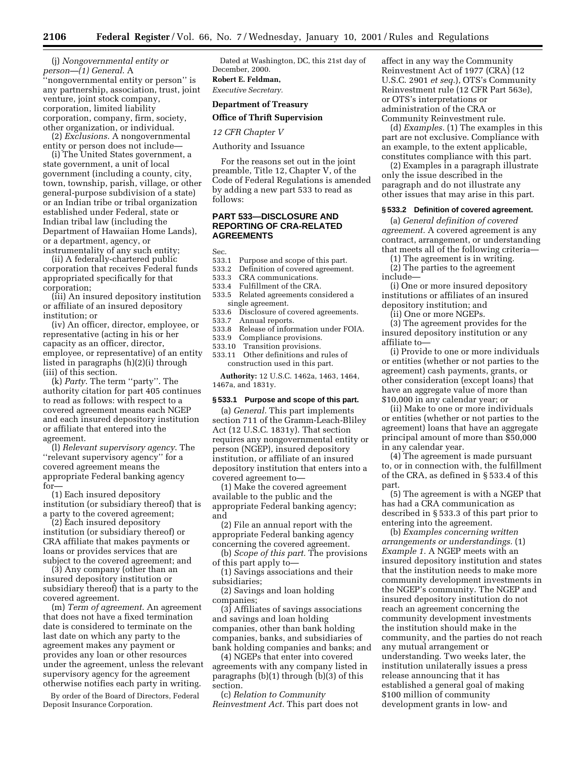(j) *Nongovernmental entity or person*—*(1) General.* A ''nongovernmental entity or person'' is any partnership, association, trust, joint venture, joint stock company, corporation, limited liability corporation, company, firm, society, other organization, or individual.

(2) *Exclusions.* A nongovernmental entity or person does not include—

(i) The United States government, a state government, a unit of local government (including a county, city, town, township, parish, village, or other general-purpose subdivision of a state) or an Indian tribe or tribal organization established under Federal, state or Indian tribal law (including the Department of Hawaiian Home Lands), or a department, agency, or instrumentality of any such entity;

(ii) A federally-chartered public corporation that receives Federal funds appropriated specifically for that corporation;

(iii) An insured depository institution or affiliate of an insured depository institution; or

(iv) An officer, director, employee, or representative (acting in his or her capacity as an officer, director, employee, or representative) of an entity listed in paragraphs (h)(2)(i) through (iii) of this section.

(k) *Party.* The term ''party''. The authority citation for part 405 continues to read as follows: with respect to a covered agreement means each NGEP and each insured depository institution or affiliate that entered into the agreement.

(l) *Relevant supervisory agency.* The ''relevant supervisory agency'' for a covered agreement means the appropriate Federal banking agency for—

(1) Each insured depository institution (or subsidiary thereof) that is a party to the covered agreement;

(2) Each insured depository institution (or subsidiary thereof) or CRA affiliate that makes payments or loans or provides services that are subject to the covered agreement; and

(3) Any company (other than an insured depository institution or subsidiary thereof) that is a party to the covered agreement.

(m) *Term of agreement.* An agreement that does not have a fixed termination date is considered to terminate on the last date on which any party to the agreement makes any payment or provides any loan or other resources under the agreement, unless the relevant supervisory agency for the agreement otherwise notifies each party in writing.

By order of the Board of Directors, Federal Deposit Insurance Corporation.

Dated at Washington, DC, this 21st day of December, 2000.

**Robert E. Feldman,**

*Executive Secretary.*

**Department of Treasury**

**Office of Thrift Supervision**

*12 CFR Chapter V*

Authority and Issuance

For the reasons set out in the joint preamble, Title 12, Chapter V, of the Code of Federal Regulations is amended by adding a new part 533 to read as follows:

## PART 533—DISCLOSURE AND REPORTING OF CRA-RELATED AGREEMENTS

Sec.
533.1 Purpose and scope of this part.
533.2 Definition of covered agreement.
533.3 CRA communications.
533.4 Fulfillment of the CRA.
533.5 Related agreements considered a single agreement.
533.6 Disclosure of covered agreements.
533.7 Annual reports.
533.8 Release of information under FOIA.
533.9 Compliance provisions.
533.10 Transition provisions.
533.11 Other definitions and rules of construction used in this part.

**Authority:** 12 U.S.C. 1462a, 1463, 1464, 1467a, and 1831y.

### § 533.1 Purpose and scope of this part.

(a) *General.* This part implements section 711 of the Gramm-Leach-Bliley Act (12 U.S.C. 1831y). That section requires any nongovernmental entity or person (NGEP), insured depository institution, or affiliate of an insured depository institution that enters into a covered agreement to—

(1) Make the covered agreement available to the public and the appropriate Federal banking agency; and

(2) File an annual report with the appropriate Federal banking agency concerning the covered agreement.

(b) *Scope of this part.* The provisions of this part apply to—

(1) Savings associations and their subsidiaries;

(2) Savings and loan holding companies;

(3) Affiliates of savings associations and savings and loan holding companies, other than bank holding companies, banks, and subsidiaries of bank holding companies and banks; and

(4) NGEPs that enter into covered agreements with any company listed in paragraphs (b)(1) through (b)(3) of this section.

(c) *Relation to Community Reinvestment Act.* This part does not affect in any way the Community Reinvestment Act of 1977 (CRA) (12 U.S.C. 2901 *et seq.*), OTS's Community Reinvestment rule (12 CFR Part 563e), or OTS's interpretations or administration of the CRA or Community Reinvestment rule.

(d) *Examples.* (1) The examples in this part are not exclusive. Compliance with an example, to the extent applicable, constitutes compliance with this part.

(2) Examples in a paragraph illustrate only the issue described in the paragraph and do not illustrate any other issues that may arise in this part.

### § 533.2 Definition of covered agreement.

(a) *General definition of covered agreement.* A covered agreement is any contract, arrangement, or understanding that meets all of the following criteria—

(1) The agreement is in writing.

(2) The parties to the agreement include—

(i) One or more insured depository institutions or affiliates of an insured depository institution; and

(ii) One or more NGEPs.

(3) The agreement provides for the insured depository institution or any affiliate to—

(i) Provide to one or more individuals or entities (whether or not parties to the agreement) cash payments, grants, or other consideration (except loans) that have an aggregate value of more than $10,000 in any calendar year; or

(ii) Make to one or more individuals or entities (whether or not parties to the agreement) loans that have an aggregate principal amount of more than $50,000 in any calendar year.

(4) The agreement is made pursuant to, or in connection with, the fulfillment of the CRA, as defined in § 533.4 of this part.

(5) The agreement is with a NGEP that has had a CRA communication as described in § 533.3 of this part prior to entering into the agreement.

(b) *Examples concerning written arrangements or understandings.* (1) *Example 1.* A NGEP meets with an insured depository institution and states that the institution needs to make more community development investments in the NGEP's community. The NGEP and insured depository institution do not reach an agreement concerning the community development investments the institution should make in the community, and the parties do not reach any mutual arrangement or understanding. Two weeks later, the institution unilaterally issues a press release announcing that it has established a general goal of making $100 million of community development grants in low- and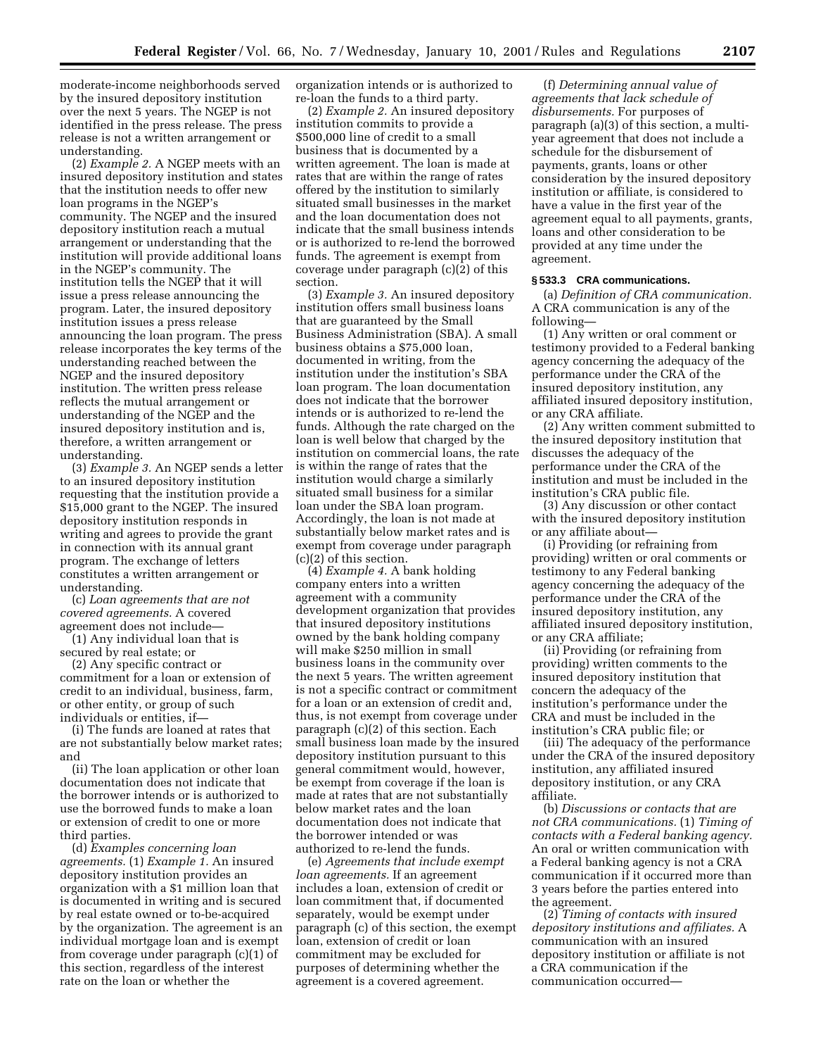moderate-income neighborhoods served by the insured depository institution over the next 5 years. The NGEP is not identified in the press release. The press release is not a written arrangement or understanding.

(2) *Example 2.* A NGEP meets with an insured depository institution and states that the institution needs to offer new loan programs in the NGEP's community. The NGEP and the insured depository institution reach a mutual arrangement or understanding that the institution will provide additional loans in the NGEP's community. The institution tells the NGEP that it will issue a press release announcing the program. Later, the insured depository institution issues a press release announcing the loan program. The press release incorporates the key terms of the understanding reached between the NGEP and the insured depository institution. The written press release reflects the mutual arrangement or understanding of the NGEP and the insured depository institution and is, therefore, a written arrangement or understanding.

(3) *Example 3.* An NGEP sends a letter to an insured depository institution requesting that the institution provide a $15,000 grant to the NGEP. The insured depository institution responds in writing and agrees to provide the grant in connection with its annual grant program. The exchange of letters constitutes a written arrangement or understanding.

(c) *Loan agreements that are not covered agreements.* A covered agreement does not include—

(1) Any individual loan that is secured by real estate; or

(2) Any specific contract or commitment for a loan or extension of credit to an individual, business, farm, or other entity, or group of such individuals or entities, if—

(i) The funds are loaned at rates that are not substantially below market rates; and

(ii) The loan application or other loan documentation does not indicate that the borrower intends or is authorized to use the borrowed funds to make a loan or extension of credit to one or more third parties.

(d) *Examples concerning loan agreements.* (1) *Example 1.* An insured depository institution provides an organization with a $1 million loan that is documented in writing and is secured by real estate owned or to-be-acquired by the organization. The agreement is an individual mortgage loan and is exempt from coverage under paragraph (c)(1) of this section, regardless of the interest rate on the loan or whether the organization intends or is authorized to re-loan the funds to a third party.

(2) *Example 2.* An insured depository institution commits to provide a $500,000 line of credit to a small business that is documented by a written agreement. The loan is made at rates that are within the range of rates offered by the institution to similarly situated small businesses in the market and the loan documentation does not indicate that the small business intends or is authorized to re-lend the borrowed funds. The agreement is exempt from coverage under paragraph (c)(2) of this section.

(3) *Example 3.* An insured depository institution offers small business loans that are guaranteed by the Small Business Administration (SBA). A small business obtains a $75,000 loan, documented in writing, from the institution under the institution's SBA loan program. The loan documentation does not indicate that the borrower intends or is authorized to re-lend the funds. Although the rate charged on the loan is well below that charged by the institution on commercial loans, the rate is within the range of rates that the institution would charge a similarly situated small business for a similar loan under the SBA loan program. Accordingly, the loan is not made at substantially below market rates and is exempt from coverage under paragraph (c)(2) of this section.

(4) *Example 4.* A bank holding company enters into a written agreement with a community development organization that provides that insured depository institutions owned by the bank holding company will make $250 million in small business loans in the community over the next 5 years. The written agreement is not a specific contract or commitment for a loan or an extension of credit and, thus, is not exempt from coverage under paragraph (c)(2) of this section. Each small business loan made by the insured depository institution pursuant to this general commitment would, however, be exempt from coverage if the loan is made at rates that are not substantially below market rates and the loan documentation does not indicate that the borrower intended or was authorized to re-lend the funds.

(e) *Agreements that include exempt loan agreements.* If an agreement includes a loan, extension of credit or loan commitment that, if documented separately, would be exempt under paragraph (c) of this section, the exempt loan, extension of credit or loan commitment may be excluded for purposes of determining whether the agreement is a covered agreement.

(f) *Determining annual value of agreements that lack schedule of disbursements.* For purposes of paragraph (a)(3) of this section, a multi-year agreement that does not include a schedule for the disbursement of payments, grants, loans or other consideration by the insured depository institution or affiliate, is considered to have a value in the first year of the agreement equal to all payments, grants, loans and other consideration to be provided at any time under the agreement.

**§ 533.3 CRA communications.**

(a) *Definition of CRA communication.* A CRA communication is any of the following—

(1) Any written or oral comment or testimony provided to a Federal banking agency concerning the adequacy of the performance under the CRA of the insured depository institution, any affiliated insured depository institution, or any CRA affiliate.

(2) Any written comment submitted to the insured depository institution that discusses the adequacy of the performance under the CRA of the institution and must be included in the institution's CRA public file.

(3) Any discussion or other contact with the insured depository institution or any affiliate about—

(i) Providing (or refraining from providing) written or oral comments or testimony to any Federal banking agency concerning the adequacy of the performance under the CRA of the insured depository institution, any affiliated insured depository institution, or any CRA affiliate;

(ii) Providing (or refraining from providing) written comments to the insured depository institution that concern the adequacy of the institution's performance under the CRA and must be included in the institution's CRA public file; or

(iii) The adequacy of the performance under the CRA of the insured depository institution, any affiliated insured depository institution, or any CRA affiliate.

(b) *Discussions or contacts that are not CRA communications.* (1) *Timing of contacts with a Federal banking agency.* An oral or written communication with a Federal banking agency is not a CRA communication if it occurred more than 3 years before the parties entered into the agreement.

(2) *Timing of contacts with insured depository institutions and affiliates.* A communication with an insured depository institution or affiliate is not a CRA communication if the communication occurred—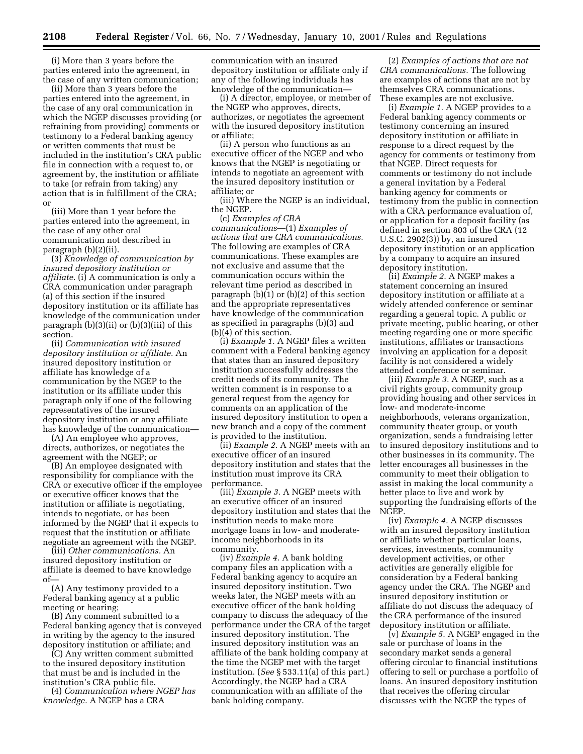(i) More than 3 years before the parties entered into the agreement, in the case of any written communication;

(ii) More than 3 years before the parties entered into the agreement, in the case of any oral communication in which the NGEP discusses providing (or refraining from providing) comments or testimony to a Federal banking agency or written comments that must be included in the institution's CRA public file in connection with a request to, or agreement by, the institution or affiliate to take (or refrain from taking) any action that is in fulfillment of the CRA; or

(iii) More than 1 year before the parties entered into the agreement, in the case of any other oral communication not described in paragraph (b)(2)(ii).

(3) *Knowledge of communication by insured depository institution or affiliate.* (i) A communication is only a CRA communication under paragraph (a) of this section if the insured depository institution or its affiliate has knowledge of the communication under paragraph (b)(3)(ii) or (b)(3)(iii) of this section.

(ii) *Communication with insured depository institution or affiliate.* An insured depository institution or affiliate has knowledge of a communication by the NGEP to the institution or its affiliate under this paragraph only if one of the following representatives of the insured depository institution or any affiliate has knowledge of the communication—

(A) An employee who approves, directs, authorizes, or negotiates the agreement with the NGEP; or

(B) An employee designated with responsibility for compliance with the CRA or executive officer if the employee or executive officer knows that the institution or affiliate is negotiating, intends to negotiate, or has been informed by the NGEP that it expects to request that the institution or affiliate negotiate an agreement with the NGEP.

(iii) *Other communications.* An insured depository institution or affiliate is deemed to have knowledge of—

(A) Any testimony provided to a Federal banking agency at a public meeting or hearing;

(B) Any comment submitted to a Federal banking agency that is conveyed in writing by the agency to the insured depository institution or affiliate; and

(C) Any written comment submitted to the insured depository institution that must be and is included in the institution's CRA public file.

(4) *Communication where NGEP has knowledge.* A NGEP has a CRA communication with an insured depository institution or affiliate only if any of the following individuals has knowledge of the communication—

(i) A director, employee, or member of the NGEP who approves, directs, authorizes, or negotiates the agreement with the insured depository institution or affiliate;

(ii) A person who functions as an executive officer of the NGEP and who knows that the NGEP is negotiating or intends to negotiate an agreement with the insured depository institution or affiliate; or

(iii) Where the NGEP is an individual, the NGEP.

(c) *Examples of CRA communications*—(1) *Examples of actions that are CRA communications.* The following are examples of CRA communications. These examples are not exclusive and assume that the communication occurs within the relevant time period as described in paragraph (b)(1) or (b)(2) of this section and the appropriate representatives have knowledge of the communication as specified in paragraphs (b)(3) and (b)(4) of this section.

(i) *Example 1.* A NGEP files a written comment with a Federal banking agency that states than an insured depository institution successfully addresses the credit needs of its community. The written comment is in response to a general request from the agency for comments on an application of the insured depository institution to open a new branch and a copy of the comment is provided to the institution.

(ii) *Example 2.* A NGEP meets with an executive officer of an insured depository institution and states that the institution must improve its CRA performance.

(iii) *Example 3.* A NGEP meets with an executive officer of an insured depository institution and states that the institution needs to make more mortgage loans in low- and moderate-income neighborhoods in its community.

(iv) *Example 4.* A bank holding company files an application with a Federal banking agency to acquire an insured depository institution. Two weeks later, the NGEP meets with an executive officer of the bank holding company to discuss the adequacy of the performance under the CRA of the target insured depository institution. The insured depository institution was an affiliate of the bank holding company at the time the NGEP met with the target institution. (*See* § 533.11(a) of this part.) Accordingly, the NGEP had a CRA communication with an affiliate of the bank holding company.

(2) *Examples of actions that are not CRA communications.* The following are examples of actions that are not by themselves CRA communications. These examples are not exclusive.

(i) *Example 1.* A NGEP provides to a Federal banking agency comments or testimony concerning an insured depository institution or affiliate in response to a direct request by the agency for comments or testimony from that NGEP. Direct requests for comments or testimony do not include a general invitation by a Federal banking agency for comments or testimony from the public in connection with a CRA performance evaluation of, or application for a deposit facility (as defined in section 803 of the CRA (12 U.S.C. 2902(3)) by, an insured depository institution or an application by a company to acquire an insured depository institution.

(ii) *Example 2.* A NGEP makes a statement concerning an insured depository institution or affiliate at a widely attended conference or seminar regarding a general topic. A public or private meeting, public hearing, or other meeting regarding one or more specific institutions, affiliates or transactions involving an application for a deposit facility is not considered a widely attended conference or seminar.

(iii) *Example 3.* A NGEP, such as a civil rights group, community group providing housing and other services in low- and moderate-income neighborhoods, veterans organization, community theater group, or youth organization, sends a fundraising letter to insured depository institutions and to other businesses in its community. The letter encourages all businesses in the community to meet their obligation to assist in making the local community a better place to live and work by supporting the fundraising efforts of the NGEP.

(iv) *Example 4.* A NGEP discusses with an insured depository institution or affiliate whether particular loans, services, investments, community development activities, or other activities are generally eligible for consideration by a Federal banking agency under the CRA. The NGEP and insured depository institution or affiliate do not discuss the adequacy of the CRA performance of the insured depository institution or affiliate.

(v) *Example 5.* A NGEP engaged in the sale or purchase of loans in the secondary market sends a general offering circular to financial institutions offering to sell or purchase a portfolio of loans. An insured depository institution that receives the offering circular discusses with the NGEP the types of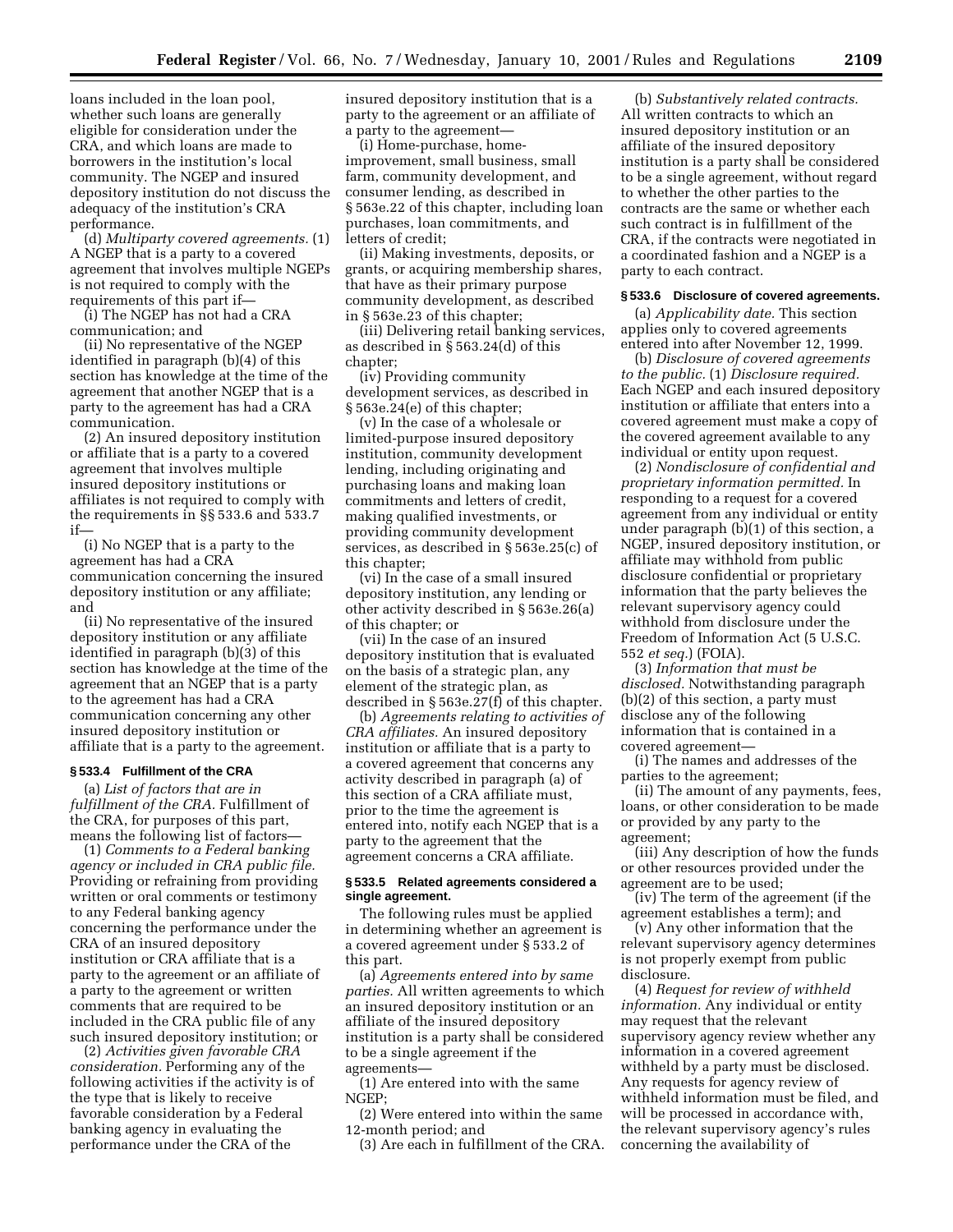loans included in the loan pool, whether such loans are generally eligible for consideration under the CRA, and which loans are made to borrowers in the institution's local community. The NGEP and insured depository institution do not discuss the adequacy of the institution's CRA performance.

(d) *Multiparty covered agreements.* (1) A NGEP that is a party to a covered agreement that involves multiple NGEPs is not required to comply with the requirements of this part if—

(i) The NGEP has not had a CRA communication; and

(ii) No representative of the NGEP identified in paragraph (b)(4) of this section has knowledge at the time of the agreement that another NGEP that is a party to the agreement has had a CRA communication.

(2) An insured depository institution or affiliate that is a party to a covered agreement that involves multiple insured depository institutions or affiliates is not required to comply with the requirements in §§ 533.6 and 533.7 if—

(i) No NGEP that is a party to the agreement has had a CRA communication concerning the insured depository institution or any affiliate; and

(ii) No representative of the insured depository institution or any affiliate identified in paragraph (b)(3) of this section has knowledge at the time of the agreement that an NGEP that is a party to the agreement has had a CRA communication concerning any other insured depository institution or affiliate that is a party to the agreement.

### § 533.4 Fulfillment of the CRA

(a) *List of factors that are in fulfillment of the CRA.* Fulfillment of the CRA, for purposes of this part, means the following list of factors—

(1) *Comments to a Federal banking agency or included in CRA public file.* Providing or refraining from providing written or oral comments or testimony to any Federal banking agency concerning the performance under the CRA of an insured depository institution or CRA affiliate that is a party to the agreement or an affiliate of a party to the agreement or written comments that are required to be included in the CRA public file of any such insured depository institution; or

(2) *Activities given favorable CRA consideration.* Performing any of the following activities if the activity is of the type that is likely to receive favorable consideration by a Federal banking agency in evaluating the performance under the CRA of the insured depository institution that is a party to the agreement or an affiliate of a party to the agreement—

(i) Home-purchase, home-improvement, small business, small farm, community development, and consumer lending, as described in § 563e.22 of this chapter, including loan purchases, loan commitments, and letters of credit;

(ii) Making investments, deposits, or grants, or acquiring membership shares, that have as their primary purpose community development, as described in § 563e.23 of this chapter;

(iii) Delivering retail banking services, as described in § 563.24(d) of this chapter;

(iv) Providing community development services, as described in § 563e.24(e) of this chapter;

(v) In the case of a wholesale or limited-purpose insured depository institution, community development lending, including originating and purchasing loans and making loan commitments and letters of credit, making qualified investments, or providing community development services, as described in § 563e.25(c) of this chapter;

(vi) In the case of a small insured depository institution, any lending or other activity described in § 563e.26(a) of this chapter; or

(vii) In the case of an insured depository institution that is evaluated on the basis of a strategic plan, any element of the strategic plan, as described in § 563e.27(f) of this chapter.

(b) *Agreements relating to activities of CRA affiliates.* An insured depository institution or affiliate that is a party to a covered agreement that concerns any activity described in paragraph (a) of this section of a CRA affiliate must, prior to the time the agreement is entered into, notify each NGEP that is a party to the agreement that the agreement concerns a CRA affiliate.

### § 533.5 Related agreements considered a single agreement.

The following rules must be applied in determining whether an agreement is a covered agreement under § 533.2 of this part.

(a) *Agreements entered into by same parties.* All written agreements to which an insured depository institution or an affiliate of the insured depository institution is a party shall be considered to be a single agreement if the agreements—

(1) Are entered into with the same NGEP;

(2) Were entered into within the same 12-month period; and

(3) Are each in fulfillment of the CRA.

(b) *Substantively related contracts.* All written contracts to which an insured depository institution or an affiliate of the insured depository institution is a party shall be considered to be a single agreement, without regard to whether the other parties to the contracts are the same or whether each such contract is in fulfillment of the CRA, if the contracts were negotiated in a coordinated fashion and a NGEP is a party to each contract.

### § 533.6 Disclosure of covered agreements.

(a) *Applicability date.* This section applies only to covered agreements entered into after November 12, 1999.

(b) *Disclosure of covered agreements to the public.* (1) *Disclosure required.* Each NGEP and each insured depository institution or affiliate that enters into a covered agreement must make a copy of the covered agreement available to any individual or entity upon request.

(2) *Nondisclosure of confidential and proprietary information permitted.* In responding to a request for a covered agreement from any individual or entity under paragraph (b)(1) of this section, a NGEP, insured depository institution, or affiliate may withhold from public disclosure confidential or proprietary information that the party believes the relevant supervisory agency could withhold from disclosure under the Freedom of Information Act (5 U.S.C. 552 *et seq.*) (FOIA).

(3) *Information that must be disclosed.* Notwithstanding paragraph (b)(2) of this section, a party must disclose any of the following information that is contained in a covered agreement—

(i) The names and addresses of the parties to the agreement;

(ii) The amount of any payments, fees, loans, or other consideration to be made or provided by any party to the agreement;

(iii) Any description of how the funds or other resources provided under the agreement are to be used;

(iv) The term of the agreement (if the agreement establishes a term); and

(v) Any other information that the relevant supervisory agency determines is not properly exempt from public disclosure.

(4) *Request for review of withheld information.* Any individual or entity may request that the relevant supervisory agency review whether any information in a covered agreement withheld by a party must be disclosed. Any requests for agency review of withheld information must be filed, and will be processed in accordance with, the relevant supervisory agency's rules concerning the availability of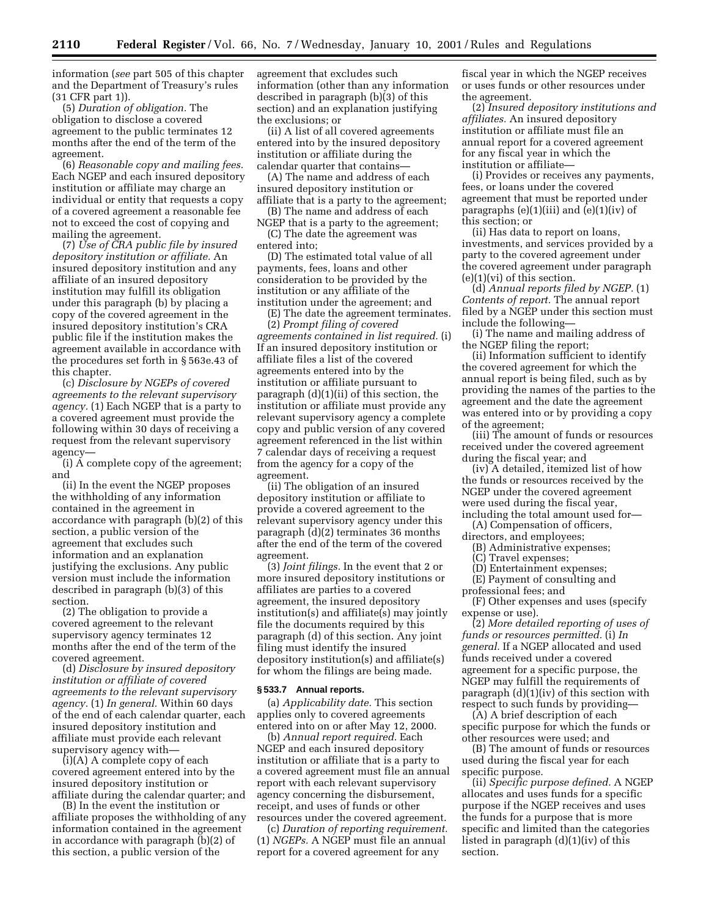information (*see* part 505 of this chapter and the Department of Treasury's rules (31 CFR part 1)).

(5) *Duration of obligation.* The obligation to disclose a covered agreement to the public terminates 12 months after the end of the term of the agreement.

(6) *Reasonable copy and mailing fees.* Each NGEP and each insured depository institution or affiliate may charge an individual or entity that requests a copy of a covered agreement a reasonable fee not to exceed the cost of copying and mailing the agreement.

(7) *Use of CRA public file by insured depository institution or affiliate.* An insured depository institution and any affiliate of an insured depository institution may fulfill its obligation under this paragraph (b) by placing a copy of the covered agreement in the insured depository institution's CRA public file if the institution makes the agreement available in accordance with the procedures set forth in § 563e.43 of this chapter.

(c) *Disclosure by NGEPs of covered agreements to the relevant supervisory agency.* (1) Each NGEP that is a party to a covered agreement must provide the following within 30 days of receiving a request from the relevant supervisory agency—

(i) A complete copy of the agreement; and

(ii) In the event the NGEP proposes the withholding of any information contained in the agreement in accordance with paragraph (b)(2) of this section, a public version of the agreement that excludes such information and an explanation justifying the exclusions. Any public version must include the information described in paragraph (b)(3) of this section.

(2) The obligation to provide a covered agreement to the relevant supervisory agency terminates 12 months after the end of the term of the covered agreement.

(d) *Disclosure by insured depository institution or affiliate of covered agreements to the relevant supervisory agency.* (1) *In general.* Within 60 days of the end of each calendar quarter, each insured depository institution and affiliate must provide each relevant supervisory agency with—

(i)(A) A complete copy of each covered agreement entered into by the insured depository institution or affiliate during the calendar quarter; and

(B) In the event the institution or affiliate proposes the withholding of any information contained in the agreement in accordance with paragraph (b)(2) of this section, a public version of the agreement that excludes such information (other than any information described in paragraph (b)(3) of this section) and an explanation justifying the exclusions; or

(ii) A list of all covered agreements entered into by the insured depository institution or affiliate during the calendar quarter that contains—

(A) The name and address of each insured depository institution or affiliate that is a party to the agreement;

(B) The name and address of each NGEP that is a party to the agreement;

(C) The date the agreement was entered into;

(D) The estimated total value of all payments, fees, loans and other consideration to be provided by the institution or any affiliate of the institution under the agreement; and

(E) The date the agreement terminates.

(2) *Prompt filing of covered agreements contained in list required.* (i) If an insured depository institution or affiliate files a list of the covered agreements entered into by the institution or affiliate pursuant to paragraph (d)(1)(ii) of this section, the institution or affiliate must provide any relevant supervisory agency a complete copy and public version of any covered agreement referenced in the list within 7 calendar days of receiving a request from the agency for a copy of the agreement.

(ii) The obligation of an insured depository institution or affiliate to provide a covered agreement to the relevant supervisory agency under this paragraph (d)(2) terminates 36 months after the end of the term of the covered agreement.

(3) *Joint filings.* In the event that 2 or more insured depository institutions or affiliates are parties to a covered agreement, the insured depository institution(s) and affiliate(s) may jointly file the documents required by this paragraph (d) of this section. Any joint filing must identify the insured depository institution(s) and affiliate(s) for whom the filings are being made.

### § 533.7 Annual reports.

(a) *Applicability date.* This section applies only to covered agreements entered into on or after May 12, 2000.

(b) *Annual report required.* Each NGEP and each insured depository institution or affiliate that is a party to a covered agreement must file an annual report with each relevant supervisory agency concerning the disbursement, receipt, and uses of funds or other resources under the covered agreement.

(c) *Duration of reporting requirement.* (1) *NGEPs.* A NGEP must file an annual report for a covered agreement for any fiscal year in which the NGEP receives or uses funds or other resources under the agreement.

(2) *Insured depository institutions and affiliates.* An insured depository institution or affiliate must file an annual report for a covered agreement for any fiscal year in which the institution or affiliate—

(i) Provides or receives any payments, fees, or loans under the covered agreement that must be reported under paragraphs (e)(1)(iii) and (e)(1)(iv) of this section; or

(ii) Has data to report on loans, investments, and services provided by a party to the covered agreement under the covered agreement under paragraph (e)(1)(vi) of this section.

(d) *Annual reports filed by NGEP.* (1) *Contents of report.* The annual report filed by a NGEP under this section must include the following—

(i) The name and mailing address of the NGEP filing the report;

(ii) Information sufficient to identify the covered agreement for which the annual report is being filed, such as by providing the names of the parties to the agreement and the date the agreement was entered into or by providing a copy of the agreement;

(iii) The amount of funds or resources received under the covered agreement during the fiscal year; and

(iv) A detailed, itemized list of how the funds or resources received by the NGEP under the covered agreement were used during the fiscal year, including the total amount used for—

(A) Compensation of officers, directors, and employees;

(B) Administrative expenses;

(C) Travel expenses;

(D) Entertainment expenses;

(E) Payment of consulting and professional fees; and

(F) Other expenses and uses (specify expense or use).

(2) *More detailed reporting of uses of funds or resources permitted.* (i) *In general.* If a NGEP allocated and used funds received under a covered agreement for a specific purpose, the NGEP may fulfill the requirements of paragraph (d)(1)(iv) of this section with respect to such funds by providing—

(A) A brief description of each specific purpose for which the funds or other resources were used; and

(B) The amount of funds or resources used during the fiscal year for each specific purpose.

(ii) *Specific purpose defined.* A NGEP allocates and uses funds for a specific purpose if the NGEP receives and uses the funds for a purpose that is more specific and limited than the categories listed in paragraph (d)(1)(iv) of this section.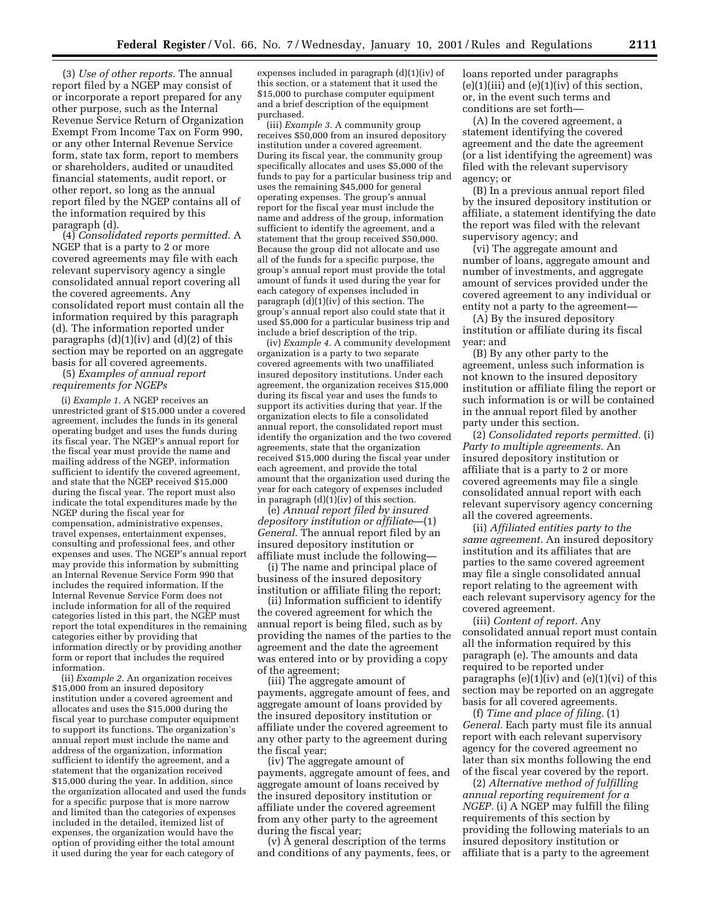(3) *Use of other reports.* The annual report filed by a NGEP may consist of or incorporate a report prepared for any other purpose, such as the Internal Revenue Service Return of Organization Exempt From Income Tax on Form 990, or any other Internal Revenue Service form, state tax form, report to members or shareholders, audited or unaudited financial statements, audit report, or other report, so long as the annual report filed by the NGEP contains all of the information required by this paragraph (d).

(4) *Consolidated reports permitted.* A NGEP that is a party to 2 or more covered agreements may file with each relevant supervisory agency a single consolidated annual report covering all the covered agreements. Any consolidated report must contain all the information required by this paragraph (d). The information reported under paragraphs (d)(1)(iv) and (d)(2) of this section may be reported on an aggregate basis for all covered agreements.

(5) *Examples of annual report requirements for NGEPs*

(i) *Example 1.* A NGEP receives an unrestricted grant of $15,000 under a covered agreement, includes the funds in its general operating budget and uses the funds during its fiscal year. The NGEP's annual report for the fiscal year must provide the name and mailing address of the NGEP, information sufficient to identify the covered agreement, and state that the NGEP received $15,000 during the fiscal year. The report must also indicate the total expenditures made by the NGEP during the fiscal year for compensation, administrative expenses, travel expenses, entertainment expenses, consulting and professional fees, and other expenses and uses. The NGEP's annual report may provide this information by submitting an Internal Revenue Service Form 990 that includes the required information. If the Internal Revenue Service Form does not include information for all of the required categories listed in this part, the NGEP must report the total expenditures in the remaining categories either by providing that information directly or by providing another form or report that includes the required information.

(ii) *Example 2.* An organization receives $15,000 from an insured depository institution under a covered agreement and allocates and uses the $15,000 during the fiscal year to purchase computer equipment to support its functions. The organization's annual report must include the name and address of the organization, information sufficient to identify the agreement, and a statement that the organization received $15,000 during the year. In addition, since the organization allocated and used the funds for a specific purpose that is more narrow and limited than the categories of expenses included in the detailed, itemized list of expenses, the organization would have the option of providing either the total amount it used during the year for each category of expenses included in paragraph (d)(1)(iv) of this section, or a statement that it used the $15,000 to purchase computer equipment and a brief description of the equipment purchased.

(iii) *Example 3.* A community group receives $50,000 from an insured depository institution under a covered agreement. During its fiscal year, the community group specifically allocates and uses $5,000 of the funds to pay for a particular business trip and uses the remaining $45,000 for general operating expenses. The group's annual report for the fiscal year must include the name and address of the group, information sufficient to identify the agreement, and a statement that the group received $50,000. Because the group did not allocate and use all of the funds for a specific purpose, the group's annual report must provide the total amount of funds it used during the year for each category of expenses included in paragraph (d)(1)(iv) of this section. The group's annual report also could state that it used $5,000 for a particular business trip and include a brief description of the trip.

(iv) *Example 4.* A community development organization is a party to two separate covered agreements with two unaffiliated insured depository institutions. Under each agreement, the organization receives $15,000 during its fiscal year and uses the funds to support its activities during that year. If the organization elects to file a consolidated annual report, the consolidated report must identify the organization and the two covered agreements, state that the organization received $15,000 during the fiscal year under each agreement, and provide the total amount that the organization used during the year for each category of expenses included in paragraph (d)(1)(iv) of this section.

(e) *Annual report filed by insured depository institution or affiliate*—(1) *General.* The annual report filed by an insured depository institution or affiliate must include the following—

(i) The name and principal place of business of the insured depository institution or affiliate filing the report;

(ii) Information sufficient to identify the covered agreement for which the annual report is being filed, such as by providing the names of the parties to the agreement and the date the agreement was entered into or by providing a copy of the agreement;

(iii) The aggregate amount of payments, aggregate amount of fees, and aggregate amount of loans provided by the insured depository institution or affiliate under the covered agreement to any other party to the agreement during the fiscal year;

(iv) The aggregate amount of payments, aggregate amount of fees, and aggregate amount of loans received by the insured depository institution or affiliate under the covered agreement from any other party to the agreement during the fiscal year;

(v) A general description of the terms and conditions of any payments, fees, or loans reported under paragraphs (e)(1)(iii) and (e)(1)(iv) of this section, or, in the event such terms and conditions are set forth—

(A) In the covered agreement, a statement identifying the covered agreement and the date the agreement (or a list identifying the agreement) was filed with the relevant supervisory agency; or

(B) In a previous annual report filed by the insured depository institution or affiliate, a statement identifying the date the report was filed with the relevant supervisory agency; and

(vi) The aggregate amount and number of loans, aggregate amount and number of investments, and aggregate amount of services provided under the covered agreement to any individual or entity not a party to the agreement—

(A) By the insured depository institution or affiliate during its fiscal year; and

(B) By any other party to the agreement, unless such information is not known to the insured depository institution or affiliate filing the report or such information is or will be contained in the annual report filed by another party under this section.

(2) *Consolidated reports permitted.* (i) *Party to multiple agreements.* An insured depository institution or affiliate that is a party to 2 or more covered agreements may file a single consolidated annual report with each relevant supervisory agency concerning all the covered agreements.

(ii) *Affiliated entities party to the same agreement.* An insured depository institution and its affiliates that are parties to the same covered agreement may file a single consolidated annual report relating to the agreement with each relevant supervisory agency for the covered agreement.

(iii) *Content of report.* Any consolidated annual report must contain all the information required by this paragraph (e). The amounts and data required to be reported under paragraphs (e)(1)(iv) and (e)(1)(vi) of this section may be reported on an aggregate basis for all covered agreements.

(f) *Time and place of filing.* (1) *General.* Each party must file its annual report with each relevant supervisory agency for the covered agreement no later than six months following the end of the fiscal year covered by the report.

(2) *Alternative method of fulfilling annual reporting requirement for a NGEP.* (i) A NGEP may fulfill the filing requirements of this section by providing the following materials to an insured depository institution or affiliate that is a party to the agreement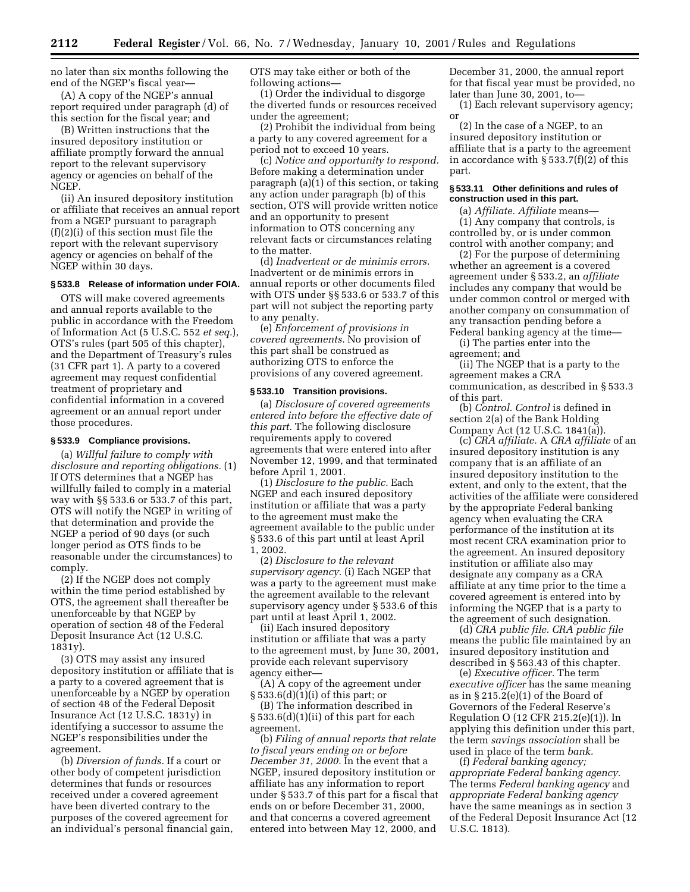no later than six months following the end of the NGEP's fiscal year—

(A) A copy of the NGEP's annual report required under paragraph (d) of this section for the fiscal year; and

(B) Written instructions that the insured depository institution or affiliate promptly forward the annual report to the relevant supervisory agency or agencies on behalf of the NGEP.

(ii) An insured depository institution or affiliate that receives an annual report from a NGEP pursuant to paragraph (f)(2)(i) of this section must file the report with the relevant supervisory agency or agencies on behalf of the NGEP within 30 days.

### § 533.8 Release of information under FOIA.

OTS will make covered agreements and annual reports available to the public in accordance with the Freedom of Information Act (5 U.S.C. 552 *et seq.*), OTS's rules (part 505 of this chapter), and the Department of Treasury's rules (31 CFR part 1). A party to a covered agreement may request confidential treatment of proprietary and confidential information in a covered agreement or an annual report under those procedures.

### § 533.9 Compliance provisions.

(a) *Willful failure to comply with disclosure and reporting obligations.* (1) If OTS determines that a NGEP has willfully failed to comply in a material way with §§ 533.6 or 533.7 of this part, OTS will notify the NGEP in writing of that determination and provide the NGEP a period of 90 days (or such longer period as OTS finds to be reasonable under the circumstances) to comply.

(2) If the NGEP does not comply within the time period established by OTS, the agreement shall thereafter be unenforceable by that NGEP by operation of section 48 of the Federal Deposit Insurance Act (12 U.S.C. 1831y).

(3) OTS may assist any insured depository institution or affiliate that is a party to a covered agreement that is unenforceable by a NGEP by operation of section 48 of the Federal Deposit Insurance Act (12 U.S.C. 1831y) in identifying a successor to assume the NGEP's responsibilities under the agreement.

(b) *Diversion of funds.* If a court or other body of competent jurisdiction determines that funds or resources received under a covered agreement have been diverted contrary to the purposes of the covered agreement for an individual's personal financial gain, OTS may take either or both of the following actions—

(1) Order the individual to disgorge the diverted funds or resources received under the agreement;

(2) Prohibit the individual from being a party to any covered agreement for a period not to exceed 10 years.

(c) *Notice and opportunity to respond.* Before making a determination under paragraph (a)(1) of this section, or taking any action under paragraph (b) of this section, OTS will provide written notice and an opportunity to present information to OTS concerning any relevant facts or circumstances relating to the matter.

(d) *Inadvertent or de minimis errors.* Inadvertent or de minimis errors in annual reports or other documents filed with OTS under §§ 533.6 or 533.7 of this part will not subject the reporting party to any penalty.

(e) *Enforcement of provisions in covered agreements.* No provision of this part shall be construed as authorizing OTS to enforce the provisions of any covered agreement.

### § 533.10 Transition provisions.

(a) *Disclosure of covered agreements entered into before the effective date of this part.* The following disclosure requirements apply to covered agreements that were entered into after November 12, 1999, and that terminated before April 1, 2001.

(1) *Disclosure to the public.* Each NGEP and each insured depository institution or affiliate that was a party to the agreement must make the agreement available to the public under § 533.6 of this part until at least April 1, 2002.

(2) *Disclosure to the relevant supervisory agency.* (i) Each NGEP that was a party to the agreement must make the agreement available to the relevant supervisory agency under § 533.6 of this part until at least April 1, 2002.

(ii) Each insured depository institution or affiliate that was a party to the agreement must, by June 30, 2001, provide each relevant supervisory agency either—

(A) A copy of the agreement under § 533.6(d)(1)(i) of this part; or

(B) The information described in § 533.6(d)(1)(ii) of this part for each agreement.

(b) *Filing of annual reports that relate to fiscal years ending on or before December 31, 2000.* In the event that a NGEP, insured depository institution or affiliate has any information to report under § 533.7 of this part for a fiscal that ends on or before December 31, 2000, and that concerns a covered agreement entered into between May 12, 2000, and December 31, 2000, the annual report for that fiscal year must be provided, no later than June 30, 2001, to—

(1) Each relevant supervisory agency; or

(2) In the case of a NGEP, to an insured depository institution or affiliate that is a party to the agreement in accordance with § 533.7(f)(2) of this part.

### § 533.11 Other definitions and rules of construction used in this part.

(a) *Affiliate. Affiliate* means—

(1) Any company that controls, is controlled by, or is under common control with another company; and

(2) For the purpose of determining whether an agreement is a covered agreement under § 533.2, an *affiliate* includes any company that would be under common control or merged with another company on consummation of any transaction pending before a Federal banking agency at the time—

(i) The parties enter into the agreement; and

(ii) The NGEP that is a party to the agreement makes a CRA communication, as described in § 533.3 of this part.

(b) *Control. Control* is defined in section 2(a) of the Bank Holding Company Act (12 U.S.C. 1841(a)).

(c) *CRA affiliate.* A *CRA affiliate* of an insured depository institution is any company that is an affiliate of an insured depository institution to the extent, and only to the extent, that the activities of the affiliate were considered by the appropriate Federal banking agency when evaluating the CRA performance of the institution at its most recent CRA examination prior to the agreement. An insured depository institution or affiliate also may designate any company as a CRA affiliate at any time prior to the time a covered agreement is entered into by informing the NGEP that is a party to the agreement of such designation.

(d) *CRA public file. CRA public file* means the public file maintained by an insured depository institution and described in § 563.43 of this chapter.

(e) *Executive officer.* The term *executive officer* has the same meaning as in § 215.2(e)(1) of the Board of Governors of the Federal Reserve's Regulation O (12 CFR 215.2(e)(1)). In applying this definition under this part, the term *savings association* shall be used in place of the term *bank.*

(f) *Federal banking agency; appropriate Federal banking agency.* The terms *Federal banking agency* and *appropriate Federal banking agency* have the same meanings as in section 3 of the Federal Deposit Insurance Act (12 U.S.C. 1813).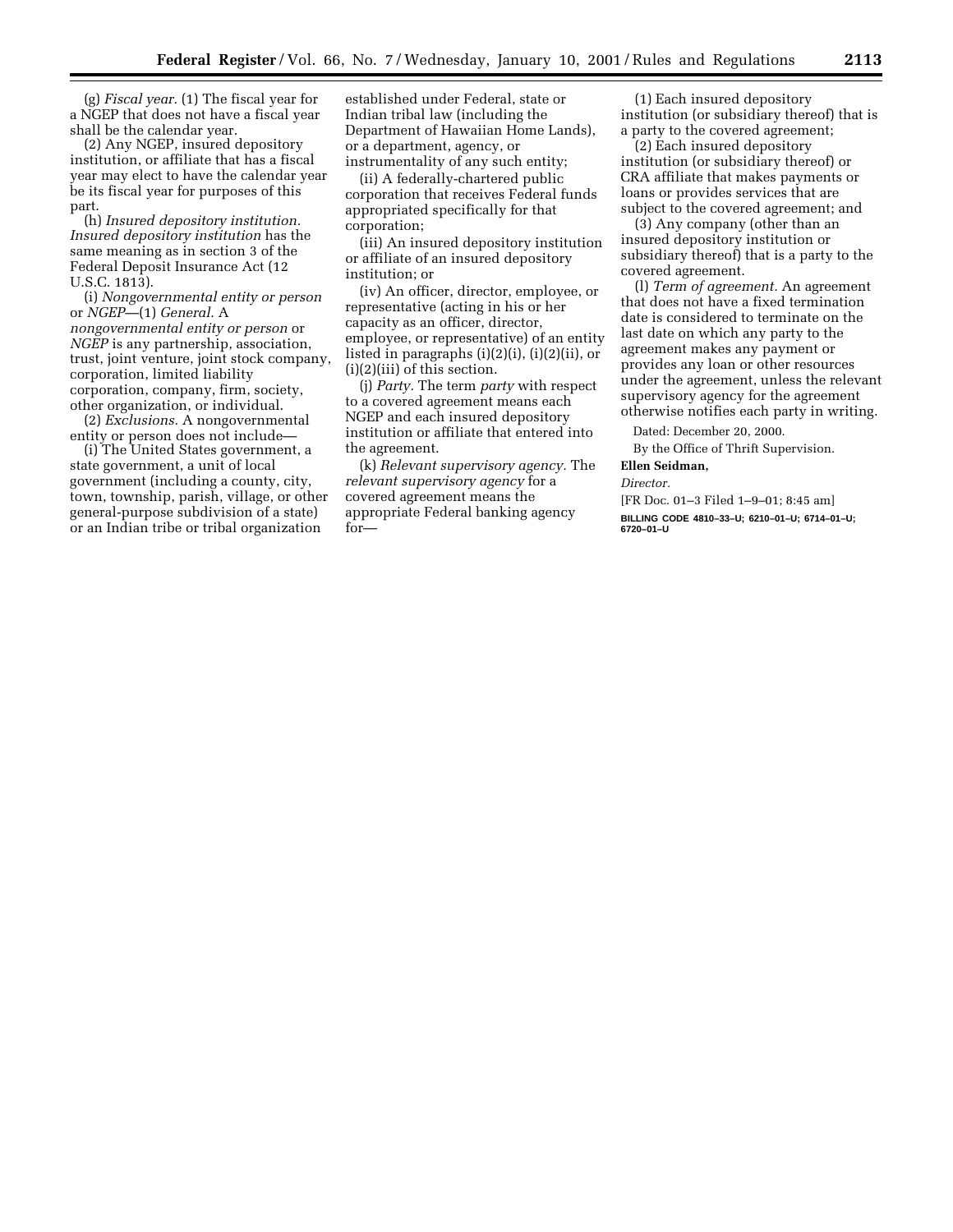(g) *Fiscal year.* (1) The fiscal year for a NGEP that does not have a fiscal year shall be the calendar year.

(2) Any NGEP, insured depository institution, or affiliate that has a fiscal year may elect to have the calendar year be its fiscal year for purposes of this part.

(h) *Insured depository institution. Insured depository institution* has the same meaning as in section 3 of the Federal Deposit Insurance Act (12 U.S.C. 1813).

(i) *Nongovernmental entity or person* or *NGEP*—(1) *General.* A *nongovernmental entity or person* or *NGEP* is any partnership, association, trust, joint venture, joint stock company, corporation, limited liability corporation, company, firm, society, other organization, or individual.

(2) *Exclusions.* A nongovernmental entity or person does not include—

(i) The United States government, a state government, a unit of local government (including a county, city, town, township, parish, village, or other general-purpose subdivision of a state) or an Indian tribe or tribal organization established under Federal, state or Indian tribal law (including the Department of Hawaiian Home Lands), or a department, agency, or instrumentality of any such entity;

(ii) A federally-chartered public corporation that receives Federal funds appropriated specifically for that corporation;

(iii) An insured depository institution or affiliate of an insured depository institution; or

(iv) An officer, director, employee, or representative (acting in his or her capacity as an officer, director, employee, or representative) of an entity listed in paragraphs (i)(2)(i), (i)(2)(ii), or (i)(2)(iii) of this section.

(j) *Party.* The term *party* with respect to a covered agreement means each NGEP and each insured depository institution or affiliate that entered into the agreement.

(k) *Relevant supervisory agency.* The *relevant supervisory agency* for a covered agreement means the appropriate Federal banking agency for—

(1) Each insured depository institution (or subsidiary thereof) that is a party to the covered agreement;

(2) Each insured depository institution (or subsidiary thereof) or CRA affiliate that makes payments or loans or provides services that are subject to the covered agreement; and

(3) Any company (other than an insured depository institution or subsidiary thereof) that is a party to the covered agreement.

(l) *Term of agreement.* An agreement that does not have a fixed termination date is considered to terminate on the last date on which any party to the agreement makes any payment or provides any loan or other resources under the agreement, unless the relevant supervisory agency for the agreement otherwise notifies each party in writing.

Dated: December 20, 2000.

By the Office of Thrift Supervision.

**Ellen Seidman,**

*Director.*

[FR Doc. 01–3 Filed 1–9–01; 8:45 am]

BILLING CODE 4810–33–U; 6210–01–U; 6714–01–U; 6720–01–U